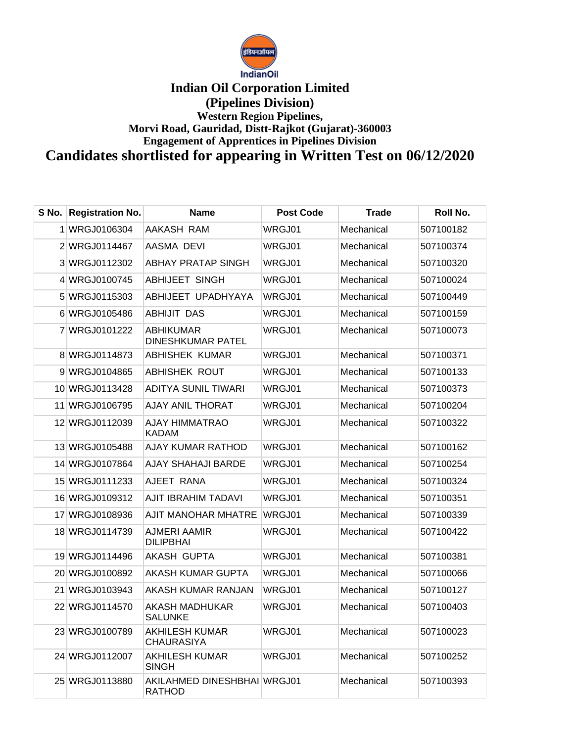IndianOil

# Indian Oil Corporation Limited

## (Pipelines Division)

### Western Region Pipelines,

### Morvi Road, Gauridad, Distt-Rajkot (Gujarat)-360003

### Engagement of Apprentices in Pipelines Division

## Candidates shortlisted for appearing in Written Test on 06/12/2020

| S No. | Registration No. | Name | Post Code | Trade | Roll No. |
|---|---|---|---|---|---|
| 1 | WRGJ0106304 | AAKASH RAM | WRGJ01 | Mechanical | 507100182 |
| 2 | WRGJ0114467 | AASMA DEVI | WRGJ01 | Mechanical | 507100374 |
| 3 | WRGJ0112302 | ABHAY PRATAP SINGH | WRGJ01 | Mechanical | 507100320 |
| 4 | WRGJ0100745 | ABHIJEET SINGH | WRGJ01 | Mechanical | 507100024 |
| 5 | WRGJ0115303 | ABHIJEET UPADHYAYA | WRGJ01 | Mechanical | 507100449 |
| 6 | WRGJ0105486 | ABHIJIT DAS | WRGJ01 | Mechanical | 507100159 |
| 7 | WRGJ0101222 | ABHIKUMAR DINESHKUMAR PATEL | WRGJ01 | Mechanical | 507100073 |
| 8 | WRGJ0114873 | ABHISHEK KUMAR | WRGJ01 | Mechanical | 507100371 |
| 9 | WRGJ0104865 | ABHISHEK ROUT | WRGJ01 | Mechanical | 507100133 |
| 10 | WRGJ0113428 | ADITYA SUNIL TIWARI | WRGJ01 | Mechanical | 507100373 |
| 11 | WRGJ0106795 | AJAY ANIL THORAT | WRGJ01 | Mechanical | 507100204 |
| 12 | WRGJ0112039 | AJAY HIMMATRAO KADAM | WRGJ01 | Mechanical | 507100322 |
| 13 | WRGJ0105488 | AJAY KUMAR RATHOD | WRGJ01 | Mechanical | 507100162 |
| 14 | WRGJ0107864 | AJAY SHAHAJI BARDE | WRGJ01 | Mechanical | 507100254 |
| 15 | WRGJ0111233 | AJEET RANA | WRGJ01 | Mechanical | 507100324 |
| 16 | WRGJ0109312 | AJIT IBRAHIM TADAVI | WRGJ01 | Mechanical | 507100351 |
| 17 | WRGJ0108936 | AJIT MANOHAR MHATRE | WRGJ01 | Mechanical | 507100339 |
| 18 | WRGJ0114739 | AJMERI AAMIR DILIPBHAI | WRGJ01 | Mechanical | 507100422 |
| 19 | WRGJ0114496 | AKASH GUPTA | WRGJ01 | Mechanical | 507100381 |
| 20 | WRGJ0100892 | AKASH KUMAR GUPTA | WRGJ01 | Mechanical | 507100066 |
| 21 | WRGJ0103943 | AKASH KUMAR RANJAN | WRGJ01 | Mechanical | 507100127 |
| 22 | WRGJ0114570 | AKASH MADHUKAR SALUNKE | WRGJ01 | Mechanical | 507100403 |
| 23 | WRGJ0100789 | AKHILESH KUMAR CHAURASIYA | WRGJ01 | Mechanical | 507100023 |
| 24 | WRGJ0112007 | AKHILESH KUMAR SINGH | WRGJ01 | Mechanical | 507100252 |
| 25 | WRGJ0113880 | AKILAHMED DINESHBHAI RATHOD | WRGJ01 | Mechanical | 507100393 |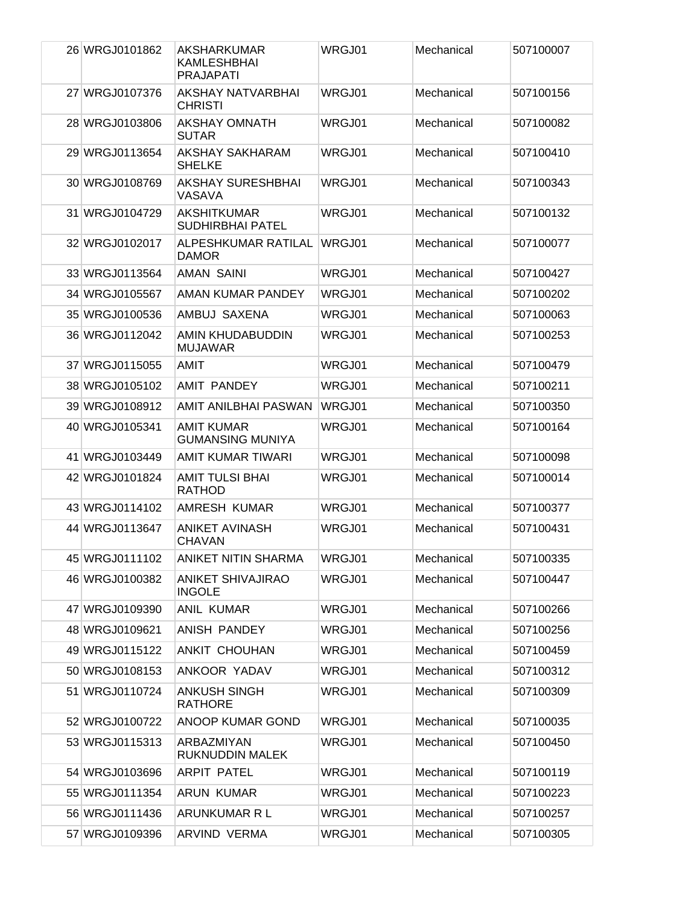| | | | | |
|---|---|---|---|---|
| 26 WRGJ0101862 | AKSHARKUMAR KAMLESHBHAI PRAJAPATI | WRGJ01 | Mechanical | 507100007 |
| 27 WRGJ0107376 | AKSHAY NATVARBHAI CHRISTI | WRGJ01 | Mechanical | 507100156 |
| 28 WRGJ0103806 | AKSHAY OMNATH SUTAR | WRGJ01 | Mechanical | 507100082 |
| 29 WRGJ0113654 | AKSHAY SAKHARAM SHELKE | WRGJ01 | Mechanical | 507100410 |
| 30 WRGJ0108769 | AKSHAY SURESHBHAI VASAVA | WRGJ01 | Mechanical | 507100343 |
| 31 WRGJ0104729 | AKSHITKUMAR SUDHIRBHAI PATEL | WRGJ01 | Mechanical | 507100132 |
| 32 WRGJ0102017 | ALPESHKUMAR RATILAL DAMOR | WRGJ01 | Mechanical | 507100077 |
| 33 WRGJ0113564 | AMAN SAINI | WRGJ01 | Mechanical | 507100427 |
| 34 WRGJ0105567 | AMAN KUMAR PANDEY | WRGJ01 | Mechanical | 507100202 |
| 35 WRGJ0100536 | AMBUJ SAXENA | WRGJ01 | Mechanical | 507100063 |
| 36 WRGJ0112042 | AMIN KHUDABUDDIN MUJAWAR | WRGJ01 | Mechanical | 507100253 |
| 37 WRGJ0115055 | AMIT | WRGJ01 | Mechanical | 507100479 |
| 38 WRGJ0105102 | AMIT PANDEY | WRGJ01 | Mechanical | 507100211 |
| 39 WRGJ0108912 | AMIT ANILBHAI PASWAN | WRGJ01 | Mechanical | 507100350 |
| 40 WRGJ0105341 | AMIT KUMAR GUMANSING MUNIYA | WRGJ01 | Mechanical | 507100164 |
| 41 WRGJ0103449 | AMIT KUMAR TIWARI | WRGJ01 | Mechanical | 507100098 |
| 42 WRGJ0101824 | AMIT TULSI BHAI RATHOD | WRGJ01 | Mechanical | 507100014 |
| 43 WRGJ0114102 | AMRESH KUMAR | WRGJ01 | Mechanical | 507100377 |
| 44 WRGJ0113647 | ANIKET AVINASH CHAVAN | WRGJ01 | Mechanical | 507100431 |
| 45 WRGJ0111102 | ANIKET NITIN SHARMA | WRGJ01 | Mechanical | 507100335 |
| 46 WRGJ0100382 | ANIKET SHIVAJIRAO INGOLE | WRGJ01 | Mechanical | 507100447 |
| 47 WRGJ0109390 | ANIL KUMAR | WRGJ01 | Mechanical | 507100266 |
| 48 WRGJ0109621 | ANISH PANDEY | WRGJ01 | Mechanical | 507100256 |
| 49 WRGJ0115122 | ANKIT CHOUHAN | WRGJ01 | Mechanical | 507100459 |
| 50 WRGJ0108153 | ANKOOR YADAV | WRGJ01 | Mechanical | 507100312 |
| 51 WRGJ0110724 | ANKUSH SINGH RATHORE | WRGJ01 | Mechanical | 507100309 |
| 52 WRGJ0100722 | ANOOP KUMAR GOND | WRGJ01 | Mechanical | 507100035 |
| 53 WRGJ0115313 | ARBAZMIYAN RUKNUDDIN MALEK | WRGJ01 | Mechanical | 507100450 |
| 54 WRGJ0103696 | ARPIT PATEL | WRGJ01 | Mechanical | 507100119 |
| 55 WRGJ0111354 | ARUN KUMAR | WRGJ01 | Mechanical | 507100223 |
| 56 WRGJ0111436 | ARUNKUMAR R L | WRGJ01 | Mechanical | 507100257 |
| 57 WRGJ0109396 | ARVIND VERMA | WRGJ01 | Mechanical | 507100305 |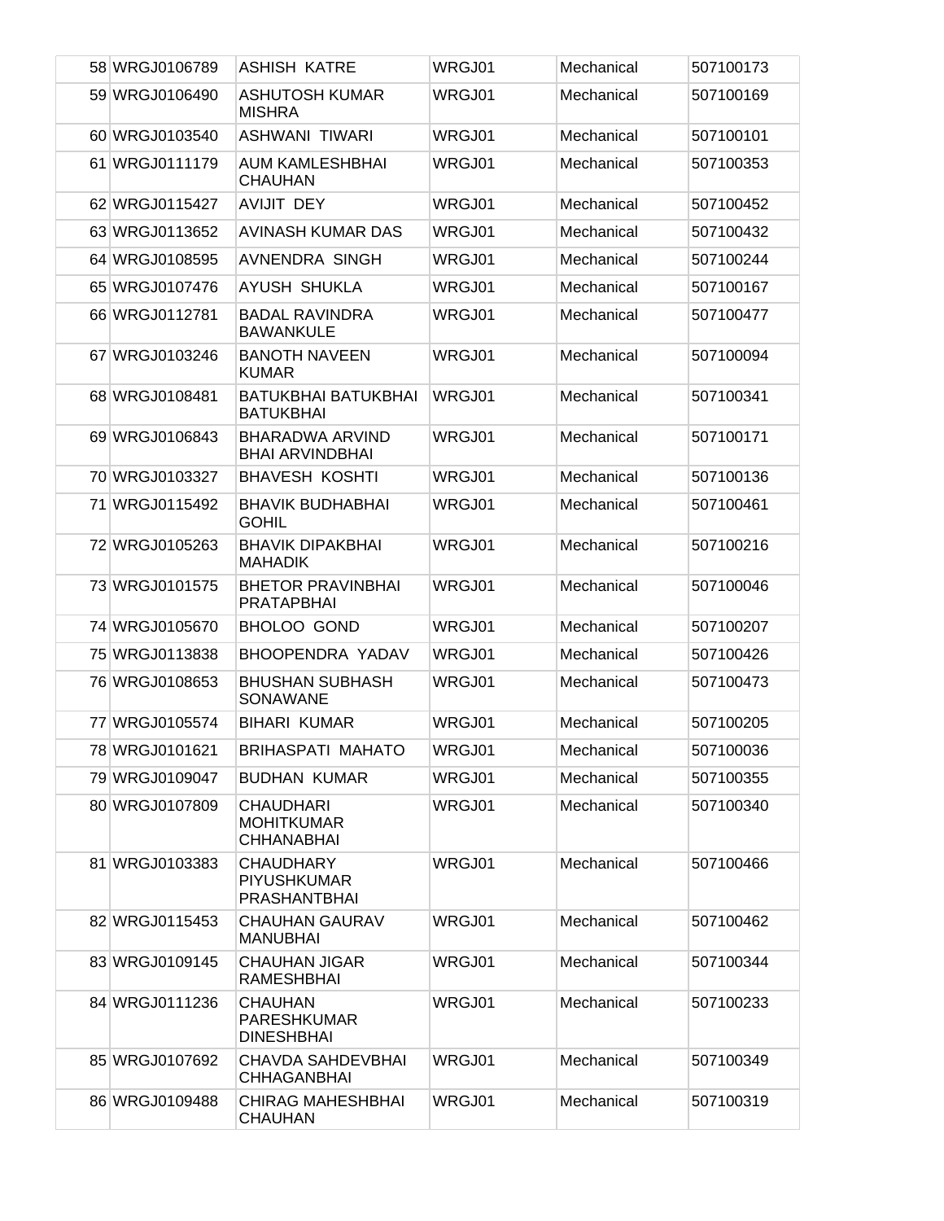| | | | | |
|---|---|---|---|---|
| 58 | WRGJ0106789 | ASHISH KATRE | WRGJ01 | Mechanical | 507100173 |
| 59 | WRGJ0106490 | ASHUTOSH KUMAR MISHRA | WRGJ01 | Mechanical | 507100169 |
| 60 | WRGJ0103540 | ASHWANI TIWARI | WRGJ01 | Mechanical | 507100101 |
| 61 | WRGJ0111179 | AUM KAMLESHBHAI CHAUHAN | WRGJ01 | Mechanical | 507100353 |
| 62 | WRGJ0115427 | AVIJIT DEY | WRGJ01 | Mechanical | 507100452 |
| 63 | WRGJ0113652 | AVINASH KUMAR DAS | WRGJ01 | Mechanical | 507100432 |
| 64 | WRGJ0108595 | AVNENDRA SINGH | WRGJ01 | Mechanical | 507100244 |
| 65 | WRGJ0107476 | AYUSH SHUKLA | WRGJ01 | Mechanical | 507100167 |
| 66 | WRGJ0112781 | BADAL RAVINDRA BAWANKULE | WRGJ01 | Mechanical | 507100477 |
| 67 | WRGJ0103246 | BANOTH NAVEEN KUMAR | WRGJ01 | Mechanical | 507100094 |
| 68 | WRGJ0108481 | BATUKBHAI BATUKBHAI BATUKBHAI | WRGJ01 | Mechanical | 507100341 |
| 69 | WRGJ0106843 | BHARADWA ARVIND BHAI ARVINDBHAI | WRGJ01 | Mechanical | 507100171 |
| 70 | WRGJ0103327 | BHAVESH KOSHTI | WRGJ01 | Mechanical | 507100136 |
| 71 | WRGJ0115492 | BHAVIK BUDHABHAI GOHIL | WRGJ01 | Mechanical | 507100461 |
| 72 | WRGJ0105263 | BHAVIK DIPAKBHAI MAHADIK | WRGJ01 | Mechanical | 507100216 |
| 73 | WRGJ0101575 | BHETOR PRAVINBHAI PRATAPBHAI | WRGJ01 | Mechanical | 507100046 |
| 74 | WRGJ0105670 | BHOLOO GOND | WRGJ01 | Mechanical | 507100207 |
| 75 | WRGJ0113838 | BHOOPENDRA YADAV | WRGJ01 | Mechanical | 507100426 |
| 76 | WRGJ0108653 | BHUSHAN SUBHASH SONAWANE | WRGJ01 | Mechanical | 507100473 |
| 77 | WRGJ0105574 | BIHARI KUMAR | WRGJ01 | Mechanical | 507100205 |
| 78 | WRGJ0101621 | BRIHASPATI MAHATO | WRGJ01 | Mechanical | 507100036 |
| 79 | WRGJ0109047 | BUDHAN KUMAR | WRGJ01 | Mechanical | 507100355 |
| 80 | WRGJ0107809 | CHAUDHARI MOHITKUMAR CHHANABHAI | WRGJ01 | Mechanical | 507100340 |
| 81 | WRGJ0103383 | CHAUDHARY PIYUSHKUMAR PRASHANTBHAI | WRGJ01 | Mechanical | 507100466 |
| 82 | WRGJ0115453 | CHAUHAN GAURAV MANUBHAI | WRGJ01 | Mechanical | 507100462 |
| 83 | WRGJ0109145 | CHAUHAN JIGAR RAMESHBHAI | WRGJ01 | Mechanical | 507100344 |
| 84 | WRGJ0111236 | CHAUHAN PARESHKUMAR DINESHBHAI | WRGJ01 | Mechanical | 507100233 |
| 85 | WRGJ0107692 | CHAVDA SAHDEVBHAI CHHAGANBHAI | WRGJ01 | Mechanical | 507100349 |
| 86 | WRGJ0109488 | CHIRAG MAHESHBHAI CHAUHAN | WRGJ01 | Mechanical | 507100319 |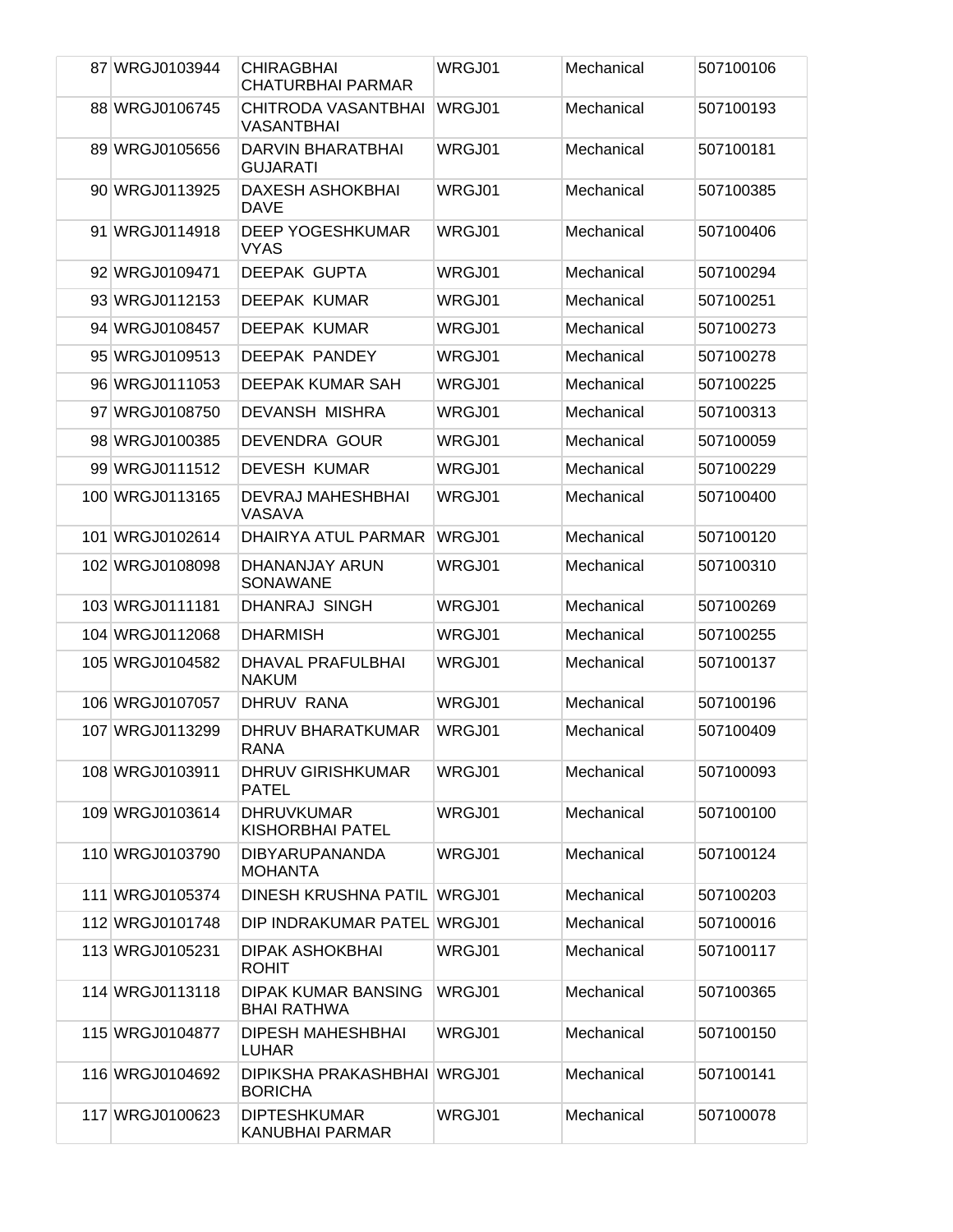| 87 | WRGJ0103944 | CHIRAGBHAI CHATURBHAI PARMAR | WRGJ01 | Mechanical | 507100106 |
|---|---|---|---|---|---|
| 88 | WRGJ0106745 | CHITRODA VASANTBHAI VASANTBHAI | WRGJ01 | Mechanical | 507100193 |
| 89 | WRGJ0105656 | DARVIN BHARATBHAI GUJARATI | WRGJ01 | Mechanical | 507100181 |
| 90 | WRGJ0113925 | DAXESH ASHOKBHAI DAVE | WRGJ01 | Mechanical | 507100385 |
| 91 | WRGJ0114918 | DEEP YOGESHKUMAR VYAS | WRGJ01 | Mechanical | 507100406 |
| 92 | WRGJ0109471 | DEEPAK GUPTA | WRGJ01 | Mechanical | 507100294 |
| 93 | WRGJ0112153 | DEEPAK KUMAR | WRGJ01 | Mechanical | 507100251 |
| 94 | WRGJ0108457 | DEEPAK KUMAR | WRGJ01 | Mechanical | 507100273 |
| 95 | WRGJ0109513 | DEEPAK PANDEY | WRGJ01 | Mechanical | 507100278 |
| 96 | WRGJ0111053 | DEEPAK KUMAR SAH | WRGJ01 | Mechanical | 507100225 |
| 97 | WRGJ0108750 | DEVANSH MISHRA | WRGJ01 | Mechanical | 507100313 |
| 98 | WRGJ0100385 | DEVENDRA GOUR | WRGJ01 | Mechanical | 507100059 |
| 99 | WRGJ0111512 | DEVESH KUMAR | WRGJ01 | Mechanical | 507100229 |
| 100 | WRGJ0113165 | DEVRAJ MAHESHBHAI VASAVA | WRGJ01 | Mechanical | 507100400 |
| 101 | WRGJ0102614 | DHAIRYA ATUL PARMAR | WRGJ01 | Mechanical | 507100120 |
| 102 | WRGJ0108098 | DHANANJAY ARUN SONAWANE | WRGJ01 | Mechanical | 507100310 |
| 103 | WRGJ0111181 | DHANRAJ SINGH | WRGJ01 | Mechanical | 507100269 |
| 104 | WRGJ0112068 | DHARMISH | WRGJ01 | Mechanical | 507100255 |
| 105 | WRGJ0104582 | DHAVAL PRAFULBHAI NAKUM | WRGJ01 | Mechanical | 507100137 |
| 106 | WRGJ0107057 | DHRUV RANA | WRGJ01 | Mechanical | 507100196 |
| 107 | WRGJ0113299 | DHRUV BHARATKUMAR RANA | WRGJ01 | Mechanical | 507100409 |
| 108 | WRGJ0103911 | DHRUV GIRISHKUMAR PATEL | WRGJ01 | Mechanical | 507100093 |
| 109 | WRGJ0103614 | DHRUVKUMAR KISHORBHAI PATEL | WRGJ01 | Mechanical | 507100100 |
| 110 | WRGJ0103790 | DIBYARUPANANDA MOHANTA | WRGJ01 | Mechanical | 507100124 |
| 111 | WRGJ0105374 | DINESH KRUSHNA PATIL | WRGJ01 | Mechanical | 507100203 |
| 112 | WRGJ0101748 | DIP INDRAKUMAR PATEL | WRGJ01 | Mechanical | 507100016 |
| 113 | WRGJ0105231 | DIPAK ASHOKBHAI ROHIT | WRGJ01 | Mechanical | 507100117 |
| 114 | WRGJ0113118 | DIPAK KUMAR BANSING BHAI RATHWA | WRGJ01 | Mechanical | 507100365 |
| 115 | WRGJ0104877 | DIPESH MAHESHBHAI LUHAR | WRGJ01 | Mechanical | 507100150 |
| 116 | WRGJ0104692 | DIPIKSHA PRAKASHBHAI BORICHA | WRGJ01 | Mechanical | 507100141 |
| 117 | WRGJ0100623 | DIPTESHKUMAR KANUBHAI PARMAR | WRGJ01 | Mechanical | 507100078 |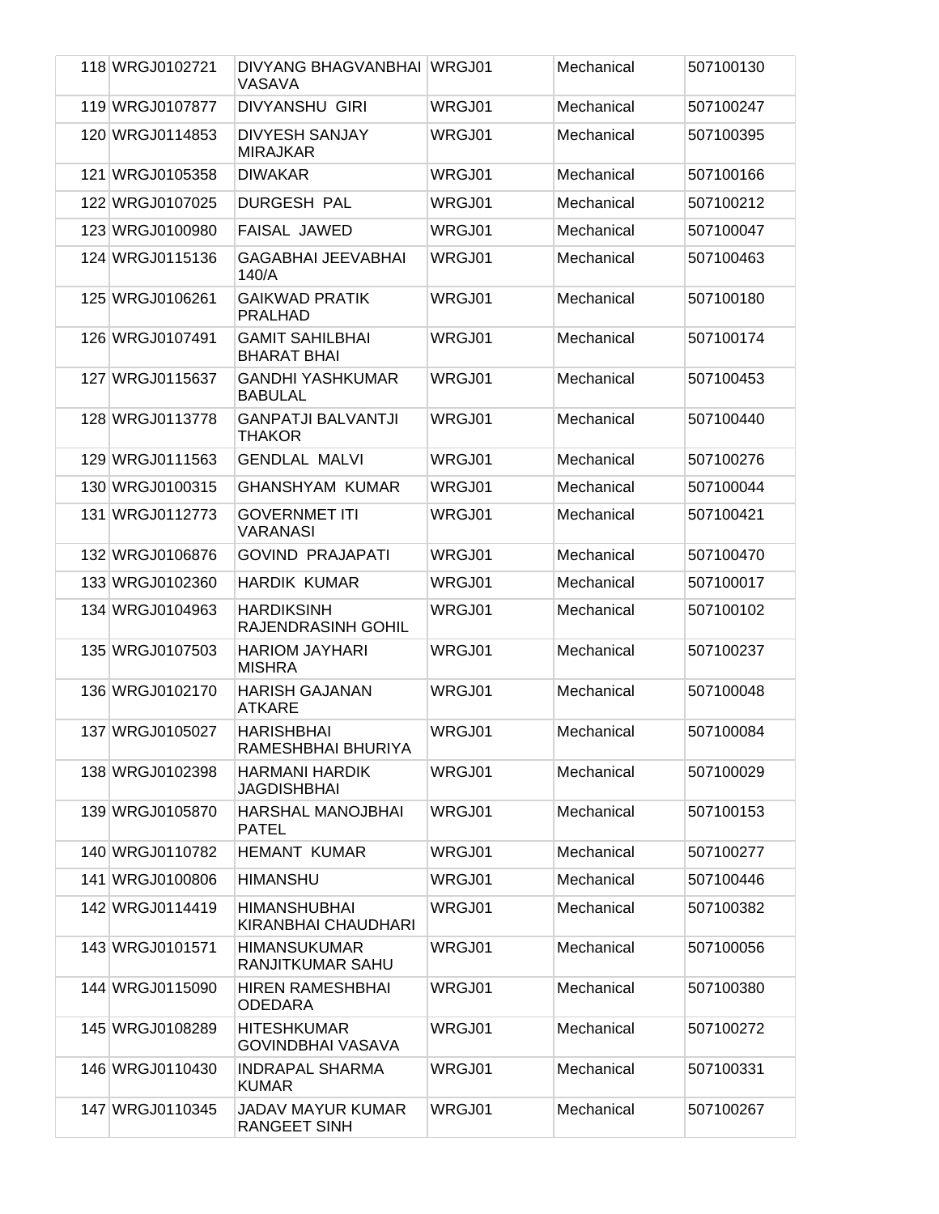| 118 | WRGJ0102721 | DIVYANG BHAGVANBHAI VASAVA | WRGJ01 | Mechanical | 507100130 |
|---|---|---|---|---|---|
| 119 | WRGJ0107877 | DIVYANSHU GIRI | WRGJ01 | Mechanical | 507100247 |
| 120 | WRGJ0114853 | DIVYESH SANJAY MIRAJKAR | WRGJ01 | Mechanical | 507100395 |
| 121 | WRGJ0105358 | DIWAKAR | WRGJ01 | Mechanical | 507100166 |
| 122 | WRGJ0107025 | DURGESH PAL | WRGJ01 | Mechanical | 507100212 |
| 123 | WRGJ0100980 | FAISAL JAWED | WRGJ01 | Mechanical | 507100047 |
| 124 | WRGJ0115136 | GAGABHAI JEEVABHAI 140/A | WRGJ01 | Mechanical | 507100463 |
| 125 | WRGJ0106261 | GAIKWAD PRATIK PRALHAD | WRGJ01 | Mechanical | 507100180 |
| 126 | WRGJ0107491 | GAMIT SAHILBHAI BHARAT BHAI | WRGJ01 | Mechanical | 507100174 |
| 127 | WRGJ0115637 | GANDHI YASHKUMAR BABULAL | WRGJ01 | Mechanical | 507100453 |
| 128 | WRGJ0113778 | GANPATJI BALVANTJI THAKOR | WRGJ01 | Mechanical | 507100440 |
| 129 | WRGJ0111563 | GENDLAL MALVI | WRGJ01 | Mechanical | 507100276 |
| 130 | WRGJ0100315 | GHANSHYAM KUMAR | WRGJ01 | Mechanical | 507100044 |
| 131 | WRGJ0112773 | GOVERNMET ITI VARANASI | WRGJ01 | Mechanical | 507100421 |
| 132 | WRGJ0106876 | GOVIND PRAJAPATI | WRGJ01 | Mechanical | 507100470 |
| 133 | WRGJ0102360 | HARDIK KUMAR | WRGJ01 | Mechanical | 507100017 |
| 134 | WRGJ0104963 | HARDIKSINH RAJENDRASINH GOHIL | WRGJ01 | Mechanical | 507100102 |
| 135 | WRGJ0107503 | HARIOM JAYHARI MISHRA | WRGJ01 | Mechanical | 507100237 |
| 136 | WRGJ0102170 | HARISH GAJANAN ATKARE | WRGJ01 | Mechanical | 507100048 |
| 137 | WRGJ0105027 | HARISHBHAI RAMESHBHAI BHURIYA | WRGJ01 | Mechanical | 507100084 |
| 138 | WRGJ0102398 | HARMANI HARDIK JAGDISHBHAI | WRGJ01 | Mechanical | 507100029 |
| 139 | WRGJ0105870 | HARSHAL MANOJBHAI PATEL | WRGJ01 | Mechanical | 507100153 |
| 140 | WRGJ0110782 | HEMANT KUMAR | WRGJ01 | Mechanical | 507100277 |
| 141 | WRGJ0100806 | HIMANSHU | WRGJ01 | Mechanical | 507100446 |
| 142 | WRGJ0114419 | HIMANSHUBHAI KIRANBHAI CHAUDHARI | WRGJ01 | Mechanical | 507100382 |
| 143 | WRGJ0101571 | HIMANSUKUMAR RANJITKUMAR SAHU | WRGJ01 | Mechanical | 507100056 |
| 144 | WRGJ0115090 | HIREN RAMESHBHAI ODEDARA | WRGJ01 | Mechanical | 507100380 |
| 145 | WRGJ0108289 | HITESHKUMAR GOVINDBHAI VASAVA | WRGJ01 | Mechanical | 507100272 |
| 146 | WRGJ0110430 | INDRAPAL SHARMA KUMAR | WRGJ01 | Mechanical | 507100331 |
| 147 | WRGJ0110345 | JADAV MAYUR KUMAR RANGEET SINH | WRGJ01 | Mechanical | 507100267 |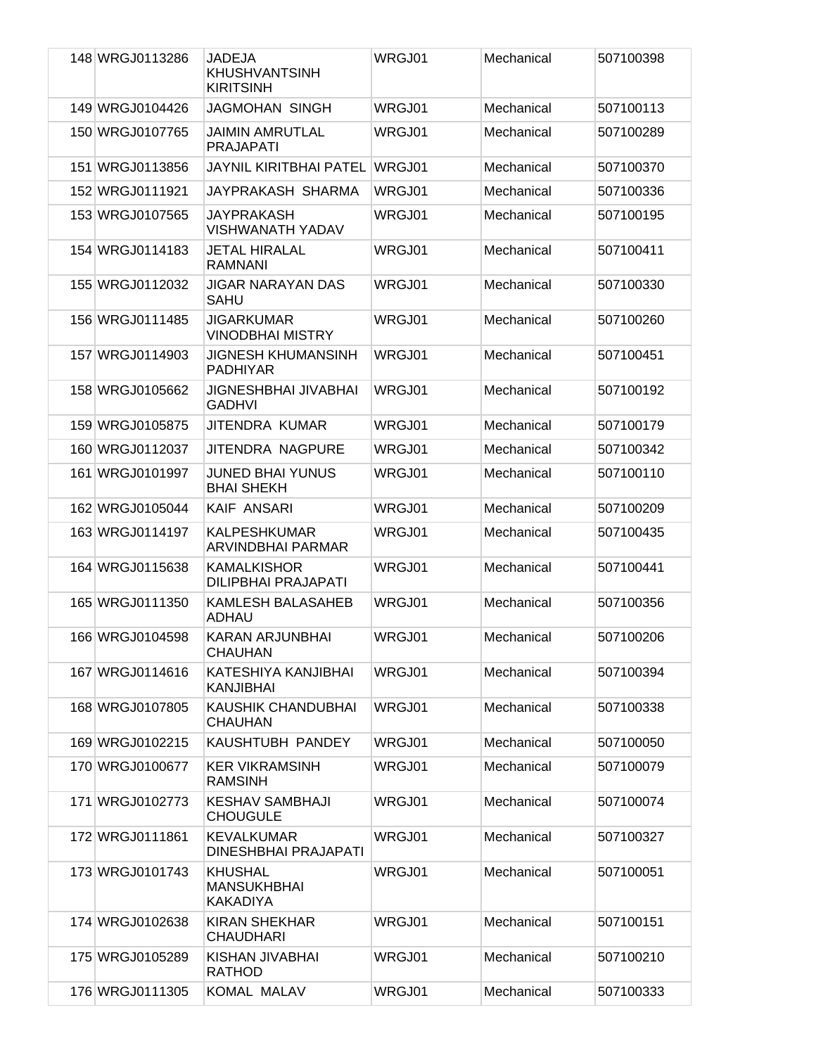| | | | | | |
|---|---|---|---|---|---|
| 148 | WRGJ0113286 | JADEJA KHUSHVANTSINH KIRITSINH | WRGJ01 | Mechanical | 507100398 |
| 149 | WRGJ0104426 | JAGMOHAN SINGH | WRGJ01 | Mechanical | 507100113 |
| 150 | WRGJ0107765 | JAIMIN AMRUTLAL PRAJAPATI | WRGJ01 | Mechanical | 507100289 |
| 151 | WRGJ0113856 | JAYNIL KIRITBHAI PATEL | WRGJ01 | Mechanical | 507100370 |
| 152 | WRGJ0111921 | JAYPRAKASH SHARMA | WRGJ01 | Mechanical | 507100336 |
| 153 | WRGJ0107565 | JAYPRAKASH VISHWANATH YADAV | WRGJ01 | Mechanical | 507100195 |
| 154 | WRGJ0114183 | JETAL HIRALAL RAMNANI | WRGJ01 | Mechanical | 507100411 |
| 155 | WRGJ0112032 | JIGAR NARAYAN DAS SAHU | WRGJ01 | Mechanical | 507100330 |
| 156 | WRGJ0111485 | JIGARKUMAR VINODBHAI MISTRY | WRGJ01 | Mechanical | 507100260 |
| 157 | WRGJ0114903 | JIGNESH KHUMANSINH PADHIYAR | WRGJ01 | Mechanical | 507100451 |
| 158 | WRGJ0105662 | JIGNESHBHAI JIVABHAI GADHVI | WRGJ01 | Mechanical | 507100192 |
| 159 | WRGJ0105875 | JITENDRA KUMAR | WRGJ01 | Mechanical | 507100179 |
| 160 | WRGJ0112037 | JITENDRA NAGPURE | WRGJ01 | Mechanical | 507100342 |
| 161 | WRGJ0101997 | JUNED BHAI YUNUS BHAI SHEKH | WRGJ01 | Mechanical | 507100110 |
| 162 | WRGJ0105044 | KAIF ANSARI | WRGJ01 | Mechanical | 507100209 |
| 163 | WRGJ0114197 | KALPESHKUMAR ARVINDBHAI PARMAR | WRGJ01 | Mechanical | 507100435 |
| 164 | WRGJ0115638 | KAMALKISHOR DILIPBHAI PRAJAPATI | WRGJ01 | Mechanical | 507100441 |
| 165 | WRGJ0111350 | KAMLESH BALASAHEB ADHAU | WRGJ01 | Mechanical | 507100356 |
| 166 | WRGJ0104598 | KARAN ARJUNBHAI CHAUHAN | WRGJ01 | Mechanical | 507100206 |
| 167 | WRGJ0114616 | KATESHIYA KANJIBHAI KANJIBHAI | WRGJ01 | Mechanical | 507100394 |
| 168 | WRGJ0107805 | KAUSHIK CHANDUBHAI CHAUHAN | WRGJ01 | Mechanical | 507100338 |
| 169 | WRGJ0102215 | KAUSHTUBH PANDEY | WRGJ01 | Mechanical | 507100050 |
| 170 | WRGJ0100677 | KER VIKRAMSINH RAMSINH | WRGJ01 | Mechanical | 507100079 |
| 171 | WRGJ0102773 | KESHAV SAMBHAJI CHOUGULE | WRGJ01 | Mechanical | 507100074 |
| 172 | WRGJ0111861 | KEVALKUMAR DINESHBHAI PRAJAPATI | WRGJ01 | Mechanical | 507100327 |
| 173 | WRGJ0101743 | KHUSHAL MANSUKHBHAI KAKADIYA | WRGJ01 | Mechanical | 507100051 |
| 174 | WRGJ0102638 | KIRAN SHEKHAR CHAUDHARI | WRGJ01 | Mechanical | 507100151 |
| 175 | WRGJ0105289 | KISHAN JIVABHAI RATHOD | WRGJ01 | Mechanical | 507100210 |
| 176 | WRGJ0111305 | KOMAL MALAV | WRGJ01 | Mechanical | 507100333 |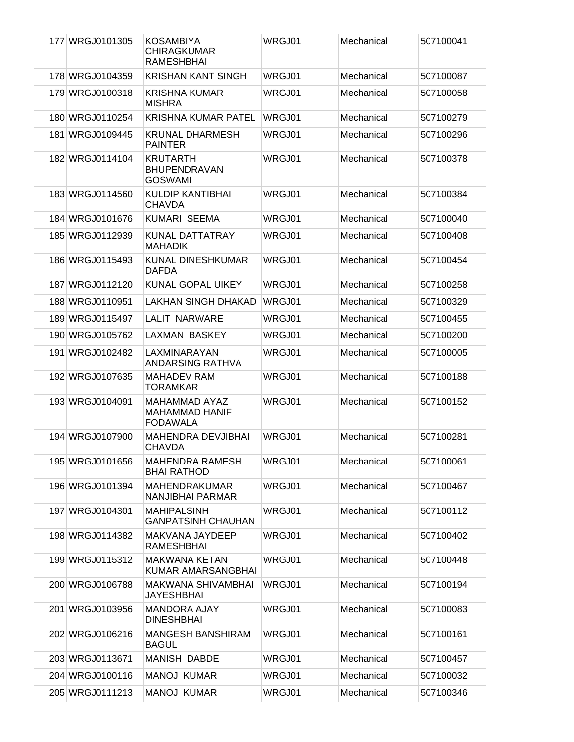| | | | | | |
|---|---|---|---|---|---|
| 177 | WRGJ0101305 | KOSAMBIYA CHIRAGKUMAR RAMESHBHAI | WRGJ01 | Mechanical | 507100041 |
| 178 | WRGJ0104359 | KRISHAN KANT SINGH | WRGJ01 | Mechanical | 507100087 |
| 179 | WRGJ0100318 | KRISHNA KUMAR MISHRA | WRGJ01 | Mechanical | 507100058 |
| 180 | WRGJ0110254 | KRISHNA KUMAR PATEL | WRGJ01 | Mechanical | 507100279 |
| 181 | WRGJ0109445 | KRUNAL DHARMESH PAINTER | WRGJ01 | Mechanical | 507100296 |
| 182 | WRGJ0114104 | KRUTARTH BHUPENDRAVAN GOSWAMI | WRGJ01 | Mechanical | 507100378 |
| 183 | WRGJ0114560 | KULDIP KANTIBHAI CHAVDA | WRGJ01 | Mechanical | 507100384 |
| 184 | WRGJ0101676 | KUMARI SEEMA | WRGJ01 | Mechanical | 507100040 |
| 185 | WRGJ0112939 | KUNAL DATTATRAY MAHADIK | WRGJ01 | Mechanical | 507100408 |
| 186 | WRGJ0115493 | KUNAL DINESHKUMAR DAFDA | WRGJ01 | Mechanical | 507100454 |
| 187 | WRGJ0112120 | KUNAL GOPAL UIKEY | WRGJ01 | Mechanical | 507100258 |
| 188 | WRGJ0110951 | LAKHAN SINGH DHAKAD | WRGJ01 | Mechanical | 507100329 |
| 189 | WRGJ0115497 | LALIT NARWARE | WRGJ01 | Mechanical | 507100455 |
| 190 | WRGJ0105762 | LAXMAN BASKEY | WRGJ01 | Mechanical | 507100200 |
| 191 | WRGJ0102482 | LAXMINARAYAN ANDARSING RATHVA | WRGJ01 | Mechanical | 507100005 |
| 192 | WRGJ0107635 | MAHADEV RAM TORAMKAR | WRGJ01 | Mechanical | 507100188 |
| 193 | WRGJ0104091 | MAHAMMAD AYAZ MAHAMMAD HANIF FODAWALA | WRGJ01 | Mechanical | 507100152 |
| 194 | WRGJ0107900 | MAHENDRA DEVJIBHAI CHAVDA | WRGJ01 | Mechanical | 507100281 |
| 195 | WRGJ0101656 | MAHENDRA RAMESH BHAI RATHOD | WRGJ01 | Mechanical | 507100061 |
| 196 | WRGJ0101394 | MAHENDRAKUMAR NANJIBHAI PARMAR | WRGJ01 | Mechanical | 507100467 |
| 197 | WRGJ0104301 | MAHIPALSINH GANPATSINH CHAUHAN | WRGJ01 | Mechanical | 507100112 |
| 198 | WRGJ0114382 | MAKVANA JAYDEEP RAMESHBHAI | WRGJ01 | Mechanical | 507100402 |
| 199 | WRGJ0115312 | MAKWANA KETAN KUMAR AMARSANGBHAI | WRGJ01 | Mechanical | 507100448 |
| 200 | WRGJ0106788 | MAKWANA SHIVAMBHAI JAYESHBHAI | WRGJ01 | Mechanical | 507100194 |
| 201 | WRGJ0103956 | MANDORA AJAY DINESHBHAI | WRGJ01 | Mechanical | 507100083 |
| 202 | WRGJ0106216 | MANGESH BANSHIRAM BAGUL | WRGJ01 | Mechanical | 507100161 |
| 203 | WRGJ0113671 | MANISH DABDE | WRGJ01 | Mechanical | 507100457 |
| 204 | WRGJ0100116 | MANOJ KUMAR | WRGJ01 | Mechanical | 507100032 |
| 205 | WRGJ0111213 | MANOJ KUMAR | WRGJ01 | Mechanical | 507100346 |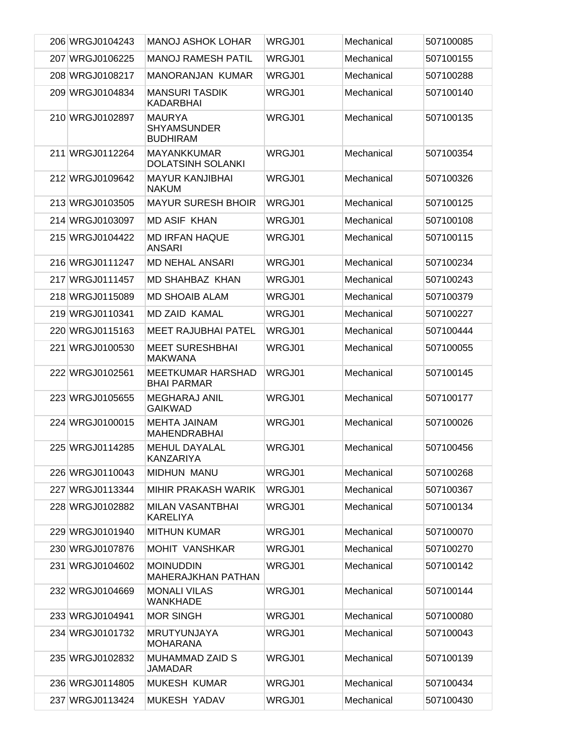| | | | | | |
|---|---|---|---|---|---|
| 206 | WRGJ0104243 | MANOJ ASHOK LOHAR | WRGJ01 | Mechanical | 507100085 |
| 207 | WRGJ0106225 | MANOJ RAMESH PATIL | WRGJ01 | Mechanical | 507100155 |
| 208 | WRGJ0108217 | MANORANJAN KUMAR | WRGJ01 | Mechanical | 507100288 |
| 209 | WRGJ0104834 | MANSURI TASDIK KADARBHAI | WRGJ01 | Mechanical | 507100140 |
| 210 | WRGJ0102897 | MAURYA SHYAMSUNDER BUDHIRAM | WRGJ01 | Mechanical | 507100135 |
| 211 | WRGJ0112264 | MAYANKKUMAR DOLATSINH SOLANKI | WRGJ01 | Mechanical | 507100354 |
| 212 | WRGJ0109642 | MAYUR KANJIBHAI NAKUM | WRGJ01 | Mechanical | 507100326 |
| 213 | WRGJ0103505 | MAYUR SURESH BHOIR | WRGJ01 | Mechanical | 507100125 |
| 214 | WRGJ0103097 | MD ASIF KHAN | WRGJ01 | Mechanical | 507100108 |
| 215 | WRGJ0104422 | MD IRFAN HAQUE ANSARI | WRGJ01 | Mechanical | 507100115 |
| 216 | WRGJ0111247 | MD NEHAL ANSARI | WRGJ01 | Mechanical | 507100234 |
| 217 | WRGJ0111457 | MD SHAHBAZ KHAN | WRGJ01 | Mechanical | 507100243 |
| 218 | WRGJ0115089 | MD SHOAIB ALAM | WRGJ01 | Mechanical | 507100379 |
| 219 | WRGJ0110341 | MD ZAID KAMAL | WRGJ01 | Mechanical | 507100227 |
| 220 | WRGJ0115163 | MEET RAJUBHAI PATEL | WRGJ01 | Mechanical | 507100444 |
| 221 | WRGJ0100530 | MEET SURESHBHAI MAKWANA | WRGJ01 | Mechanical | 507100055 |
| 222 | WRGJ0102561 | MEETKUMAR HARSHAD BHAI PARMAR | WRGJ01 | Mechanical | 507100145 |
| 223 | WRGJ0105655 | MEGHARAJ ANIL GAIKWAD | WRGJ01 | Mechanical | 507100177 |
| 224 | WRGJ0100015 | MEHTA JAINAM MAHENDRABHAI | WRGJ01 | Mechanical | 507100026 |
| 225 | WRGJ0114285 | MEHUL DAYALAL KANZARIYA | WRGJ01 | Mechanical | 507100456 |
| 226 | WRGJ0110043 | MIDHUN MANU | WRGJ01 | Mechanical | 507100268 |
| 227 | WRGJ0113344 | MIHIR PRAKASH WARIK | WRGJ01 | Mechanical | 507100367 |
| 228 | WRGJ0102882 | MILAN VASANTBHAI KARELIYA | WRGJ01 | Mechanical | 507100134 |
| 229 | WRGJ0101940 | MITHUN KUMAR | WRGJ01 | Mechanical | 507100070 |
| 230 | WRGJ0107876 | MOHIT VANSHKAR | WRGJ01 | Mechanical | 507100270 |
| 231 | WRGJ0104602 | MOINUDDIN MAHERAJKHAN PATHAN | WRGJ01 | Mechanical | 507100142 |
| 232 | WRGJ0104669 | MONALI VILAS WANKHADE | WRGJ01 | Mechanical | 507100144 |
| 233 | WRGJ0104941 | MOR SINGH | WRGJ01 | Mechanical | 507100080 |
| 234 | WRGJ0101732 | MRUTYUNJAYA MOHARANA | WRGJ01 | Mechanical | 507100043 |
| 235 | WRGJ0102832 | MUHAMMAD ZAID S JAMADAR | WRGJ01 | Mechanical | 507100139 |
| 236 | WRGJ0114805 | MUKESH KUMAR | WRGJ01 | Mechanical | 507100434 |
| 237 | WRGJ0113424 | MUKESH YADAV | WRGJ01 | Mechanical | 507100430 |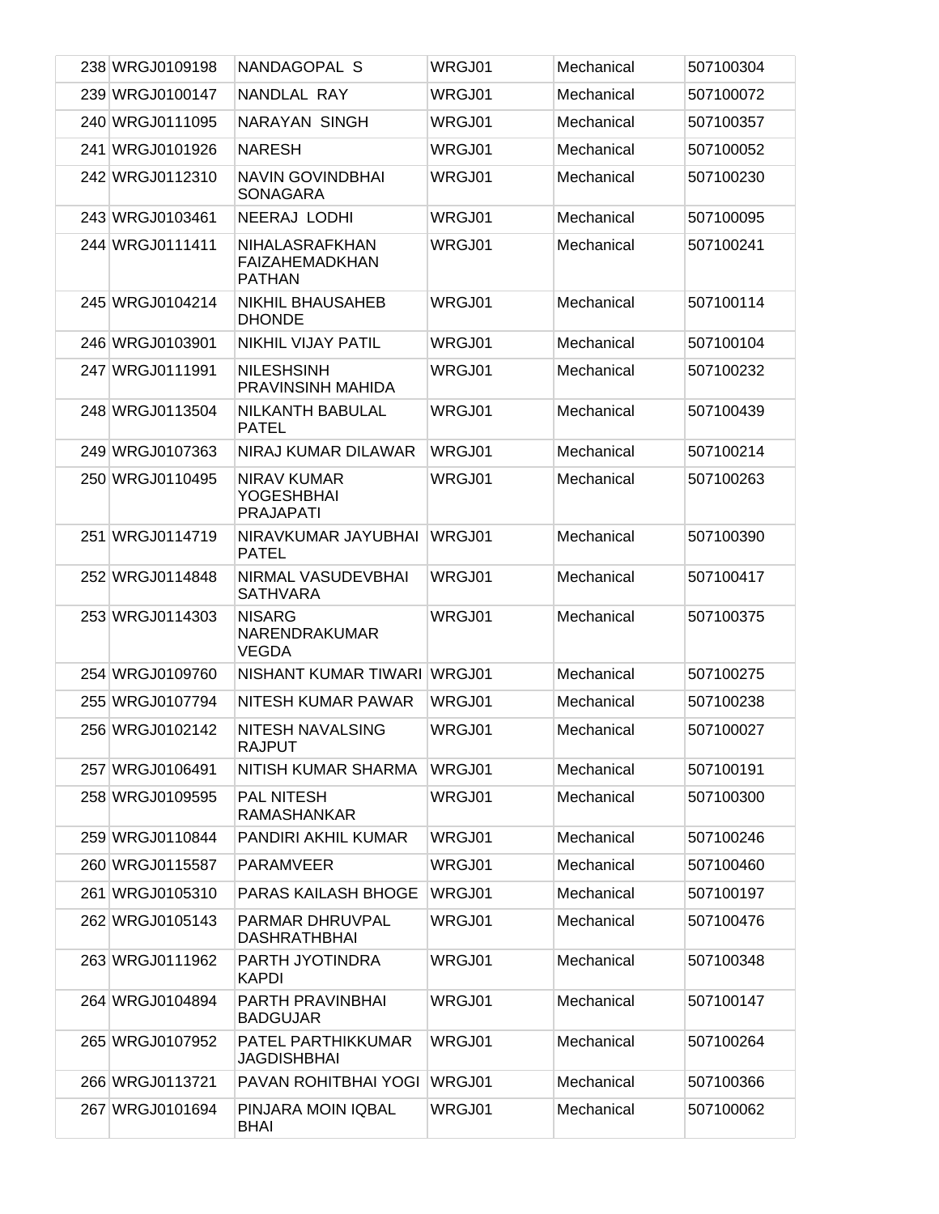| | | | | | |
|---|---|---|---|---|---|
| 238 | WRGJ0109198 | NANDAGOPAL S | WRGJ01 | Mechanical | 507100304 |
| 239 | WRGJ0100147 | NANDLAL RAY | WRGJ01 | Mechanical | 507100072 |
| 240 | WRGJ0111095 | NARAYAN SINGH | WRGJ01 | Mechanical | 507100357 |
| 241 | WRGJ0101926 | NARESH | WRGJ01 | Mechanical | 507100052 |
| 242 | WRGJ0112310 | NAVIN GOVINDBHAI SONAGARA | WRGJ01 | Mechanical | 507100230 |
| 243 | WRGJ0103461 | NEERAJ LODHI | WRGJ01 | Mechanical | 507100095 |
| 244 | WRGJ0111411 | NIHALASRAFKHAN FAIZAHEMADKHAN PATHAN | WRGJ01 | Mechanical | 507100241 |
| 245 | WRGJ0104214 | NIKHIL BHAUSAHEB DHONDE | WRGJ01 | Mechanical | 507100114 |
| 246 | WRGJ0103901 | NIKHIL VIJAY PATIL | WRGJ01 | Mechanical | 507100104 |
| 247 | WRGJ0111991 | NILESHSINH PRAVINSINH MAHIDA | WRGJ01 | Mechanical | 507100232 |
| 248 | WRGJ0113504 | NILKANTH BABULAL PATEL | WRGJ01 | Mechanical | 507100439 |
| 249 | WRGJ0107363 | NIRAJ KUMAR DILAWAR | WRGJ01 | Mechanical | 507100214 |
| 250 | WRGJ0110495 | NIRAV KUMAR YOGESHBHAI PRAJAPATI | WRGJ01 | Mechanical | 507100263 |
| 251 | WRGJ0114719 | NIRAVKUMAR JAYUBHAI PATEL | WRGJ01 | Mechanical | 507100390 |
| 252 | WRGJ0114848 | NIRMAL VASUDEVBHAI SATHVARA | WRGJ01 | Mechanical | 507100417 |
| 253 | WRGJ0114303 | NISARG NARENDRAKUMAR VEGDA | WRGJ01 | Mechanical | 507100375 |
| 254 | WRGJ0109760 | NISHANT KUMAR TIWARI | WRGJ01 | Mechanical | 507100275 |
| 255 | WRGJ0107794 | NITESH KUMAR PAWAR | WRGJ01 | Mechanical | 507100238 |
| 256 | WRGJ0102142 | NITESH NAVALSING RAJPUT | WRGJ01 | Mechanical | 507100027 |
| 257 | WRGJ0106491 | NITISH KUMAR SHARMA | WRGJ01 | Mechanical | 507100191 |
| 258 | WRGJ0109595 | PAL NITESH RAMASHANKAR | WRGJ01 | Mechanical | 507100300 |
| 259 | WRGJ0110844 | PANDIRI AKHIL KUMAR | WRGJ01 | Mechanical | 507100246 |
| 260 | WRGJ0115587 | PARAMVEER | WRGJ01 | Mechanical | 507100460 |
| 261 | WRGJ0105310 | PARAS KAILASH BHOGE | WRGJ01 | Mechanical | 507100197 |
| 262 | WRGJ0105143 | PARMAR DHRUVPAL DASHRATHBHAI | WRGJ01 | Mechanical | 507100476 |
| 263 | WRGJ0111962 | PARTH JYOTINDRA KAPDI | WRGJ01 | Mechanical | 507100348 |
| 264 | WRGJ0104894 | PARTH PRAVINBHAI BADGUJAR | WRGJ01 | Mechanical | 507100147 |
| 265 | WRGJ0107952 | PATEL PARTHIKKUMAR JAGDISHBHAI | WRGJ01 | Mechanical | 507100264 |
| 266 | WRGJ0113721 | PAVAN ROHITBHAI YOGI | WRGJ01 | Mechanical | 507100366 |
| 267 | WRGJ0101694 | PINJARA MOIN IQBAL BHAI | WRGJ01 | Mechanical | 507100062 |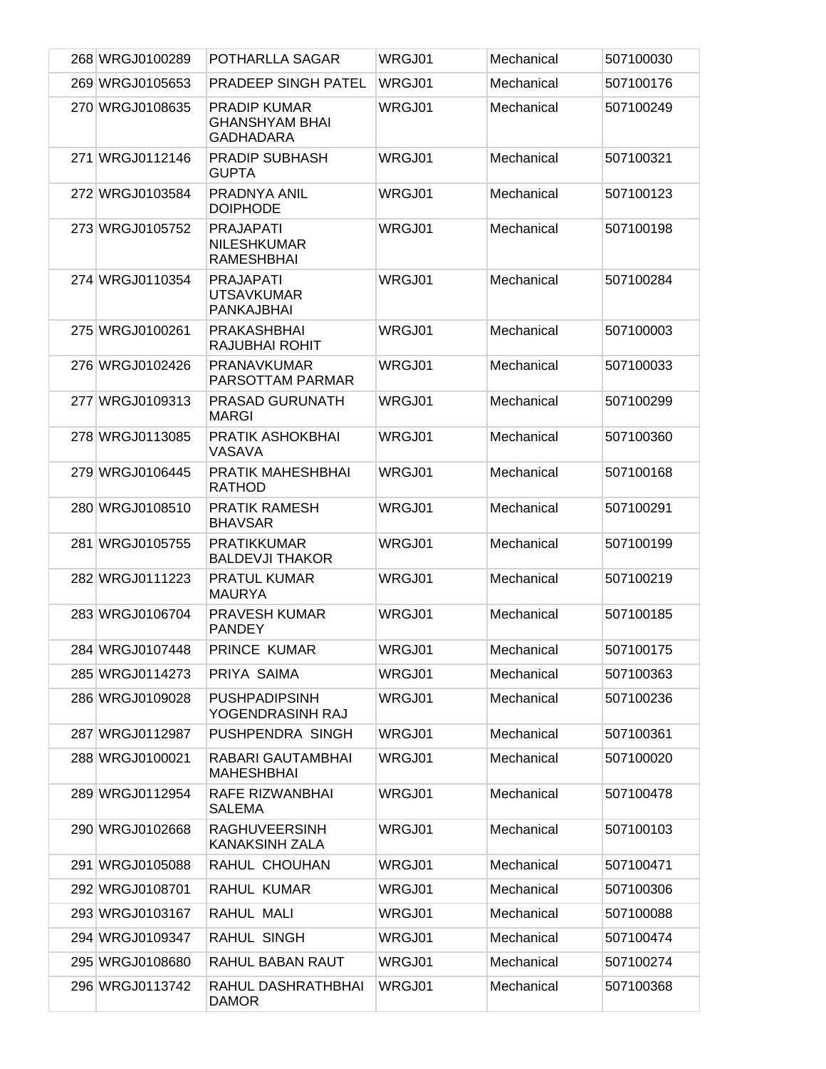| 268 | WRGJ0100289 | POTHARLLA SAGAR | WRGJ01 | Mechanical | 507100030 |
|---|---|---|---|---|---|
| 269 | WRGJ0105653 | PRADEEP SINGH PATEL | WRGJ01 | Mechanical | 507100176 |
| 270 | WRGJ0108635 | PRADIP KUMAR GHANSHYAM BHAI GADHADARA | WRGJ01 | Mechanical | 507100249 |
| 271 | WRGJ0112146 | PRADIP SUBHASH GUPTA | WRGJ01 | Mechanical | 507100321 |
| 272 | WRGJ0103584 | PRADNYA ANIL DOIPHODE | WRGJ01 | Mechanical | 507100123 |
| 273 | WRGJ0105752 | PRAJAPATI NILESHKUMAR RAMESHBHAI | WRGJ01 | Mechanical | 507100198 |
| 274 | WRGJ0110354 | PRAJAPATI UTSAVKUMAR PANKAJBHAI | WRGJ01 | Mechanical | 507100284 |
| 275 | WRGJ0100261 | PRAKASHBHAI RAJUBHAI ROHIT | WRGJ01 | Mechanical | 507100003 |
| 276 | WRGJ0102426 | PRANAVKUMAR PARSOTTAM PARMAR | WRGJ01 | Mechanical | 507100033 |
| 277 | WRGJ0109313 | PRASAD GURUNATH MARGI | WRGJ01 | Mechanical | 507100299 |
| 278 | WRGJ0113085 | PRATIK ASHOKBHAI VASAVA | WRGJ01 | Mechanical | 507100360 |
| 279 | WRGJ0106445 | PRATIK MAHESHBHAI RATHOD | WRGJ01 | Mechanical | 507100168 |
| 280 | WRGJ0108510 | PRATIK RAMESH BHAVSAR | WRGJ01 | Mechanical | 507100291 |
| 281 | WRGJ0105755 | PRATIKKUMAR BALDEVJI THAKOR | WRGJ01 | Mechanical | 507100199 |
| 282 | WRGJ0111223 | PRATUL KUMAR MAURYA | WRGJ01 | Mechanical | 507100219 |
| 283 | WRGJ0106704 | PRAVESH KUMAR PANDEY | WRGJ01 | Mechanical | 507100185 |
| 284 | WRGJ0107448 | PRINCE KUMAR | WRGJ01 | Mechanical | 507100175 |
| 285 | WRGJ0114273 | PRIYA SAIMA | WRGJ01 | Mechanical | 507100363 |
| 286 | WRGJ0109028 | PUSHPADIPSINH YOGENDRASINH RAJ | WRGJ01 | Mechanical | 507100236 |
| 287 | WRGJ0112987 | PUSHPENDRA SINGH | WRGJ01 | Mechanical | 507100361 |
| 288 | WRGJ0100021 | RABARI GAUTAMBHAI MAHESHBHAI | WRGJ01 | Mechanical | 507100020 |
| 289 | WRGJ0112954 | RAFE RIZWANBHAI SALEMA | WRGJ01 | Mechanical | 507100478 |
| 290 | WRGJ0102668 | RAGHUVEERSINH KANAKSINH ZALA | WRGJ01 | Mechanical | 507100103 |
| 291 | WRGJ0105088 | RAHUL CHOUHAN | WRGJ01 | Mechanical | 507100471 |
| 292 | WRGJ0108701 | RAHUL KUMAR | WRGJ01 | Mechanical | 507100306 |
| 293 | WRGJ0103167 | RAHUL MALI | WRGJ01 | Mechanical | 507100088 |
| 294 | WRGJ0109347 | RAHUL SINGH | WRGJ01 | Mechanical | 507100474 |
| 295 | WRGJ0108680 | RAHUL BABAN RAUT | WRGJ01 | Mechanical | 507100274 |
| 296 | WRGJ0113742 | RAHUL DASHRATHBHAI DAMOR | WRGJ01 | Mechanical | 507100368 |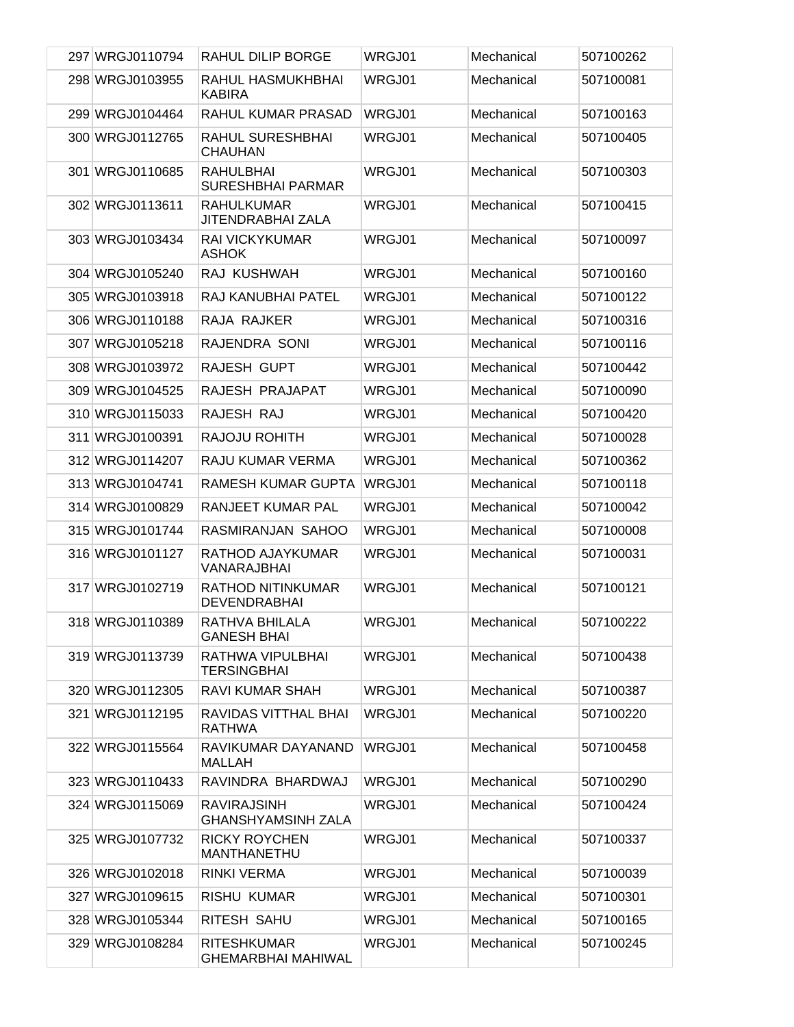| | | | | | |
|---|---|---|---|---|---|
| 297 | WRGJ0110794 | RAHUL DILIP BORGE | WRGJ01 | Mechanical | 507100262 |
| 298 | WRGJ0103955 | RAHUL HASMUKHBHAI KABIRA | WRGJ01 | Mechanical | 507100081 |
| 299 | WRGJ0104464 | RAHUL KUMAR PRASAD | WRGJ01 | Mechanical | 507100163 |
| 300 | WRGJ0112765 | RAHUL SURESHBHAI CHAUHAN | WRGJ01 | Mechanical | 507100405 |
| 301 | WRGJ0110685 | RAHULBHAI SURESHBHAI PARMAR | WRGJ01 | Mechanical | 507100303 |
| 302 | WRGJ0113611 | RAHULKUMAR JITENDRABHAI ZALA | WRGJ01 | Mechanical | 507100415 |
| 303 | WRGJ0103434 | RAI VICKYKUMAR ASHOK | WRGJ01 | Mechanical | 507100097 |
| 304 | WRGJ0105240 | RAJ KUSHWAH | WRGJ01 | Mechanical | 507100160 |
| 305 | WRGJ0103918 | RAJ KANUBHAI PATEL | WRGJ01 | Mechanical | 507100122 |
| 306 | WRGJ0110188 | RAJA RAJKER | WRGJ01 | Mechanical | 507100316 |
| 307 | WRGJ0105218 | RAJENDRA SONI | WRGJ01 | Mechanical | 507100116 |
| 308 | WRGJ0103972 | RAJESH GUPT | WRGJ01 | Mechanical | 507100442 |
| 309 | WRGJ0104525 | RAJESH PRAJAPAT | WRGJ01 | Mechanical | 507100090 |
| 310 | WRGJ0115033 | RAJESH RAJ | WRGJ01 | Mechanical | 507100420 |
| 311 | WRGJ0100391 | RAJOJU ROHITH | WRGJ01 | Mechanical | 507100028 |
| 312 | WRGJ0114207 | RAJU KUMAR VERMA | WRGJ01 | Mechanical | 507100362 |
| 313 | WRGJ0104741 | RAMESH KUMAR GUPTA | WRGJ01 | Mechanical | 507100118 |
| 314 | WRGJ0100829 | RANJEET KUMAR PAL | WRGJ01 | Mechanical | 507100042 |
| 315 | WRGJ0101744 | RASMIRANJAN SAHOO | WRGJ01 | Mechanical | 507100008 |
| 316 | WRGJ0101127 | RATHOD AJAYKUMAR VANARAJBHAI | WRGJ01 | Mechanical | 507100031 |
| 317 | WRGJ0102719 | RATHOD NITINKUMAR DEVENDRABHAI | WRGJ01 | Mechanical | 507100121 |
| 318 | WRGJ0110389 | RATHVA BHILALA GANESH BHAI | WRGJ01 | Mechanical | 507100222 |
| 319 | WRGJ0113739 | RATHWA VIPULBHAI TERSINGBHAI | WRGJ01 | Mechanical | 507100438 |
| 320 | WRGJ0112305 | RAVI KUMAR SHAH | WRGJ01 | Mechanical | 507100387 |
| 321 | WRGJ0112195 | RAVIDAS VITTHAL BHAI RATHWA | WRGJ01 | Mechanical | 507100220 |
| 322 | WRGJ0115564 | RAVIKUMAR DAYANAND MALLAH | WRGJ01 | Mechanical | 507100458 |
| 323 | WRGJ0110433 | RAVINDRA BHARDWAJ | WRGJ01 | Mechanical | 507100290 |
| 324 | WRGJ0115069 | RAVIRAJSINH GHANSHYAMSINH ZALA | WRGJ01 | Mechanical | 507100424 |
| 325 | WRGJ0107732 | RICKY ROYCHEN MANTHANETHU | WRGJ01 | Mechanical | 507100337 |
| 326 | WRGJ0102018 | RINKI VERMA | WRGJ01 | Mechanical | 507100039 |
| 327 | WRGJ0109615 | RISHU KUMAR | WRGJ01 | Mechanical | 507100301 |
| 328 | WRGJ0105344 | RITESH SAHU | WRGJ01 | Mechanical | 507100165 |
| 329 | WRGJ0108284 | RITESHKUMAR GHEMARBHAI MAHIWAL | WRGJ01 | Mechanical | 507100245 |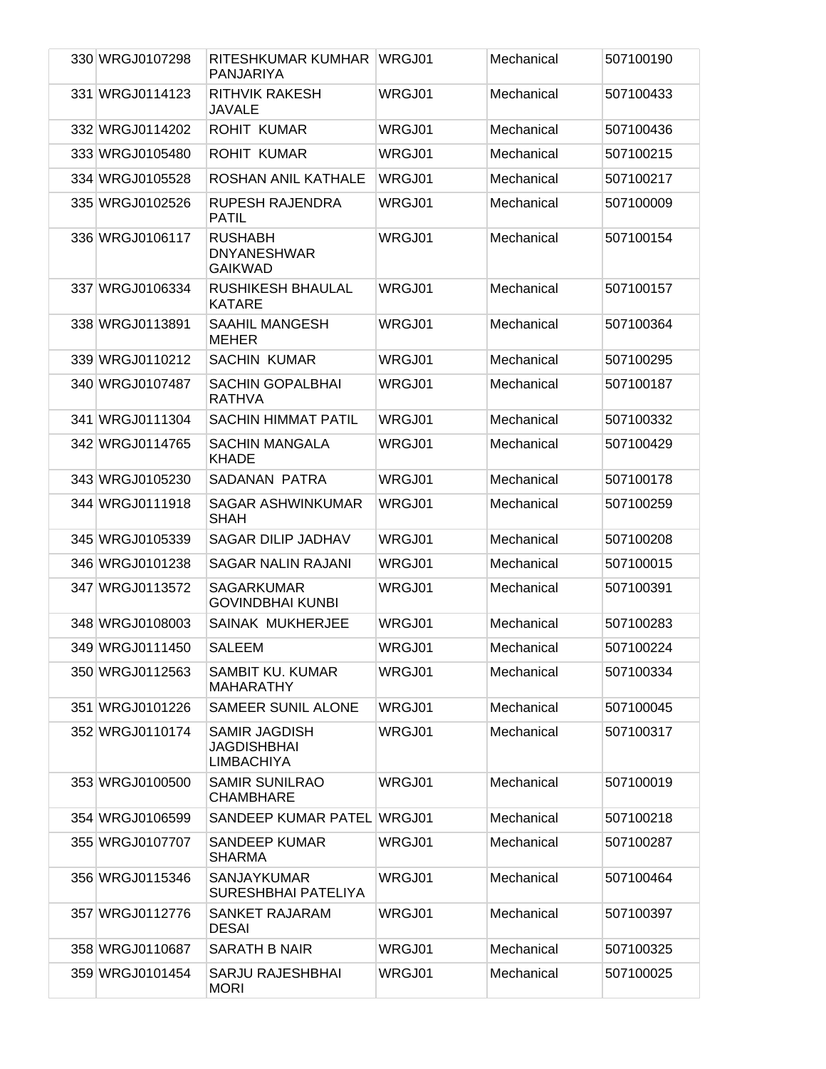| 330 | WRGJ0107298 | RITESHKUMAR KUMHAR PANJARIYA | WRGJ01 | Mechanical | 507100190 |
|---|---|---|---|---|---|
| 331 | WRGJ0114123 | RITHVIK RAKESH JAVALE | WRGJ01 | Mechanical | 507100433 |
| 332 | WRGJ0114202 | ROHIT KUMAR | WRGJ01 | Mechanical | 507100436 |
| 333 | WRGJ0105480 | ROHIT KUMAR | WRGJ01 | Mechanical | 507100215 |
| 334 | WRGJ0105528 | ROSHAN ANIL KATHALE | WRGJ01 | Mechanical | 507100217 |
| 335 | WRGJ0102526 | RUPESH RAJENDRA PATIL | WRGJ01 | Mechanical | 507100009 |
| 336 | WRGJ0106117 | RUSHABH DNYANESHWAR GAIKWAD | WRGJ01 | Mechanical | 507100154 |
| 337 | WRGJ0106334 | RUSHIKESH BHAULAL KATARE | WRGJ01 | Mechanical | 507100157 |
| 338 | WRGJ0113891 | SAAHIL MANGESH MEHER | WRGJ01 | Mechanical | 507100364 |
| 339 | WRGJ0110212 | SACHIN KUMAR | WRGJ01 | Mechanical | 507100295 |
| 340 | WRGJ0107487 | SACHIN GOPALBHAI RATHVA | WRGJ01 | Mechanical | 507100187 |
| 341 | WRGJ0111304 | SACHIN HIMMAT PATIL | WRGJ01 | Mechanical | 507100332 |
| 342 | WRGJ0114765 | SACHIN MANGALA KHADE | WRGJ01 | Mechanical | 507100429 |
| 343 | WRGJ0105230 | SADANAN PATRA | WRGJ01 | Mechanical | 507100178 |
| 344 | WRGJ0111918 | SAGAR ASHWINKUMAR SHAH | WRGJ01 | Mechanical | 507100259 |
| 345 | WRGJ0105339 | SAGAR DILIP JADHAV | WRGJ01 | Mechanical | 507100208 |
| 346 | WRGJ0101238 | SAGAR NALIN RAJANI | WRGJ01 | Mechanical | 507100015 |
| 347 | WRGJ0113572 | SAGARKUMAR GOVINDBHAI KUNBI | WRGJ01 | Mechanical | 507100391 |
| 348 | WRGJ0108003 | SAINAK MUKHERJEE | WRGJ01 | Mechanical | 507100283 |
| 349 | WRGJ0111450 | SALEEM | WRGJ01 | Mechanical | 507100224 |
| 350 | WRGJ0112563 | SAMBIT KU. KUMAR MAHARATHY | WRGJ01 | Mechanical | 507100334 |
| 351 | WRGJ0101226 | SAMEER SUNIL ALONE | WRGJ01 | Mechanical | 507100045 |
| 352 | WRGJ0110174 | SAMIR JAGDISH JAGDISHBHAI LIMBACHIYA | WRGJ01 | Mechanical | 507100317 |
| 353 | WRGJ0100500 | SAMIR SUNILRAO CHAMBHARE | WRGJ01 | Mechanical | 507100019 |
| 354 | WRGJ0106599 | SANDEEP KUMAR PATEL | WRGJ01 | Mechanical | 507100218 |
| 355 | WRGJ0107707 | SANDEEP KUMAR SHARMA | WRGJ01 | Mechanical | 507100287 |
| 356 | WRGJ0115346 | SANJAYKUMAR SURESHBHAI PATELIYA | WRGJ01 | Mechanical | 507100464 |
| 357 | WRGJ0112776 | SANKET RAJARAM DESAI | WRGJ01 | Mechanical | 507100397 |
| 358 | WRGJ0110687 | SARATH B NAIR | WRGJ01 | Mechanical | 507100325 |
| 359 | WRGJ0101454 | SARJU RAJESHBHAI MORI | WRGJ01 | Mechanical | 507100025 |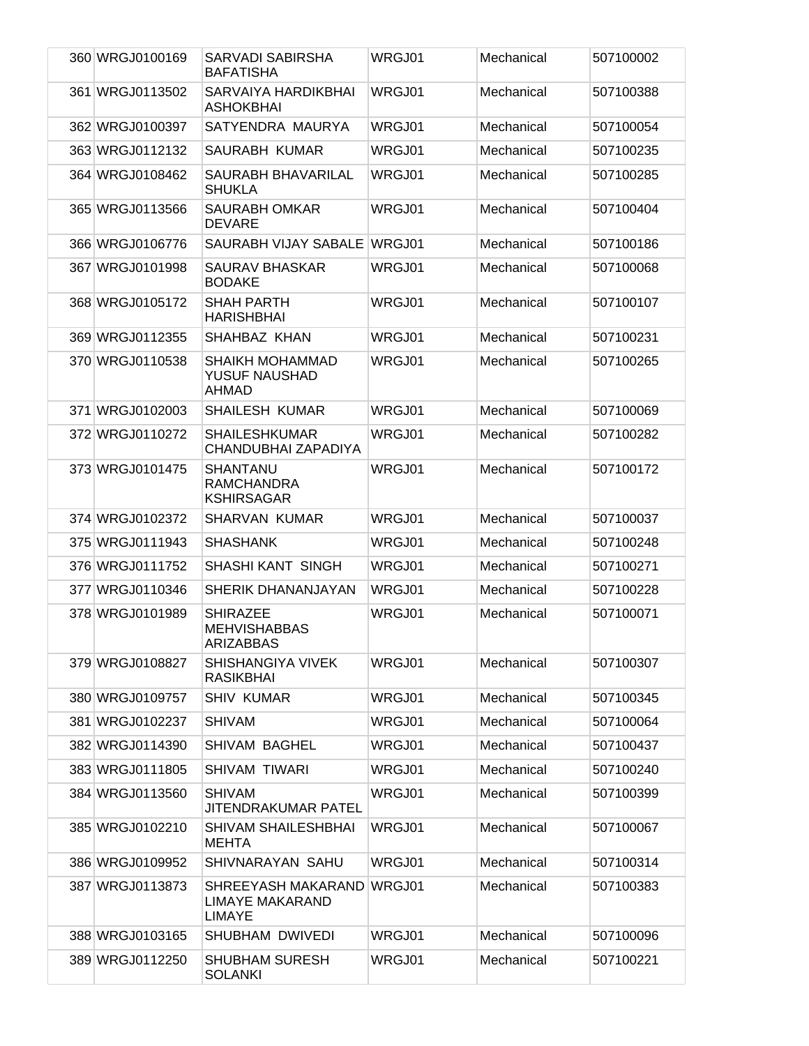| | | | | | |
|---|---|---|---|---|---|
| 360 | WRGJ0100169 | SARVADI SABIRSHA BAFATISHA | WRGJ01 | Mechanical | 507100002 |
| 361 | WRGJ0113502 | SARVAIYA HARDIKBHAI ASHOKBHAI | WRGJ01 | Mechanical | 507100388 |
| 362 | WRGJ0100397 | SATYENDRA MAURYA | WRGJ01 | Mechanical | 507100054 |
| 363 | WRGJ0112132 | SAURABH KUMAR | WRGJ01 | Mechanical | 507100235 |
| 364 | WRGJ0108462 | SAURABH BHAVARILAL SHUKLA | WRGJ01 | Mechanical | 507100285 |
| 365 | WRGJ0113566 | SAURABH OMKAR DEVARE | WRGJ01 | Mechanical | 507100404 |
| 366 | WRGJ0106776 | SAURABH VIJAY SABALE | WRGJ01 | Mechanical | 507100186 |
| 367 | WRGJ0101998 | SAURAV BHASKAR BODAKE | WRGJ01 | Mechanical | 507100068 |
| 368 | WRGJ0105172 | SHAH PARTH HARISHBHAI | WRGJ01 | Mechanical | 507100107 |
| 369 | WRGJ0112355 | SHAHBAZ KHAN | WRGJ01 | Mechanical | 507100231 |
| 370 | WRGJ0110538 | SHAIKH MOHAMMAD YUSUF NAUSHAD AHMAD | WRGJ01 | Mechanical | 507100265 |
| 371 | WRGJ0102003 | SHAILESH KUMAR | WRGJ01 | Mechanical | 507100069 |
| 372 | WRGJ0110272 | SHAILESHKUMAR CHANDUBHAI ZAPADIYA | WRGJ01 | Mechanical | 507100282 |
| 373 | WRGJ0101475 | SHANTANU RAMCHANDRA KSHIRSAGAR | WRGJ01 | Mechanical | 507100172 |
| 374 | WRGJ0102372 | SHARVAN KUMAR | WRGJ01 | Mechanical | 507100037 |
| 375 | WRGJ0111943 | SHASHANK | WRGJ01 | Mechanical | 507100248 |
| 376 | WRGJ0111752 | SHASHI KANT SINGH | WRGJ01 | Mechanical | 507100271 |
| 377 | WRGJ0110346 | SHERIK DHANANJAYAN | WRGJ01 | Mechanical | 507100228 |
| 378 | WRGJ0101989 | SHIRAZEE MEHVISHABBAS ARIZABBAS | WRGJ01 | Mechanical | 507100071 |
| 379 | WRGJ0108827 | SHISHANGIYA VIVEK RASIKBHAI | WRGJ01 | Mechanical | 507100307 |
| 380 | WRGJ0109757 | SHIV KUMAR | WRGJ01 | Mechanical | 507100345 |
| 381 | WRGJ0102237 | SHIVAM | WRGJ01 | Mechanical | 507100064 |
| 382 | WRGJ0114390 | SHIVAM BAGHEL | WRGJ01 | Mechanical | 507100437 |
| 383 | WRGJ0111805 | SHIVAM TIWARI | WRGJ01 | Mechanical | 507100240 |
| 384 | WRGJ0113560 | SHIVAM JITENDRAKUMAR PATEL | WRGJ01 | Mechanical | 507100399 |
| 385 | WRGJ0102210 | SHIVAM SHAILESHBHAI MEHTA | WRGJ01 | Mechanical | 507100067 |
| 386 | WRGJ0109952 | SHIVNARAYAN SAHU | WRGJ01 | Mechanical | 507100314 |
| 387 | WRGJ0113873 | SHREEYASH MAKARAND LIMAYE MAKARAND LIMAYE | WRGJ01 | Mechanical | 507100383 |
| 388 | WRGJ0103165 | SHUBHAM DWIVEDI | WRGJ01 | Mechanical | 507100096 |
| 389 | WRGJ0112250 | SHUBHAM SURESH SOLANKI | WRGJ01 | Mechanical | 507100221 |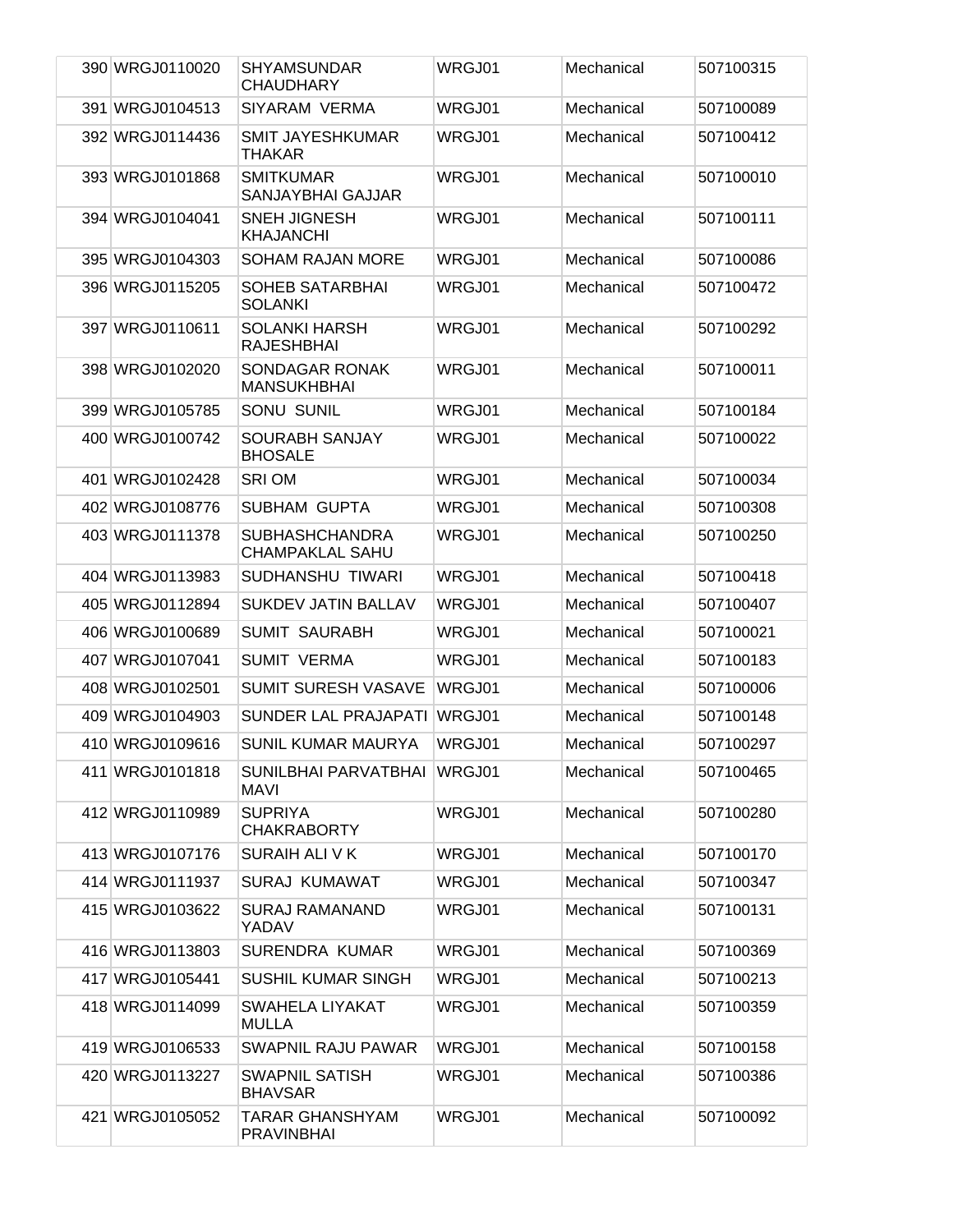| | | | | | |
|---|---|---|---|---|---|
| 390 | WRGJ0110020 | SHYAMSUNDAR CHAUDHARY | WRGJ01 | Mechanical | 507100315 |
| 391 | WRGJ0104513 | SIYARAM VERMA | WRGJ01 | Mechanical | 507100089 |
| 392 | WRGJ0114436 | SMIT JAYESHKUMAR THAKAR | WRGJ01 | Mechanical | 507100412 |
| 393 | WRGJ0101868 | SMITKUMAR SANJAYBHAI GAJJAR | WRGJ01 | Mechanical | 507100010 |
| 394 | WRGJ0104041 | SNEH JIGNESH KHAJANCHI | WRGJ01 | Mechanical | 507100111 |
| 395 | WRGJ0104303 | SOHAM RAJAN MORE | WRGJ01 | Mechanical | 507100086 |
| 396 | WRGJ0115205 | SOHEB SATARBHAI SOLANKI | WRGJ01 | Mechanical | 507100472 |
| 397 | WRGJ0110611 | SOLANKI HARSH RAJESHBHAI | WRGJ01 | Mechanical | 507100292 |
| 398 | WRGJ0102020 | SONDAGAR RONAK MANSUKHBHAI | WRGJ01 | Mechanical | 507100011 |
| 399 | WRGJ0105785 | SONU SUNIL | WRGJ01 | Mechanical | 507100184 |
| 400 | WRGJ0100742 | SOURABH SANJAY BHOSALE | WRGJ01 | Mechanical | 507100022 |
| 401 | WRGJ0102428 | SRI OM | WRGJ01 | Mechanical | 507100034 |
| 402 | WRGJ0108776 | SUBHAM GUPTA | WRGJ01 | Mechanical | 507100308 |
| 403 | WRGJ0111378 | SUBHASHCHANDRA CHAMPAKLAL SAHU | WRGJ01 | Mechanical | 507100250 |
| 404 | WRGJ0113983 | SUDHANSHU TIWARI | WRGJ01 | Mechanical | 507100418 |
| 405 | WRGJ0112894 | SUKDEV JATIN BALLAV | WRGJ01 | Mechanical | 507100407 |
| 406 | WRGJ0100689 | SUMIT SAURABH | WRGJ01 | Mechanical | 507100021 |
| 407 | WRGJ0107041 | SUMIT VERMA | WRGJ01 | Mechanical | 507100183 |
| 408 | WRGJ0102501 | SUMIT SURESH VASAVE | WRGJ01 | Mechanical | 507100006 |
| 409 | WRGJ0104903 | SUNDER LAL PRAJAPATI | WRGJ01 | Mechanical | 507100148 |
| 410 | WRGJ0109616 | SUNIL KUMAR MAURYA | WRGJ01 | Mechanical | 507100297 |
| 411 | WRGJ0101818 | SUNILBHAI PARVATBHAI MAVI | WRGJ01 | Mechanical | 507100465 |
| 412 | WRGJ0110989 | SUPRIYA CHAKRABORTY | WRGJ01 | Mechanical | 507100280 |
| 413 | WRGJ0107176 | SURAIH ALI V K | WRGJ01 | Mechanical | 507100170 |
| 414 | WRGJ0111937 | SURAJ KUMAWAT | WRGJ01 | Mechanical | 507100347 |
| 415 | WRGJ0103622 | SURAJ RAMANAND YADAV | WRGJ01 | Mechanical | 507100131 |
| 416 | WRGJ0113803 | SURENDRA KUMAR | WRGJ01 | Mechanical | 507100369 |
| 417 | WRGJ0105441 | SUSHIL KUMAR SINGH | WRGJ01 | Mechanical | 507100213 |
| 418 | WRGJ0114099 | SWAHELA LIYAKAT MULLA | WRGJ01 | Mechanical | 507100359 |
| 419 | WRGJ0106533 | SWAPNIL RAJU PAWAR | WRGJ01 | Mechanical | 507100158 |
| 420 | WRGJ0113227 | SWAPNIL SATISH BHAVSAR | WRGJ01 | Mechanical | 507100386 |
| 421 | WRGJ0105052 | TARAR GHANSHYAM PRAVINBHAI | WRGJ01 | Mechanical | 507100092 |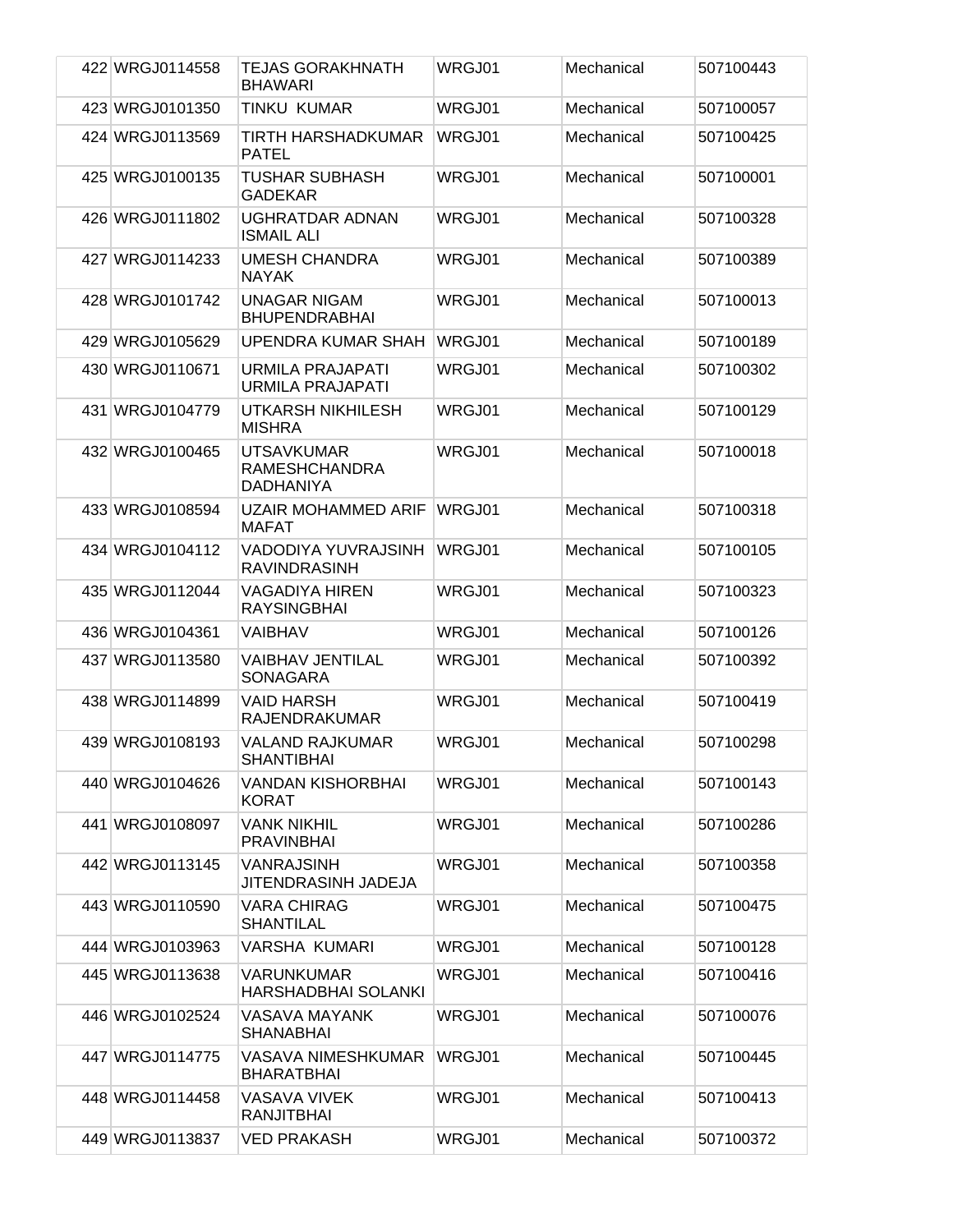| | | | | |
|---|---|---|---|---|
| 422 | WRGJ0114558 | TEJAS GORAKHNATH BHAWARI | WRGJ01 | Mechanical | 507100443 |
| 423 | WRGJ0101350 | TINKU KUMAR | WRGJ01 | Mechanical | 507100057 |
| 424 | WRGJ0113569 | TIRTH HARSHADKUMAR PATEL | WRGJ01 | Mechanical | 507100425 |
| 425 | WRGJ0100135 | TUSHAR SUBHASH GADEKAR | WRGJ01 | Mechanical | 507100001 |
| 426 | WRGJ0111802 | UGHRATDAR ADNAN ISMAIL ALI | WRGJ01 | Mechanical | 507100328 |
| 427 | WRGJ0114233 | UMESH CHANDRA NAYAK | WRGJ01 | Mechanical | 507100389 |
| 428 | WRGJ0101742 | UNAGAR NIGAM BHUPENDRABHAI | WRGJ01 | Mechanical | 507100013 |
| 429 | WRGJ0105629 | UPENDRA KUMAR SHAH | WRGJ01 | Mechanical | 507100189 |
| 430 | WRGJ0110671 | URMILA PRAJAPATI URMILA PRAJAPATI | WRGJ01 | Mechanical | 507100302 |
| 431 | WRGJ0104779 | UTKARSH NIKHILESH MISHRA | WRGJ01 | Mechanical | 507100129 |
| 432 | WRGJ0100465 | UTSAVKUMAR RAMESHCHANDRA DADHANIYA | WRGJ01 | Mechanical | 507100018 |
| 433 | WRGJ0108594 | UZAIR MOHAMMED ARIF MAFAT | WRGJ01 | Mechanical | 507100318 |
| 434 | WRGJ0104112 | VADODIYA YUVRAJSINH RAVINDRASINH | WRGJ01 | Mechanical | 507100105 |
| 435 | WRGJ0112044 | VAGADIYA HIREN RAYSINGBHAI | WRGJ01 | Mechanical | 507100323 |
| 436 | WRGJ0104361 | VAIBHAV | WRGJ01 | Mechanical | 507100126 |
| 437 | WRGJ0113580 | VAIBHAV JENTILAL SONAGARA | WRGJ01 | Mechanical | 507100392 |
| 438 | WRGJ0114899 | VAID HARSH RAJENDRAKUMAR | WRGJ01 | Mechanical | 507100419 |
| 439 | WRGJ0108193 | VALAND RAJKUMAR SHANTIBHAI | WRGJ01 | Mechanical | 507100298 |
| 440 | WRGJ0104626 | VANDAN KISHORBHAI KORAT | WRGJ01 | Mechanical | 507100143 |
| 441 | WRGJ0108097 | VANK NIKHIL PRAVINBHAI | WRGJ01 | Mechanical | 507100286 |
| 442 | WRGJ0113145 | VANRAJSINH JITENDRASINH JADEJA | WRGJ01 | Mechanical | 507100358 |
| 443 | WRGJ0110590 | VARA CHIRAG SHANTILAL | WRGJ01 | Mechanical | 507100475 |
| 444 | WRGJ0103963 | VARSHA KUMARI | WRGJ01 | Mechanical | 507100128 |
| 445 | WRGJ0113638 | VARUNKUMAR HARSHADBHAI SOLANKI | WRGJ01 | Mechanical | 507100416 |
| 446 | WRGJ0102524 | VASAVA MAYANK SHANABHAI | WRGJ01 | Mechanical | 507100076 |
| 447 | WRGJ0114775 | VASAVA NIMESHKUMAR BHARATBHAI | WRGJ01 | Mechanical | 507100445 |
| 448 | WRGJ0114458 | VASAVA VIVEK RANJITBHAI | WRGJ01 | Mechanical | 507100413 |
| 449 | WRGJ0113837 | VED PRAKASH | WRGJ01 | Mechanical | 507100372 |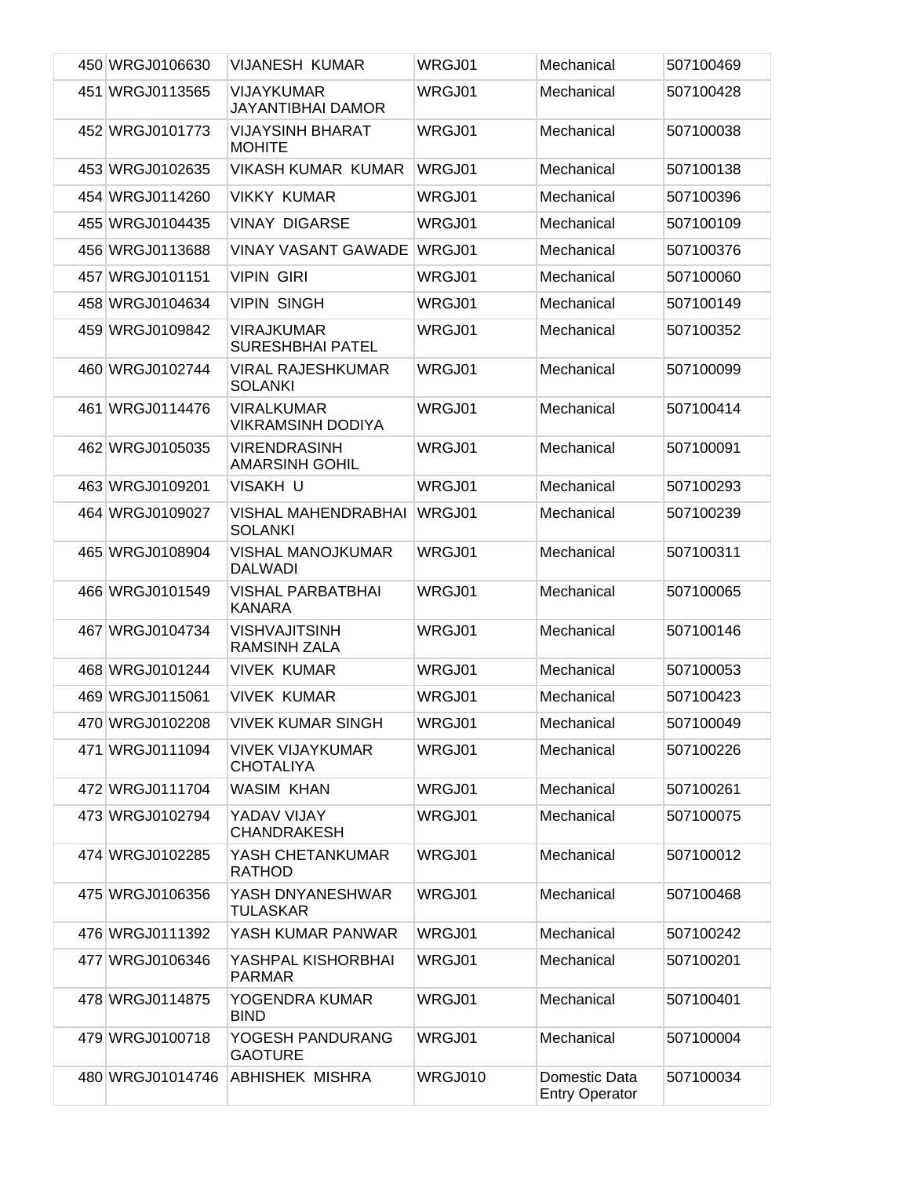| 450 | WRGJ0106630 | VIJANESH KUMAR | WRGJ01 | Mechanical | 507100469 |
|---|---|---|---|---|---|
| 451 | WRGJ0113565 | VIJAYKUMAR JAYANTIBHAI DAMOR | WRGJ01 | Mechanical | 507100428 |
| 452 | WRGJ0101773 | VIJAYSINH BHARAT MOHITE | WRGJ01 | Mechanical | 507100038 |
| 453 | WRGJ0102635 | VIKASH KUMAR KUMAR | WRGJ01 | Mechanical | 507100138 |
| 454 | WRGJ0114260 | VIKKY KUMAR | WRGJ01 | Mechanical | 507100396 |
| 455 | WRGJ0104435 | VINAY DIGARSE | WRGJ01 | Mechanical | 507100109 |
| 456 | WRGJ0113688 | VINAY VASANT GAWADE | WRGJ01 | Mechanical | 507100376 |
| 457 | WRGJ0101151 | VIPIN GIRI | WRGJ01 | Mechanical | 507100060 |
| 458 | WRGJ0104634 | VIPIN SINGH | WRGJ01 | Mechanical | 507100149 |
| 459 | WRGJ0109842 | VIRAJKUMAR SURESHBHAI PATEL | WRGJ01 | Mechanical | 507100352 |
| 460 | WRGJ0102744 | VIRAL RAJESHKUMAR SOLANKI | WRGJ01 | Mechanical | 507100099 |
| 461 | WRGJ0114476 | VIRALKUMAR VIKRAMSINH DODIYA | WRGJ01 | Mechanical | 507100414 |
| 462 | WRGJ0105035 | VIRENDRASINH AMARSINH GOHIL | WRGJ01 | Mechanical | 507100091 |
| 463 | WRGJ0109201 | VISAKH U | WRGJ01 | Mechanical | 507100293 |
| 464 | WRGJ0109027 | VISHAL MAHENDRABHAI SOLANKI | WRGJ01 | Mechanical | 507100239 |
| 465 | WRGJ0108904 | VISHAL MANOJKUMAR DALWADI | WRGJ01 | Mechanical | 507100311 |
| 466 | WRGJ0101549 | VISHAL PARBATBHAI KANARA | WRGJ01 | Mechanical | 507100065 |
| 467 | WRGJ0104734 | VISHVAJITSINH RAMSINH ZALA | WRGJ01 | Mechanical | 507100146 |
| 468 | WRGJ0101244 | VIVEK KUMAR | WRGJ01 | Mechanical | 507100053 |
| 469 | WRGJ0115061 | VIVEK KUMAR | WRGJ01 | Mechanical | 507100423 |
| 470 | WRGJ0102208 | VIVEK KUMAR SINGH | WRGJ01 | Mechanical | 507100049 |
| 471 | WRGJ0111094 | VIVEK VIJAYKUMAR CHOTALIYA | WRGJ01 | Mechanical | 507100226 |
| 472 | WRGJ0111704 | WASIM KHAN | WRGJ01 | Mechanical | 507100261 |
| 473 | WRGJ0102794 | YADAV VIJAY CHANDRAKESH | WRGJ01 | Mechanical | 507100075 |
| 474 | WRGJ0102285 | YASH CHETANKUMAR RATHOD | WRGJ01 | Mechanical | 507100012 |
| 475 | WRGJ0106356 | YASH DNYANESHWAR TULASKAR | WRGJ01 | Mechanical | 507100468 |
| 476 | WRGJ0111392 | YASH KUMAR PANWAR | WRGJ01 | Mechanical | 507100242 |
| 477 | WRGJ0106346 | YASHPAL KISHORBHAI PARMAR | WRGJ01 | Mechanical | 507100201 |
| 478 | WRGJ0114875 | YOGENDRA KUMAR BIND | WRGJ01 | Mechanical | 507100401 |
| 479 | WRGJ0100718 | YOGESH PANDURANG GAOTURE | WRGJ01 | Mechanical | 507100004 |
| 480 | WRGJ01014746 | ABHISHEK MISHRA | WRGJ010 | Domestic Data Entry Operator | 507100034 |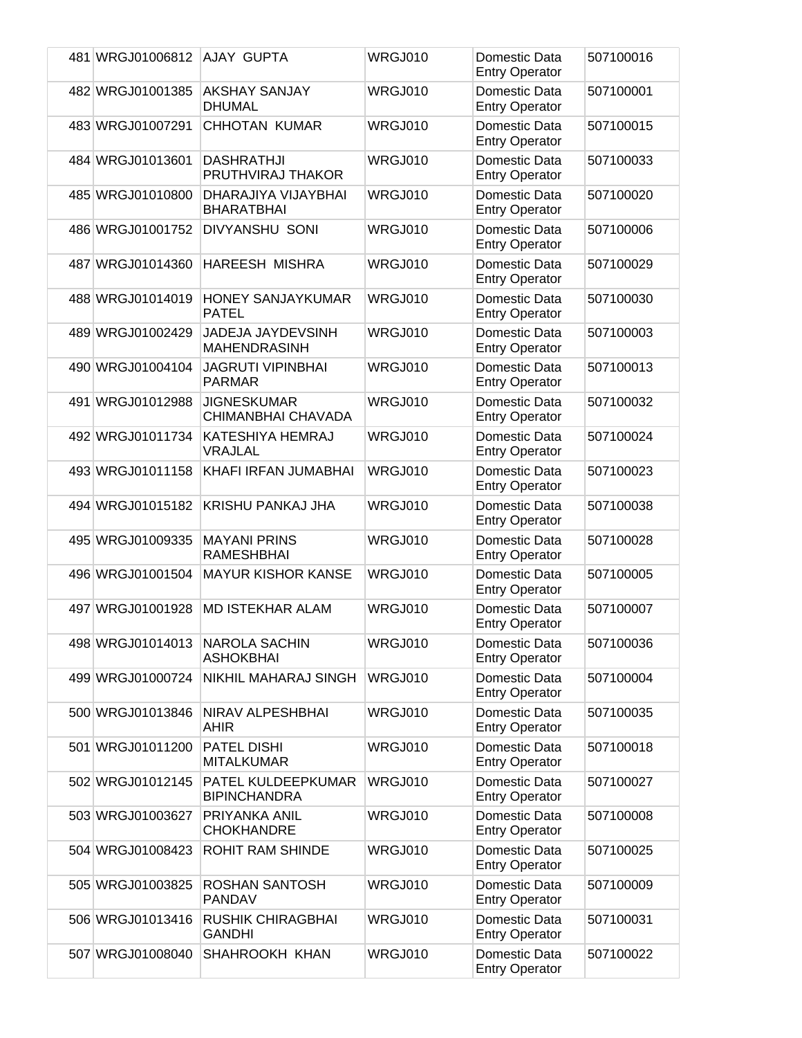| | | | | | |
|---|---|---|---|---|---|
| 481 | WRGJ01006812 | AJAY GUPTA | WRGJ010 | Domestic Data Entry Operator | 507100016 |
| 482 | WRGJ01001385 | AKSHAY SANJAY DHUMAL | WRGJ010 | Domestic Data Entry Operator | 507100001 |
| 483 | WRGJ01007291 | CHHOTAN KUMAR | WRGJ010 | Domestic Data Entry Operator | 507100015 |
| 484 | WRGJ01013601 | DASHRATHJI PRUTHVIRAJ THAKOR | WRGJ010 | Domestic Data Entry Operator | 507100033 |
| 485 | WRGJ01010800 | DHARAJIYA VIJAYBHAI BHARATBHAI | WRGJ010 | Domestic Data Entry Operator | 507100020 |
| 486 | WRGJ01001752 | DIVYANSHU SONI | WRGJ010 | Domestic Data Entry Operator | 507100006 |
| 487 | WRGJ01014360 | HAREESH MISHRA | WRGJ010 | Domestic Data Entry Operator | 507100029 |
| 488 | WRGJ01014019 | HONEY SANJAYKUMAR PATEL | WRGJ010 | Domestic Data Entry Operator | 507100030 |
| 489 | WRGJ01002429 | JADEJA JAYDEVSINH MAHENDRASINH | WRGJ010 | Domestic Data Entry Operator | 507100003 |
| 490 | WRGJ01004104 | JAGRUTI VIPINBHAI PARMAR | WRGJ010 | Domestic Data Entry Operator | 507100013 |
| 491 | WRGJ01012988 | JIGNESKUMAR CHIMANBHAI CHAVADA | WRGJ010 | Domestic Data Entry Operator | 507100032 |
| 492 | WRGJ01011734 | KATESHIYA HEMRAJ VRAJLAL | WRGJ010 | Domestic Data Entry Operator | 507100024 |
| 493 | WRGJ01011158 | KHAFI IRFAN JUMABHAI | WRGJ010 | Domestic Data Entry Operator | 507100023 |
| 494 | WRGJ01015182 | KRISHU PANKAJ JHA | WRGJ010 | Domestic Data Entry Operator | 507100038 |
| 495 | WRGJ01009335 | MAYANI PRINS RAMESHBHAI | WRGJ010 | Domestic Data Entry Operator | 507100028 |
| 496 | WRGJ01001504 | MAYUR KISHOR KANSE | WRGJ010 | Domestic Data Entry Operator | 507100005 |
| 497 | WRGJ01001928 | MD ISTEKHAR ALAM | WRGJ010 | Domestic Data Entry Operator | 507100007 |
| 498 | WRGJ01014013 | NAROLA SACHIN ASHOKBHAI | WRGJ010 | Domestic Data Entry Operator | 507100036 |
| 499 | WRGJ01000724 | NIKHIL MAHARAJ SINGH | WRGJ010 | Domestic Data Entry Operator | 507100004 |
| 500 | WRGJ01013846 | NIRAV ALPESHBHAI AHIR | WRGJ010 | Domestic Data Entry Operator | 507100035 |
| 501 | WRGJ01011200 | PATEL DISHI MITALKUMAR | WRGJ010 | Domestic Data Entry Operator | 507100018 |
| 502 | WRGJ01012145 | PATEL KULDEEPKUMAR BIPINCHANDRA | WRGJ010 | Domestic Data Entry Operator | 507100027 |
| 503 | WRGJ01003627 | PRIYANKA ANIL CHOKHANDRE | WRGJ010 | Domestic Data Entry Operator | 507100008 |
| 504 | WRGJ01008423 | ROHIT RAM SHINDE | WRGJ010 | Domestic Data Entry Operator | 507100025 |
| 505 | WRGJ01003825 | ROSHAN SANTOSH PANDAV | WRGJ010 | Domestic Data Entry Operator | 507100009 |
| 506 | WRGJ01013416 | RUSHIK CHIRAGBHAI GANDHI | WRGJ010 | Domestic Data Entry Operator | 507100031 |
| 507 | WRGJ01008040 | SHAHROOKH KHAN | WRGJ010 | Domestic Data Entry Operator | 507100022 |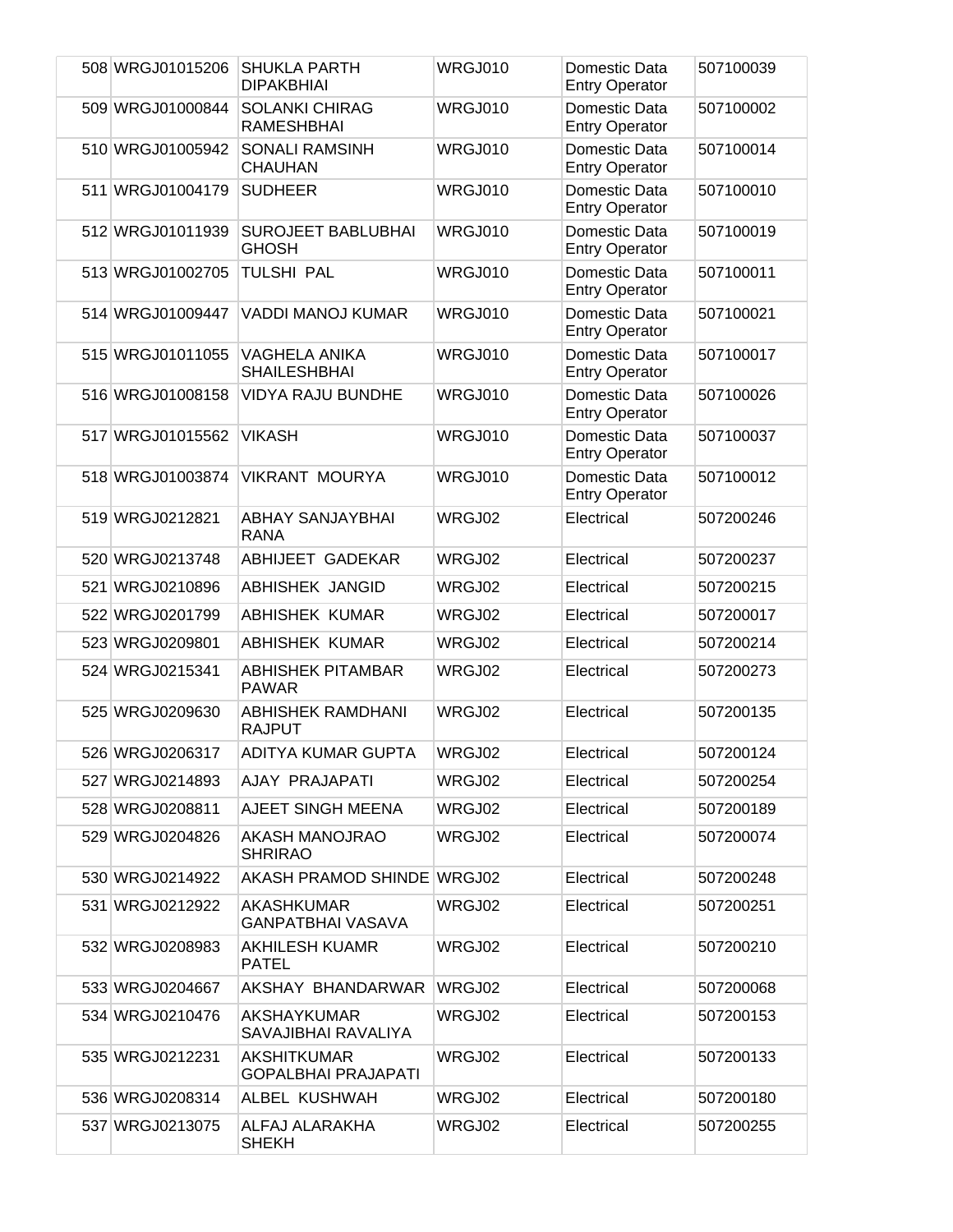| 508 | WRGJ01015206 | SHUKLA PARTH DIPAKBHIAI | WRGJ010 | Domestic Data Entry Operator | 507100039 |
|---|---|---|---|---|---|
| 509 | WRGJ01000844 | SOLANKI CHIRAG RAMESHBHAI | WRGJ010 | Domestic Data Entry Operator | 507100002 |
| 510 | WRGJ01005942 | SONALI RAMSINH CHAUHAN | WRGJ010 | Domestic Data Entry Operator | 507100014 |
| 511 | WRGJ01004179 | SUDHEER | WRGJ010 | Domestic Data Entry Operator | 507100010 |
| 512 | WRGJ01011939 | SUROJEET BABLUBHAI GHOSH | WRGJ010 | Domestic Data Entry Operator | 507100019 |
| 513 | WRGJ01002705 | TULSHI PAL | WRGJ010 | Domestic Data Entry Operator | 507100011 |
| 514 | WRGJ01009447 | VADDI MANOJ KUMAR | WRGJ010 | Domestic Data Entry Operator | 507100021 |
| 515 | WRGJ01011055 | VAGHELA ANIKA SHAILESHBHAI | WRGJ010 | Domestic Data Entry Operator | 507100017 |
| 516 | WRGJ01008158 | VIDYA RAJU BUNDHE | WRGJ010 | Domestic Data Entry Operator | 507100026 |
| 517 | WRGJ01015562 | VIKASH | WRGJ010 | Domestic Data Entry Operator | 507100037 |
| 518 | WRGJ01003874 | VIKRANT MOURYA | WRGJ010 | Domestic Data Entry Operator | 507100012 |
| 519 | WRGJ0212821 | ABHAY SANJAYBHAI RANA | WRGJ02 | Electrical | 507200246 |
| 520 | WRGJ0213748 | ABHIJEET GADEKAR | WRGJ02 | Electrical | 507200237 |
| 521 | WRGJ0210896 | ABHISHEK JANGID | WRGJ02 | Electrical | 507200215 |
| 522 | WRGJ0201799 | ABHISHEK KUMAR | WRGJ02 | Electrical | 507200017 |
| 523 | WRGJ0209801 | ABHISHEK KUMAR | WRGJ02 | Electrical | 507200214 |
| 524 | WRGJ0215341 | ABHISHEK PITAMBAR PAWAR | WRGJ02 | Electrical | 507200273 |
| 525 | WRGJ0209630 | ABHISHEK RAMDHANI RAJPUT | WRGJ02 | Electrical | 507200135 |
| 526 | WRGJ0206317 | ADITYA KUMAR GUPTA | WRGJ02 | Electrical | 507200124 |
| 527 | WRGJ0214893 | AJAY PRAJAPATI | WRGJ02 | Electrical | 507200254 |
| 528 | WRGJ0208811 | AJEET SINGH MEENA | WRGJ02 | Electrical | 507200189 |
| 529 | WRGJ0204826 | AKASH MANOJRAO SHRIRAO | WRGJ02 | Electrical | 507200074 |
| 530 | WRGJ0214922 | AKASH PRAMOD SHINDE | WRGJ02 | Electrical | 507200248 |
| 531 | WRGJ0212922 | AKASHKUMAR GANPATBHAI VASAVA | WRGJ02 | Electrical | 507200251 |
| 532 | WRGJ0208983 | AKHILESH KUAMR PATEL | WRGJ02 | Electrical | 507200210 |
| 533 | WRGJ0204667 | AKSHAY BHANDARWAR | WRGJ02 | Electrical | 507200068 |
| 534 | WRGJ0210476 | AKSHAYKUMAR SAVAJIBHAI RAVALIYA | WRGJ02 | Electrical | 507200153 |
| 535 | WRGJ0212231 | AKSHITKUMAR GOPALBHAI PRAJAPATI | WRGJ02 | Electrical | 507200133 |
| 536 | WRGJ0208314 | ALBEL KUSHWAH | WRGJ02 | Electrical | 507200180 |
| 537 | WRGJ0213075 | ALFAJ ALARAKHA SHEKH | WRGJ02 | Electrical | 507200255 |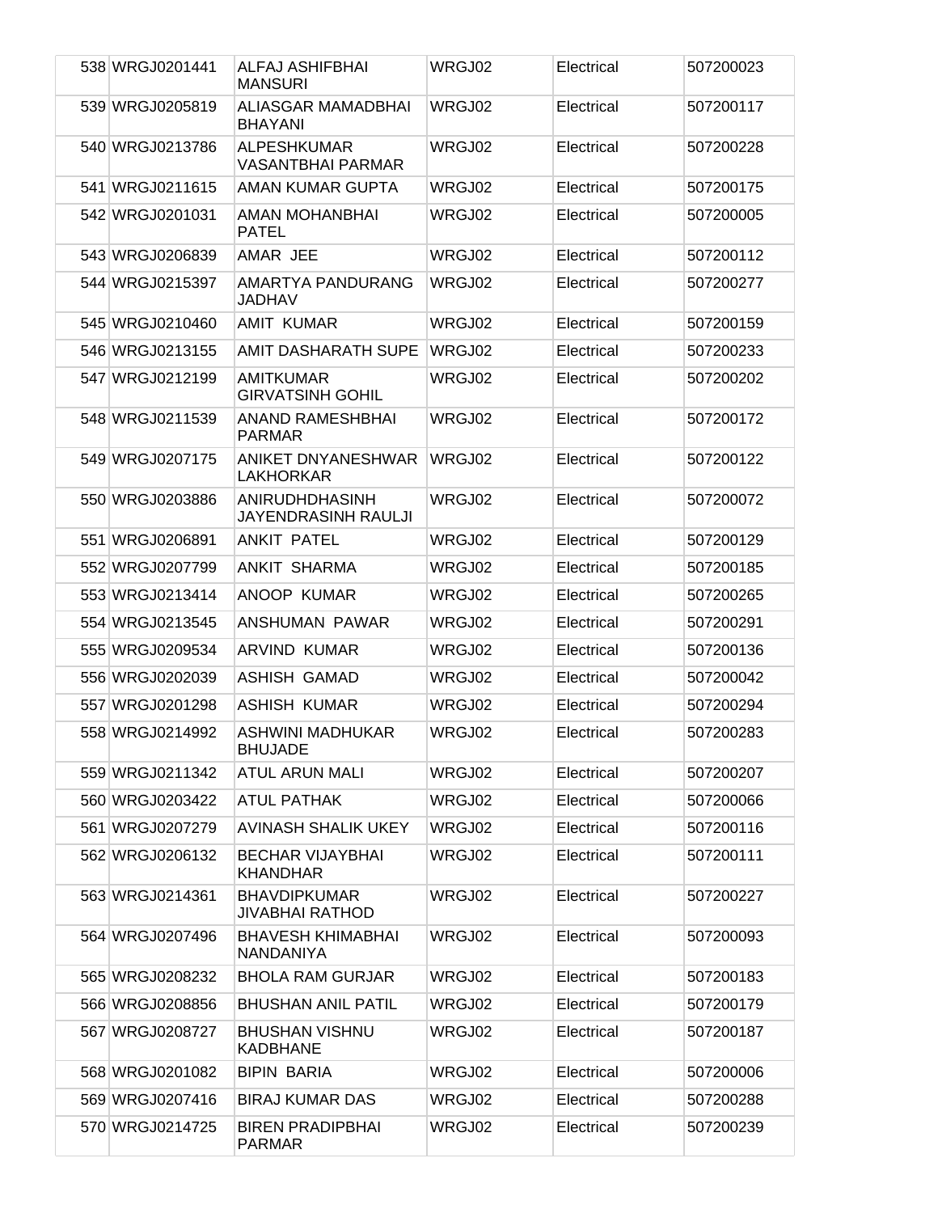| | | | | | |
|---|---|---|---|---|---|
| 538 | WRGJ0201441 | ALFAJ ASHIFBHAI MANSURI | WRGJ02 | Electrical | 507200023 |
| 539 | WRGJ0205819 | ALIASGAR MAMADBHAI BHAYANI | WRGJ02 | Electrical | 507200117 |
| 540 | WRGJ0213786 | ALPESHKUMAR VASANTBHAI PARMAR | WRGJ02 | Electrical | 507200228 |
| 541 | WRGJ0211615 | AMAN KUMAR GUPTA | WRGJ02 | Electrical | 507200175 |
| 542 | WRGJ0201031 | AMAN MOHANBHAI PATEL | WRGJ02 | Electrical | 507200005 |
| 543 | WRGJ0206839 | AMAR JEE | WRGJ02 | Electrical | 507200112 |
| 544 | WRGJ0215397 | AMARTYA PANDURANG JADHAV | WRGJ02 | Electrical | 507200277 |
| 545 | WRGJ0210460 | AMIT KUMAR | WRGJ02 | Electrical | 507200159 |
| 546 | WRGJ0213155 | AMIT DASHARATH SUPE | WRGJ02 | Electrical | 507200233 |
| 547 | WRGJ0212199 | AMITKUMAR GIRVATSINH GOHIL | WRGJ02 | Electrical | 507200202 |
| 548 | WRGJ0211539 | ANAND RAMESHBHAI PARMAR | WRGJ02 | Electrical | 507200172 |
| 549 | WRGJ0207175 | ANIKET DNYANESHWAR LAKHORKAR | WRGJ02 | Electrical | 507200122 |
| 550 | WRGJ0203886 | ANIRUDHDHASINH JAYENDRASINH RAULJI | WRGJ02 | Electrical | 507200072 |
| 551 | WRGJ0206891 | ANKIT PATEL | WRGJ02 | Electrical | 507200129 |
| 552 | WRGJ0207799 | ANKIT SHARMA | WRGJ02 | Electrical | 507200185 |
| 553 | WRGJ0213414 | ANOOP KUMAR | WRGJ02 | Electrical | 507200265 |
| 554 | WRGJ0213545 | ANSHUMAN PAWAR | WRGJ02 | Electrical | 507200291 |
| 555 | WRGJ0209534 | ARVIND KUMAR | WRGJ02 | Electrical | 507200136 |
| 556 | WRGJ0202039 | ASHISH GAMAD | WRGJ02 | Electrical | 507200042 |
| 557 | WRGJ0201298 | ASHISH KUMAR | WRGJ02 | Electrical | 507200294 |
| 558 | WRGJ0214992 | ASHWINI MADHUKAR BHUJADE | WRGJ02 | Electrical | 507200283 |
| 559 | WRGJ0211342 | ATUL ARUN MALI | WRGJ02 | Electrical | 507200207 |
| 560 | WRGJ0203422 | ATUL PATHAK | WRGJ02 | Electrical | 507200066 |
| 561 | WRGJ0207279 | AVINASH SHALIK UKEY | WRGJ02 | Electrical | 507200116 |
| 562 | WRGJ0206132 | BECHAR VIJAYBHAI KHANDHAR | WRGJ02 | Electrical | 507200111 |
| 563 | WRGJ0214361 | BHAVDIPKUMAR JIVABHAI RATHOD | WRGJ02 | Electrical | 507200227 |
| 564 | WRGJ0207496 | BHAVESH KHIMABHAI NANDANIYA | WRGJ02 | Electrical | 507200093 |
| 565 | WRGJ0208232 | BHOLA RAM GURJAR | WRGJ02 | Electrical | 507200183 |
| 566 | WRGJ0208856 | BHUSHAN ANIL PATIL | WRGJ02 | Electrical | 507200179 |
| 567 | WRGJ0208727 | BHUSHAN VISHNU KADBHANE | WRGJ02 | Electrical | 507200187 |
| 568 | WRGJ0201082 | BIPIN BARIA | WRGJ02 | Electrical | 507200006 |
| 569 | WRGJ0207416 | BIRAJ KUMAR DAS | WRGJ02 | Electrical | 507200288 |
| 570 | WRGJ0214725 | BIREN PRADIPBHAI PARMAR | WRGJ02 | Electrical | 507200239 |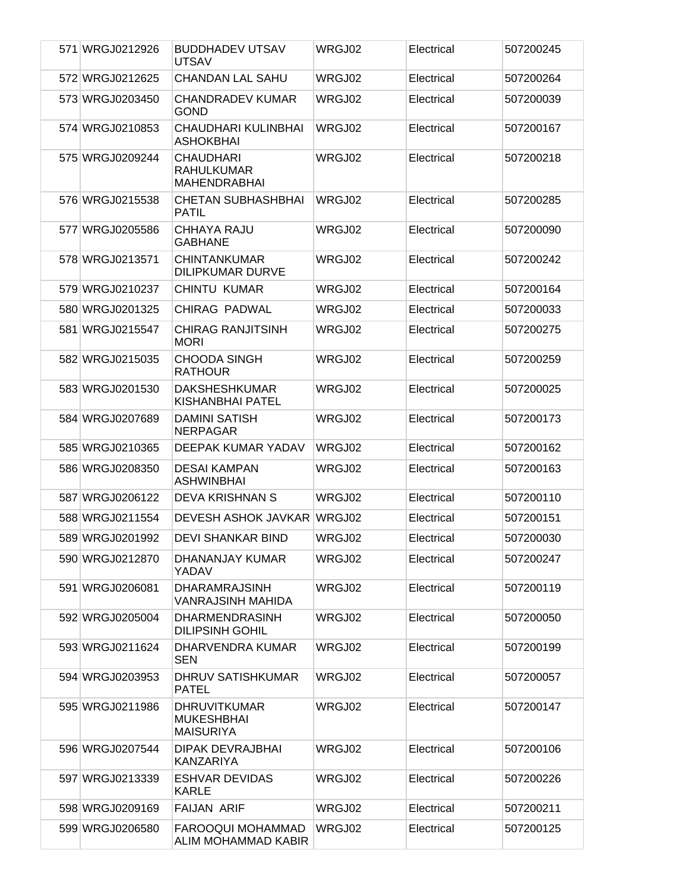| | | | | | |
|---|---|---|---|---|---|
| 571 | WRGJ0212926 | BUDDHADEV UTSAV UTSAV | WRGJ02 | Electrical | 507200245 |
| 572 | WRGJ0212625 | CHANDAN LAL SAHU | WRGJ02 | Electrical | 507200264 |
| 573 | WRGJ0203450 | CHANDRADEV KUMAR GOND | WRGJ02 | Electrical | 507200039 |
| 574 | WRGJ0210853 | CHAUDHARI KULINBHAI ASHOKBHAI | WRGJ02 | Electrical | 507200167 |
| 575 | WRGJ0209244 | CHAUDHARI RAHULKUMAR MAHENDRABHAI | WRGJ02 | Electrical | 507200218 |
| 576 | WRGJ0215538 | CHETAN SUBHASHBHAI PATIL | WRGJ02 | Electrical | 507200285 |
| 577 | WRGJ0205586 | CHHAYA RAJU GABHANE | WRGJ02 | Electrical | 507200090 |
| 578 | WRGJ0213571 | CHINTANKUMAR DILIPKUMAR DURVE | WRGJ02 | Electrical | 507200242 |
| 579 | WRGJ0210237 | CHINTU KUMAR | WRGJ02 | Electrical | 507200164 |
| 580 | WRGJ0201325 | CHIRAG PADWAL | WRGJ02 | Electrical | 507200033 |
| 581 | WRGJ0215547 | CHIRAG RANJITSINH MORI | WRGJ02 | Electrical | 507200275 |
| 582 | WRGJ0215035 | CHOODA SINGH RATHOUR | WRGJ02 | Electrical | 507200259 |
| 583 | WRGJ0201530 | DAKSHESHKUMAR KISHANBHAI PATEL | WRGJ02 | Electrical | 507200025 |
| 584 | WRGJ0207689 | DAMINI SATISH NERPAGAR | WRGJ02 | Electrical | 507200173 |
| 585 | WRGJ0210365 | DEEPAK KUMAR YADAV | WRGJ02 | Electrical | 507200162 |
| 586 | WRGJ0208350 | DESAI KAMPAN ASHWINBHAI | WRGJ02 | Electrical | 507200163 |
| 587 | WRGJ0206122 | DEVA KRISHNAN S | WRGJ02 | Electrical | 507200110 |
| 588 | WRGJ0211554 | DEVESH ASHOK JAVKAR | WRGJ02 | Electrical | 507200151 |
| 589 | WRGJ0201992 | DEVI SHANKAR BIND | WRGJ02 | Electrical | 507200030 |
| 590 | WRGJ0212870 | DHANANJAY KUMAR YADAV | WRGJ02 | Electrical | 507200247 |
| 591 | WRGJ0206081 | DHARAMRAJSINH VANRAJSINH MAHIDA | WRGJ02 | Electrical | 507200119 |
| 592 | WRGJ0205004 | DHARMENDRASINH DILIPSINH GOHIL | WRGJ02 | Electrical | 507200050 |
| 593 | WRGJ0211624 | DHARVENDRA KUMAR SEN | WRGJ02 | Electrical | 507200199 |
| 594 | WRGJ0203953 | DHRUV SATISHKUMAR PATEL | WRGJ02 | Electrical | 507200057 |
| 595 | WRGJ0211986 | DHRUVITKUMAR MUKESHBHAI MAISURIYA | WRGJ02 | Electrical | 507200147 |
| 596 | WRGJ0207544 | DIPAK DEVRAJBHAI KANZARIYA | WRGJ02 | Electrical | 507200106 |
| 597 | WRGJ0213339 | ESHVAR DEVIDAS KARLE | WRGJ02 | Electrical | 507200226 |
| 598 | WRGJ0209169 | FAIJAN ARIF | WRGJ02 | Electrical | 507200211 |
| 599 | WRGJ0206580 | FAROOQUI MOHAMMAD ALIM MOHAMMAD KABIR | WRGJ02 | Electrical | 507200125 |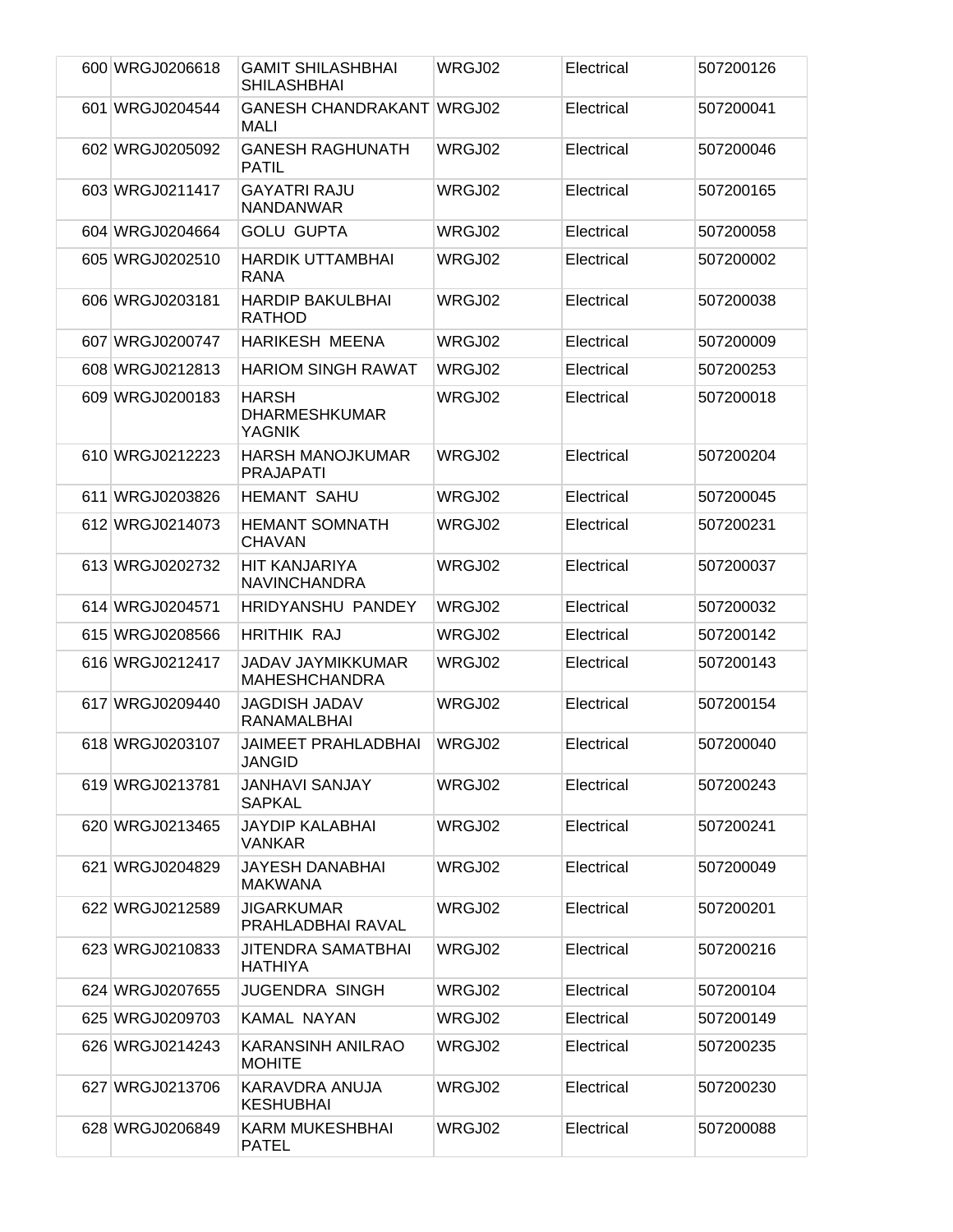| 600 | WRGJ0206618 | GAMIT SHILASHBHAI SHILASHBHAI | WRGJ02 | Electrical | 507200126 |
|---|---|---|---|---|---|
| 601 | WRGJ0204544 | GANESH CHANDRAKANT MALI | WRGJ02 | Electrical | 507200041 |
| 602 | WRGJ0205092 | GANESH RAGHUNATH PATIL | WRGJ02 | Electrical | 507200046 |
| 603 | WRGJ0211417 | GAYATRI RAJU NANDANWAR | WRGJ02 | Electrical | 507200165 |
| 604 | WRGJ0204664 | GOLU GUPTA | WRGJ02 | Electrical | 507200058 |
| 605 | WRGJ0202510 | HARDIK UTTAMBHAI RANA | WRGJ02 | Electrical | 507200002 |
| 606 | WRGJ0203181 | HARDIP BAKULBHAI RATHOD | WRGJ02 | Electrical | 507200038 |
| 607 | WRGJ0200747 | HARIKESH MEENA | WRGJ02 | Electrical | 507200009 |
| 608 | WRGJ0212813 | HARIOM SINGH RAWAT | WRGJ02 | Electrical | 507200253 |
| 609 | WRGJ0200183 | HARSH DHARMESHKUMAR YAGNIK | WRGJ02 | Electrical | 507200018 |
| 610 | WRGJ0212223 | HARSH MANOJKUMAR PRAJAPATI | WRGJ02 | Electrical | 507200204 |
| 611 | WRGJ0203826 | HEMANT SAHU | WRGJ02 | Electrical | 507200045 |
| 612 | WRGJ0214073 | HEMANT SOMNATH CHAVAN | WRGJ02 | Electrical | 507200231 |
| 613 | WRGJ0202732 | HIT KANJARIYA NAVINCHANDRA | WRGJ02 | Electrical | 507200037 |
| 614 | WRGJ0204571 | HRIDYANSHU PANDEY | WRGJ02 | Electrical | 507200032 |
| 615 | WRGJ0208566 | HRITHIK RAJ | WRGJ02 | Electrical | 507200142 |
| 616 | WRGJ0212417 | JADAV JAYMIKKUMAR MAHESHCHANDRA | WRGJ02 | Electrical | 507200143 |
| 617 | WRGJ0209440 | JAGDISH JADAV RANAMALBHAI | WRGJ02 | Electrical | 507200154 |
| 618 | WRGJ0203107 | JAIMEET PRAHLADBHAI JANGID | WRGJ02 | Electrical | 507200040 |
| 619 | WRGJ0213781 | JANHAVI SANJAY SAPKAL | WRGJ02 | Electrical | 507200243 |
| 620 | WRGJ0213465 | JAYDIP KALABHAI VANKAR | WRGJ02 | Electrical | 507200241 |
| 621 | WRGJ0204829 | JAYESH DANABHAI MAKWANA | WRGJ02 | Electrical | 507200049 |
| 622 | WRGJ0212589 | JIGARKUMAR PRAHLADBHAI RAVAL | WRGJ02 | Electrical | 507200201 |
| 623 | WRGJ0210833 | JITENDRA SAMATBHAI HATHIYA | WRGJ02 | Electrical | 507200216 |
| 624 | WRGJ0207655 | JUGENDRA SINGH | WRGJ02 | Electrical | 507200104 |
| 625 | WRGJ0209703 | KAMAL NAYAN | WRGJ02 | Electrical | 507200149 |
| 626 | WRGJ0214243 | KARANSINH ANILRAO MOHITE | WRGJ02 | Electrical | 507200235 |
| 627 | WRGJ0213706 | KARAVDRA ANUJA KESHUBHAI | WRGJ02 | Electrical | 507200230 |
| 628 | WRGJ0206849 | KARM MUKESHBHAI PATEL | WRGJ02 | Electrical | 507200088 |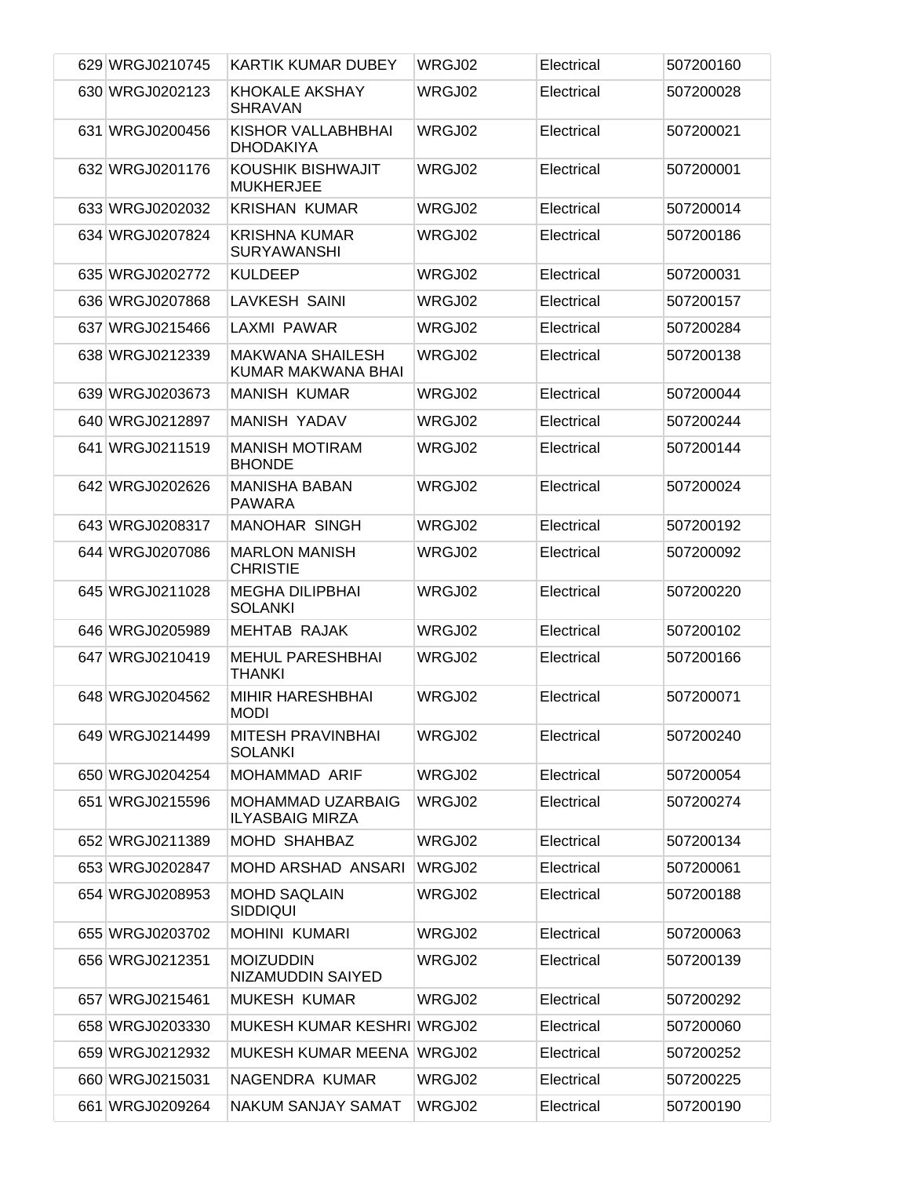| | | | | | |
|---|---|---|---|---|---|
| 629 | WRGJ0210745 | KARTIK KUMAR DUBEY | WRGJ02 | Electrical | 507200160 |
| 630 | WRGJ0202123 | KHOKALE AKSHAY SHRAVAN | WRGJ02 | Electrical | 507200028 |
| 631 | WRGJ0200456 | KISHOR VALLABHBHAI DHODAKIYA | WRGJ02 | Electrical | 507200021 |
| 632 | WRGJ0201176 | KOUSHIK BISHWAJIT MUKHERJEE | WRGJ02 | Electrical | 507200001 |
| 633 | WRGJ0202032 | KRISHAN KUMAR | WRGJ02 | Electrical | 507200014 |
| 634 | WRGJ0207824 | KRISHNA KUMAR SURYAWANSHI | WRGJ02 | Electrical | 507200186 |
| 635 | WRGJ0202772 | KULDEEP | WRGJ02 | Electrical | 507200031 |
| 636 | WRGJ0207868 | LAVKESH SAINI | WRGJ02 | Electrical | 507200157 |
| 637 | WRGJ0215466 | LAXMI PAWAR | WRGJ02 | Electrical | 507200284 |
| 638 | WRGJ0212339 | MAKWANA SHAILESH KUMAR MAKWANA BHAI | WRGJ02 | Electrical | 507200138 |
| 639 | WRGJ0203673 | MANISH KUMAR | WRGJ02 | Electrical | 507200044 |
| 640 | WRGJ0212897 | MANISH YADAV | WRGJ02 | Electrical | 507200244 |
| 641 | WRGJ0211519 | MANISH MOTIRAM BHONDE | WRGJ02 | Electrical | 507200144 |
| 642 | WRGJ0202626 | MANISHA BABAN PAWARA | WRGJ02 | Electrical | 507200024 |
| 643 | WRGJ0208317 | MANOHAR SINGH | WRGJ02 | Electrical | 507200192 |
| 644 | WRGJ0207086 | MARLON MANISH CHRISTIE | WRGJ02 | Electrical | 507200092 |
| 645 | WRGJ0211028 | MEGHA DILIPBHAI SOLANKI | WRGJ02 | Electrical | 507200220 |
| 646 | WRGJ0205989 | MEHTAB RAJAK | WRGJ02 | Electrical | 507200102 |
| 647 | WRGJ0210419 | MEHUL PARESHBHAI THANKI | WRGJ02 | Electrical | 507200166 |
| 648 | WRGJ0204562 | MIHIR HARESHBHAI MODI | WRGJ02 | Electrical | 507200071 |
| 649 | WRGJ0214499 | MITESH PRAVINBHAI SOLANKI | WRGJ02 | Electrical | 507200240 |
| 650 | WRGJ0204254 | MOHAMMAD ARIF | WRGJ02 | Electrical | 507200054 |
| 651 | WRGJ0215596 | MOHAMMAD UZARBAIG ILYASBAIG MIRZA | WRGJ02 | Electrical | 507200274 |
| 652 | WRGJ0211389 | MOHD SHAHBAZ | WRGJ02 | Electrical | 507200134 |
| 653 | WRGJ0202847 | MOHD ARSHAD ANSARI | WRGJ02 | Electrical | 507200061 |
| 654 | WRGJ0208953 | MOHD SAQLAIN SIDDIQUI | WRGJ02 | Electrical | 507200188 |
| 655 | WRGJ0203702 | MOHINI KUMARI | WRGJ02 | Electrical | 507200063 |
| 656 | WRGJ0212351 | MOIZUDDIN NIZAMUDDIN SAIYED | WRGJ02 | Electrical | 507200139 |
| 657 | WRGJ0215461 | MUKESH KUMAR | WRGJ02 | Electrical | 507200292 |
| 658 | WRGJ0203330 | MUKESH KUMAR KESHRI | WRGJ02 | Electrical | 507200060 |
| 659 | WRGJ0212932 | MUKESH KUMAR MEENA | WRGJ02 | Electrical | 507200252 |
| 660 | WRGJ0215031 | NAGENDRA KUMAR | WRGJ02 | Electrical | 507200225 |
| 661 | WRGJ0209264 | NAKUM SANJAY SAMAT | WRGJ02 | Electrical | 507200190 |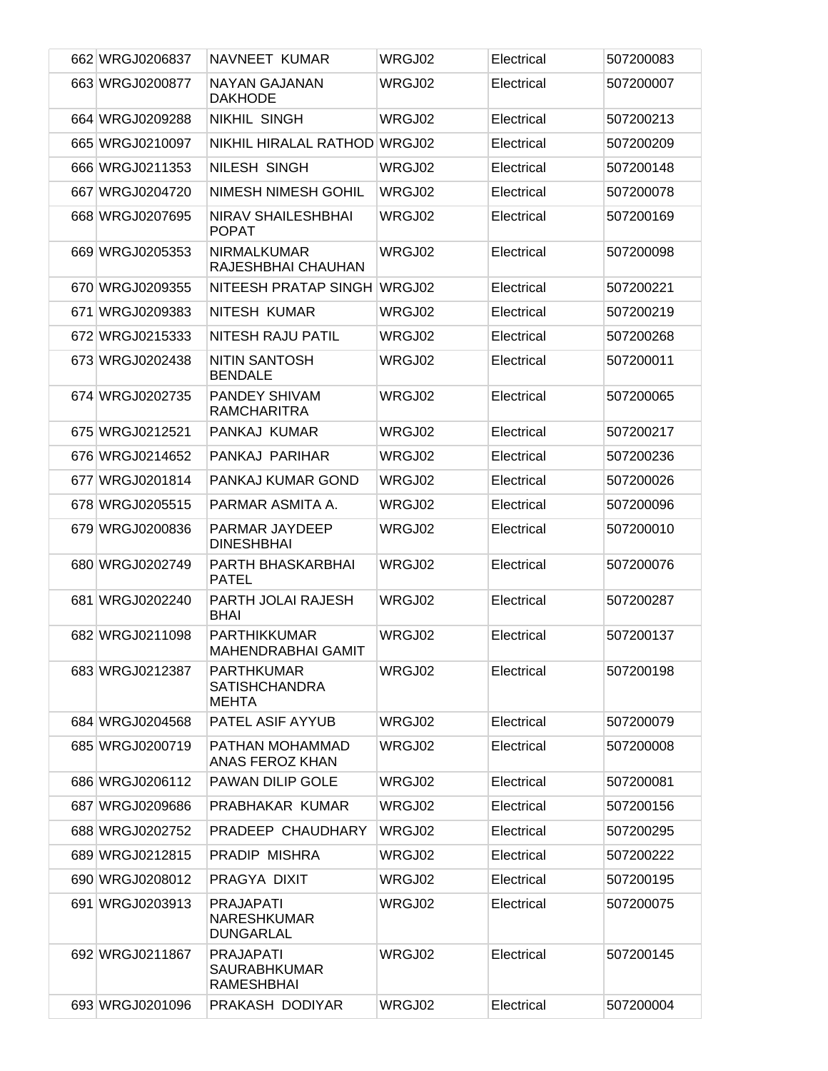| | | | | |
|---|---|---|---|---|
| 662 WRGJ0206837 | NAVNEET KUMAR | WRGJ02 | Electrical | 507200083 |
| 663 WRGJ0200877 | NAYAN GAJANAN DAKHODE | WRGJ02 | Electrical | 507200007 |
| 664 WRGJ0209288 | NIKHIL SINGH | WRGJ02 | Electrical | 507200213 |
| 665 WRGJ0210097 | NIKHIL HIRALAL RATHOD | WRGJ02 | Electrical | 507200209 |
| 666 WRGJ0211353 | NILESH SINGH | WRGJ02 | Electrical | 507200148 |
| 667 WRGJ0204720 | NIMESH NIMESH GOHIL | WRGJ02 | Electrical | 507200078 |
| 668 WRGJ0207695 | NIRAV SHAILESHBHAI POPAT | WRGJ02 | Electrical | 507200169 |
| 669 WRGJ0205353 | NIRMALKUMAR RAJESHBHAI CHAUHAN | WRGJ02 | Electrical | 507200098 |
| 670 WRGJ0209355 | NITEESH PRATAP SINGH | WRGJ02 | Electrical | 507200221 |
| 671 WRGJ0209383 | NITESH KUMAR | WRGJ02 | Electrical | 507200219 |
| 672 WRGJ0215333 | NITESH RAJU PATIL | WRGJ02 | Electrical | 507200268 |
| 673 WRGJ0202438 | NITIN SANTOSH BENDALE | WRGJ02 | Electrical | 507200011 |
| 674 WRGJ0202735 | PANDEY SHIVAM RAMCHARITRA | WRGJ02 | Electrical | 507200065 |
| 675 WRGJ0212521 | PANKAJ KUMAR | WRGJ02 | Electrical | 507200217 |
| 676 WRGJ0214652 | PANKAJ PARIHAR | WRGJ02 | Electrical | 507200236 |
| 677 WRGJ0201814 | PANKAJ KUMAR GOND | WRGJ02 | Electrical | 507200026 |
| 678 WRGJ0205515 | PARMAR ASMITA A. | WRGJ02 | Electrical | 507200096 |
| 679 WRGJ0200836 | PARMAR JAYDEEP DINESHBHAI | WRGJ02 | Electrical | 507200010 |
| 680 WRGJ0202749 | PARTH BHASKARBHAI PATEL | WRGJ02 | Electrical | 507200076 |
| 681 WRGJ0202240 | PARTH JOLAI RAJESH BHAI | WRGJ02 | Electrical | 507200287 |
| 682 WRGJ0211098 | PARTHIKKUMAR MAHENDRABHAI GAMIT | WRGJ02 | Electrical | 507200137 |
| 683 WRGJ0212387 | PARTHKUMAR SATISHCHANDRA MEHTA | WRGJ02 | Electrical | 507200198 |
| 684 WRGJ0204568 | PATEL ASIF AYYUB | WRGJ02 | Electrical | 507200079 |
| 685 WRGJ0200719 | PATHAN MOHAMMAD ANAS FEROZ KHAN | WRGJ02 | Electrical | 507200008 |
| 686 WRGJ0206112 | PAWAN DILIP GOLE | WRGJ02 | Electrical | 507200081 |
| 687 WRGJ0209686 | PRABHAKAR KUMAR | WRGJ02 | Electrical | 507200156 |
| 688 WRGJ0202752 | PRADEEP CHAUDHARY | WRGJ02 | Electrical | 507200295 |
| 689 WRGJ0212815 | PRADIP MISHRA | WRGJ02 | Electrical | 507200222 |
| 690 WRGJ0208012 | PRAGYA DIXIT | WRGJ02 | Electrical | 507200195 |
| 691 WRGJ0203913 | PRAJAPATI NARESHKUMAR DUNGARLAL | WRGJ02 | Electrical | 507200075 |
| 692 WRGJ0211867 | PRAJAPATI SAURABHKUMAR RAMESHBHAI | WRGJ02 | Electrical | 507200145 |
| 693 WRGJ0201096 | PRAKASH DODIYAR | WRGJ02 | Electrical | 507200004 |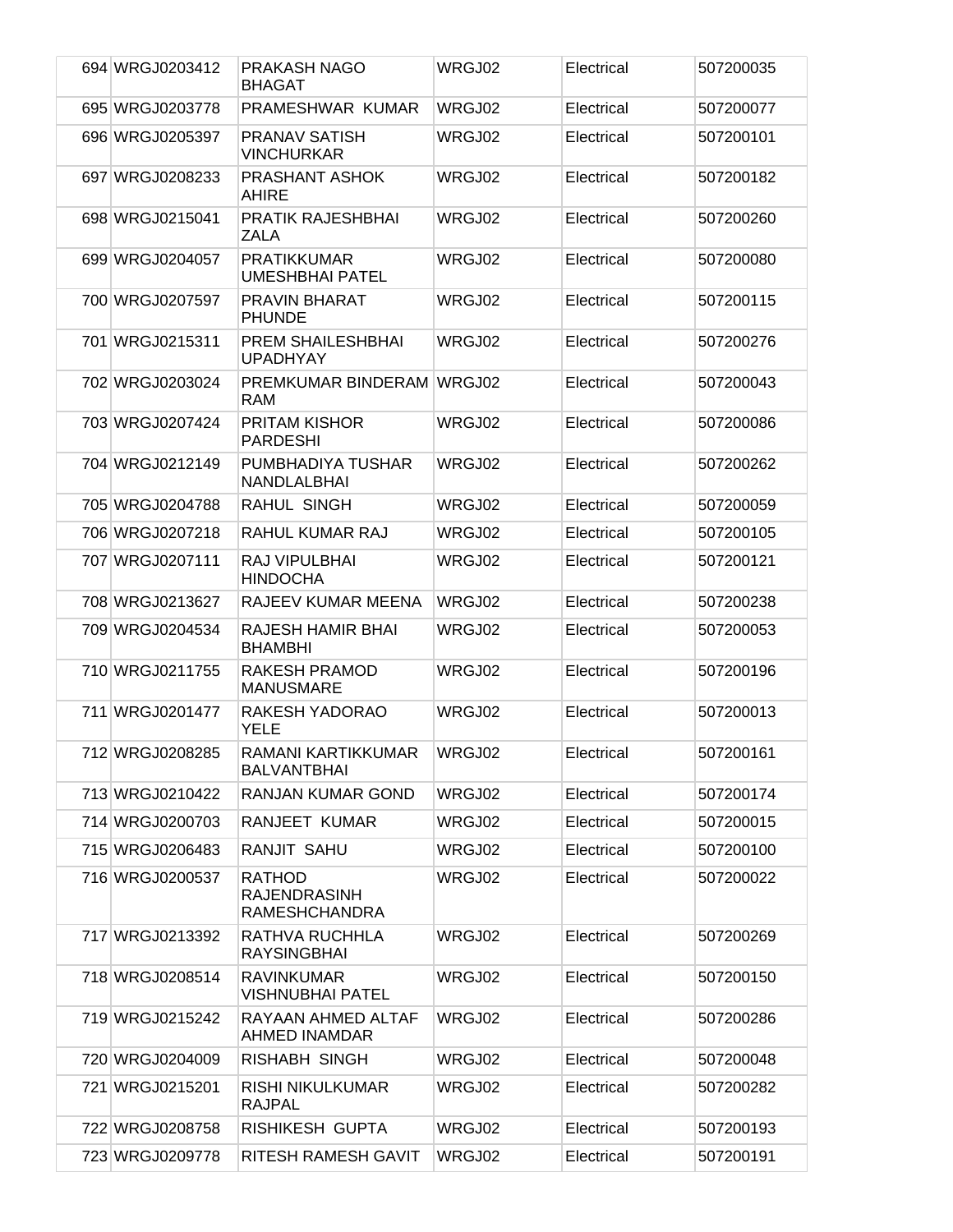| | | | | | |
|---|---|---|---|---|---|
| 694 | WRGJ0203412 | PRAKASH NAGO BHAGAT | WRGJ02 | Electrical | 507200035 |
| 695 | WRGJ0203778 | PRAMESHWAR KUMAR | WRGJ02 | Electrical | 507200077 |
| 696 | WRGJ0205397 | PRANAV SATISH VINCHURKAR | WRGJ02 | Electrical | 507200101 |
| 697 | WRGJ0208233 | PRASHANT ASHOK AHIRE | WRGJ02 | Electrical | 507200182 |
| 698 | WRGJ0215041 | PRATIK RAJESHBHAI ZALA | WRGJ02 | Electrical | 507200260 |
| 699 | WRGJ0204057 | PRATIKKUMAR UMESHBHAI PATEL | WRGJ02 | Electrical | 507200080 |
| 700 | WRGJ0207597 | PRAVIN BHARAT PHUNDE | WRGJ02 | Electrical | 507200115 |
| 701 | WRGJ0215311 | PREM SHAILESHBHAI UPADHYAY | WRGJ02 | Electrical | 507200276 |
| 702 | WRGJ0203024 | PREMKUMAR BINDERAM RAM | WRGJ02 | Electrical | 507200043 |
| 703 | WRGJ0207424 | PRITAM KISHOR PARDESHI | WRGJ02 | Electrical | 507200086 |
| 704 | WRGJ0212149 | PUMBHADIYA TUSHAR NANDLALBHAI | WRGJ02 | Electrical | 507200262 |
| 705 | WRGJ0204788 | RAHUL SINGH | WRGJ02 | Electrical | 507200059 |
| 706 | WRGJ0207218 | RAHUL KUMAR RAJ | WRGJ02 | Electrical | 507200105 |
| 707 | WRGJ0207111 | RAJ VIPULBHAI HINDOCHA | WRGJ02 | Electrical | 507200121 |
| 708 | WRGJ0213627 | RAJEEV KUMAR MEENA | WRGJ02 | Electrical | 507200238 |
| 709 | WRGJ0204534 | RAJESH HAMIR BHAI BHAMBHI | WRGJ02 | Electrical | 507200053 |
| 710 | WRGJ0211755 | RAKESH PRAMOD MANUSMARE | WRGJ02 | Electrical | 507200196 |
| 711 | WRGJ0201477 | RAKESH YADORAO YELE | WRGJ02 | Electrical | 507200013 |
| 712 | WRGJ0208285 | RAMANI KARTIKKUMAR BALVANTBHAI | WRGJ02 | Electrical | 507200161 |
| 713 | WRGJ0210422 | RANJAN KUMAR GOND | WRGJ02 | Electrical | 507200174 |
| 714 | WRGJ0200703 | RANJEET KUMAR | WRGJ02 | Electrical | 507200015 |
| 715 | WRGJ0206483 | RANJIT SAHU | WRGJ02 | Electrical | 507200100 |
| 716 | WRGJ0200537 | RATHOD RAJENDRASINH RAMESHCHANDRA | WRGJ02 | Electrical | 507200022 |
| 717 | WRGJ0213392 | RATHVA RUCHHLA RAYSINGBHAI | WRGJ02 | Electrical | 507200269 |
| 718 | WRGJ0208514 | RAVINKUMAR VISHNUBHAI PATEL | WRGJ02 | Electrical | 507200150 |
| 719 | WRGJ0215242 | RAYAAN AHMED ALTAF AHMED INAMDAR | WRGJ02 | Electrical | 507200286 |
| 720 | WRGJ0204009 | RISHABH SINGH | WRGJ02 | Electrical | 507200048 |
| 721 | WRGJ0215201 | RISHI NIKULKUMAR RAJPAL | WRGJ02 | Electrical | 507200282 |
| 722 | WRGJ0208758 | RISHIKESH GUPTA | WRGJ02 | Electrical | 507200193 |
| 723 | WRGJ0209778 | RITESH RAMESH GAVIT | WRGJ02 | Electrical | 507200191 |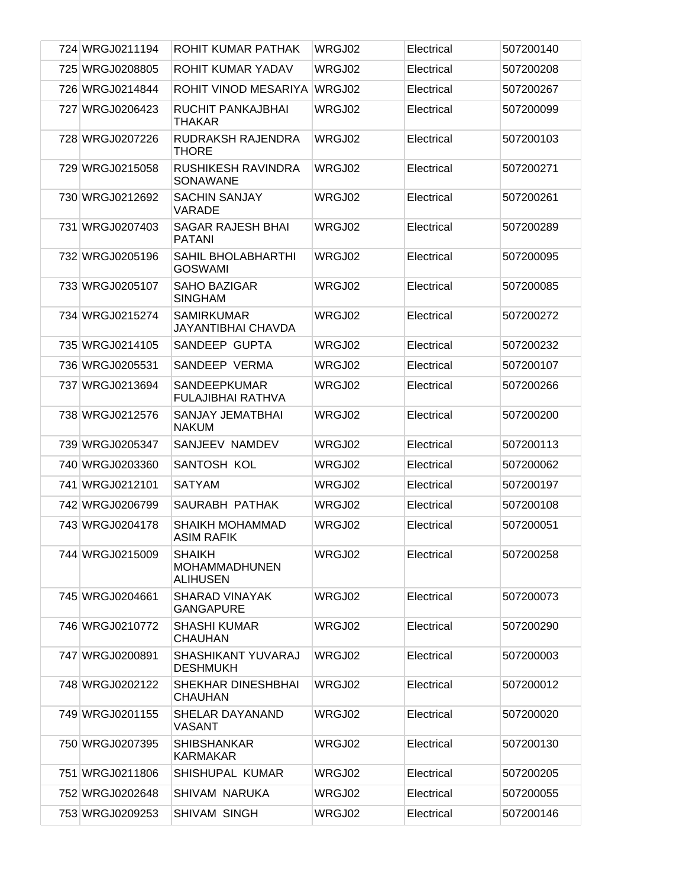| | | | | | |
|---|---|---|---|---|---|
| 724 | WRGJ0211194 | ROHIT KUMAR PATHAK | WRGJ02 | Electrical | 507200140 |
| 725 | WRGJ0208805 | ROHIT KUMAR YADAV | WRGJ02 | Electrical | 507200208 |
| 726 | WRGJ0214844 | ROHIT VINOD MESARIYA | WRGJ02 | Electrical | 507200267 |
| 727 | WRGJ0206423 | RUCHIT PANKAJBHAI THAKAR | WRGJ02 | Electrical | 507200099 |
| 728 | WRGJ0207226 | RUDRAKSH RAJENDRA THORE | WRGJ02 | Electrical | 507200103 |
| 729 | WRGJ0215058 | RUSHIKESH RAVINDRA SONAWANE | WRGJ02 | Electrical | 507200271 |
| 730 | WRGJ0212692 | SACHIN SANJAY VARADE | WRGJ02 | Electrical | 507200261 |
| 731 | WRGJ0207403 | SAGAR RAJESH BHAI PATANI | WRGJ02 | Electrical | 507200289 |
| 732 | WRGJ0205196 | SAHIL BHOLABHARTHI GOSWAMI | WRGJ02 | Electrical | 507200095 |
| 733 | WRGJ0205107 | SAHO BAZIGAR SINGHAM | WRGJ02 | Electrical | 507200085 |
| 734 | WRGJ0215274 | SAMIRKUMAR JAYANTIBHAI CHAVDA | WRGJ02 | Electrical | 507200272 |
| 735 | WRGJ0214105 | SANDEEP GUPTA | WRGJ02 | Electrical | 507200232 |
| 736 | WRGJ0205531 | SANDEEP VERMA | WRGJ02 | Electrical | 507200107 |
| 737 | WRGJ0213694 | SANDEEPKUMAR FULAJIBHAI RATHVA | WRGJ02 | Electrical | 507200266 |
| 738 | WRGJ0212576 | SANJAY JEMATBHAI NAKUM | WRGJ02 | Electrical | 507200200 |
| 739 | WRGJ0205347 | SANJEEV NAMDEV | WRGJ02 | Electrical | 507200113 |
| 740 | WRGJ0203360 | SANTOSH KOL | WRGJ02 | Electrical | 507200062 |
| 741 | WRGJ0212101 | SATYAM | WRGJ02 | Electrical | 507200197 |
| 742 | WRGJ0206799 | SAURABH PATHAK | WRGJ02 | Electrical | 507200108 |
| 743 | WRGJ0204178 | SHAIKH MOHAMMAD ASIM RAFIK | WRGJ02 | Electrical | 507200051 |
| 744 | WRGJ0215009 | SHAIKH MOHAMMADHUNEN ALIHUSEN | WRGJ02 | Electrical | 507200258 |
| 745 | WRGJ0204661 | SHARAD VINAYAK GANGAPURE | WRGJ02 | Electrical | 507200073 |
| 746 | WRGJ0210772 | SHASHI KUMAR CHAUHAN | WRGJ02 | Electrical | 507200290 |
| 747 | WRGJ0200891 | SHASHIKANT YUVARAJ DESHMUKH | WRGJ02 | Electrical | 507200003 |
| 748 | WRGJ0202122 | SHEKHAR DINESHBHAI CHAUHAN | WRGJ02 | Electrical | 507200012 |
| 749 | WRGJ0201155 | SHELAR DAYANAND VASANT | WRGJ02 | Electrical | 507200020 |
| 750 | WRGJ0207395 | SHIBSHANKAR KARMAKAR | WRGJ02 | Electrical | 507200130 |
| 751 | WRGJ0211806 | SHISHUPAL KUMAR | WRGJ02 | Electrical | 507200205 |
| 752 | WRGJ0202648 | SHIVAM NARUKA | WRGJ02 | Electrical | 507200055 |
| 753 | WRGJ0209253 | SHIVAM SINGH | WRGJ02 | Electrical | 507200146 |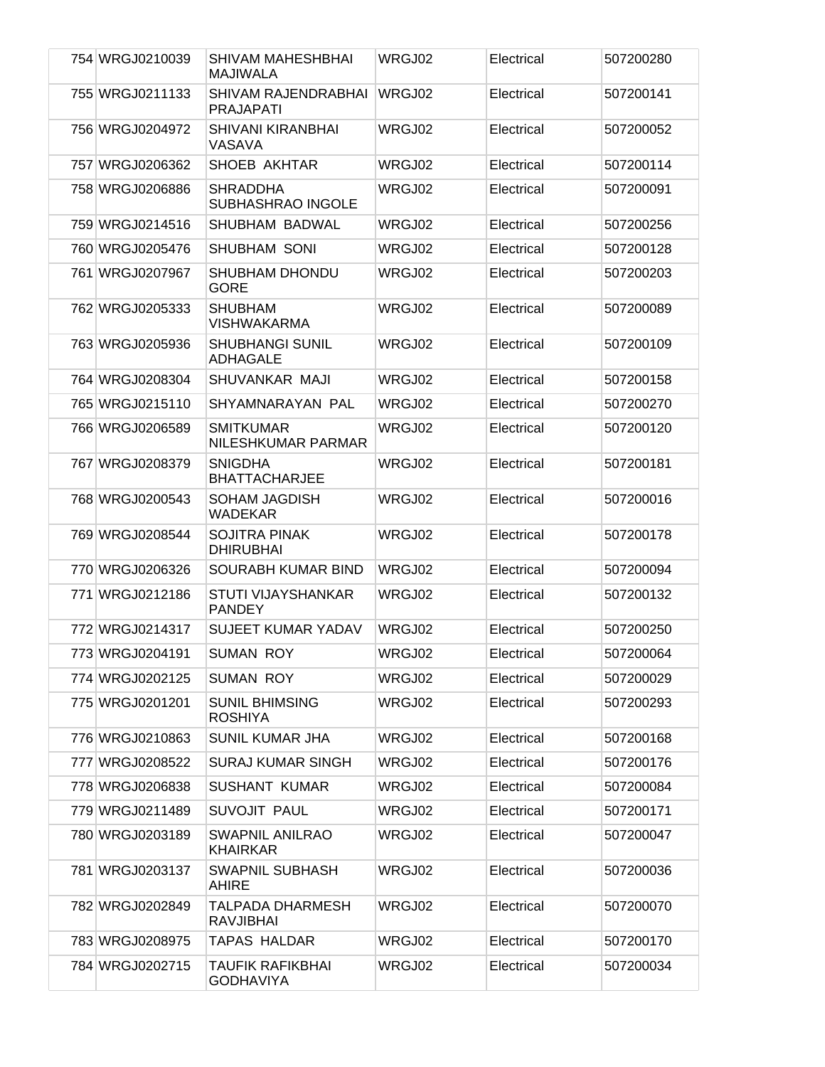| 754 | WRGJ0210039 | SHIVAM MAHESHBHAI MAJIWALA | WRGJ02 | Electrical | 507200280 |
|---|---|---|---|---|---|
| 755 | WRGJ0211133 | SHIVAM RAJENDRABHAI PRAJAPATI | WRGJ02 | Electrical | 507200141 |
| 756 | WRGJ0204972 | SHIVANI KIRANBHAI VASAVA | WRGJ02 | Electrical | 507200052 |
| 757 | WRGJ0206362 | SHOEB AKHTAR | WRGJ02 | Electrical | 507200114 |
| 758 | WRGJ0206886 | SHRADDHA SUBHASHRAO INGOLE | WRGJ02 | Electrical | 507200091 |
| 759 | WRGJ0214516 | SHUBHAM BADWAL | WRGJ02 | Electrical | 507200256 |
| 760 | WRGJ0205476 | SHUBHAM SONI | WRGJ02 | Electrical | 507200128 |
| 761 | WRGJ0207967 | SHUBHAM DHONDU GORE | WRGJ02 | Electrical | 507200203 |
| 762 | WRGJ0205333 | SHUBHAM VISHWAKARMA | WRGJ02 | Electrical | 507200089 |
| 763 | WRGJ0205936 | SHUBHANGI SUNIL ADHAGALE | WRGJ02 | Electrical | 507200109 |
| 764 | WRGJ0208304 | SHUVANKAR MAJI | WRGJ02 | Electrical | 507200158 |
| 765 | WRGJ0215110 | SHYAMNARAYAN PAL | WRGJ02 | Electrical | 507200270 |
| 766 | WRGJ0206589 | SMITKUMAR NILESHKUMAR PARMAR | WRGJ02 | Electrical | 507200120 |
| 767 | WRGJ0208379 | SNIGDHA BHATTACHARJEE | WRGJ02 | Electrical | 507200181 |
| 768 | WRGJ0200543 | SOHAM JAGDISH WADEKAR | WRGJ02 | Electrical | 507200016 |
| 769 | WRGJ0208544 | SOJITRA PINAK DHIRUBHAI | WRGJ02 | Electrical | 507200178 |
| 770 | WRGJ0206326 | SOURABH KUMAR BIND | WRGJ02 | Electrical | 507200094 |
| 771 | WRGJ0212186 | STUTI VIJAYSHANKAR PANDEY | WRGJ02 | Electrical | 507200132 |
| 772 | WRGJ0214317 | SUJEET KUMAR YADAV | WRGJ02 | Electrical | 507200250 |
| 773 | WRGJ0204191 | SUMAN ROY | WRGJ02 | Electrical | 507200064 |
| 774 | WRGJ0202125 | SUMAN ROY | WRGJ02 | Electrical | 507200029 |
| 775 | WRGJ0201201 | SUNIL BHIMSING ROSHIYA | WRGJ02 | Electrical | 507200293 |
| 776 | WRGJ0210863 | SUNIL KUMAR JHA | WRGJ02 | Electrical | 507200168 |
| 777 | WRGJ0208522 | SURAJ KUMAR SINGH | WRGJ02 | Electrical | 507200176 |
| 778 | WRGJ0206838 | SUSHANT KUMAR | WRGJ02 | Electrical | 507200084 |
| 779 | WRGJ0211489 | SUVOJIT PAUL | WRGJ02 | Electrical | 507200171 |
| 780 | WRGJ0203189 | SWAPNIL ANILRAO KHAIRKAR | WRGJ02 | Electrical | 507200047 |
| 781 | WRGJ0203137 | SWAPNIL SUBHASH AHIRE | WRGJ02 | Electrical | 507200036 |
| 782 | WRGJ0202849 | TALPADA DHARMESH RAVJIBHAI | WRGJ02 | Electrical | 507200070 |
| 783 | WRGJ0208975 | TAPAS HALDAR | WRGJ02 | Electrical | 507200170 |
| 784 | WRGJ0202715 | TAUFIK RAFIKBHAI GODHAVIYA | WRGJ02 | Electrical | 507200034 |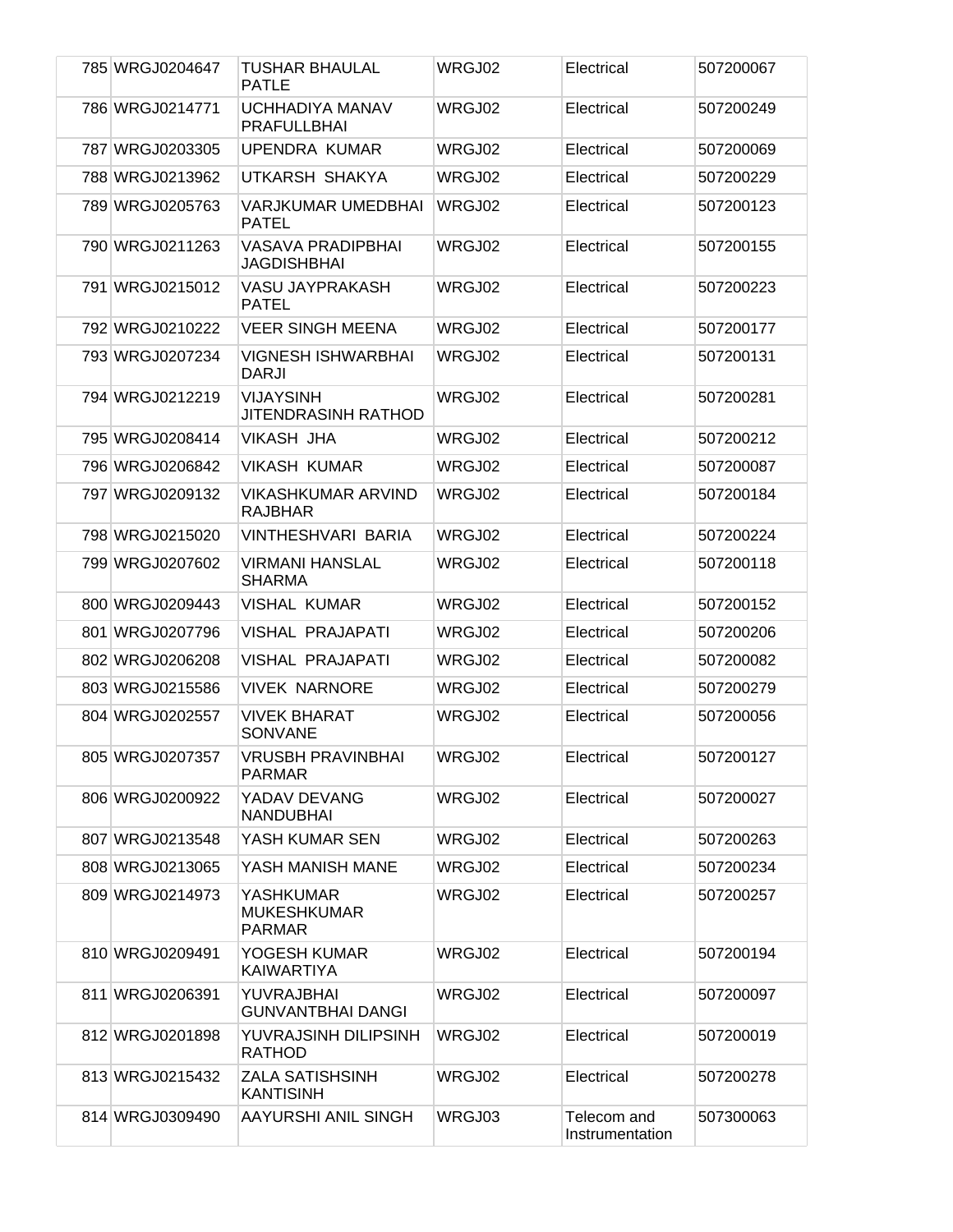| | | | | | |
|---|---|---|---|---|---|
| 785 | WRGJ0204647 | TUSHAR BHAULAL PATLE | WRGJ02 | Electrical | 507200067 |
| 786 | WRGJ0214771 | UCHHADIYA MANAV PRAFULLBHAI | WRGJ02 | Electrical | 507200249 |
| 787 | WRGJ0203305 | UPENDRA KUMAR | WRGJ02 | Electrical | 507200069 |
| 788 | WRGJ0213962 | UTKARSH SHAKYA | WRGJ02 | Electrical | 507200229 |
| 789 | WRGJ0205763 | VARJKUMAR UMEDBHAI PATEL | WRGJ02 | Electrical | 507200123 |
| 790 | WRGJ0211263 | VASAVA PRADIPBHAI JAGDISHBHAI | WRGJ02 | Electrical | 507200155 |
| 791 | WRGJ0215012 | VASU JAYPRAKASH PATEL | WRGJ02 | Electrical | 507200223 |
| 792 | WRGJ0210222 | VEER SINGH MEENA | WRGJ02 | Electrical | 507200177 |
| 793 | WRGJ0207234 | VIGNESH ISHWARBHAI DARJI | WRGJ02 | Electrical | 507200131 |
| 794 | WRGJ0212219 | VIJAYSINH JITENDRASINH RATHOD | WRGJ02 | Electrical | 507200281 |
| 795 | WRGJ0208414 | VIKASH JHA | WRGJ02 | Electrical | 507200212 |
| 796 | WRGJ0206842 | VIKASH KUMAR | WRGJ02 | Electrical | 507200087 |
| 797 | WRGJ0209132 | VIKASHKUMAR ARVIND RAJBHAR | WRGJ02 | Electrical | 507200184 |
| 798 | WRGJ0215020 | VINTHESHVARI BARIA | WRGJ02 | Electrical | 507200224 |
| 799 | WRGJ0207602 | VIRMANI HANSLAL SHARMA | WRGJ02 | Electrical | 507200118 |
| 800 | WRGJ0209443 | VISHAL KUMAR | WRGJ02 | Electrical | 507200152 |
| 801 | WRGJ0207796 | VISHAL PRAJAPATI | WRGJ02 | Electrical | 507200206 |
| 802 | WRGJ0206208 | VISHAL PRAJAPATI | WRGJ02 | Electrical | 507200082 |
| 803 | WRGJ0215586 | VIVEK NARNORE | WRGJ02 | Electrical | 507200279 |
| 804 | WRGJ0202557 | VIVEK BHARAT SONVANE | WRGJ02 | Electrical | 507200056 |
| 805 | WRGJ0207357 | VRUSBH PRAVINBHAI PARMAR | WRGJ02 | Electrical | 507200127 |
| 806 | WRGJ0200922 | YADAV DEVANG NANDUBHAI | WRGJ02 | Electrical | 507200027 |
| 807 | WRGJ0213548 | YASH KUMAR SEN | WRGJ02 | Electrical | 507200263 |
| 808 | WRGJ0213065 | YASH MANISH MANE | WRGJ02 | Electrical | 507200234 |
| 809 | WRGJ0214973 | YASHKUMAR MUKESHKUMAR PARMAR | WRGJ02 | Electrical | 507200257 |
| 810 | WRGJ0209491 | YOGESH KUMAR KAIWARTIYA | WRGJ02 | Electrical | 507200194 |
| 811 | WRGJ0206391 | YUVRAJBHAI GUNVANTBHAI DANGI | WRGJ02 | Electrical | 507200097 |
| 812 | WRGJ0201898 | YUVRAJSINH DILIPSINH RATHOD | WRGJ02 | Electrical | 507200019 |
| 813 | WRGJ0215432 | ZALA SATISHSINH KANTISINH | WRGJ02 | Electrical | 507200278 |
| 814 | WRGJ0309490 | AAYURSHI ANIL SINGH | WRGJ03 | Telecom and Instrumentation | 507300063 |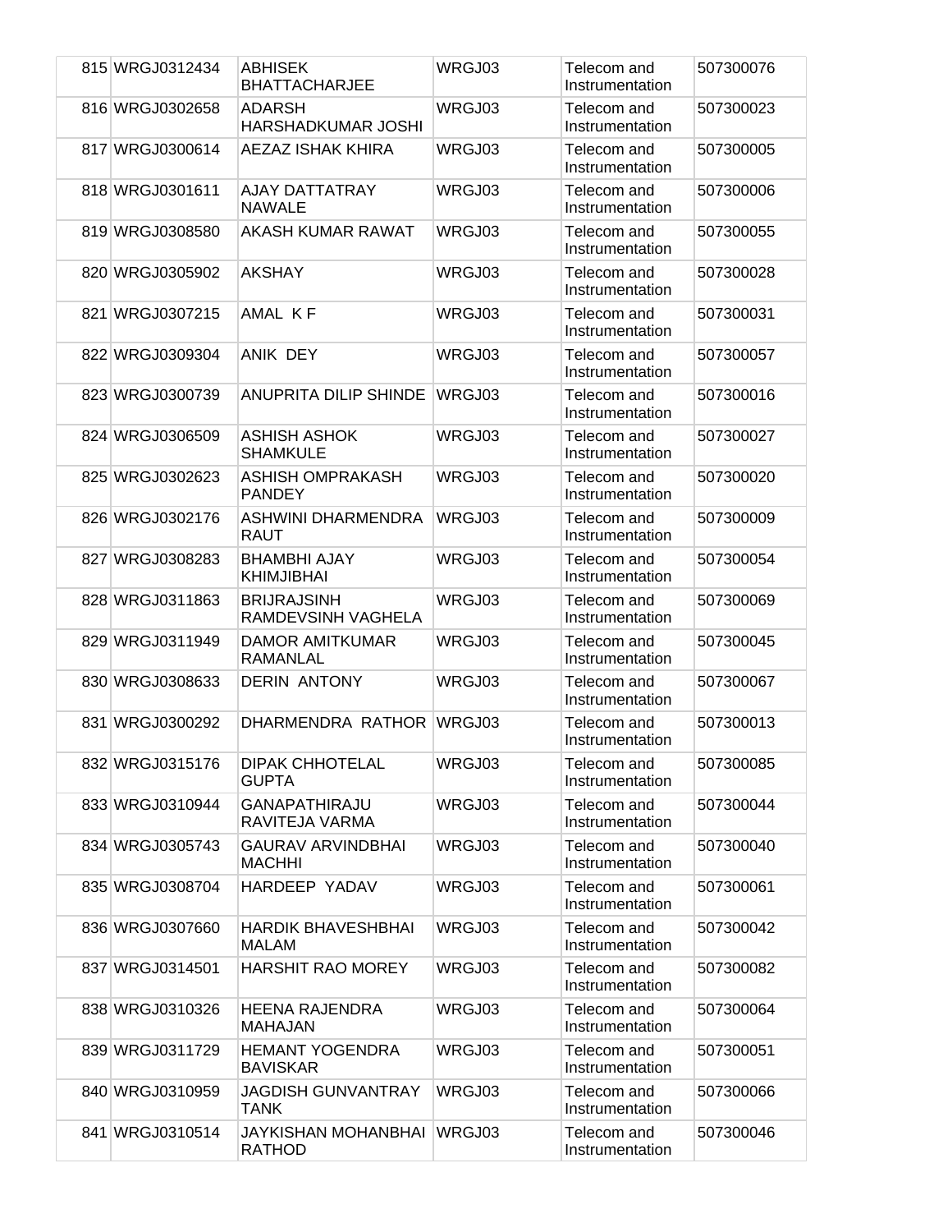| | | | | |
|---|---|---|---|---|
| 815 | WRGJ0312434 | ABHISEK BHATTACHARJEE | WRGJ03 | Telecom and Instrumentation | 507300076 |
| 816 | WRGJ0302658 | ADARSH HARSHADKUMAR JOSHI | WRGJ03 | Telecom and Instrumentation | 507300023 |
| 817 | WRGJ0300614 | AEZAZ ISHAK KHIRA | WRGJ03 | Telecom and Instrumentation | 507300005 |
| 818 | WRGJ0301611 | AJAY DATTATRAY NAWALE | WRGJ03 | Telecom and Instrumentation | 507300006 |
| 819 | WRGJ0308580 | AKASH KUMAR RAWAT | WRGJ03 | Telecom and Instrumentation | 507300055 |
| 820 | WRGJ0305902 | AKSHAY | WRGJ03 | Telecom and Instrumentation | 507300028 |
| 821 | WRGJ0307215 | AMAL K F | WRGJ03 | Telecom and Instrumentation | 507300031 |
| 822 | WRGJ0309304 | ANIK DEY | WRGJ03 | Telecom and Instrumentation | 507300057 |
| 823 | WRGJ0300739 | ANUPRITA DILIP SHINDE | WRGJ03 | Telecom and Instrumentation | 507300016 |
| 824 | WRGJ0306509 | ASHISH ASHOK SHAMKULE | WRGJ03 | Telecom and Instrumentation | 507300027 |
| 825 | WRGJ0302623 | ASHISH OMPRAKASH PANDEY | WRGJ03 | Telecom and Instrumentation | 507300020 |
| 826 | WRGJ0302176 | ASHWINI DHARMENDRA RAUT | WRGJ03 | Telecom and Instrumentation | 507300009 |
| 827 | WRGJ0308283 | BHAMBHI AJAY KHIMJIBHAI | WRGJ03 | Telecom and Instrumentation | 507300054 |
| 828 | WRGJ0311863 | BRIJRAJSINH RAMDEVSINH VAGHELA | WRGJ03 | Telecom and Instrumentation | 507300069 |
| 829 | WRGJ0311949 | DAMOR AMITKUMAR RAMANLAL | WRGJ03 | Telecom and Instrumentation | 507300045 |
| 830 | WRGJ0308633 | DERIN ANTONY | WRGJ03 | Telecom and Instrumentation | 507300067 |
| 831 | WRGJ0300292 | DHARMENDRA RATHOR | WRGJ03 | Telecom and Instrumentation | 507300013 |
| 832 | WRGJ0315176 | DIPAK CHHOTELAL GUPTA | WRGJ03 | Telecom and Instrumentation | 507300085 |
| 833 | WRGJ0310944 | GANAPATHIRAJU RAVITEJA VARMA | WRGJ03 | Telecom and Instrumentation | 507300044 |
| 834 | WRGJ0305743 | GAURAV ARVINDBHAI MACHHI | WRGJ03 | Telecom and Instrumentation | 507300040 |
| 835 | WRGJ0308704 | HARDEEP YADAV | WRGJ03 | Telecom and Instrumentation | 507300061 |
| 836 | WRGJ0307660 | HARDIK BHAVESHBHAI MALAM | WRGJ03 | Telecom and Instrumentation | 507300042 |
| 837 | WRGJ0314501 | HARSHIT RAO MOREY | WRGJ03 | Telecom and Instrumentation | 507300082 |
| 838 | WRGJ0310326 | HEENA RAJENDRA MAHAJAN | WRGJ03 | Telecom and Instrumentation | 507300064 |
| 839 | WRGJ0311729 | HEMANT YOGENDRA BAVISKAR | WRGJ03 | Telecom and Instrumentation | 507300051 |
| 840 | WRGJ0310959 | JAGDISH GUNVANTRAY TANK | WRGJ03 | Telecom and Instrumentation | 507300066 |
| 841 | WRGJ0310514 | JAYKISHAN MOHANBHAI RATHOD | WRGJ03 | Telecom and Instrumentation | 507300046 |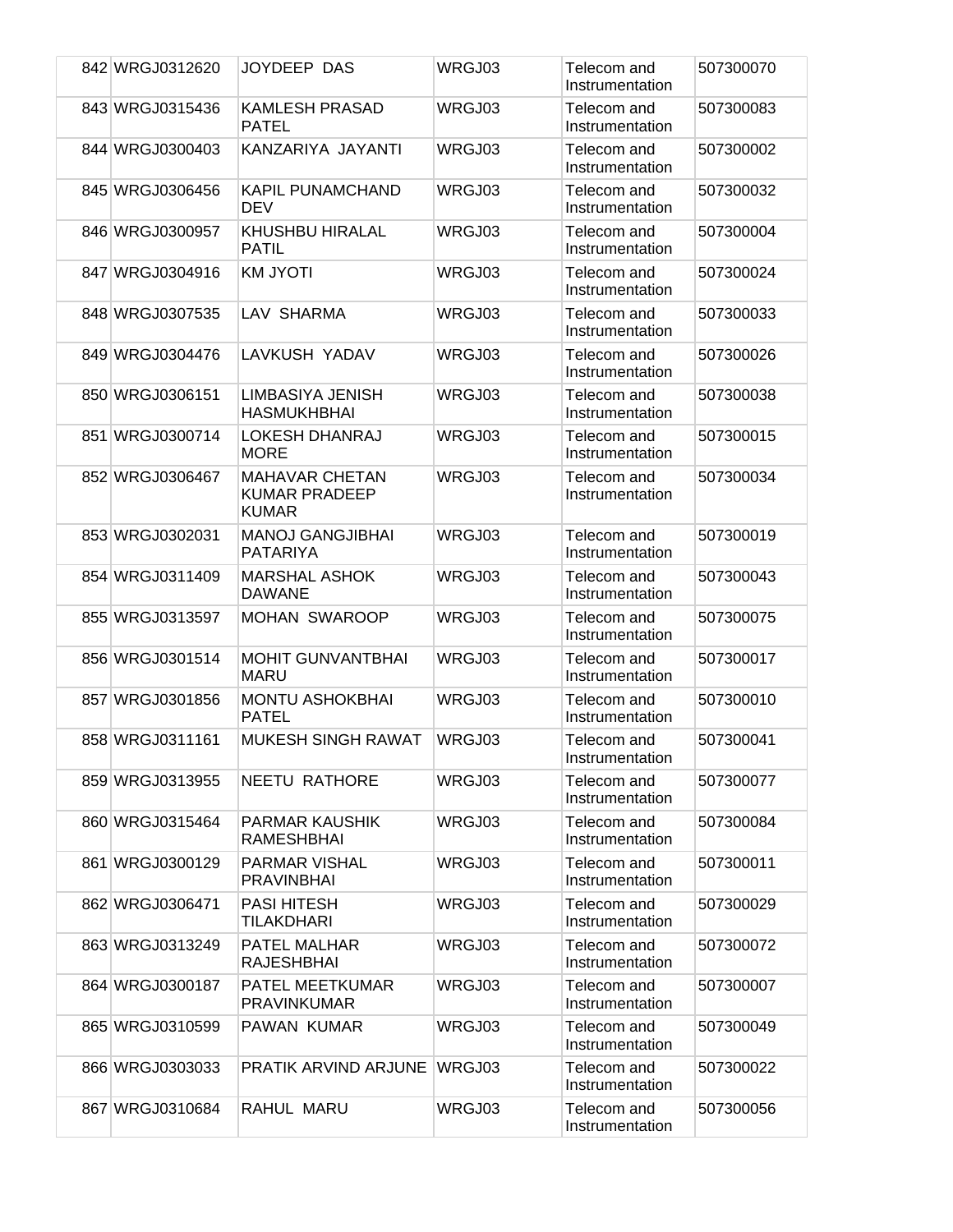| | | | | | |
|---|---|---|---|---|---|
| 842 | WRGJ0312620 | JOYDEEP DAS | WRGJ03 | Telecom and Instrumentation | 507300070 |
| 843 | WRGJ0315436 | KAMLESH PRASAD PATEL | WRGJ03 | Telecom and Instrumentation | 507300083 |
| 844 | WRGJ0300403 | KANZARIYA JAYANTI | WRGJ03 | Telecom and Instrumentation | 507300002 |
| 845 | WRGJ0306456 | KAPIL PUNAMCHAND DEV | WRGJ03 | Telecom and Instrumentation | 507300032 |
| 846 | WRGJ0300957 | KHUSHBU HIRALAL PATIL | WRGJ03 | Telecom and Instrumentation | 507300004 |
| 847 | WRGJ0304916 | KM JYOTI | WRGJ03 | Telecom and Instrumentation | 507300024 |
| 848 | WRGJ0307535 | LAV SHARMA | WRGJ03 | Telecom and Instrumentation | 507300033 |
| 849 | WRGJ0304476 | LAVKUSH YADAV | WRGJ03 | Telecom and Instrumentation | 507300026 |
| 850 | WRGJ0306151 | LIMBASIYA JENISH HASMUKHBHAI | WRGJ03 | Telecom and Instrumentation | 507300038 |
| 851 | WRGJ0300714 | LOKESH DHANRAJ MORE | WRGJ03 | Telecom and Instrumentation | 507300015 |
| 852 | WRGJ0306467 | MAHAVAR CHETAN KUMAR PRADEEP KUMAR | WRGJ03 | Telecom and Instrumentation | 507300034 |
| 853 | WRGJ0302031 | MANOJ GANGJIBHAI PATARIYA | WRGJ03 | Telecom and Instrumentation | 507300019 |
| 854 | WRGJ0311409 | MARSHAL ASHOK DAWANE | WRGJ03 | Telecom and Instrumentation | 507300043 |
| 855 | WRGJ0313597 | MOHAN SWAROOP | WRGJ03 | Telecom and Instrumentation | 507300075 |
| 856 | WRGJ0301514 | MOHIT GUNVANTBHAI MARU | WRGJ03 | Telecom and Instrumentation | 507300017 |
| 857 | WRGJ0301856 | MONTU ASHOKBHAI PATEL | WRGJ03 | Telecom and Instrumentation | 507300010 |
| 858 | WRGJ0311161 | MUKESH SINGH RAWAT | WRGJ03 | Telecom and Instrumentation | 507300041 |
| 859 | WRGJ0313955 | NEETU RATHORE | WRGJ03 | Telecom and Instrumentation | 507300077 |
| 860 | WRGJ0315464 | PARMAR KAUSHIK RAMESHBHAI | WRGJ03 | Telecom and Instrumentation | 507300084 |
| 861 | WRGJ0300129 | PARMAR VISHAL PRAVINBHAI | WRGJ03 | Telecom and Instrumentation | 507300011 |
| 862 | WRGJ0306471 | PASI HITESH TILAKDHARI | WRGJ03 | Telecom and Instrumentation | 507300029 |
| 863 | WRGJ0313249 | PATEL MALHAR RAJESHBHAI | WRGJ03 | Telecom and Instrumentation | 507300072 |
| 864 | WRGJ0300187 | PATEL MEETKUMAR PRAVINKUMAR | WRGJ03 | Telecom and Instrumentation | 507300007 |
| 865 | WRGJ0310599 | PAWAN KUMAR | WRGJ03 | Telecom and Instrumentation | 507300049 |
| 866 | WRGJ0303033 | PRATIK ARVIND ARJUNE | WRGJ03 | Telecom and Instrumentation | 507300022 |
| 867 | WRGJ0310684 | RAHUL MARU | WRGJ03 | Telecom and Instrumentation | 507300056 |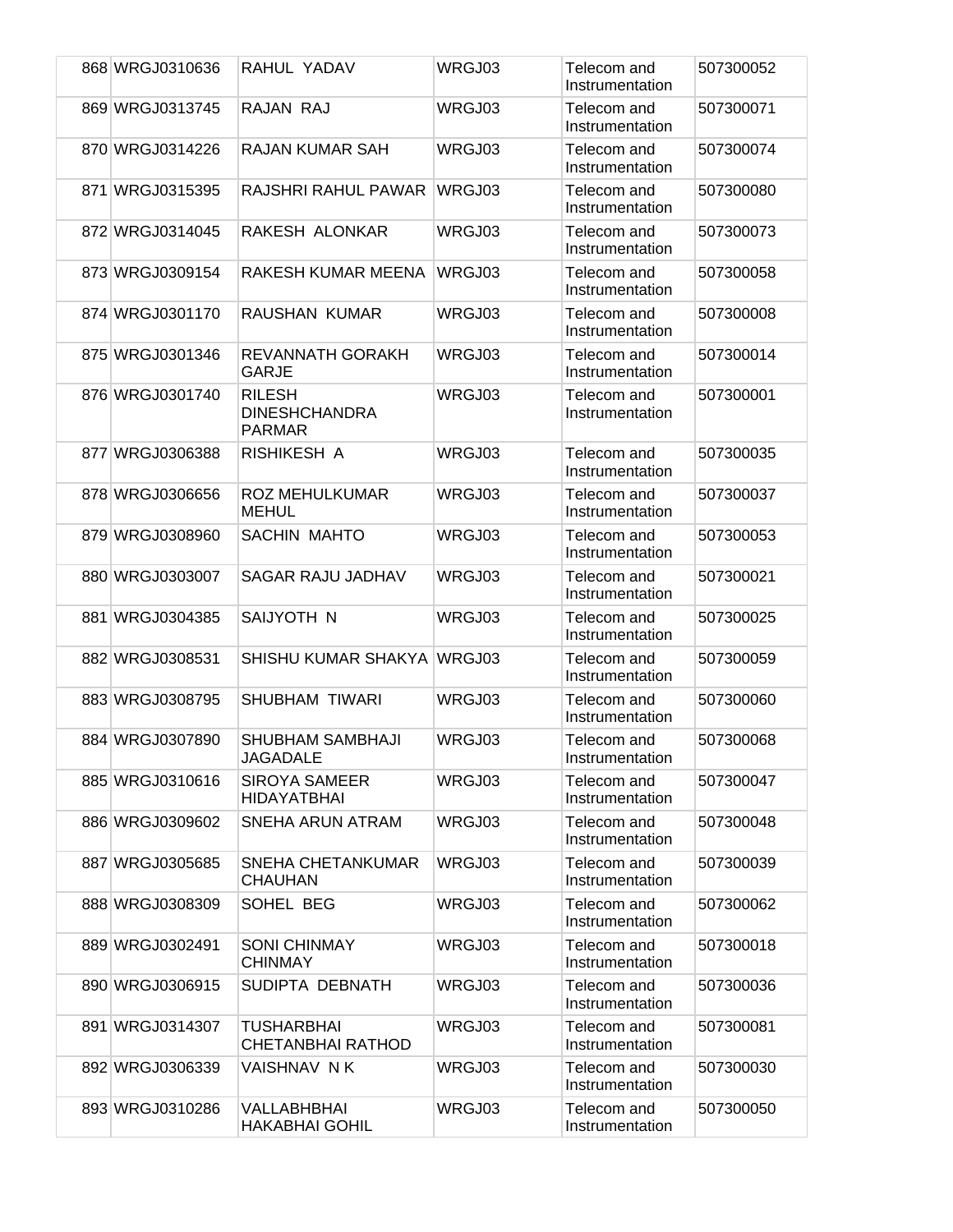| 868 | WRGJ0310636 | RAHUL YADAV | WRGJ03 | Telecom and Instrumentation | 507300052 |
|---|---|---|---|---|---|
| 869 | WRGJ0313745 | RAJAN RAJ | WRGJ03 | Telecom and Instrumentation | 507300071 |
| 870 | WRGJ0314226 | RAJAN KUMAR SAH | WRGJ03 | Telecom and Instrumentation | 507300074 |
| 871 | WRGJ0315395 | RAJSHRI RAHUL PAWAR | WRGJ03 | Telecom and Instrumentation | 507300080 |
| 872 | WRGJ0314045 | RAKESH ALONKAR | WRGJ03 | Telecom and Instrumentation | 507300073 |
| 873 | WRGJ0309154 | RAKESH KUMAR MEENA | WRGJ03 | Telecom and Instrumentation | 507300058 |
| 874 | WRGJ0301170 | RAUSHAN KUMAR | WRGJ03 | Telecom and Instrumentation | 507300008 |
| 875 | WRGJ0301346 | REVANNATH GORAKH GARJE | WRGJ03 | Telecom and Instrumentation | 507300014 |
| 876 | WRGJ0301740 | RILESH DINESHCHANDRA PARMAR | WRGJ03 | Telecom and Instrumentation | 507300001 |
| 877 | WRGJ0306388 | RISHIKESH A | WRGJ03 | Telecom and Instrumentation | 507300035 |
| 878 | WRGJ0306656 | ROZ MEHULKUMAR MEHUL | WRGJ03 | Telecom and Instrumentation | 507300037 |
| 879 | WRGJ0308960 | SACHIN MAHTO | WRGJ03 | Telecom and Instrumentation | 507300053 |
| 880 | WRGJ0303007 | SAGAR RAJU JADHAV | WRGJ03 | Telecom and Instrumentation | 507300021 |
| 881 | WRGJ0304385 | SAIJYOTH N | WRGJ03 | Telecom and Instrumentation | 507300025 |
| 882 | WRGJ0308531 | SHISHU KUMAR SHAKYA | WRGJ03 | Telecom and Instrumentation | 507300059 |
| 883 | WRGJ0308795 | SHUBHAM TIWARI | WRGJ03 | Telecom and Instrumentation | 507300060 |
| 884 | WRGJ0307890 | SHUBHAM SAMBHAJI JAGADALE | WRGJ03 | Telecom and Instrumentation | 507300068 |
| 885 | WRGJ0310616 | SIROYA SAMEER HIDAYATBHAI | WRGJ03 | Telecom and Instrumentation | 507300047 |
| 886 | WRGJ0309602 | SNEHA ARUN ATRAM | WRGJ03 | Telecom and Instrumentation | 507300048 |
| 887 | WRGJ0305685 | SNEHA CHETANKUMAR CHAUHAN | WRGJ03 | Telecom and Instrumentation | 507300039 |
| 888 | WRGJ0308309 | SOHEL BEG | WRGJ03 | Telecom and Instrumentation | 507300062 |
| 889 | WRGJ0302491 | SONI CHINMAY CHINMAY | WRGJ03 | Telecom and Instrumentation | 507300018 |
| 890 | WRGJ0306915 | SUDIPTA DEBNATH | WRGJ03 | Telecom and Instrumentation | 507300036 |
| 891 | WRGJ0314307 | TUSHARBHAI CHETANBHAI RATHOD | WRGJ03 | Telecom and Instrumentation | 507300081 |
| 892 | WRGJ0306339 | VAISHNAV N K | WRGJ03 | Telecom and Instrumentation | 507300030 |
| 893 | WRGJ0310286 | VALLABHBHAI HAKABHAI GOHIL | WRGJ03 | Telecom and Instrumentation | 507300050 |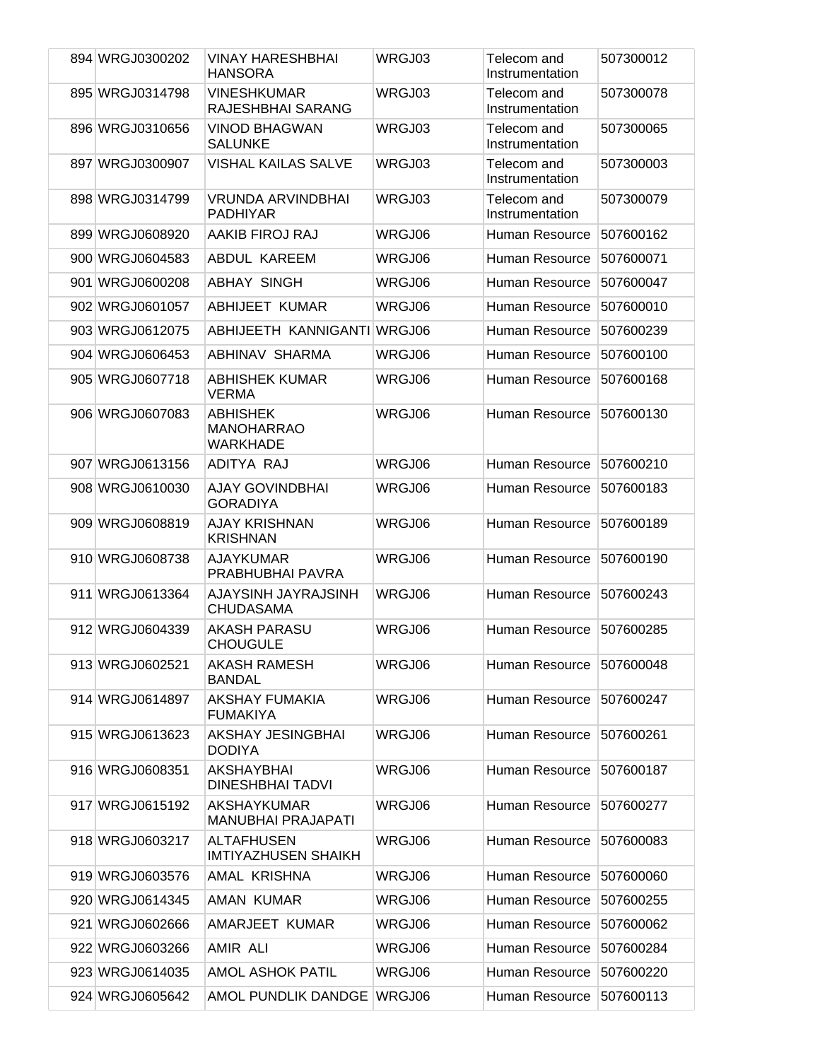| | | | | | |
|---|---|---|---|---|---|
| 894 | WRGJ0300202 | VINAY HARESHBHAI HANSORA | WRGJ03 | Telecom and Instrumentation | 507300012 |
| 895 | WRGJ0314798 | VINESHKUMAR RAJESHBHAI SARANG | WRGJ03 | Telecom and Instrumentation | 507300078 |
| 896 | WRGJ0310656 | VINOD BHAGWAN SALUNKE | WRGJ03 | Telecom and Instrumentation | 507300065 |
| 897 | WRGJ0300907 | VISHAL KAILAS SALVE | WRGJ03 | Telecom and Instrumentation | 507300003 |
| 898 | WRGJ0314799 | VRUNDA ARVINDBHAI PADHIYAR | WRGJ03 | Telecom and Instrumentation | 507300079 |
| 899 | WRGJ0608920 | AAKIB FIROJ RAJ | WRGJ06 | Human Resource | 507600162 |
| 900 | WRGJ0604583 | ABDUL KAREEM | WRGJ06 | Human Resource | 507600071 |
| 901 | WRGJ0600208 | ABHAY SINGH | WRGJ06 | Human Resource | 507600047 |
| 902 | WRGJ0601057 | ABHIJEET KUMAR | WRGJ06 | Human Resource | 507600010 |
| 903 | WRGJ0612075 | ABHIJEETH KANNIGANTI | WRGJ06 | Human Resource | 507600239 |
| 904 | WRGJ0606453 | ABHINAV SHARMA | WRGJ06 | Human Resource | 507600100 |
| 905 | WRGJ0607718 | ABHISHEK KUMAR VERMA | WRGJ06 | Human Resource | 507600168 |
| 906 | WRGJ0607083 | ABHISHEK MANOHARRAO WARKHADE | WRGJ06 | Human Resource | 507600130 |
| 907 | WRGJ0613156 | ADITYA RAJ | WRGJ06 | Human Resource | 507600210 |
| 908 | WRGJ0610030 | AJAY GOVINDBHAI GORADIYA | WRGJ06 | Human Resource | 507600183 |
| 909 | WRGJ0608819 | AJAY KRISHNAN KRISHNAN | WRGJ06 | Human Resource | 507600189 |
| 910 | WRGJ0608738 | AJAYKUMAR PRABHUBHAI PAVRA | WRGJ06 | Human Resource | 507600190 |
| 911 | WRGJ0613364 | AJAYSINH JAYRAJSINH CHUDASAMA | WRGJ06 | Human Resource | 507600243 |
| 912 | WRGJ0604339 | AKASH PARASU CHOUGULE | WRGJ06 | Human Resource | 507600285 |
| 913 | WRGJ0602521 | AKASH RAMESH BANDAL | WRGJ06 | Human Resource | 507600048 |
| 914 | WRGJ0614897 | AKSHAY FUMAKIA FUMAKIYA | WRGJ06 | Human Resource | 507600247 |
| 915 | WRGJ0613623 | AKSHAY JESINGBHAI DODIYA | WRGJ06 | Human Resource | 507600261 |
| 916 | WRGJ0608351 | AKSHAYBHAI DINESHBHAI TADVI | WRGJ06 | Human Resource | 507600187 |
| 917 | WRGJ0615192 | AKSHAYKUMAR MANUBHAI PRAJAPATI | WRGJ06 | Human Resource | 507600277 |
| 918 | WRGJ0603217 | ALTAFHUSEN IMTIYAZHUSEN SHAIKH | WRGJ06 | Human Resource | 507600083 |
| 919 | WRGJ0603576 | AMAL KRISHNA | WRGJ06 | Human Resource | 507600060 |
| 920 | WRGJ0614345 | AMAN KUMAR | WRGJ06 | Human Resource | 507600255 |
| 921 | WRGJ0602666 | AMARJEET KUMAR | WRGJ06 | Human Resource | 507600062 |
| 922 | WRGJ0603266 | AMIR ALI | WRGJ06 | Human Resource | 507600284 |
| 923 | WRGJ0614035 | AMOL ASHOK PATIL | WRGJ06 | Human Resource | 507600220 |
| 924 | WRGJ0605642 | AMOL PUNDLIK DANDGE | WRGJ06 | Human Resource | 507600113 |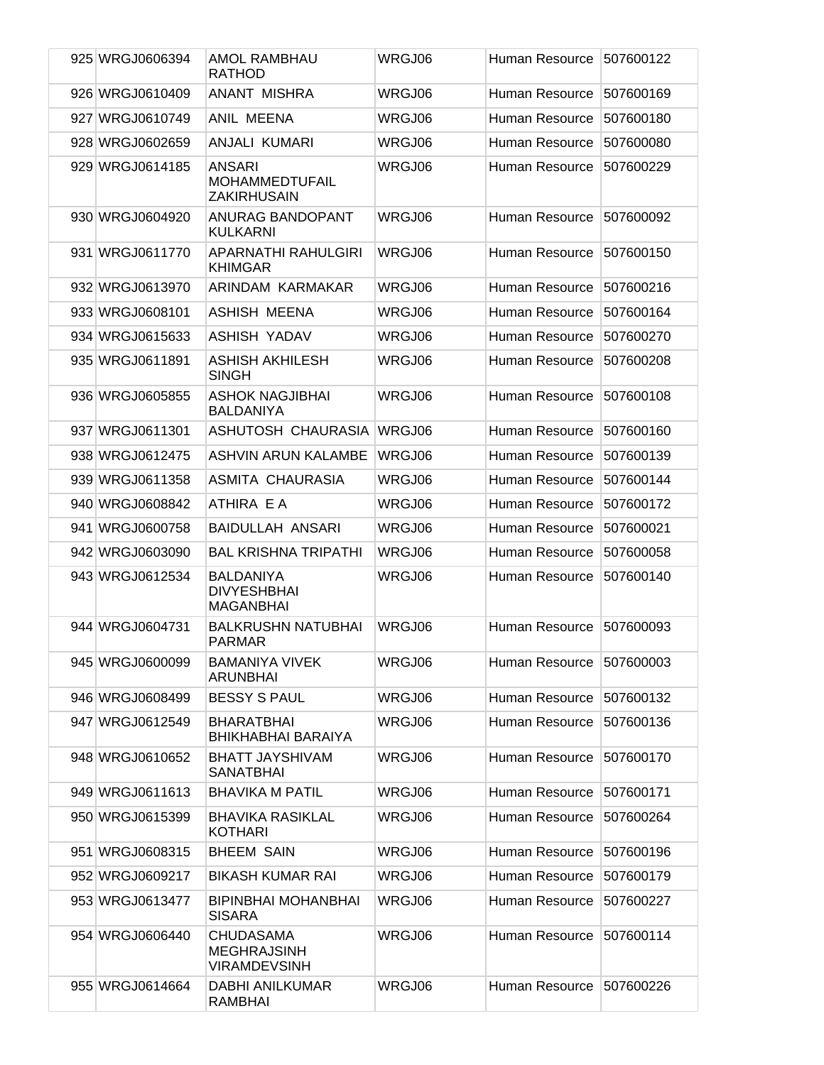| | | | | | |
|---|---|---|---|---|---|
| 925 | WRGJ0606394 | AMOL RAMBHAU RATHOD | WRGJ06 | Human Resource | 507600122 |
| 926 | WRGJ0610409 | ANANT MISHRA | WRGJ06 | Human Resource | 507600169 |
| 927 | WRGJ0610749 | ANIL MEENA | WRGJ06 | Human Resource | 507600180 |
| 928 | WRGJ0602659 | ANJALI KUMARI | WRGJ06 | Human Resource | 507600080 |
| 929 | WRGJ0614185 | ANSARI MOHAMMEDTUFAIL ZAKIRHUSAIN | WRGJ06 | Human Resource | 507600229 |
| 930 | WRGJ0604920 | ANURAG BANDOPANT KULKARNI | WRGJ06 | Human Resource | 507600092 |
| 931 | WRGJ0611770 | APARNATHI RAHULGIRI KHIMGAR | WRGJ06 | Human Resource | 507600150 |
| 932 | WRGJ0613970 | ARINDAM KARMAKAR | WRGJ06 | Human Resource | 507600216 |
| 933 | WRGJ0608101 | ASHISH MEENA | WRGJ06 | Human Resource | 507600164 |
| 934 | WRGJ0615633 | ASHISH YADAV | WRGJ06 | Human Resource | 507600270 |
| 935 | WRGJ0611891 | ASHISH AKHILESH SINGH | WRGJ06 | Human Resource | 507600208 |
| 936 | WRGJ0605855 | ASHOK NAGJIBHAI BALDANIYA | WRGJ06 | Human Resource | 507600108 |
| 937 | WRGJ0611301 | ASHUTOSH CHAURASIA | WRGJ06 | Human Resource | 507600160 |
| 938 | WRGJ0612475 | ASHVIN ARUN KALAMBE | WRGJ06 | Human Resource | 507600139 |
| 939 | WRGJ0611358 | ASMITA CHAURASIA | WRGJ06 | Human Resource | 507600144 |
| 940 | WRGJ0608842 | ATHIRA E A | WRGJ06 | Human Resource | 507600172 |
| 941 | WRGJ0600758 | BAIDULLAH ANSARI | WRGJ06 | Human Resource | 507600021 |
| 942 | WRGJ0603090 | BAL KRISHNA TRIPATHI | WRGJ06 | Human Resource | 507600058 |
| 943 | WRGJ0612534 | BALDANIYA DIVYESHBHAI MAGANBHAI | WRGJ06 | Human Resource | 507600140 |
| 944 | WRGJ0604731 | BALKRUSHN NATUBHAI PARMAR | WRGJ06 | Human Resource | 507600093 |
| 945 | WRGJ0600099 | BAMANIYA VIVEK ARUNBHAI | WRGJ06 | Human Resource | 507600003 |
| 946 | WRGJ0608499 | BESSY S PAUL | WRGJ06 | Human Resource | 507600132 |
| 947 | WRGJ0612549 | BHARATBHAI BHIKHABHAI BARAIYA | WRGJ06 | Human Resource | 507600136 |
| 948 | WRGJ0610652 | BHATT JAYSHIVAM SANATBHAI | WRGJ06 | Human Resource | 507600170 |
| 949 | WRGJ0611613 | BHAVIKA M PATIL | WRGJ06 | Human Resource | 507600171 |
| 950 | WRGJ0615399 | BHAVIKA RASIKLAL KOTHARI | WRGJ06 | Human Resource | 507600264 |
| 951 | WRGJ0608315 | BHEEM SAIN | WRGJ06 | Human Resource | 507600196 |
| 952 | WRGJ0609217 | BIKASH KUMAR RAI | WRGJ06 | Human Resource | 507600179 |
| 953 | WRGJ0613477 | BIPINBHAI MOHANBHAI SISARA | WRGJ06 | Human Resource | 507600227 |
| 954 | WRGJ0606440 | CHUDASAMA MEGHRAJSINH VIRAMDEVSINH | WRGJ06 | Human Resource | 507600114 |
| 955 | WRGJ0614664 | DABHI ANILKUMAR RAMBHAI | WRGJ06 | Human Resource | 507600226 |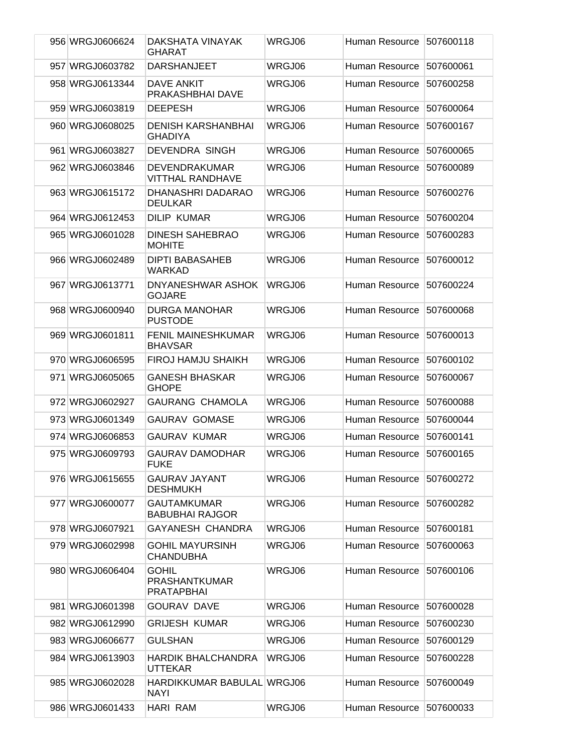| | | | | |
|---|---|---|---|---|
| 956 | WRGJ0606624 | DAKSHATA VINAYAK GHARAT | WRGJ06 | Human Resource | 507600118 |
| 957 | WRGJ0603782 | DARSHANJEET | WRGJ06 | Human Resource | 507600061 |
| 958 | WRGJ0613344 | DAVE ANKIT PRAKASHBHAI DAVE | WRGJ06 | Human Resource | 507600258 |
| 959 | WRGJ0603819 | DEEPESH | WRGJ06 | Human Resource | 507600064 |
| 960 | WRGJ0608025 | DENISH KARSHANBHAI GHADIYA | WRGJ06 | Human Resource | 507600167 |
| 961 | WRGJ0603827 | DEVENDRA SINGH | WRGJ06 | Human Resource | 507600065 |
| 962 | WRGJ0603846 | DEVENDRAKUMAR VITTHAL RANDHAVE | WRGJ06 | Human Resource | 507600089 |
| 963 | WRGJ0615172 | DHANASHRI DADARAO DEULKAR | WRGJ06 | Human Resource | 507600276 |
| 964 | WRGJ0612453 | DILIP KUMAR | WRGJ06 | Human Resource | 507600204 |
| 965 | WRGJ0601028 | DINESH SAHEBRAO MOHITE | WRGJ06 | Human Resource | 507600283 |
| 966 | WRGJ0602489 | DIPTI BABASAHEB WARKAD | WRGJ06 | Human Resource | 507600012 |
| 967 | WRGJ0613771 | DNYANESHWAR ASHOK GOJARE | WRGJ06 | Human Resource | 507600224 |
| 968 | WRGJ0600940 | DURGA MANOHAR PUSTODE | WRGJ06 | Human Resource | 507600068 |
| 969 | WRGJ0601811 | FENIL MAINESHKUMAR BHAVSAR | WRGJ06 | Human Resource | 507600013 |
| 970 | WRGJ0606595 | FIROJ HAMJU SHAIKH | WRGJ06 | Human Resource | 507600102 |
| 971 | WRGJ0605065 | GANESH BHASKAR GHOPE | WRGJ06 | Human Resource | 507600067 |
| 972 | WRGJ0602927 | GAURANG CHAMOLA | WRGJ06 | Human Resource | 507600088 |
| 973 | WRGJ0601349 | GAURAV GOMASE | WRGJ06 | Human Resource | 507600044 |
| 974 | WRGJ0606853 | GAURAV KUMAR | WRGJ06 | Human Resource | 507600141 |
| 975 | WRGJ0609793 | GAURAV DAMODHAR FUKE | WRGJ06 | Human Resource | 507600165 |
| 976 | WRGJ0615655 | GAURAV JAYANT DESHMUKH | WRGJ06 | Human Resource | 507600272 |
| 977 | WRGJ0600077 | GAUTAMKUMAR BABUBHAI RAJGOR | WRGJ06 | Human Resource | 507600282 |
| 978 | WRGJ0607921 | GAYANESH CHANDRA | WRGJ06 | Human Resource | 507600181 |
| 979 | WRGJ0602998 | GOHIL MAYURSINH CHANDUBHA | WRGJ06 | Human Resource | 507600063 |
| 980 | WRGJ0606404 | GOHIL PRASHANTKUMAR PRATAPBHAI | WRGJ06 | Human Resource | 507600106 |
| 981 | WRGJ0601398 | GOURAV DAVE | WRGJ06 | Human Resource | 507600028 |
| 982 | WRGJ0612990 | GRIJESH KUMAR | WRGJ06 | Human Resource | 507600230 |
| 983 | WRGJ0606677 | GULSHAN | WRGJ06 | Human Resource | 507600129 |
| 984 | WRGJ0613903 | HARDIK BHALCHANDRA UTTEKAR | WRGJ06 | Human Resource | 507600228 |
| 985 | WRGJ0602028 | HARDIKKUMAR BABULAL NAYI | WRGJ06 | Human Resource | 507600049 |
| 986 | WRGJ0601433 | HARI RAM | WRGJ06 | Human Resource | 507600033 |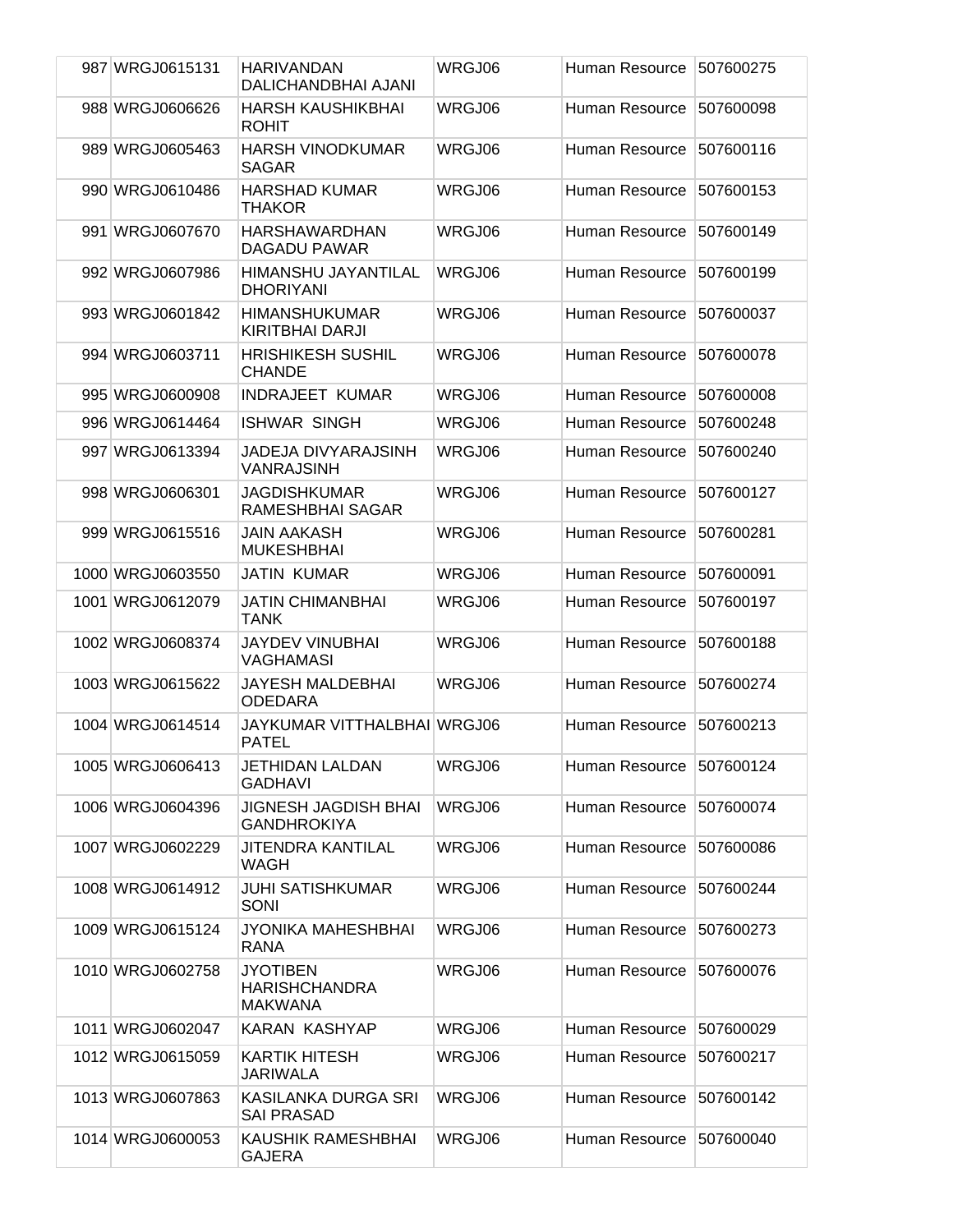| | | | | | |
|---|---|---|---|---|---|
| 987 | WRGJ0615131 | HARIVANDAN DALICHANDBHAI AJANI | WRGJ06 | Human Resource | 507600275 |
| 988 | WRGJ0606626 | HARSH KAUSHIKBHAI ROHIT | WRGJ06 | Human Resource | 507600098 |
| 989 | WRGJ0605463 | HARSH VINODKUMAR SAGAR | WRGJ06 | Human Resource | 507600116 |
| 990 | WRGJ0610486 | HARSHAD KUMAR THAKOR | WRGJ06 | Human Resource | 507600153 |
| 991 | WRGJ0607670 | HARSHAWARDHAN DAGADU PAWAR | WRGJ06 | Human Resource | 507600149 |
| 992 | WRGJ0607986 | HIMANSHU JAYANTILAL DHORIYANI | WRGJ06 | Human Resource | 507600199 |
| 993 | WRGJ0601842 | HIMANSHUKUMAR KIRITBHAI DARJI | WRGJ06 | Human Resource | 507600037 |
| 994 | WRGJ0603711 | HRISHIKESH SUSHIL CHANDE | WRGJ06 | Human Resource | 507600078 |
| 995 | WRGJ0600908 | INDRAJEET KUMAR | WRGJ06 | Human Resource | 507600008 |
| 996 | WRGJ0614464 | ISHWAR SINGH | WRGJ06 | Human Resource | 507600248 |
| 997 | WRGJ0613394 | JADEJA DIVYARAJSINH VANRAJSINH | WRGJ06 | Human Resource | 507600240 |
| 998 | WRGJ0606301 | JAGDISHKUMAR RAMESHBHAI SAGAR | WRGJ06 | Human Resource | 507600127 |
| 999 | WRGJ0615516 | JAIN AAKASH MUKESHBHAI | WRGJ06 | Human Resource | 507600281 |
| 1000 | WRGJ0603550 | JATIN KUMAR | WRGJ06 | Human Resource | 507600091 |
| 1001 | WRGJ0612079 | JATIN CHIMANBHAI TANK | WRGJ06 | Human Resource | 507600197 |
| 1002 | WRGJ0608374 | JAYDEV VINUBHAI VAGHAMASI | WRGJ06 | Human Resource | 507600188 |
| 1003 | WRGJ0615622 | JAYESH MALDEBHAI ODEDARA | WRGJ06 | Human Resource | 507600274 |
| 1004 | WRGJ0614514 | JAYKUMAR VITTHALBHAI PATEL | WRGJ06 | Human Resource | 507600213 |
| 1005 | WRGJ0606413 | JETHIDAN LALDAN GADHAVI | WRGJ06 | Human Resource | 507600124 |
| 1006 | WRGJ0604396 | JIGNESH JAGDISH BHAI GANDHROKIYA | WRGJ06 | Human Resource | 507600074 |
| 1007 | WRGJ0602229 | JITENDRA KANTILAL WAGH | WRGJ06 | Human Resource | 507600086 |
| 1008 | WRGJ0614912 | JUHI SATISHKUMAR SONI | WRGJ06 | Human Resource | 507600244 |
| 1009 | WRGJ0615124 | JYONIKA MAHESHBHAI RANA | WRGJ06 | Human Resource | 507600273 |
| 1010 | WRGJ0602758 | JYOTIBEN HARISHCHANDRA MAKWANA | WRGJ06 | Human Resource | 507600076 |
| 1011 | WRGJ0602047 | KARAN KASHYAP | WRGJ06 | Human Resource | 507600029 |
| 1012 | WRGJ0615059 | KARTIK HITESH JARIWALA | WRGJ06 | Human Resource | 507600217 |
| 1013 | WRGJ0607863 | KASILANKA DURGA SRI SAI PRASAD | WRGJ06 | Human Resource | 507600142 |
| 1014 | WRGJ0600053 | KAUSHIK RAMESHBHAI GAJERA | WRGJ06 | Human Resource | 507600040 |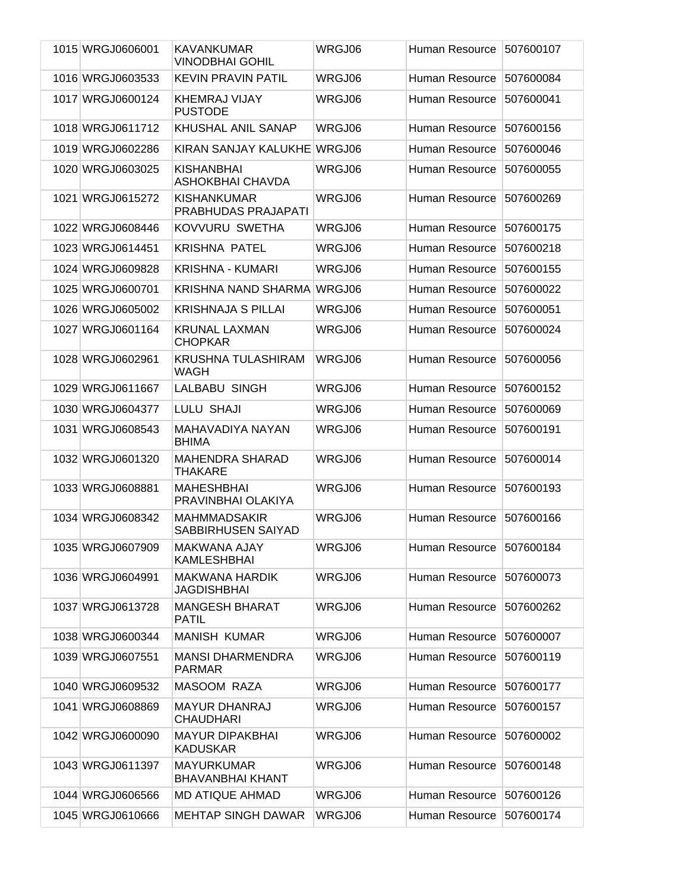| | | | | | |
|---|---|---|---|---|---|
| 1015 | WRGJ0606001 | KAVANKUMAR VINODBHAI GOHIL | WRGJ06 | Human Resource | 507600107 |
| 1016 | WRGJ0603533 | KEVIN PRAVIN PATIL | WRGJ06 | Human Resource | 507600084 |
| 1017 | WRGJ0600124 | KHEMRAJ VIJAY PUSTODE | WRGJ06 | Human Resource | 507600041 |
| 1018 | WRGJ0611712 | KHUSHAL ANIL SANAP | WRGJ06 | Human Resource | 507600156 |
| 1019 | WRGJ0602286 | KIRAN SANJAY KALUKHE | WRGJ06 | Human Resource | 507600046 |
| 1020 | WRGJ0603025 | KISHANBHAI ASHOKBHAI CHAVDA | WRGJ06 | Human Resource | 507600055 |
| 1021 | WRGJ0615272 | KISHANKUMAR PRABHUDAS PRAJAPATI | WRGJ06 | Human Resource | 507600269 |
| 1022 | WRGJ0608446 | KOVVURU SWETHA | WRGJ06 | Human Resource | 507600175 |
| 1023 | WRGJ0614451 | KRISHNA PATEL | WRGJ06 | Human Resource | 507600218 |
| 1024 | WRGJ0609828 | KRISHNA - KUMARI | WRGJ06 | Human Resource | 507600155 |
| 1025 | WRGJ0600701 | KRISHNA NAND SHARMA | WRGJ06 | Human Resource | 507600022 |
| 1026 | WRGJ0605002 | KRISHNAJA S PILLAI | WRGJ06 | Human Resource | 507600051 |
| 1027 | WRGJ0601164 | KRUNAL LAXMAN CHOPKAR | WRGJ06 | Human Resource | 507600024 |
| 1028 | WRGJ0602961 | KRUSHNA TULASHIRAM WAGH | WRGJ06 | Human Resource | 507600056 |
| 1029 | WRGJ0611667 | LALBABU SINGH | WRGJ06 | Human Resource | 507600152 |
| 1030 | WRGJ0604377 | LULU SHAJI | WRGJ06 | Human Resource | 507600069 |
| 1031 | WRGJ0608543 | MAHAVADIYA NAYAN BHIMA | WRGJ06 | Human Resource | 507600191 |
| 1032 | WRGJ0601320 | MAHENDRA SHARAD THAKARE | WRGJ06 | Human Resource | 507600014 |
| 1033 | WRGJ0608881 | MAHESHBHAI PRAVINBHAI OLAKIYA | WRGJ06 | Human Resource | 507600193 |
| 1034 | WRGJ0608342 | MAHMMADSAKIR SABBIRHUSEN SAIYAD | WRGJ06 | Human Resource | 507600166 |
| 1035 | WRGJ0607909 | MAKWANA AJAY KAMLESHBHAI | WRGJ06 | Human Resource | 507600184 |
| 1036 | WRGJ0604991 | MAKWANA HARDIK JAGDISHBHAI | WRGJ06 | Human Resource | 507600073 |
| 1037 | WRGJ0613728 | MANGESH BHARAT PATIL | WRGJ06 | Human Resource | 507600262 |
| 1038 | WRGJ0600344 | MANISH KUMAR | WRGJ06 | Human Resource | 507600007 |
| 1039 | WRGJ0607551 | MANSI DHARMENDRA PARMAR | WRGJ06 | Human Resource | 507600119 |
| 1040 | WRGJ0609532 | MASOOM RAZA | WRGJ06 | Human Resource | 507600177 |
| 1041 | WRGJ0608869 | MAYUR DHANRAJ CHAUDHARI | WRGJ06 | Human Resource | 507600157 |
| 1042 | WRGJ0600090 | MAYUR DIPAKBHAI KADUSKAR | WRGJ06 | Human Resource | 507600002 |
| 1043 | WRGJ0611397 | MAYURKUMAR BHAVANBHAI KHANT | WRGJ06 | Human Resource | 507600148 |
| 1044 | WRGJ0606566 | MD ATIQUE AHMAD | WRGJ06 | Human Resource | 507600126 |
| 1045 | WRGJ0610666 | MEHTAP SINGH DAWAR | WRGJ06 | Human Resource | 507600174 |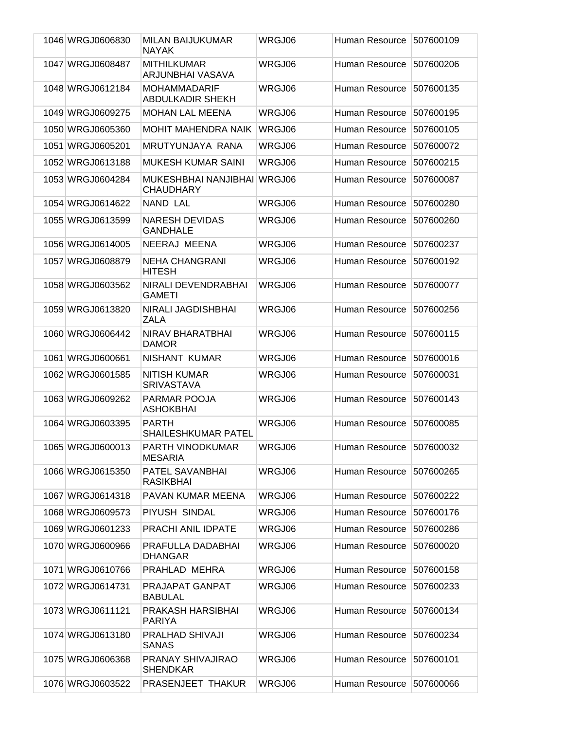| | | | | | |
|---|---|---|---|---|---|
| 1046 | WRGJ0606830 | MILAN BAIJUKUMAR NAYAK | WRGJ06 | Human Resource | 507600109 |
| 1047 | WRGJ0608487 | MITHILKUMAR ARJUNBHAI VASAVA | WRGJ06 | Human Resource | 507600206 |
| 1048 | WRGJ0612184 | MOHAMMADARIF ABDULKADIR SHEKH | WRGJ06 | Human Resource | 507600135 |
| 1049 | WRGJ0609275 | MOHAN LAL MEENA | WRGJ06 | Human Resource | 507600195 |
| 1050 | WRGJ0605360 | MOHIT MAHENDRA NAIK | WRGJ06 | Human Resource | 507600105 |
| 1051 | WRGJ0605201 | MRUTYUNJAYA RANA | WRGJ06 | Human Resource | 507600072 |
| 1052 | WRGJ0613188 | MUKESH KUMAR SAINI | WRGJ06 | Human Resource | 507600215 |
| 1053 | WRGJ0604284 | MUKESHBHAI NANJIBHAI CHAUDHARY | WRGJ06 | Human Resource | 507600087 |
| 1054 | WRGJ0614622 | NAND LAL | WRGJ06 | Human Resource | 507600280 |
| 1055 | WRGJ0613599 | NARESH DEVIDAS GANDHALE | WRGJ06 | Human Resource | 507600260 |
| 1056 | WRGJ0614005 | NEERAJ MEENA | WRGJ06 | Human Resource | 507600237 |
| 1057 | WRGJ0608879 | NEHA CHANGRANI HITESH | WRGJ06 | Human Resource | 507600192 |
| 1058 | WRGJ0603562 | NIRALI DEVENDRABHAI GAMETI | WRGJ06 | Human Resource | 507600077 |
| 1059 | WRGJ0613820 | NIRALI JAGDISHBHAI ZALA | WRGJ06 | Human Resource | 507600256 |
| 1060 | WRGJ0606442 | NIRAV BHARATBHAI DAMOR | WRGJ06 | Human Resource | 507600115 |
| 1061 | WRGJ0600661 | NISHANT KUMAR | WRGJ06 | Human Resource | 507600016 |
| 1062 | WRGJ0601585 | NITISH KUMAR SRIVASTAVA | WRGJ06 | Human Resource | 507600031 |
| 1063 | WRGJ0609262 | PARMAR POOJA ASHOKBHAI | WRGJ06 | Human Resource | 507600143 |
| 1064 | WRGJ0603395 | PARTH SHAILESHKUMAR PATEL | WRGJ06 | Human Resource | 507600085 |
| 1065 | WRGJ0600013 | PARTH VINODKUMAR MESARIA | WRGJ06 | Human Resource | 507600032 |
| 1066 | WRGJ0615350 | PATEL SAVANBHAI RASIKBHAI | WRGJ06 | Human Resource | 507600265 |
| 1067 | WRGJ0614318 | PAVAN KUMAR MEENA | WRGJ06 | Human Resource | 507600222 |
| 1068 | WRGJ0609573 | PIYUSH SINDAL | WRGJ06 | Human Resource | 507600176 |
| 1069 | WRGJ0601233 | PRACHI ANIL IDPATE | WRGJ06 | Human Resource | 507600286 |
| 1070 | WRGJ0600966 | PRAFULLA DADABHAI DHANGAR | WRGJ06 | Human Resource | 507600020 |
| 1071 | WRGJ0610766 | PRAHLAD MEHRA | WRGJ06 | Human Resource | 507600158 |
| 1072 | WRGJ0614731 | PRAJAPAT GANPAT BABULAL | WRGJ06 | Human Resource | 507600233 |
| 1073 | WRGJ0611121 | PRAKASH HARSIBHAI PARIYA | WRGJ06 | Human Resource | 507600134 |
| 1074 | WRGJ0613180 | PRALHAD SHIVAJI SANAS | WRGJ06 | Human Resource | 507600234 |
| 1075 | WRGJ0606368 | PRANAY SHIVAJIRAO SHENDKAR | WRGJ06 | Human Resource | 507600101 |
| 1076 | WRGJ0603522 | PRASENJEET THAKUR | WRGJ06 | Human Resource | 507600066 |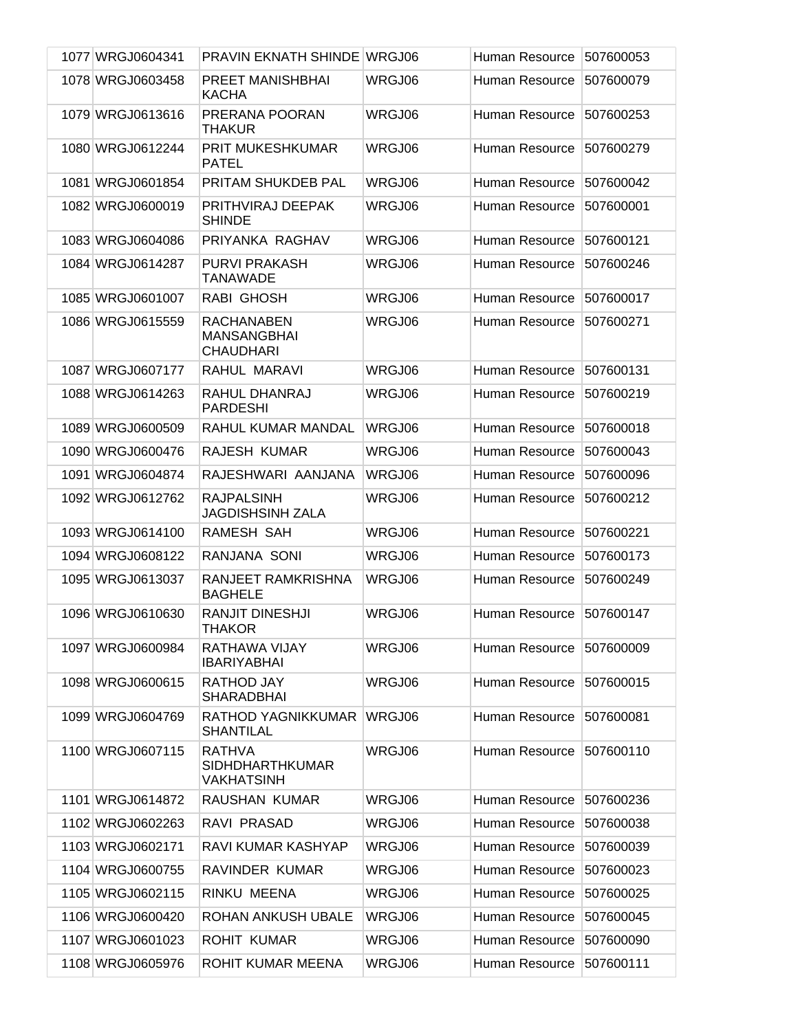| | | | | | |
|---|---|---|---|---|---|
| 1077 | WRGJ0604341 | PRAVIN EKNATH SHINDE | WRGJ06 | Human Resource | 507600053 |
| 1078 | WRGJ0603458 | PREET MANISHBHAI KACHA | WRGJ06 | Human Resource | 507600079 |
| 1079 | WRGJ0613616 | PRERANA POORAN THAKUR | WRGJ06 | Human Resource | 507600253 |
| 1080 | WRGJ0612244 | PRIT MUKESHKUMAR PATEL | WRGJ06 | Human Resource | 507600279 |
| 1081 | WRGJ0601854 | PRITAM SHUKDEB PAL | WRGJ06 | Human Resource | 507600042 |
| 1082 | WRGJ0600019 | PRITHVIRAJ DEEPAK SHINDE | WRGJ06 | Human Resource | 507600001 |
| 1083 | WRGJ0604086 | PRIYANKA RAGHAV | WRGJ06 | Human Resource | 507600121 |
| 1084 | WRGJ0614287 | PURVI PRAKASH TANAWADE | WRGJ06 | Human Resource | 507600246 |
| 1085 | WRGJ0601007 | RABI GHOSH | WRGJ06 | Human Resource | 507600017 |
| 1086 | WRGJ0615559 | RACHANABEN MANSANGBHAI CHAUDHARI | WRGJ06 | Human Resource | 507600271 |
| 1087 | WRGJ0607177 | RAHUL MARAVI | WRGJ06 | Human Resource | 507600131 |
| 1088 | WRGJ0614263 | RAHUL DHANRAJ PARDESHI | WRGJ06 | Human Resource | 507600219 |
| 1089 | WRGJ0600509 | RAHUL KUMAR MANDAL | WRGJ06 | Human Resource | 507600018 |
| 1090 | WRGJ0600476 | RAJESH KUMAR | WRGJ06 | Human Resource | 507600043 |
| 1091 | WRGJ0604874 | RAJESHWARI AANJANA | WRGJ06 | Human Resource | 507600096 |
| 1092 | WRGJ0612762 | RAJPALSINH JAGDISHSINH ZALA | WRGJ06 | Human Resource | 507600212 |
| 1093 | WRGJ0614100 | RAMESH SAH | WRGJ06 | Human Resource | 507600221 |
| 1094 | WRGJ0608122 | RANJANA SONI | WRGJ06 | Human Resource | 507600173 |
| 1095 | WRGJ0613037 | RANJEET RAMKRISHNA BAGHELE | WRGJ06 | Human Resource | 507600249 |
| 1096 | WRGJ0610630 | RANJIT DINESHJI THAKOR | WRGJ06 | Human Resource | 507600147 |
| 1097 | WRGJ0600984 | RATHAWA VIJAY IBARIYABHAI | WRGJ06 | Human Resource | 507600009 |
| 1098 | WRGJ0600615 | RATHOD JAY SHARADBHAI | WRGJ06 | Human Resource | 507600015 |
| 1099 | WRGJ0604769 | RATHOD YAGNIKKUMAR SHANTILAL | WRGJ06 | Human Resource | 507600081 |
| 1100 | WRGJ0607115 | RATHVA SIDHDHARTHKUMAR VAKHATSINH | WRGJ06 | Human Resource | 507600110 |
| 1101 | WRGJ0614872 | RAUSHAN KUMAR | WRGJ06 | Human Resource | 507600236 |
| 1102 | WRGJ0602263 | RAVI PRASAD | WRGJ06 | Human Resource | 507600038 |
| 1103 | WRGJ0602171 | RAVI KUMAR KASHYAP | WRGJ06 | Human Resource | 507600039 |
| 1104 | WRGJ0600755 | RAVINDER KUMAR | WRGJ06 | Human Resource | 507600023 |
| 1105 | WRGJ0602115 | RINKU MEENA | WRGJ06 | Human Resource | 507600025 |
| 1106 | WRGJ0600420 | ROHAN ANKUSH UBALE | WRGJ06 | Human Resource | 507600045 |
| 1107 | WRGJ0601023 | ROHIT KUMAR | WRGJ06 | Human Resource | 507600090 |
| 1108 | WRGJ0605976 | ROHIT KUMAR MEENA | WRGJ06 | Human Resource | 507600111 |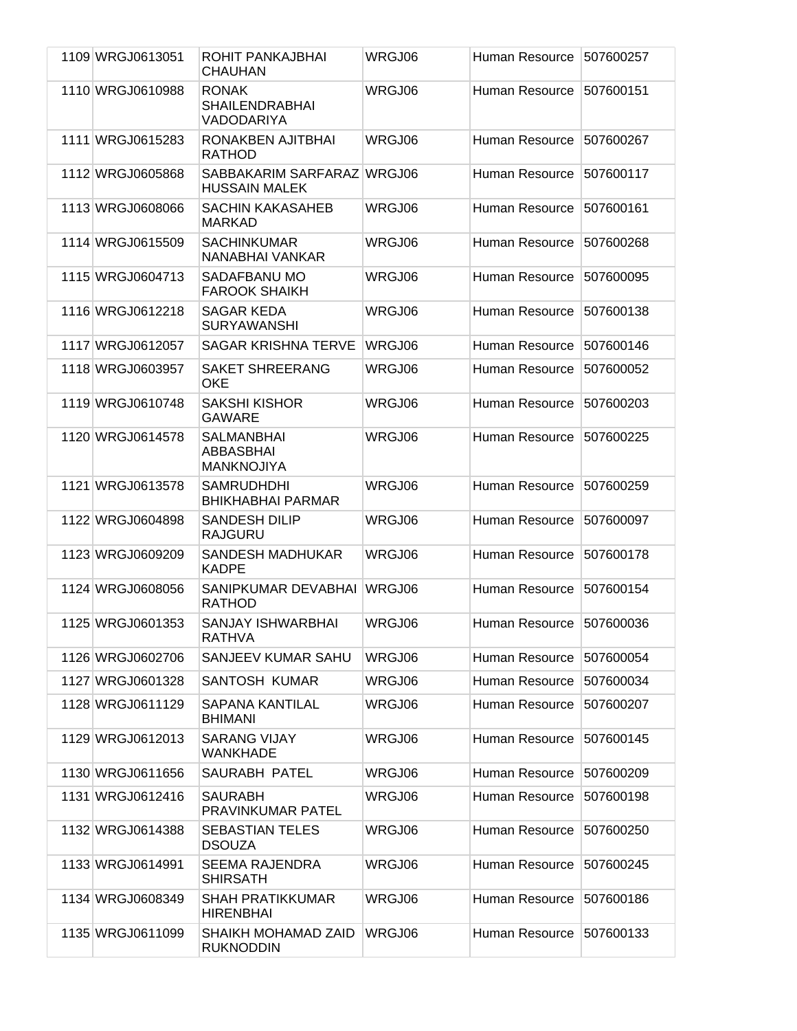| | | | | | |
|---|---|---|---|---|---|
| 1109 | WRGJ0613051 | ROHIT PANKAJBHAI CHAUHAN | WRGJ06 | Human Resource | 507600257 |
| 1110 | WRGJ0610988 | RONAK SHAILENDRABHAI VADODARIYA | WRGJ06 | Human Resource | 507600151 |
| 1111 | WRGJ0615283 | RONAKBEN AJITBHAI RATHOD | WRGJ06 | Human Resource | 507600267 |
| 1112 | WRGJ0605868 | SABBAKARIM SARFARAZ HUSSAIN MALEK | WRGJ06 | Human Resource | 507600117 |
| 1113 | WRGJ0608066 | SACHIN KAKASAHEB MARKAD | WRGJ06 | Human Resource | 507600161 |
| 1114 | WRGJ0615509 | SACHINKUMAR NANABHAI VANKAR | WRGJ06 | Human Resource | 507600268 |
| 1115 | WRGJ0604713 | SADAFBANU MO FAROOK SHAIKH | WRGJ06 | Human Resource | 507600095 |
| 1116 | WRGJ0612218 | SAGAR KEDA SURYAWANSHI | WRGJ06 | Human Resource | 507600138 |
| 1117 | WRGJ0612057 | SAGAR KRISHNA TERVE | WRGJ06 | Human Resource | 507600146 |
| 1118 | WRGJ0603957 | SAKET SHREERANG OKE | WRGJ06 | Human Resource | 507600052 |
| 1119 | WRGJ0610748 | SAKSHI KISHOR GAWARE | WRGJ06 | Human Resource | 507600203 |
| 1120 | WRGJ0614578 | SALMANBHAI ABBASBHAI MANKNOJIYA | WRGJ06 | Human Resource | 507600225 |
| 1121 | WRGJ0613578 | SAMRUDHDHI BHIKHABHAI PARMAR | WRGJ06 | Human Resource | 507600259 |
| 1122 | WRGJ0604898 | SANDESH DILIP RAJGURU | WRGJ06 | Human Resource | 507600097 |
| 1123 | WRGJ0609209 | SANDESH MADHUKAR KADPE | WRGJ06 | Human Resource | 507600178 |
| 1124 | WRGJ0608056 | SANIPKUMAR DEVABHAI RATHOD | WRGJ06 | Human Resource | 507600154 |
| 1125 | WRGJ0601353 | SANJAY ISHWARBHAI RATHVA | WRGJ06 | Human Resource | 507600036 |
| 1126 | WRGJ0602706 | SANJEEV KUMAR SAHU | WRGJ06 | Human Resource | 507600054 |
| 1127 | WRGJ0601328 | SANTOSH KUMAR | WRGJ06 | Human Resource | 507600034 |
| 1128 | WRGJ0611129 | SAPANA KANTILAL BHIMANI | WRGJ06 | Human Resource | 507600207 |
| 1129 | WRGJ0612013 | SARANG VIJAY WANKHADE | WRGJ06 | Human Resource | 507600145 |
| 1130 | WRGJ0611656 | SAURABH PATEL | WRGJ06 | Human Resource | 507600209 |
| 1131 | WRGJ0612416 | SAURABH PRAVINKUMAR PATEL | WRGJ06 | Human Resource | 507600198 |
| 1132 | WRGJ0614388 | SEBASTIAN TELES DSOUZA | WRGJ06 | Human Resource | 507600250 |
| 1133 | WRGJ0614991 | SEEMA RAJENDRA SHIRSATH | WRGJ06 | Human Resource | 507600245 |
| 1134 | WRGJ0608349 | SHAH PRATIKKUMAR HIRENBHAI | WRGJ06 | Human Resource | 507600186 |
| 1135 | WRGJ0611099 | SHAIKH MOHAMAD ZAID RUKNODDIN | WRGJ06 | Human Resource | 507600133 |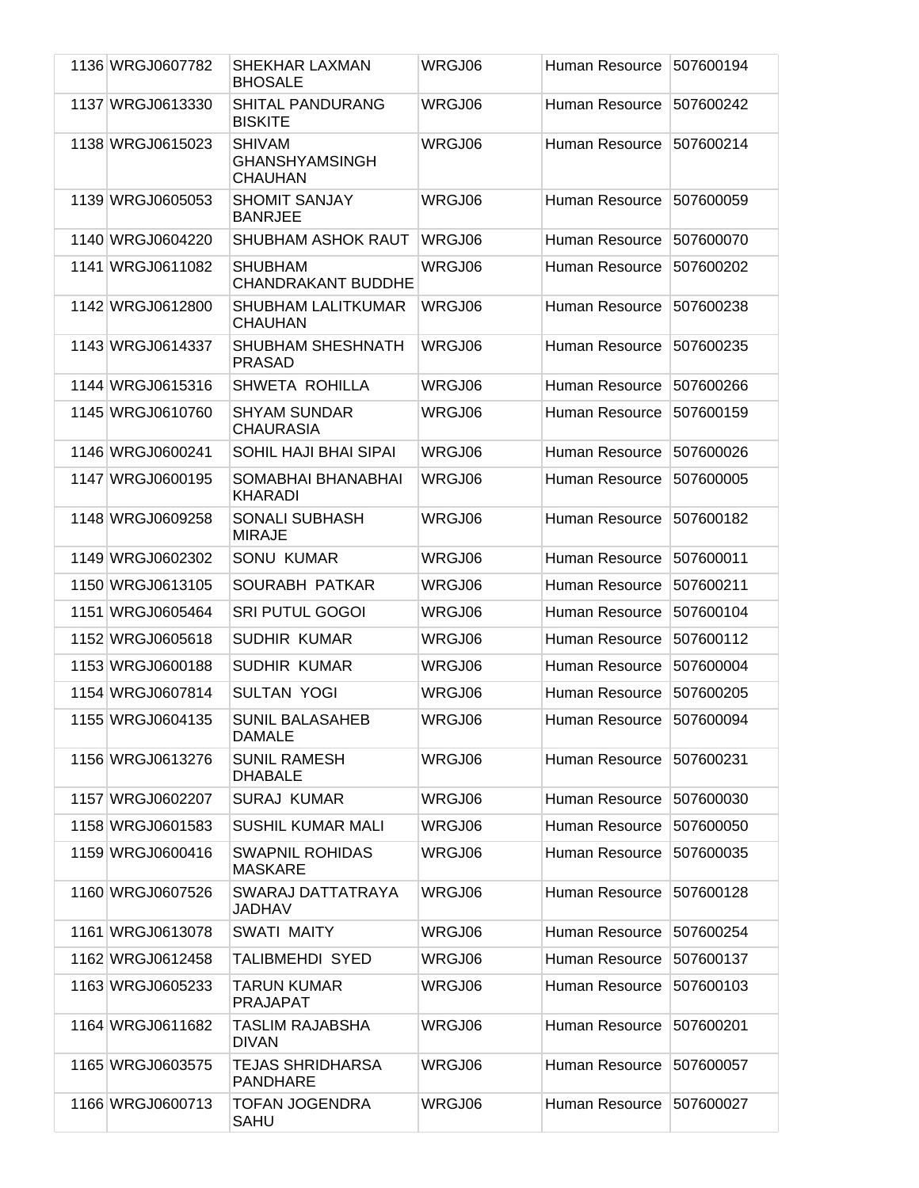| | | | | | |
|---|---|---|---|---|---|
| 1136 | WRGJ0607782 | SHEKHAR LAXMAN BHOSALE | WRGJ06 | Human Resource | 507600194 |
| 1137 | WRGJ0613330 | SHITAL PANDURANG BISKITE | WRGJ06 | Human Resource | 507600242 |
| 1138 | WRGJ0615023 | SHIVAM GHANSHYAMSINGH CHAUHAN | WRGJ06 | Human Resource | 507600214 |
| 1139 | WRGJ0605053 | SHOMIT SANJAY BANRJEE | WRGJ06 | Human Resource | 507600059 |
| 1140 | WRGJ0604220 | SHUBHAM ASHOK RAUT | WRGJ06 | Human Resource | 507600070 |
| 1141 | WRGJ0611082 | SHUBHAM CHANDRAKANT BUDDHE | WRGJ06 | Human Resource | 507600202 |
| 1142 | WRGJ0612800 | SHUBHAM LALITKUMAR CHAUHAN | WRGJ06 | Human Resource | 507600238 |
| 1143 | WRGJ0614337 | SHUBHAM SHESHNATH PRASAD | WRGJ06 | Human Resource | 507600235 |
| 1144 | WRGJ0615316 | SHWETA ROHILLA | WRGJ06 | Human Resource | 507600266 |
| 1145 | WRGJ0610760 | SHYAM SUNDAR CHAURASIA | WRGJ06 | Human Resource | 507600159 |
| 1146 | WRGJ0600241 | SOHIL HAJI BHAI SIPAI | WRGJ06 | Human Resource | 507600026 |
| 1147 | WRGJ0600195 | SOMABHAI BHANABHAI KHARADI | WRGJ06 | Human Resource | 507600005 |
| 1148 | WRGJ0609258 | SONALI SUBHASH MIRAJE | WRGJ06 | Human Resource | 507600182 |
| 1149 | WRGJ0602302 | SONU KUMAR | WRGJ06 | Human Resource | 507600011 |
| 1150 | WRGJ0613105 | SOURABH PATKAR | WRGJ06 | Human Resource | 507600211 |
| 1151 | WRGJ0605464 | SRI PUTUL GOGOI | WRGJ06 | Human Resource | 507600104 |
| 1152 | WRGJ0605618 | SUDHIR KUMAR | WRGJ06 | Human Resource | 507600112 |
| 1153 | WRGJ0600188 | SUDHIR KUMAR | WRGJ06 | Human Resource | 507600004 |
| 1154 | WRGJ0607814 | SULTAN YOGI | WRGJ06 | Human Resource | 507600205 |
| 1155 | WRGJ0604135 | SUNIL BALASAHEB DAMALE | WRGJ06 | Human Resource | 507600094 |
| 1156 | WRGJ0613276 | SUNIL RAMESH DHABALE | WRGJ06 | Human Resource | 507600231 |
| 1157 | WRGJ0602207 | SURAJ KUMAR | WRGJ06 | Human Resource | 507600030 |
| 1158 | WRGJ0601583 | SUSHIL KUMAR MALI | WRGJ06 | Human Resource | 507600050 |
| 1159 | WRGJ0600416 | SWAPNIL ROHIDAS MASKARE | WRGJ06 | Human Resource | 507600035 |
| 1160 | WRGJ0607526 | SWARAJ DATTATRAYA JADHAV | WRGJ06 | Human Resource | 507600128 |
| 1161 | WRGJ0613078 | SWATI MAITY | WRGJ06 | Human Resource | 507600254 |
| 1162 | WRGJ0612458 | TALIBMEHDI SYED | WRGJ06 | Human Resource | 507600137 |
| 1163 | WRGJ0605233 | TARUN KUMAR PRAJAPAT | WRGJ06 | Human Resource | 507600103 |
| 1164 | WRGJ0611682 | TASLIM RAJABSHA DIVAN | WRGJ06 | Human Resource | 507600201 |
| 1165 | WRGJ0603575 | TEJAS SHRIDHARSA PANDHARE | WRGJ06 | Human Resource | 507600057 |
| 1166 | WRGJ0600713 | TOFAN JOGENDRA SAHU | WRGJ06 | Human Resource | 507600027 |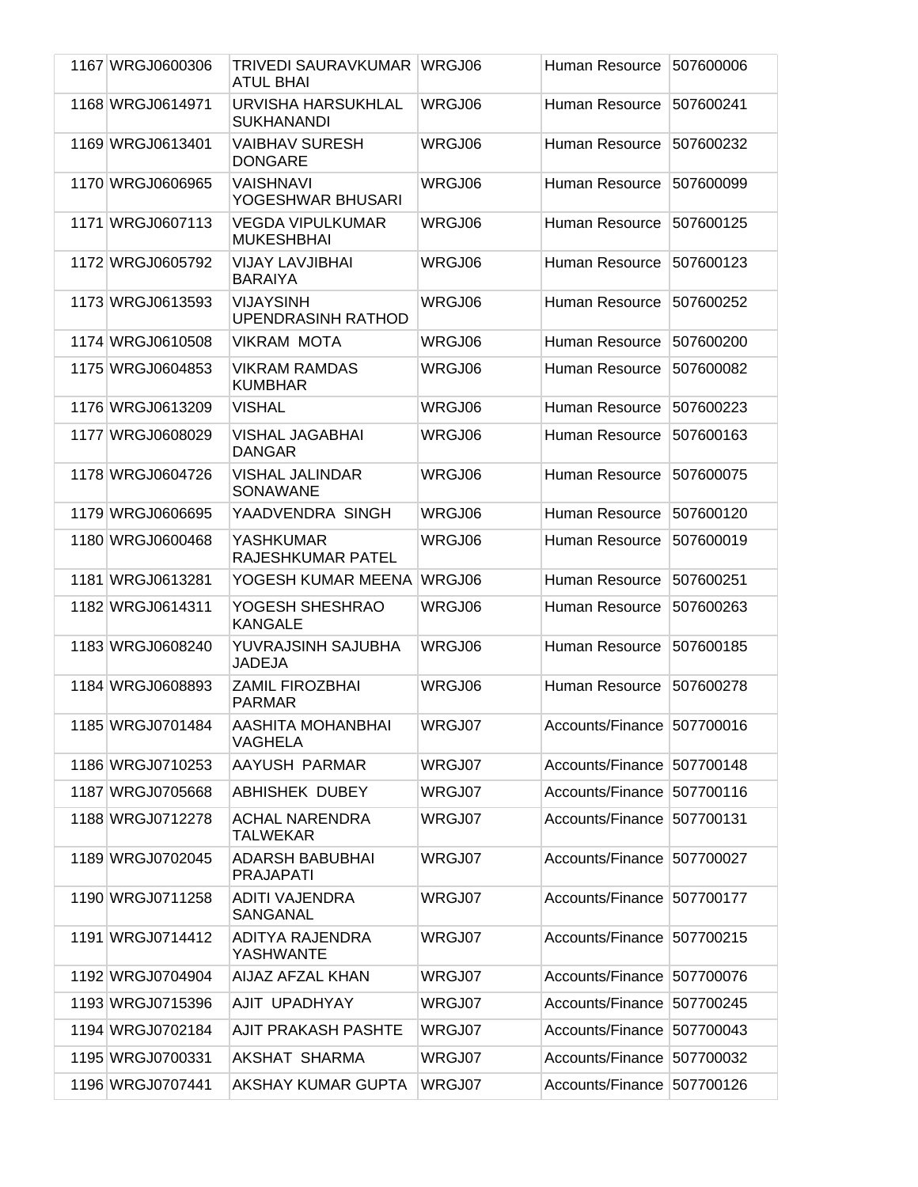| | | | | | |
|---|---|---|---|---|---|
| 1167 | WRGJ0600306 | TRIVEDI SAURAVKUMAR ATUL BHAI | WRGJ06 | Human Resource | 507600006 |
| 1168 | WRGJ0614971 | URVISHA HARSUKHLAL SUKHANANDI | WRGJ06 | Human Resource | 507600241 |
| 1169 | WRGJ0613401 | VAIBHAV SURESH DONGARE | WRGJ06 | Human Resource | 507600232 |
| 1170 | WRGJ0606965 | VAISHNAVI YOGESHWAR BHUSARI | WRGJ06 | Human Resource | 507600099 |
| 1171 | WRGJ0607113 | VEGDA VIPULKUMAR MUKESHBHAI | WRGJ06 | Human Resource | 507600125 |
| 1172 | WRGJ0605792 | VIJAY LAVJIBHAI BARAIYA | WRGJ06 | Human Resource | 507600123 |
| 1173 | WRGJ0613593 | VIJAYSINH UPENDRASINH RATHOD | WRGJ06 | Human Resource | 507600252 |
| 1174 | WRGJ0610508 | VIKRAM MOTA | WRGJ06 | Human Resource | 507600200 |
| 1175 | WRGJ0604853 | VIKRAM RAMDAS KUMBHAR | WRGJ06 | Human Resource | 507600082 |
| 1176 | WRGJ0613209 | VISHAL | WRGJ06 | Human Resource | 507600223 |
| 1177 | WRGJ0608029 | VISHAL JAGABHAI DANGAR | WRGJ06 | Human Resource | 507600163 |
| 1178 | WRGJ0604726 | VISHAL JALINDAR SONAWANE | WRGJ06 | Human Resource | 507600075 |
| 1179 | WRGJ0606695 | YAADVENDRA SINGH | WRGJ06 | Human Resource | 507600120 |
| 1180 | WRGJ0600468 | YASHKUMAR RAJESHKUMAR PATEL | WRGJ06 | Human Resource | 507600019 |
| 1181 | WRGJ0613281 | YOGESH KUMAR MEENA | WRGJ06 | Human Resource | 507600251 |
| 1182 | WRGJ0614311 | YOGESH SHESHRAO KANGALE | WRGJ06 | Human Resource | 507600263 |
| 1183 | WRGJ0608240 | YUVRAJSINH SAJUBHA JADEJA | WRGJ06 | Human Resource | 507600185 |
| 1184 | WRGJ0608893 | ZAMIL FIROZBHAI PARMAR | WRGJ06 | Human Resource | 507600278 |
| 1185 | WRGJ0701484 | AASHITA MOHANBHAI VAGHELA | WRGJ07 | Accounts/Finance | 507700016 |
| 1186 | WRGJ0710253 | AAYUSH PARMAR | WRGJ07 | Accounts/Finance | 507700148 |
| 1187 | WRGJ0705668 | ABHISHEK DUBEY | WRGJ07 | Accounts/Finance | 507700116 |
| 1188 | WRGJ0712278 | ACHAL NARENDRA TALWEKAR | WRGJ07 | Accounts/Finance | 507700131 |
| 1189 | WRGJ0702045 | ADARSH BABUBHAI PRAJAPATI | WRGJ07 | Accounts/Finance | 507700027 |
| 1190 | WRGJ0711258 | ADITI VAJENDRA SANGANAL | WRGJ07 | Accounts/Finance | 507700177 |
| 1191 | WRGJ0714412 | ADITYA RAJENDRA YASHWANTE | WRGJ07 | Accounts/Finance | 507700215 |
| 1192 | WRGJ0704904 | AIJAZ AFZAL KHAN | WRGJ07 | Accounts/Finance | 507700076 |
| 1193 | WRGJ0715396 | AJIT UPADHYAY | WRGJ07 | Accounts/Finance | 507700245 |
| 1194 | WRGJ0702184 | AJIT PRAKASH PASHTE | WRGJ07 | Accounts/Finance | 507700043 |
| 1195 | WRGJ0700331 | AKSHAT SHARMA | WRGJ07 | Accounts/Finance | 507700032 |
| 1196 | WRGJ0707441 | AKSHAY KUMAR GUPTA | WRGJ07 | Accounts/Finance | 507700126 |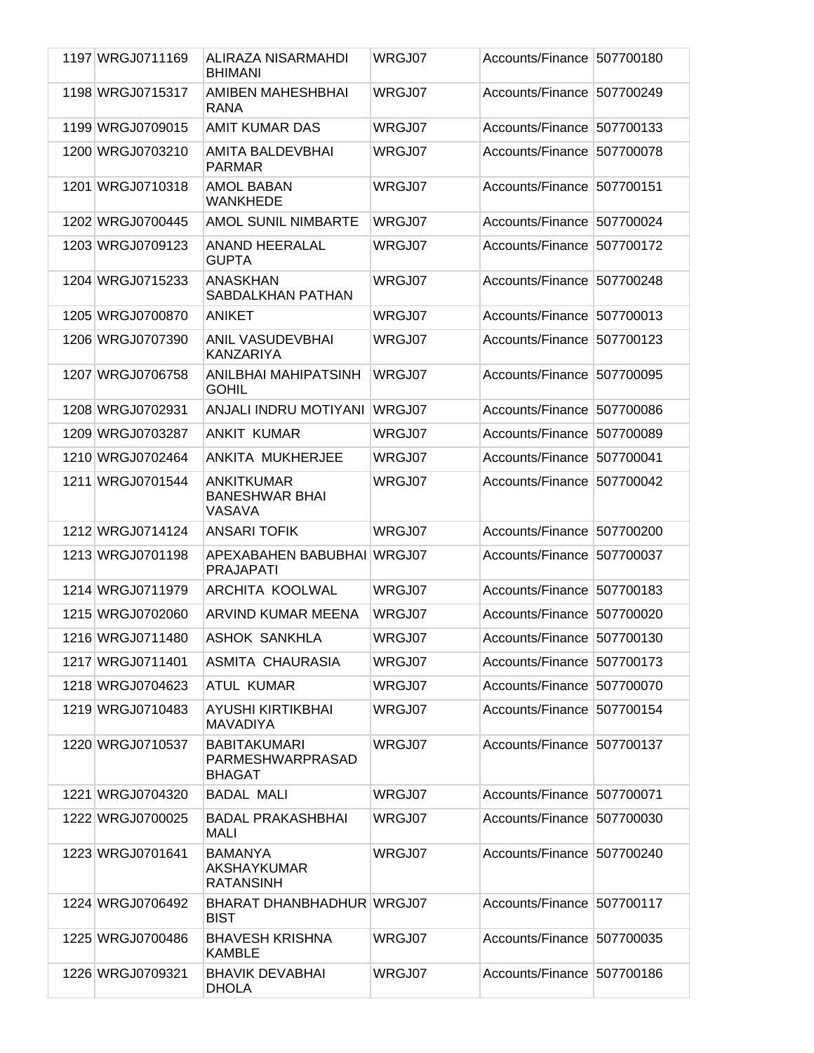| 1197 | WRGJ0711169 | ALIRAZA NISARMAHDI BHIMANI | WRGJ07 | Accounts/Finance | 507700180 |
|---|---|---|---|---|---|
| 1198 | WRGJ0715317 | AMIBEN MAHESHBHAI RANA | WRGJ07 | Accounts/Finance | 507700249 |
| 1199 | WRGJ0709015 | AMIT KUMAR DAS | WRGJ07 | Accounts/Finance | 507700133 |
| 1200 | WRGJ0703210 | AMITA BALDEVBHAI PARMAR | WRGJ07 | Accounts/Finance | 507700078 |
| 1201 | WRGJ0710318 | AMOL BABAN WANKHEDE | WRGJ07 | Accounts/Finance | 507700151 |
| 1202 | WRGJ0700445 | AMOL SUNIL NIMBARTE | WRGJ07 | Accounts/Finance | 507700024 |
| 1203 | WRGJ0709123 | ANAND HEERALAL GUPTA | WRGJ07 | Accounts/Finance | 507700172 |
| 1204 | WRGJ0715233 | ANASKHAN SABDALKHAN PATHAN | WRGJ07 | Accounts/Finance | 507700248 |
| 1205 | WRGJ0700870 | ANIKET | WRGJ07 | Accounts/Finance | 507700013 |
| 1206 | WRGJ0707390 | ANIL VASUDEVBHAI KANZARIYA | WRGJ07 | Accounts/Finance | 507700123 |
| 1207 | WRGJ0706758 | ANILBHAI MAHIPATSINH GOHIL | WRGJ07 | Accounts/Finance | 507700095 |
| 1208 | WRGJ0702931 | ANJALI INDRU MOTIYANI | WRGJ07 | Accounts/Finance | 507700086 |
| 1209 | WRGJ0703287 | ANKIT KUMAR | WRGJ07 | Accounts/Finance | 507700089 |
| 1210 | WRGJ0702464 | ANKITA MUKHERJEE | WRGJ07 | Accounts/Finance | 507700041 |
| 1211 | WRGJ0701544 | ANKITKUMAR BANESHWAR BHAI VASAVA | WRGJ07 | Accounts/Finance | 507700042 |
| 1212 | WRGJ0714124 | ANSARI TOFIK | WRGJ07 | Accounts/Finance | 507700200 |
| 1213 | WRGJ0701198 | APEXABAHEN BABUBHAI PRAJAPATI | WRGJ07 | Accounts/Finance | 507700037 |
| 1214 | WRGJ0711979 | ARCHITA KOOLWAL | WRGJ07 | Accounts/Finance | 507700183 |
| 1215 | WRGJ0702060 | ARVIND KUMAR MEENA | WRGJ07 | Accounts/Finance | 507700020 |
| 1216 | WRGJ0711480 | ASHOK SANKHLA | WRGJ07 | Accounts/Finance | 507700130 |
| 1217 | WRGJ0711401 | ASMITA CHAURASIA | WRGJ07 | Accounts/Finance | 507700173 |
| 1218 | WRGJ0704623 | ATUL KUMAR | WRGJ07 | Accounts/Finance | 507700070 |
| 1219 | WRGJ0710483 | AYUSHI KIRTIKBHAI MAVADIYA | WRGJ07 | Accounts/Finance | 507700154 |
| 1220 | WRGJ0710537 | BABITAKUMARI PARMESHWARPRASAD BHAGAT | WRGJ07 | Accounts/Finance | 507700137 |
| 1221 | WRGJ0704320 | BADAL MALI | WRGJ07 | Accounts/Finance | 507700071 |
| 1222 | WRGJ0700025 | BADAL PRAKASHBHAI MALI | WRGJ07 | Accounts/Finance | 507700030 |
| 1223 | WRGJ0701641 | BAMANYA AKSHAYKUMAR RATANSINH | WRGJ07 | Accounts/Finance | 507700240 |
| 1224 | WRGJ0706492 | BHARAT DHANBHADHUR BIST | WRGJ07 | Accounts/Finance | 507700117 |
| 1225 | WRGJ0700486 | BHAVESH KRISHNA KAMBLE | WRGJ07 | Accounts/Finance | 507700035 |
| 1226 | WRGJ0709321 | BHAVIK DEVABHAI DHOLA | WRGJ07 | Accounts/Finance | 507700186 |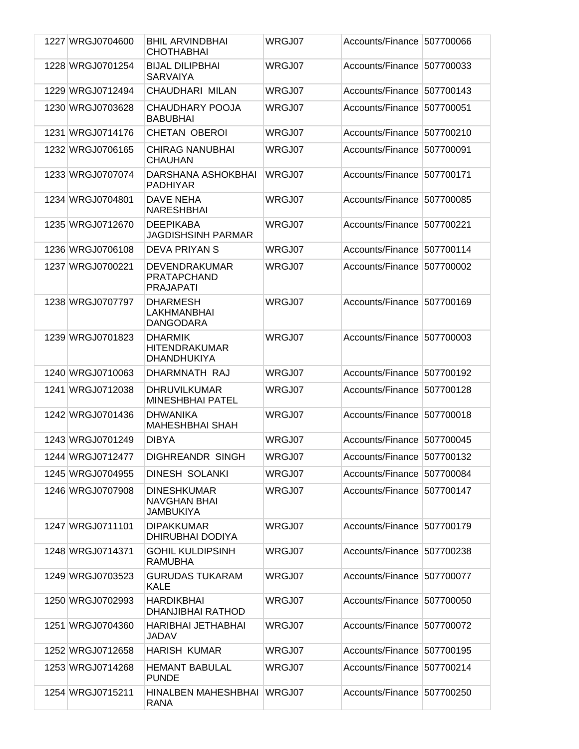| | | | | | |
|---|---|---|---|---|---|
| 1227 | WRGJ0704600 | BHIL ARVINDBHAI CHOTHABHAI | WRGJ07 | Accounts/Finance | 507700066 |
| 1228 | WRGJ0701254 | BIJAL DILIPBHAI SARVAIYA | WRGJ07 | Accounts/Finance | 507700033 |
| 1229 | WRGJ0712494 | CHAUDHARI MILAN | WRGJ07 | Accounts/Finance | 507700143 |
| 1230 | WRGJ0703628 | CHAUDHARY POOJA BABUBHAI | WRGJ07 | Accounts/Finance | 507700051 |
| 1231 | WRGJ0714176 | CHETAN OBEROI | WRGJ07 | Accounts/Finance | 507700210 |
| 1232 | WRGJ0706165 | CHIRAG NANUBHAI CHAUHAN | WRGJ07 | Accounts/Finance | 507700091 |
| 1233 | WRGJ0707074 | DARSHANA ASHOKBHAI PADHIYAR | WRGJ07 | Accounts/Finance | 507700171 |
| 1234 | WRGJ0704801 | DAVE NEHA NARESHBHAI | WRGJ07 | Accounts/Finance | 507700085 |
| 1235 | WRGJ0712670 | DEEPIKABA JAGDISHSINH PARMAR | WRGJ07 | Accounts/Finance | 507700221 |
| 1236 | WRGJ0706108 | DEVA PRIYAN S | WRGJ07 | Accounts/Finance | 507700114 |
| 1237 | WRGJ0700221 | DEVENDRAKUMAR PRATAPCHAND PRAJAPATI | WRGJ07 | Accounts/Finance | 507700002 |
| 1238 | WRGJ0707797 | DHARMESH LAKHMANBHAI DANGODARA | WRGJ07 | Accounts/Finance | 507700169 |
| 1239 | WRGJ0701823 | DHARMIK HITENDRAKUMAR DHANDHUKIYA | WRGJ07 | Accounts/Finance | 507700003 |
| 1240 | WRGJ0710063 | DHARMNATH RAJ | WRGJ07 | Accounts/Finance | 507700192 |
| 1241 | WRGJ0712038 | DHRUVILKUMAR MINESHBHAI PATEL | WRGJ07 | Accounts/Finance | 507700128 |
| 1242 | WRGJ0701436 | DHWANIKA MAHESHBHAI SHAH | WRGJ07 | Accounts/Finance | 507700018 |
| 1243 | WRGJ0701249 | DIBYA | WRGJ07 | Accounts/Finance | 507700045 |
| 1244 | WRGJ0712477 | DIGHREANDR SINGH | WRGJ07 | Accounts/Finance | 507700132 |
| 1245 | WRGJ0704955 | DINESH SOLANKI | WRGJ07 | Accounts/Finance | 507700084 |
| 1246 | WRGJ0707908 | DINESHKUMAR NAVGHAN BHAI JAMBUKIYA | WRGJ07 | Accounts/Finance | 507700147 |
| 1247 | WRGJ0711101 | DIPAKKUMAR DHIRUBHAI DODIYA | WRGJ07 | Accounts/Finance | 507700179 |
| 1248 | WRGJ0714371 | GOHIL KULDIPSINH RAMUBHA | WRGJ07 | Accounts/Finance | 507700238 |
| 1249 | WRGJ0703523 | GURUDAS TUKARAM KALE | WRGJ07 | Accounts/Finance | 507700077 |
| 1250 | WRGJ0702993 | HARDIKBHAI DHANJIBHAI RATHOD | WRGJ07 | Accounts/Finance | 507700050 |
| 1251 | WRGJ0704360 | HARIBHAI JETHABHAI JADAV | WRGJ07 | Accounts/Finance | 507700072 |
| 1252 | WRGJ0712658 | HARISH KUMAR | WRGJ07 | Accounts/Finance | 507700195 |
| 1253 | WRGJ0714268 | HEMANT BABULAL PUNDE | WRGJ07 | Accounts/Finance | 507700214 |
| 1254 | WRGJ0715211 | HINALBEN MAHESHBHAI RANA | WRGJ07 | Accounts/Finance | 507700250 |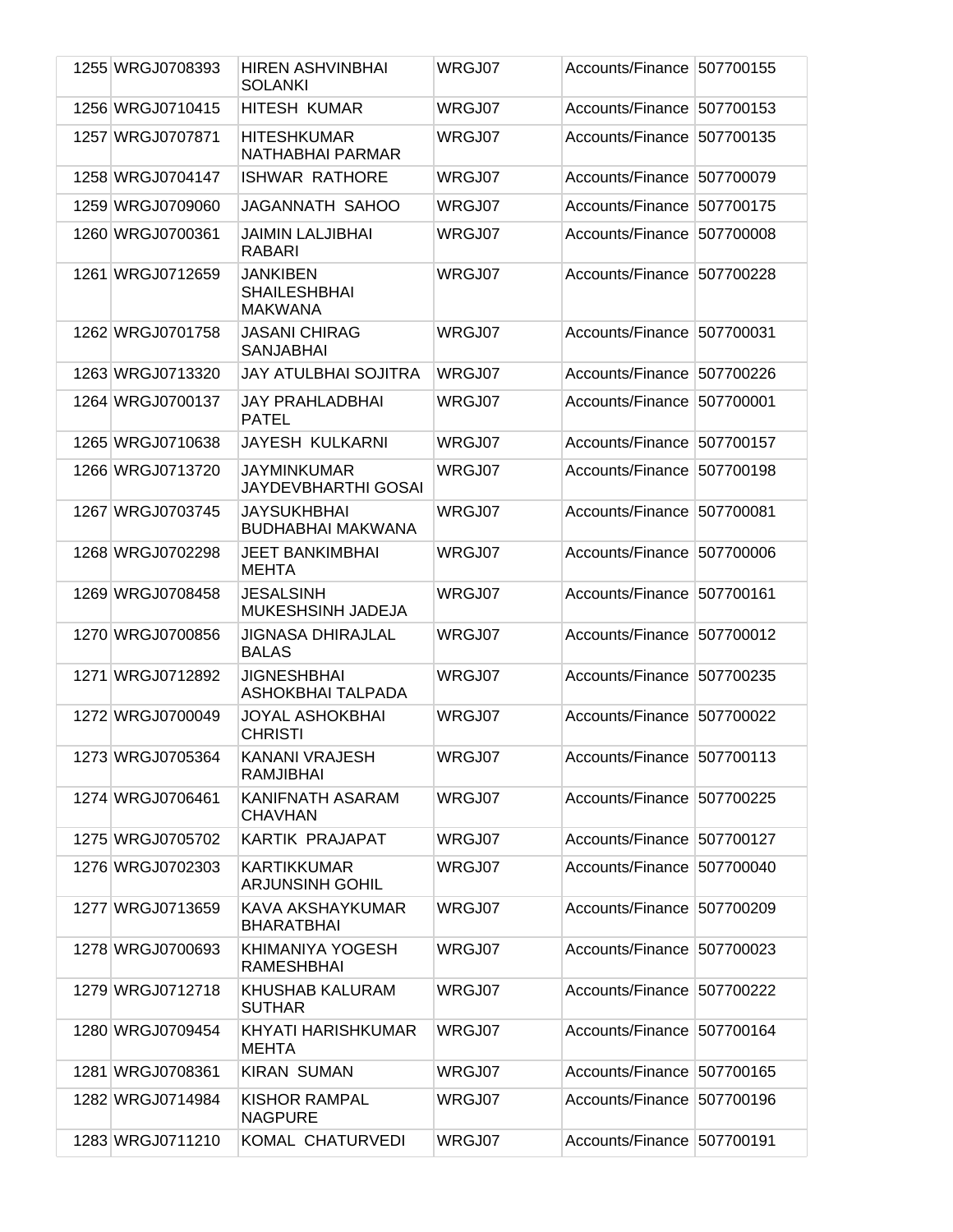| 1255 | WRGJ0708393 | HIREN ASHVINBHAI SOLANKI | WRGJ07 | Accounts/Finance | 507700155 |
|---|---|---|---|---|---|
| 1256 | WRGJ0710415 | HITESH KUMAR | WRGJ07 | Accounts/Finance | 507700153 |
| 1257 | WRGJ0707871 | HITESHKUMAR NATHABHAI PARMAR | WRGJ07 | Accounts/Finance | 507700135 |
| 1258 | WRGJ0704147 | ISHWAR RATHORE | WRGJ07 | Accounts/Finance | 507700079 |
| 1259 | WRGJ0709060 | JAGANNATH SAHOO | WRGJ07 | Accounts/Finance | 507700175 |
| 1260 | WRGJ0700361 | JAIMIN LALJIBHAI RABARI | WRGJ07 | Accounts/Finance | 507700008 |
| 1261 | WRGJ0712659 | JANKIBEN SHAILESHBHAI MAKWANA | WRGJ07 | Accounts/Finance | 507700228 |
| 1262 | WRGJ0701758 | JASANI CHIRAG SANJABHAI | WRGJ07 | Accounts/Finance | 507700031 |
| 1263 | WRGJ0713320 | JAY ATULBHAI SOJITRA | WRGJ07 | Accounts/Finance | 507700226 |
| 1264 | WRGJ0700137 | JAY PRAHLADBHAI PATEL | WRGJ07 | Accounts/Finance | 507700001 |
| 1265 | WRGJ0710638 | JAYESH KULKARNI | WRGJ07 | Accounts/Finance | 507700157 |
| 1266 | WRGJ0713720 | JAYMINKUMAR JAYDEVBHARTHI GOSAI | WRGJ07 | Accounts/Finance | 507700198 |
| 1267 | WRGJ0703745 | JAYSUKHBHAI BUDHABHAI MAKWANA | WRGJ07 | Accounts/Finance | 507700081 |
| 1268 | WRGJ0702298 | JEET BANKIMBHAI MEHTA | WRGJ07 | Accounts/Finance | 507700006 |
| 1269 | WRGJ0708458 | JESALSINH MUKESHSINH JADEJA | WRGJ07 | Accounts/Finance | 507700161 |
| 1270 | WRGJ0700856 | JIGNASA DHIRAJLAL BALAS | WRGJ07 | Accounts/Finance | 507700012 |
| 1271 | WRGJ0712892 | JIGNESHBHAI ASHOKBHAI TALPADA | WRGJ07 | Accounts/Finance | 507700235 |
| 1272 | WRGJ0700049 | JOYAL ASHOKBHAI CHRISTI | WRGJ07 | Accounts/Finance | 507700022 |
| 1273 | WRGJ0705364 | KANANI VRAJESH RAMJIBHAI | WRGJ07 | Accounts/Finance | 507700113 |
| 1274 | WRGJ0706461 | KANIFNATH ASARAM CHAVHAN | WRGJ07 | Accounts/Finance | 507700225 |
| 1275 | WRGJ0705702 | KARTIK PRAJAPAT | WRGJ07 | Accounts/Finance | 507700127 |
| 1276 | WRGJ0702303 | KARTIKKUMAR ARJUNSINH GOHIL | WRGJ07 | Accounts/Finance | 507700040 |
| 1277 | WRGJ0713659 | KAVA AKSHAYKUMAR BHARATBHAI | WRGJ07 | Accounts/Finance | 507700209 |
| 1278 | WRGJ0700693 | KHIMANIYA YOGESH RAMESHBHAI | WRGJ07 | Accounts/Finance | 507700023 |
| 1279 | WRGJ0712718 | KHUSHAB KALURAM SUTHAR | WRGJ07 | Accounts/Finance | 507700222 |
| 1280 | WRGJ0709454 | KHYATI HARISHKUMAR MEHTA | WRGJ07 | Accounts/Finance | 507700164 |
| 1281 | WRGJ0708361 | KIRAN SUMAN | WRGJ07 | Accounts/Finance | 507700165 |
| 1282 | WRGJ0714984 | KISHOR RAMPAL NAGPURE | WRGJ07 | Accounts/Finance | 507700196 |
| 1283 | WRGJ0711210 | KOMAL CHATURVEDI | WRGJ07 | Accounts/Finance | 507700191 |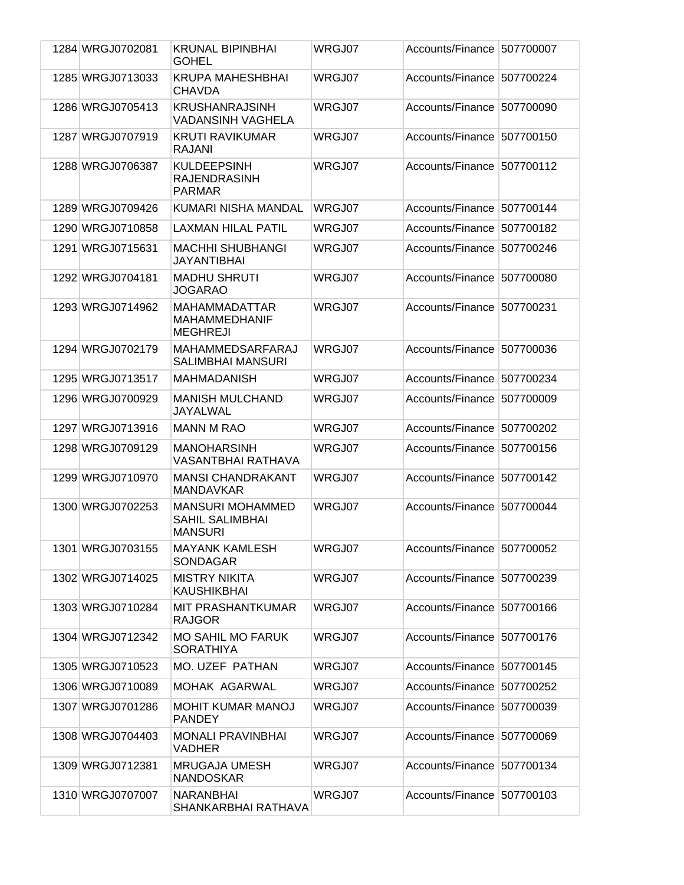| | | | | | |
|---|---|---|---|---|---|
| 1284 | WRGJ0702081 | KRUNAL BIPINBHAI GOHEL | WRGJ07 | Accounts/Finance | 507700007 |
| 1285 | WRGJ0713033 | KRUPA MAHESHBHAI CHAVDA | WRGJ07 | Accounts/Finance | 507700224 |
| 1286 | WRGJ0705413 | KRUSHANRAJSINH VADANSINH VAGHELA | WRGJ07 | Accounts/Finance | 507700090 |
| 1287 | WRGJ0707919 | KRUTI RAVIKUMAR RAJANI | WRGJ07 | Accounts/Finance | 507700150 |
| 1288 | WRGJ0706387 | KULDEEPSINH RAJENDRASINH PARMAR | WRGJ07 | Accounts/Finance | 507700112 |
| 1289 | WRGJ0709426 | KUMARI NISHA MANDAL | WRGJ07 | Accounts/Finance | 507700144 |
| 1290 | WRGJ0710858 | LAXMAN HILAL PATIL | WRGJ07 | Accounts/Finance | 507700182 |
| 1291 | WRGJ0715631 | MACHHI SHUBHANGI JAYANTIBHAI | WRGJ07 | Accounts/Finance | 507700246 |
| 1292 | WRGJ0704181 | MADHU SHRUTI JOGARAO | WRGJ07 | Accounts/Finance | 507700080 |
| 1293 | WRGJ0714962 | MAHAMMADATTAR MAHAMMEDHANIF MEGHREJI | WRGJ07 | Accounts/Finance | 507700231 |
| 1294 | WRGJ0702179 | MAHAMMEDSARFARAJ SALIMBHAI MANSURI | WRGJ07 | Accounts/Finance | 507700036 |
| 1295 | WRGJ0713517 | MAHMADANISH | WRGJ07 | Accounts/Finance | 507700234 |
| 1296 | WRGJ0700929 | MANISH MULCHAND JAYALWAL | WRGJ07 | Accounts/Finance | 507700009 |
| 1297 | WRGJ0713916 | MANN M RAO | WRGJ07 | Accounts/Finance | 507700202 |
| 1298 | WRGJ0709129 | MANOHARSINH VASANTBHAI RATHAVA | WRGJ07 | Accounts/Finance | 507700156 |
| 1299 | WRGJ0710970 | MANSI CHANDRAKANT MANDAVKAR | WRGJ07 | Accounts/Finance | 507700142 |
| 1300 | WRGJ0702253 | MANSURI MOHAMMED SAHIL SALIMBHAI MANSURI | WRGJ07 | Accounts/Finance | 507700044 |
| 1301 | WRGJ0703155 | MAYANK KAMLESH SONDAGAR | WRGJ07 | Accounts/Finance | 507700052 |
| 1302 | WRGJ0714025 | MISTRY NIKITA KAUSHIKBHAI | WRGJ07 | Accounts/Finance | 507700239 |
| 1303 | WRGJ0710284 | MIT PRASHANTKUMAR RAJGOR | WRGJ07 | Accounts/Finance | 507700166 |
| 1304 | WRGJ0712342 | MO SAHIL MO FARUK SORATHIYA | WRGJ07 | Accounts/Finance | 507700176 |
| 1305 | WRGJ0710523 | MO. UZEF PATHAN | WRGJ07 | Accounts/Finance | 507700145 |
| 1306 | WRGJ0710089 | MOHAK AGARWAL | WRGJ07 | Accounts/Finance | 507700252 |
| 1307 | WRGJ0701286 | MOHIT KUMAR MANOJ PANDEY | WRGJ07 | Accounts/Finance | 507700039 |
| 1308 | WRGJ0704403 | MONALI PRAVINBHAI VADHER | WRGJ07 | Accounts/Finance | 507700069 |
| 1309 | WRGJ0712381 | MRUGAJA UMESH NANDOSKAR | WRGJ07 | Accounts/Finance | 507700134 |
| 1310 | WRGJ0707007 | NARANBHAI SHANKARBHAI RATHAVA | WRGJ07 | Accounts/Finance | 507700103 |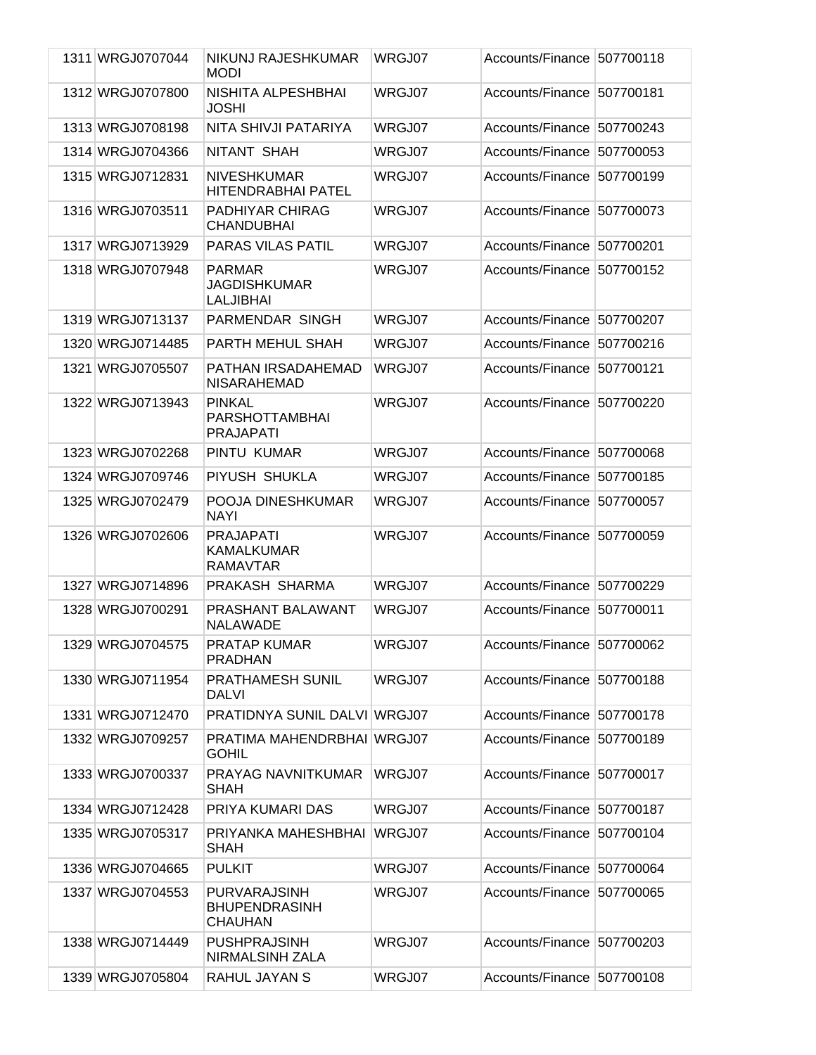| | | | | | |
|---|---|---|---|---|---|
| 1311 | WRGJ0707044 | NIKUNJ RAJESHKUMAR MODI | WRGJ07 | Accounts/Finance | 507700118 |
| 1312 | WRGJ0707800 | NISHITA ALPESHBHAI JOSHI | WRGJ07 | Accounts/Finance | 507700181 |
| 1313 | WRGJ0708198 | NITA SHIVJI PATARIYA | WRGJ07 | Accounts/Finance | 507700243 |
| 1314 | WRGJ0704366 | NITANT SHAH | WRGJ07 | Accounts/Finance | 507700053 |
| 1315 | WRGJ0712831 | NIVESHKUMAR HITENDRABHAI PATEL | WRGJ07 | Accounts/Finance | 507700199 |
| 1316 | WRGJ0703511 | PADHIYAR CHIRAG CHANDUBHAI | WRGJ07 | Accounts/Finance | 507700073 |
| 1317 | WRGJ0713929 | PARAS VILAS PATIL | WRGJ07 | Accounts/Finance | 507700201 |
| 1318 | WRGJ0707948 | PARMAR JAGDISHKUMAR LALJIBHAI | WRGJ07 | Accounts/Finance | 507700152 |
| 1319 | WRGJ0713137 | PARMENDAR SINGH | WRGJ07 | Accounts/Finance | 507700207 |
| 1320 | WRGJ0714485 | PARTH MEHUL SHAH | WRGJ07 | Accounts/Finance | 507700216 |
| 1321 | WRGJ0705507 | PATHAN IRSADAHEMAD NISARAHEMAD | WRGJ07 | Accounts/Finance | 507700121 |
| 1322 | WRGJ0713943 | PINKAL PARSHOTTAMBHAI PRAJAPATI | WRGJ07 | Accounts/Finance | 507700220 |
| 1323 | WRGJ0702268 | PINTU KUMAR | WRGJ07 | Accounts/Finance | 507700068 |
| 1324 | WRGJ0709746 | PIYUSH SHUKLA | WRGJ07 | Accounts/Finance | 507700185 |
| 1325 | WRGJ0702479 | POOJA DINESHKUMAR NAYI | WRGJ07 | Accounts/Finance | 507700057 |
| 1326 | WRGJ0702606 | PRAJAPATI KAMALKUMAR RAMAVTAR | WRGJ07 | Accounts/Finance | 507700059 |
| 1327 | WRGJ0714896 | PRAKASH SHARMA | WRGJ07 | Accounts/Finance | 507700229 |
| 1328 | WRGJ0700291 | PRASHANT BALAWANT NALAWADE | WRGJ07 | Accounts/Finance | 507700011 |
| 1329 | WRGJ0704575 | PRATAP KUMAR PRADHAN | WRGJ07 | Accounts/Finance | 507700062 |
| 1330 | WRGJ0711954 | PRATHAMESH SUNIL DALVI | WRGJ07 | Accounts/Finance | 507700188 |
| 1331 | WRGJ0712470 | PRATIDNYA SUNIL DALVI | WRGJ07 | Accounts/Finance | 507700178 |
| 1332 | WRGJ0709257 | PRATIMA MAHENDRBHAI GOHIL | WRGJ07 | Accounts/Finance | 507700189 |
| 1333 | WRGJ0700337 | PRAYAG NAVNITKUMAR SHAH | WRGJ07 | Accounts/Finance | 507700017 |
| 1334 | WRGJ0712428 | PRIYA KUMARI DAS | WRGJ07 | Accounts/Finance | 507700187 |
| 1335 | WRGJ0705317 | PRIYANKA MAHESHBHAI SHAH | WRGJ07 | Accounts/Finance | 507700104 |
| 1336 | WRGJ0704665 | PULKIT | WRGJ07 | Accounts/Finance | 507700064 |
| 1337 | WRGJ0704553 | PURVARAJSINH BHUPENDRASINH CHAUHAN | WRGJ07 | Accounts/Finance | 507700065 |
| 1338 | WRGJ0714449 | PUSHPRAJSINH NIRMALSINH ZALA | WRGJ07 | Accounts/Finance | 507700203 |
| 1339 | WRGJ0705804 | RAHUL JAYAN S | WRGJ07 | Accounts/Finance | 507700108 |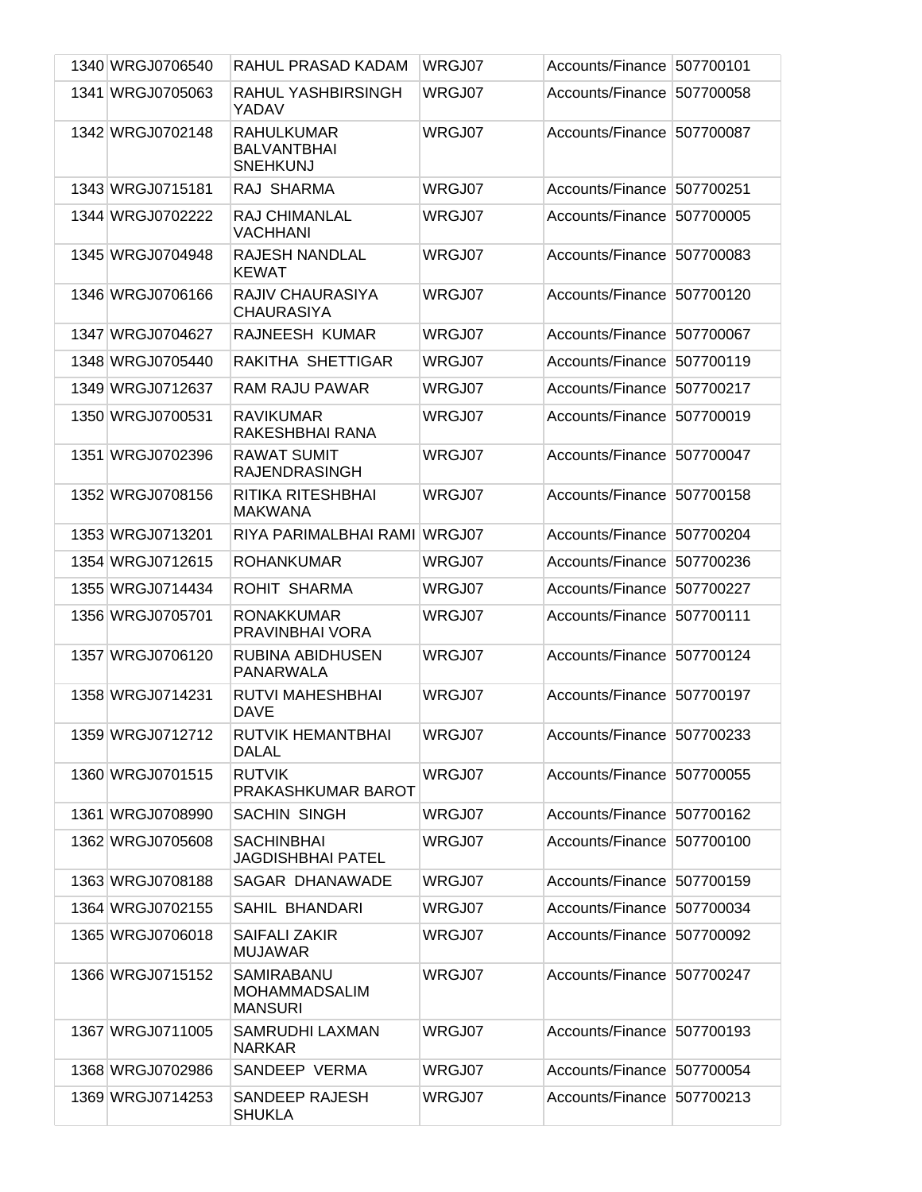| | | | | | |
|---|---|---|---|---|---|
| 1340 | WRGJ0706540 | RAHUL PRASAD KADAM | WRGJ07 | Accounts/Finance | 507700101 |
| 1341 | WRGJ0705063 | RAHUL YASHBIRSINGH YADAV | WRGJ07 | Accounts/Finance | 507700058 |
| 1342 | WRGJ0702148 | RAHULKUMAR BALVANTBHAI SNEHKUNJ | WRGJ07 | Accounts/Finance | 507700087 |
| 1343 | WRGJ0715181 | RAJ SHARMA | WRGJ07 | Accounts/Finance | 507700251 |
| 1344 | WRGJ0702222 | RAJ CHIMANLAL VACHHANI | WRGJ07 | Accounts/Finance | 507700005 |
| 1345 | WRGJ0704948 | RAJESH NANDLAL KEWAT | WRGJ07 | Accounts/Finance | 507700083 |
| 1346 | WRGJ0706166 | RAJIV CHAURASIYA CHAURASIYA | WRGJ07 | Accounts/Finance | 507700120 |
| 1347 | WRGJ0704627 | RAJNEESH KUMAR | WRGJ07 | Accounts/Finance | 507700067 |
| 1348 | WRGJ0705440 | RAKITHA SHETTIGAR | WRGJ07 | Accounts/Finance | 507700119 |
| 1349 | WRGJ0712637 | RAM RAJU PAWAR | WRGJ07 | Accounts/Finance | 507700217 |
| 1350 | WRGJ0700531 | RAVIKUMAR RAKESHBHAI RANA | WRGJ07 | Accounts/Finance | 507700019 |
| 1351 | WRGJ0702396 | RAWAT SUMIT RAJENDRASINGH | WRGJ07 | Accounts/Finance | 507700047 |
| 1352 | WRGJ0708156 | RITIKA RITESHBHAI MAKWANA | WRGJ07 | Accounts/Finance | 507700158 |
| 1353 | WRGJ0713201 | RIYA PARIMALBHAI RAMI | WRGJ07 | Accounts/Finance | 507700204 |
| 1354 | WRGJ0712615 | ROHANKUMAR | WRGJ07 | Accounts/Finance | 507700236 |
| 1355 | WRGJ0714434 | ROHIT SHARMA | WRGJ07 | Accounts/Finance | 507700227 |
| 1356 | WRGJ0705701 | RONAKKUMAR PRAVINBHAI VORA | WRGJ07 | Accounts/Finance | 507700111 |
| 1357 | WRGJ0706120 | RUBINA ABIDHUSEN PANARWALA | WRGJ07 | Accounts/Finance | 507700124 |
| 1358 | WRGJ0714231 | RUTVI MAHESHBHAI DAVE | WRGJ07 | Accounts/Finance | 507700197 |
| 1359 | WRGJ0712712 | RUTVIK HEMANTBHAI DALAL | WRGJ07 | Accounts/Finance | 507700233 |
| 1360 | WRGJ0701515 | RUTVIK PRAKASHKUMAR BAROT | WRGJ07 | Accounts/Finance | 507700055 |
| 1361 | WRGJ0708990 | SACHIN SINGH | WRGJ07 | Accounts/Finance | 507700162 |
| 1362 | WRGJ0705608 | SACHINBHAI JAGDISHBHAI PATEL | WRGJ07 | Accounts/Finance | 507700100 |
| 1363 | WRGJ0708188 | SAGAR DHANAWADE | WRGJ07 | Accounts/Finance | 507700159 |
| 1364 | WRGJ0702155 | SAHIL BHANDARI | WRGJ07 | Accounts/Finance | 507700034 |
| 1365 | WRGJ0706018 | SAIFALI ZAKIR MUJAWAR | WRGJ07 | Accounts/Finance | 507700092 |
| 1366 | WRGJ0715152 | SAMIRABANU MOHAMMADSALIM MANSURI | WRGJ07 | Accounts/Finance | 507700247 |
| 1367 | WRGJ0711005 | SAMRUDHI LAXMAN NARKAR | WRGJ07 | Accounts/Finance | 507700193 |
| 1368 | WRGJ0702986 | SANDEEP VERMA | WRGJ07 | Accounts/Finance | 507700054 |
| 1369 | WRGJ0714253 | SANDEEP RAJESH SHUKLA | WRGJ07 | Accounts/Finance | 507700213 |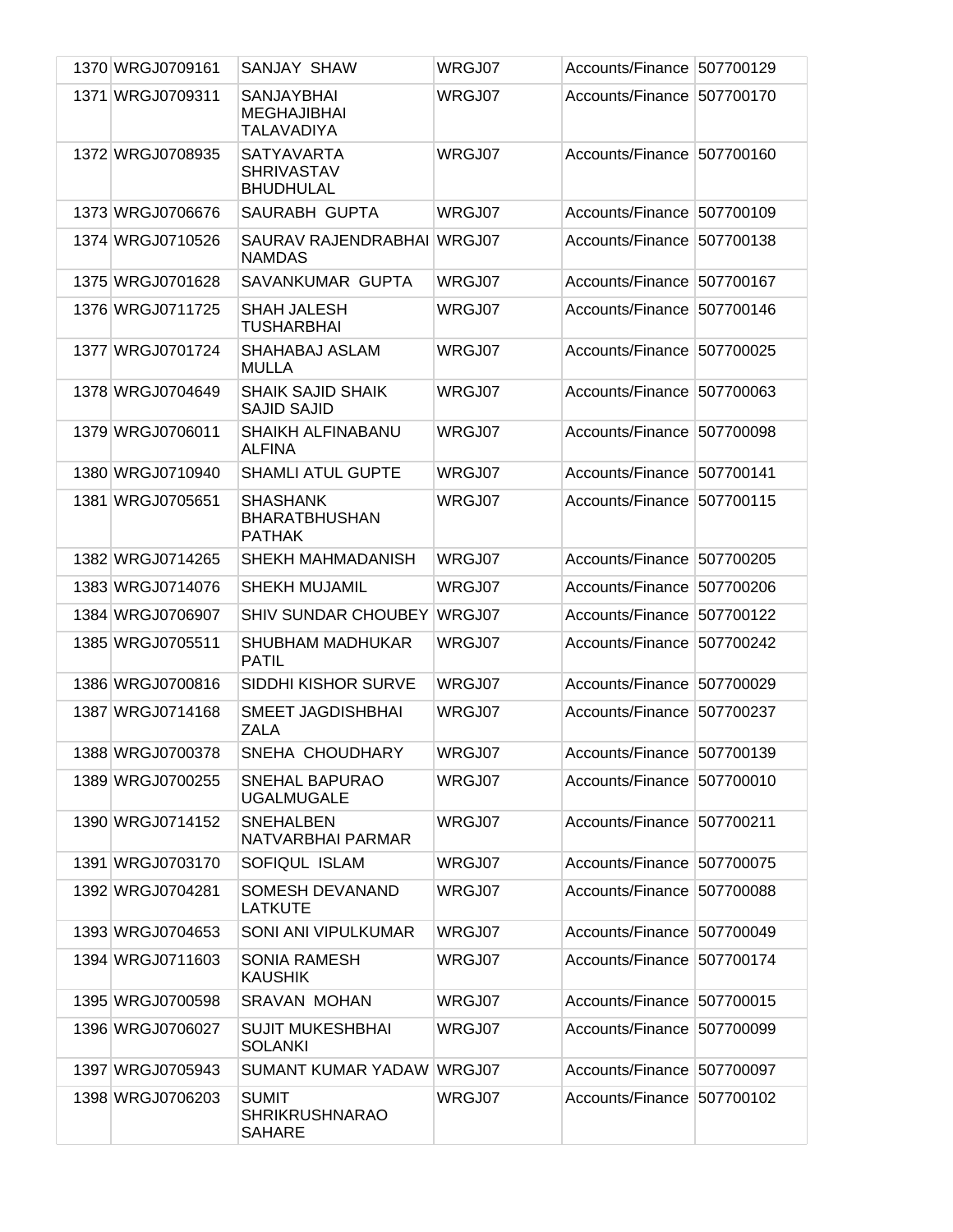| | | | | | |
|---|---|---|---|---|---|
| 1370 | WRGJ0709161 | SANJAY SHAW | WRGJ07 | Accounts/Finance | 507700129 |
| 1371 | WRGJ0709311 | SANJAYBHAI MEGHAJIBHAI TALAVADIYA | WRGJ07 | Accounts/Finance | 507700170 |
| 1372 | WRGJ0708935 | SATYAVARTA SHRIVASTAV BHUDHULAL | WRGJ07 | Accounts/Finance | 507700160 |
| 1373 | WRGJ0706676 | SAURABH GUPTA | WRGJ07 | Accounts/Finance | 507700109 |
| 1374 | WRGJ0710526 | SAURAV RAJENDRABHAI NAMDAS | WRGJ07 | Accounts/Finance | 507700138 |
| 1375 | WRGJ0701628 | SAVANKUMAR GUPTA | WRGJ07 | Accounts/Finance | 507700167 |
| 1376 | WRGJ0711725 | SHAH JALESH TUSHARBHAI | WRGJ07 | Accounts/Finance | 507700146 |
| 1377 | WRGJ0701724 | SHAHABAJ ASLAM MULLA | WRGJ07 | Accounts/Finance | 507700025 |
| 1378 | WRGJ0704649 | SHAIK SAJID SHAIK SAJID SAJID | WRGJ07 | Accounts/Finance | 507700063 |
| 1379 | WRGJ0706011 | SHAIKH ALFINABANU ALFINA | WRGJ07 | Accounts/Finance | 507700098 |
| 1380 | WRGJ0710940 | SHAMLI ATUL GUPTE | WRGJ07 | Accounts/Finance | 507700141 |
| 1381 | WRGJ0705651 | SHASHANK BHARATBHUSHAN PATHAK | WRGJ07 | Accounts/Finance | 507700115 |
| 1382 | WRGJ0714265 | SHEKH MAHMADANISH | WRGJ07 | Accounts/Finance | 507700205 |
| 1383 | WRGJ0714076 | SHEKH MUJAMIL | WRGJ07 | Accounts/Finance | 507700206 |
| 1384 | WRGJ0706907 | SHIV SUNDAR CHOUBEY | WRGJ07 | Accounts/Finance | 507700122 |
| 1385 | WRGJ0705511 | SHUBHAM MADHUKAR PATIL | WRGJ07 | Accounts/Finance | 507700242 |
| 1386 | WRGJ0700816 | SIDDHI KISHOR SURVE | WRGJ07 | Accounts/Finance | 507700029 |
| 1387 | WRGJ0714168 | SMEET JAGDISHBHAI ZALA | WRGJ07 | Accounts/Finance | 507700237 |
| 1388 | WRGJ0700378 | SNEHA CHOUDHARY | WRGJ07 | Accounts/Finance | 507700139 |
| 1389 | WRGJ0700255 | SNEHAL BAPURAO UGALMUGALE | WRGJ07 | Accounts/Finance | 507700010 |
| 1390 | WRGJ0714152 | SNEHALBEN NATVARBHAI PARMAR | WRGJ07 | Accounts/Finance | 507700211 |
| 1391 | WRGJ0703170 | SOFIQUL ISLAM | WRGJ07 | Accounts/Finance | 507700075 |
| 1392 | WRGJ0704281 | SOMESH DEVANAND LATKUTE | WRGJ07 | Accounts/Finance | 507700088 |
| 1393 | WRGJ0704653 | SONI ANI VIPULKUMAR | WRGJ07 | Accounts/Finance | 507700049 |
| 1394 | WRGJ0711603 | SONIA RAMESH KAUSHIK | WRGJ07 | Accounts/Finance | 507700174 |
| 1395 | WRGJ0700598 | SRAVAN MOHAN | WRGJ07 | Accounts/Finance | 507700015 |
| 1396 | WRGJ0706027 | SUJIT MUKESHBHAI SOLANKI | WRGJ07 | Accounts/Finance | 507700099 |
| 1397 | WRGJ0705943 | SUMANT KUMAR YADAW | WRGJ07 | Accounts/Finance | 507700097 |
| 1398 | WRGJ0706203 | SUMIT SHRIKRUSHNARAO SAHARE | WRGJ07 | Accounts/Finance | 507700102 |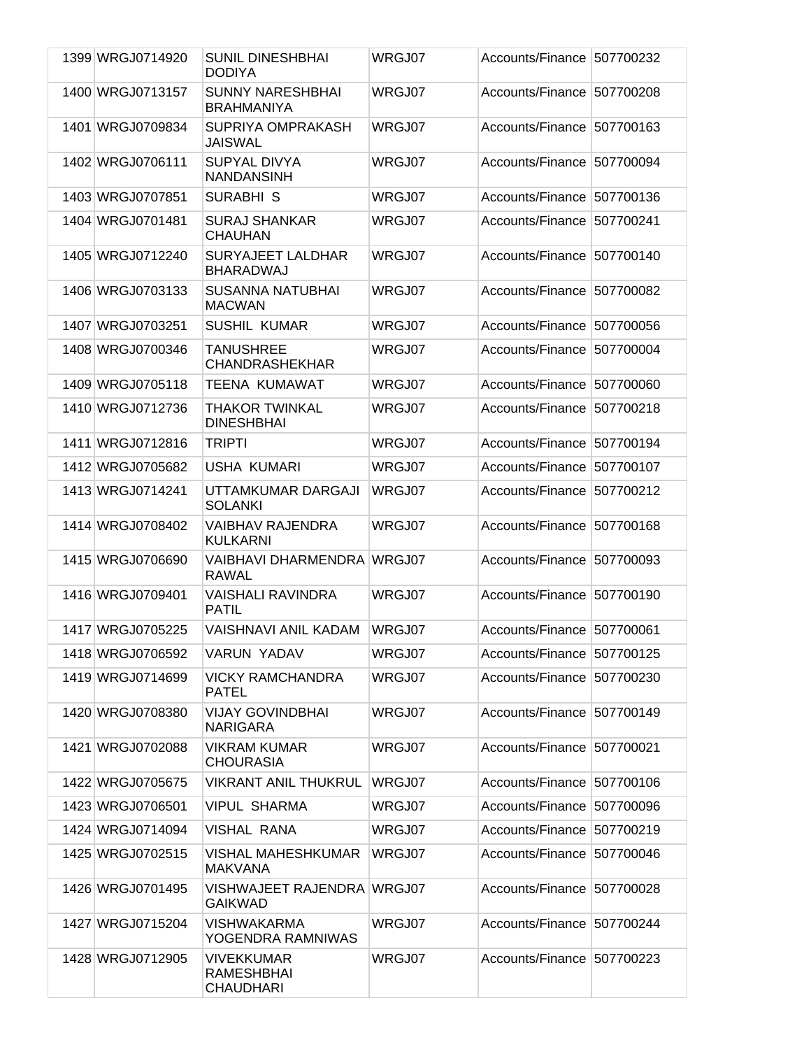| 1399 | WRGJ0714920 | SUNIL DINESHBHAI DODIYA | WRGJ07 | Accounts/Finance | 507700232 |
|---|---|---|---|---|---|
| 1400 | WRGJ0713157 | SUNNY NARESHBHAI BRAHMANIYA | WRGJ07 | Accounts/Finance | 507700208 |
| 1401 | WRGJ0709834 | SUPRIYA OMPRAKASH JAISWAL | WRGJ07 | Accounts/Finance | 507700163 |
| 1402 | WRGJ0706111 | SUPYAL DIVYA NANDANSINH | WRGJ07 | Accounts/Finance | 507700094 |
| 1403 | WRGJ0707851 | SURABHI S | WRGJ07 | Accounts/Finance | 507700136 |
| 1404 | WRGJ0701481 | SURAJ SHANKAR CHAUHAN | WRGJ07 | Accounts/Finance | 507700241 |
| 1405 | WRGJ0712240 | SURYAJEET LALDHAR BHARADWAJ | WRGJ07 | Accounts/Finance | 507700140 |
| 1406 | WRGJ0703133 | SUSANNA NATUBHAI MACWAN | WRGJ07 | Accounts/Finance | 507700082 |
| 1407 | WRGJ0703251 | SUSHIL KUMAR | WRGJ07 | Accounts/Finance | 507700056 |
| 1408 | WRGJ0700346 | TANUSHREE CHANDRASHEKHAR | WRGJ07 | Accounts/Finance | 507700004 |
| 1409 | WRGJ0705118 | TEENA KUMAWAT | WRGJ07 | Accounts/Finance | 507700060 |
| 1410 | WRGJ0712736 | THAKOR TWINKAL DINESHBHAI | WRGJ07 | Accounts/Finance | 507700218 |
| 1411 | WRGJ0712816 | TRIPTI | WRGJ07 | Accounts/Finance | 507700194 |
| 1412 | WRGJ0705682 | USHA KUMARI | WRGJ07 | Accounts/Finance | 507700107 |
| 1413 | WRGJ0714241 | UTTAMKUMAR DARGAJI SOLANKI | WRGJ07 | Accounts/Finance | 507700212 |
| 1414 | WRGJ0708402 | VAIBHAV RAJENDRA KULKARNI | WRGJ07 | Accounts/Finance | 507700168 |
| 1415 | WRGJ0706690 | VAIBHAVI DHARMENDRA RAWAL | WRGJ07 | Accounts/Finance | 507700093 |
| 1416 | WRGJ0709401 | VAISHALI RAVINDRA PATIL | WRGJ07 | Accounts/Finance | 507700190 |
| 1417 | WRGJ0705225 | VAISHNAVI ANIL KADAM | WRGJ07 | Accounts/Finance | 507700061 |
| 1418 | WRGJ0706592 | VARUN YADAV | WRGJ07 | Accounts/Finance | 507700125 |
| 1419 | WRGJ0714699 | VICKY RAMCHANDRA PATEL | WRGJ07 | Accounts/Finance | 507700230 |
| 1420 | WRGJ0708380 | VIJAY GOVINDBHAI NARIGARA | WRGJ07 | Accounts/Finance | 507700149 |
| 1421 | WRGJ0702088 | VIKRAM KUMAR CHOURASIA | WRGJ07 | Accounts/Finance | 507700021 |
| 1422 | WRGJ0705675 | VIKRANT ANIL THUKRUL | WRGJ07 | Accounts/Finance | 507700106 |
| 1423 | WRGJ0706501 | VIPUL SHARMA | WRGJ07 | Accounts/Finance | 507700096 |
| 1424 | WRGJ0714094 | VISHAL RANA | WRGJ07 | Accounts/Finance | 507700219 |
| 1425 | WRGJ0702515 | VISHAL MAHESHKUMAR MAKVANA | WRGJ07 | Accounts/Finance | 507700046 |
| 1426 | WRGJ0701495 | VISHWAJEET RAJENDRA GAIKWAD | WRGJ07 | Accounts/Finance | 507700028 |
| 1427 | WRGJ0715204 | VISHWAKARMA YOGENDRA RAMNIWAS | WRGJ07 | Accounts/Finance | 507700244 |
| 1428 | WRGJ0712905 | VIVEKKUMAR RAMESHBHAI CHAUDHARI | WRGJ07 | Accounts/Finance | 507700223 |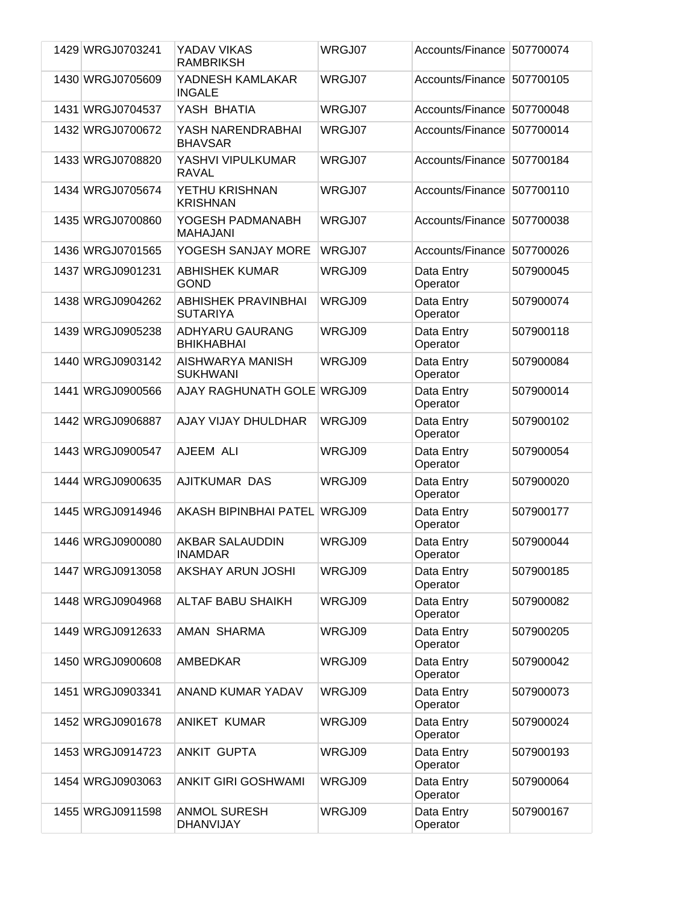| 1429 | WRGJ0703241 | YADAV VIKAS RAMBRIKSH | WRGJ07 | Accounts/Finance | 507700074 |
|---|---|---|---|---|---|
| 1430 | WRGJ0705609 | YADNESH KAMLAKAR INGALE | WRGJ07 | Accounts/Finance | 507700105 |
| 1431 | WRGJ0704537 | YASH BHATIA | WRGJ07 | Accounts/Finance | 507700048 |
| 1432 | WRGJ0700672 | YASH NARENDRABHAI BHAVSAR | WRGJ07 | Accounts/Finance | 507700014 |
| 1433 | WRGJ0708820 | YASHVI VIPULKUMAR RAVAL | WRGJ07 | Accounts/Finance | 507700184 |
| 1434 | WRGJ0705674 | YETHU KRISHNAN KRISHNAN | WRGJ07 | Accounts/Finance | 507700110 |
| 1435 | WRGJ0700860 | YOGESH PADMANABH MAHAJANI | WRGJ07 | Accounts/Finance | 507700038 |
| 1436 | WRGJ0701565 | YOGESH SANJAY MORE | WRGJ07 | Accounts/Finance | 507700026 |
| 1437 | WRGJ0901231 | ABHISHEK KUMAR GOND | WRGJ09 | Data Entry Operator | 507900045 |
| 1438 | WRGJ0904262 | ABHISHEK PRAVINBHAI SUTARIYA | WRGJ09 | Data Entry Operator | 507900074 |
| 1439 | WRGJ0905238 | ADHYARU GAURANG BHIKHABHAI | WRGJ09 | Data Entry Operator | 507900118 |
| 1440 | WRGJ0903142 | AISHWARYA MANISH SUKHWANI | WRGJ09 | Data Entry Operator | 507900084 |
| 1441 | WRGJ0900566 | AJAY RAGHUNATH GOLE | WRGJ09 | Data Entry Operator | 507900014 |
| 1442 | WRGJ0906887 | AJAY VIJAY DHULDHAR | WRGJ09 | Data Entry Operator | 507900102 |
| 1443 | WRGJ0900547 | AJEEM ALI | WRGJ09 | Data Entry Operator | 507900054 |
| 1444 | WRGJ0900635 | AJITKUMAR DAS | WRGJ09 | Data Entry Operator | 507900020 |
| 1445 | WRGJ0914946 | AKASH BIPINBHAI PATEL | WRGJ09 | Data Entry Operator | 507900177 |
| 1446 | WRGJ0900080 | AKBAR SALAUDDIN INAMDAR | WRGJ09 | Data Entry Operator | 507900044 |
| 1447 | WRGJ0913058 | AKSHAY ARUN JOSHI | WRGJ09 | Data Entry Operator | 507900185 |
| 1448 | WRGJ0904968 | ALTAF BABU SHAIKH | WRGJ09 | Data Entry Operator | 507900082 |
| 1449 | WRGJ0912633 | AMAN SHARMA | WRGJ09 | Data Entry Operator | 507900205 |
| 1450 | WRGJ0900608 | AMBEDKAR | WRGJ09 | Data Entry Operator | 507900042 |
| 1451 | WRGJ0903341 | ANAND KUMAR YADAV | WRGJ09 | Data Entry Operator | 507900073 |
| 1452 | WRGJ0901678 | ANIKET KUMAR | WRGJ09 | Data Entry Operator | 507900024 |
| 1453 | WRGJ0914723 | ANKIT GUPTA | WRGJ09 | Data Entry Operator | 507900193 |
| 1454 | WRGJ0903063 | ANKIT GIRI GOSHWAMI | WRGJ09 | Data Entry Operator | 507900064 |
| 1455 | WRGJ0911598 | ANMOL SURESH DHANVIJAY | WRGJ09 | Data Entry Operator | 507900167 |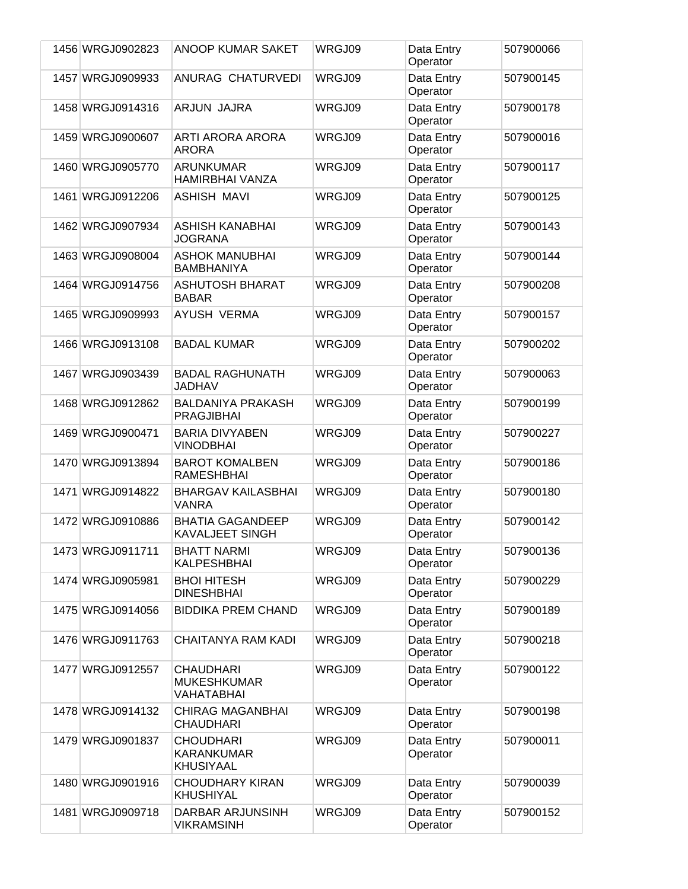| | | | | | |
|---|---|---|---|---|---|
| 1456 | WRGJ0902823 | ANOOP KUMAR SAKET | WRGJ09 | Data Entry Operator | 507900066 |
| 1457 | WRGJ0909933 | ANURAG CHATURVEDI | WRGJ09 | Data Entry Operator | 507900145 |
| 1458 | WRGJ0914316 | ARJUN JAJRA | WRGJ09 | Data Entry Operator | 507900178 |
| 1459 | WRGJ0900607 | ARTI ARORA ARORA ARORA | WRGJ09 | Data Entry Operator | 507900016 |
| 1460 | WRGJ0905770 | ARUNKUMAR HAMIRBHAI VANZA | WRGJ09 | Data Entry Operator | 507900117 |
| 1461 | WRGJ0912206 | ASHISH MAVI | WRGJ09 | Data Entry Operator | 507900125 |
| 1462 | WRGJ0907934 | ASHISH KANABHAI JOGRANA | WRGJ09 | Data Entry Operator | 507900143 |
| 1463 | WRGJ0908004 | ASHOK MANUBHAI BAMBHANIYA | WRGJ09 | Data Entry Operator | 507900144 |
| 1464 | WRGJ0914756 | ASHUTOSH BHARAT BABAR | WRGJ09 | Data Entry Operator | 507900208 |
| 1465 | WRGJ0909993 | AYUSH VERMA | WRGJ09 | Data Entry Operator | 507900157 |
| 1466 | WRGJ0913108 | BADAL KUMAR | WRGJ09 | Data Entry Operator | 507900202 |
| 1467 | WRGJ0903439 | BADAL RAGHUNATH JADHAV | WRGJ09 | Data Entry Operator | 507900063 |
| 1468 | WRGJ0912862 | BALDANIYA PRAKASH PRAGJIBHAI | WRGJ09 | Data Entry Operator | 507900199 |
| 1469 | WRGJ0900471 | BARIA DIVYABEN VINODBHAI | WRGJ09 | Data Entry Operator | 507900227 |
| 1470 | WRGJ0913894 | BAROT KOMALBEN RAMESHBHAI | WRGJ09 | Data Entry Operator | 507900186 |
| 1471 | WRGJ0914822 | BHARGAV KAILASBHAI VANRA | WRGJ09 | Data Entry Operator | 507900180 |
| 1472 | WRGJ0910886 | BHATIA GAGANDEEP KAVALJEET SINGH | WRGJ09 | Data Entry Operator | 507900142 |
| 1473 | WRGJ0911711 | BHATT NARMI KALPESHBHAI | WRGJ09 | Data Entry Operator | 507900136 |
| 1474 | WRGJ0905981 | BHOI HITESH DINESHBHAI | WRGJ09 | Data Entry Operator | 507900229 |
| 1475 | WRGJ0914056 | BIDDIKA PREM CHAND | WRGJ09 | Data Entry Operator | 507900189 |
| 1476 | WRGJ0911763 | CHAITANYA RAM KADI | WRGJ09 | Data Entry Operator | 507900218 |
| 1477 | WRGJ0912557 | CHAUDHARI MUKESHKUMAR VAHATABHAI | WRGJ09 | Data Entry Operator | 507900122 |
| 1478 | WRGJ0914132 | CHIRAG MAGANBHAI CHAUDHARI | WRGJ09 | Data Entry Operator | 507900198 |
| 1479 | WRGJ0901837 | CHOUDHARI KARANKUMAR KHUSIYAAL | WRGJ09 | Data Entry Operator | 507900011 |
| 1480 | WRGJ0901916 | CHOUDHARY KIRAN KHUSHIYAL | WRGJ09 | Data Entry Operator | 507900039 |
| 1481 | WRGJ0909718 | DARBAR ARJUNSINH VIKRAMSINH | WRGJ09 | Data Entry Operator | 507900152 |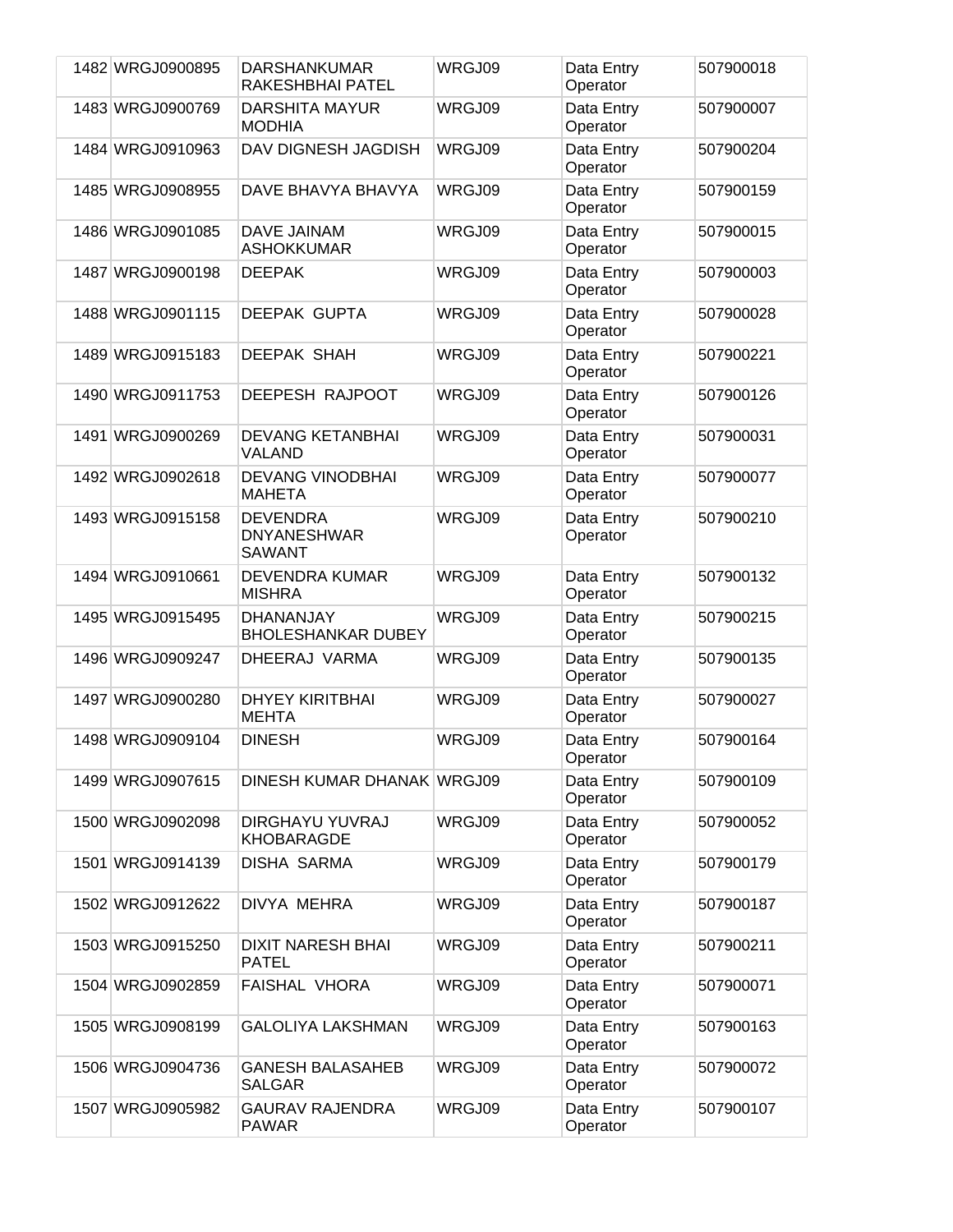| | | | | | |
|---|---|---|---|---|---|
| 1482 | WRGJ0900895 | DARSHANKUMAR RAKESHBHAI PATEL | WRGJ09 | Data Entry Operator | 507900018 |
| 1483 | WRGJ0900769 | DARSHITA MAYUR MODHIA | WRGJ09 | Data Entry Operator | 507900007 |
| 1484 | WRGJ0910963 | DAV DIGNESH JAGDISH | WRGJ09 | Data Entry Operator | 507900204 |
| 1485 | WRGJ0908955 | DAVE BHAVYA BHAVYA | WRGJ09 | Data Entry Operator | 507900159 |
| 1486 | WRGJ0901085 | DAVE JAINAM ASHOKKUMAR | WRGJ09 | Data Entry Operator | 507900015 |
| 1487 | WRGJ0900198 | DEEPAK | WRGJ09 | Data Entry Operator | 507900003 |
| 1488 | WRGJ0901115 | DEEPAK GUPTA | WRGJ09 | Data Entry Operator | 507900028 |
| 1489 | WRGJ0915183 | DEEPAK SHAH | WRGJ09 | Data Entry Operator | 507900221 |
| 1490 | WRGJ0911753 | DEEPESH RAJPOOT | WRGJ09 | Data Entry Operator | 507900126 |
| 1491 | WRGJ0900269 | DEVANG KETANBHAI VALAND | WRGJ09 | Data Entry Operator | 507900031 |
| 1492 | WRGJ0902618 | DEVANG VINODBHAI MAHETA | WRGJ09 | Data Entry Operator | 507900077 |
| 1493 | WRGJ0915158 | DEVENDRA DNYANESHWAR SAWANT | WRGJ09 | Data Entry Operator | 507900210 |
| 1494 | WRGJ0910661 | DEVENDRA KUMAR MISHRA | WRGJ09 | Data Entry Operator | 507900132 |
| 1495 | WRGJ0915495 | DHANANJAY BHOLESHANKAR DUBEY | WRGJ09 | Data Entry Operator | 507900215 |
| 1496 | WRGJ0909247 | DHEERAJ VARMA | WRGJ09 | Data Entry Operator | 507900135 |
| 1497 | WRGJ0900280 | DHYEY KIRITBHAI MEHTA | WRGJ09 | Data Entry Operator | 507900027 |
| 1498 | WRGJ0909104 | DINESH | WRGJ09 | Data Entry Operator | 507900164 |
| 1499 | WRGJ0907615 | DINESH KUMAR DHANAK | WRGJ09 | Data Entry Operator | 507900109 |
| 1500 | WRGJ0902098 | DIRGHAYU YUVRAJ KHOBARAGDE | WRGJ09 | Data Entry Operator | 507900052 |
| 1501 | WRGJ0914139 | DISHA SARMA | WRGJ09 | Data Entry Operator | 507900179 |
| 1502 | WRGJ0912622 | DIVYA MEHRA | WRGJ09 | Data Entry Operator | 507900187 |
| 1503 | WRGJ0915250 | DIXIT NARESH BHAI PATEL | WRGJ09 | Data Entry Operator | 507900211 |
| 1504 | WRGJ0902859 | FAISHAL VHORA | WRGJ09 | Data Entry Operator | 507900071 |
| 1505 | WRGJ0908199 | GALOLIYA LAKSHMAN | WRGJ09 | Data Entry Operator | 507900163 |
| 1506 | WRGJ0904736 | GANESH BALASAHEB SALGAR | WRGJ09 | Data Entry Operator | 507900072 |
| 1507 | WRGJ0905982 | GAURAV RAJENDRA PAWAR | WRGJ09 | Data Entry Operator | 507900107 |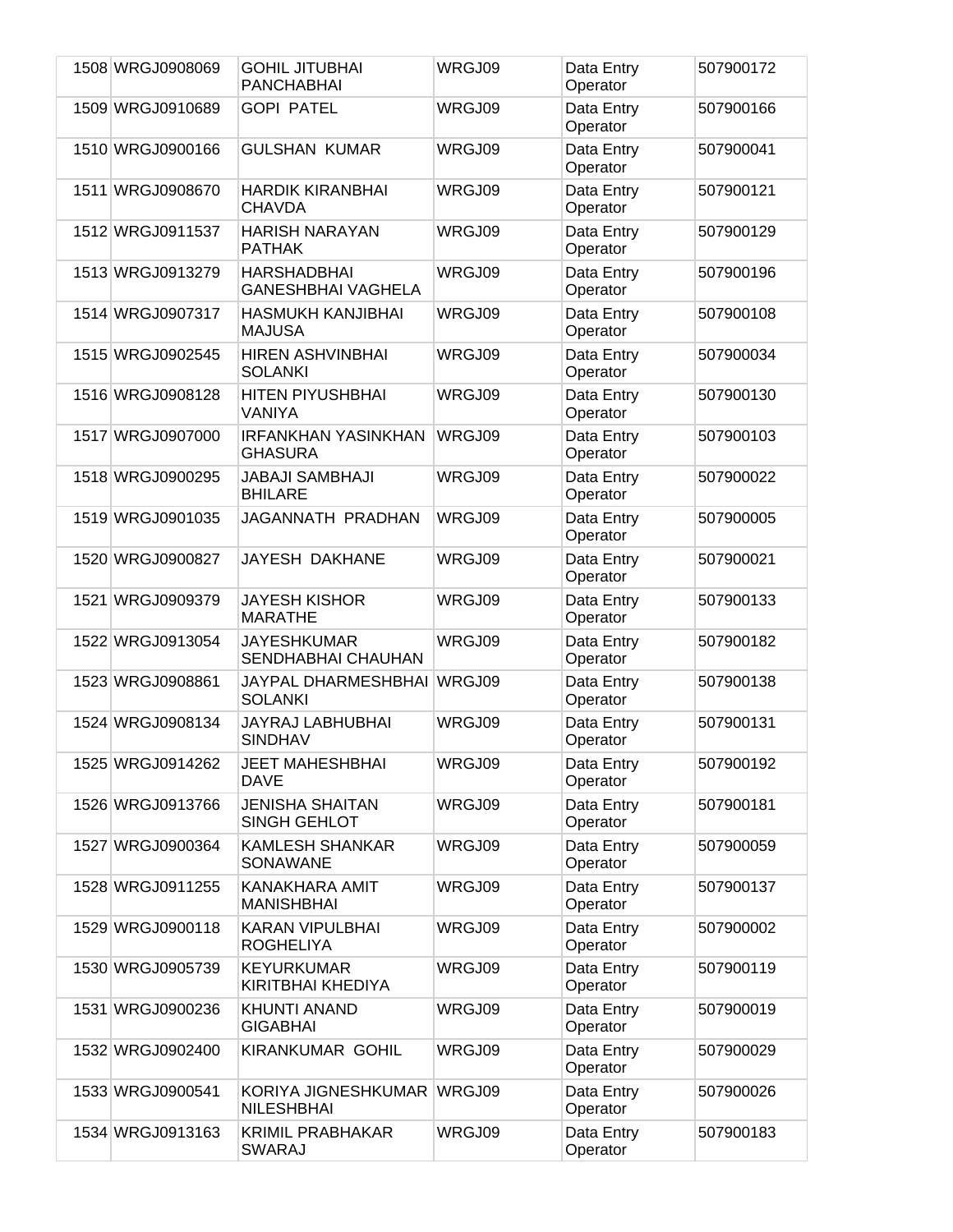| | | | | | |
|---|---|---|---|---|---|
| 1508 | WRGJ0908069 | GOHIL JITUBHAI PANCHABHAI | WRGJ09 | Data Entry Operator | 507900172 |
| 1509 | WRGJ0910689 | GOPI PATEL | WRGJ09 | Data Entry Operator | 507900166 |
| 1510 | WRGJ0900166 | GULSHAN KUMAR | WRGJ09 | Data Entry Operator | 507900041 |
| 1511 | WRGJ0908670 | HARDIK KIRANBHAI CHAVDA | WRGJ09 | Data Entry Operator | 507900121 |
| 1512 | WRGJ0911537 | HARISH NARAYAN PATHAK | WRGJ09 | Data Entry Operator | 507900129 |
| 1513 | WRGJ0913279 | HARSHADBHAI GANESHBHAI VAGHELA | WRGJ09 | Data Entry Operator | 507900196 |
| 1514 | WRGJ0907317 | HASMUKH KANJIBHAI MAJUSA | WRGJ09 | Data Entry Operator | 507900108 |
| 1515 | WRGJ0902545 | HIREN ASHVINBHAI SOLANKI | WRGJ09 | Data Entry Operator | 507900034 |
| 1516 | WRGJ0908128 | HITEN PIYUSHBHAI VANIYA | WRGJ09 | Data Entry Operator | 507900130 |
| 1517 | WRGJ0907000 | IRFANKHAN YASINKHAN GHASURA | WRGJ09 | Data Entry Operator | 507900103 |
| 1518 | WRGJ0900295 | JABAJI SAMBHAJI BHILARE | WRGJ09 | Data Entry Operator | 507900022 |
| 1519 | WRGJ0901035 | JAGANNATH PRADHAN | WRGJ09 | Data Entry Operator | 507900005 |
| 1520 | WRGJ0900827 | JAYESH DAKHANE | WRGJ09 | Data Entry Operator | 507900021 |
| 1521 | WRGJ0909379 | JAYESH KISHOR MARATHE | WRGJ09 | Data Entry Operator | 507900133 |
| 1522 | WRGJ0913054 | JAYESHKUMAR SENDHABHAI CHAUHAN | WRGJ09 | Data Entry Operator | 507900182 |
| 1523 | WRGJ0908861 | JAYPAL DHARMESHBHAI SOLANKI | WRGJ09 | Data Entry Operator | 507900138 |
| 1524 | WRGJ0908134 | JAYRAJ LABHUBHAI SINDHAV | WRGJ09 | Data Entry Operator | 507900131 |
| 1525 | WRGJ0914262 | JEET MAHESHBHAI DAVE | WRGJ09 | Data Entry Operator | 507900192 |
| 1526 | WRGJ0913766 | JENISHA SHAITAN SINGH GEHLOT | WRGJ09 | Data Entry Operator | 507900181 |
| 1527 | WRGJ0900364 | KAMLESH SHANKAR SONAWANE | WRGJ09 | Data Entry Operator | 507900059 |
| 1528 | WRGJ0911255 | KANAKHARA AMIT MANISHBHAI | WRGJ09 | Data Entry Operator | 507900137 |
| 1529 | WRGJ0900118 | KARAN VIPULBHAI ROGHELIYA | WRGJ09 | Data Entry Operator | 507900002 |
| 1530 | WRGJ0905739 | KEYURKUMAR KIRITBHAI KHEDIYA | WRGJ09 | Data Entry Operator | 507900119 |
| 1531 | WRGJ0900236 | KHUNTI ANAND GIGABHAI | WRGJ09 | Data Entry Operator | 507900019 |
| 1532 | WRGJ0902400 | KIRANKUMAR GOHIL | WRGJ09 | Data Entry Operator | 507900029 |
| 1533 | WRGJ0900541 | KORIYA JIGNESHKUMAR NILESHBHAI | WRGJ09 | Data Entry Operator | 507900026 |
| 1534 | WRGJ0913163 | KRIMIL PRABHAKAR SWARAJ | WRGJ09 | Data Entry Operator | 507900183 |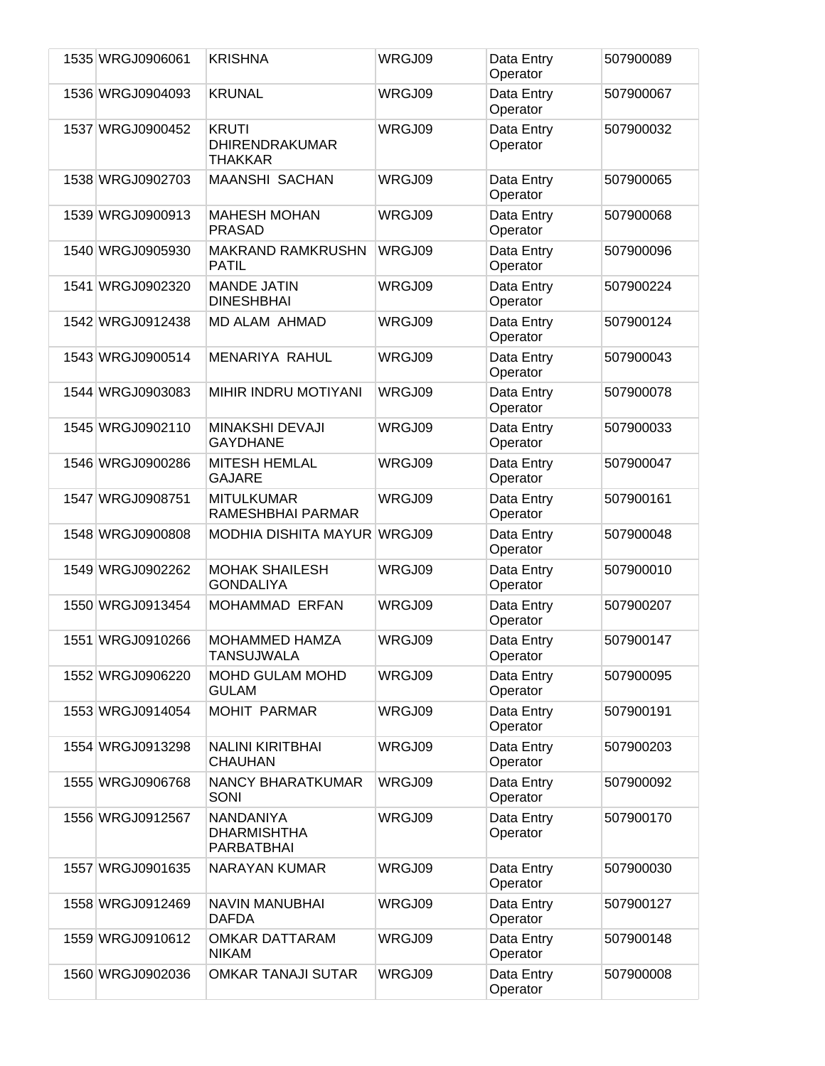| 1535 | WRGJ0906061 | KRISHNA | WRGJ09 | Data Entry Operator | 507900089 |
|---|---|---|---|---|---|
| 1536 | WRGJ0904093 | KRUNAL | WRGJ09 | Data Entry Operator | 507900067 |
| 1537 | WRGJ0900452 | KRUTI DHIRENDRAKUMAR THAKKAR | WRGJ09 | Data Entry Operator | 507900032 |
| 1538 | WRGJ0902703 | MAANSHI SACHAN | WRGJ09 | Data Entry Operator | 507900065 |
| 1539 | WRGJ0900913 | MAHESH MOHAN PRASAD | WRGJ09 | Data Entry Operator | 507900068 |
| 1540 | WRGJ0905930 | MAKRAND RAMKRUSHN PATIL | WRGJ09 | Data Entry Operator | 507900096 |
| 1541 | WRGJ0902320 | MANDE JATIN DINESHBHAI | WRGJ09 | Data Entry Operator | 507900224 |
| 1542 | WRGJ0912438 | MD ALAM AHMAD | WRGJ09 | Data Entry Operator | 507900124 |
| 1543 | WRGJ0900514 | MENARIYA RAHUL | WRGJ09 | Data Entry Operator | 507900043 |
| 1544 | WRGJ0903083 | MIHIR INDRU MOTIYANI | WRGJ09 | Data Entry Operator | 507900078 |
| 1545 | WRGJ0902110 | MINAKSHI DEVAJI GAYDHANE | WRGJ09 | Data Entry Operator | 507900033 |
| 1546 | WRGJ0900286 | MITESH HEMLAL GAJARE | WRGJ09 | Data Entry Operator | 507900047 |
| 1547 | WRGJ0908751 | MITULKUMAR RAMESHBHAI PARMAR | WRGJ09 | Data Entry Operator | 507900161 |
| 1548 | WRGJ0900808 | MODHIA DISHITA MAYUR | WRGJ09 | Data Entry Operator | 507900048 |
| 1549 | WRGJ0902262 | MOHAK SHAILESH GONDALIYA | WRGJ09 | Data Entry Operator | 507900010 |
| 1550 | WRGJ0913454 | MOHAMMAD ERFAN | WRGJ09 | Data Entry Operator | 507900207 |
| 1551 | WRGJ0910266 | MOHAMMED HAMZA TANSUJWALA | WRGJ09 | Data Entry Operator | 507900147 |
| 1552 | WRGJ0906220 | MOHD GULAM MOHD GULAM | WRGJ09 | Data Entry Operator | 507900095 |
| 1553 | WRGJ0914054 | MOHIT PARMAR | WRGJ09 | Data Entry Operator | 507900191 |
| 1554 | WRGJ0913298 | NALINI KIRITBHAI CHAUHAN | WRGJ09 | Data Entry Operator | 507900203 |
| 1555 | WRGJ0906768 | NANCY BHARATKUMAR SONI | WRGJ09 | Data Entry Operator | 507900092 |
| 1556 | WRGJ0912567 | NANDANIYA DHARMISHTHA PARBATBHAI | WRGJ09 | Data Entry Operator | 507900170 |
| 1557 | WRGJ0901635 | NARAYAN KUMAR | WRGJ09 | Data Entry Operator | 507900030 |
| 1558 | WRGJ0912469 | NAVIN MANUBHAI DAFDA | WRGJ09 | Data Entry Operator | 507900127 |
| 1559 | WRGJ0910612 | OMKAR DATTARAM NIKAM | WRGJ09 | Data Entry Operator | 507900148 |
| 1560 | WRGJ0902036 | OMKAR TANAJI SUTAR | WRGJ09 | Data Entry Operator | 507900008 |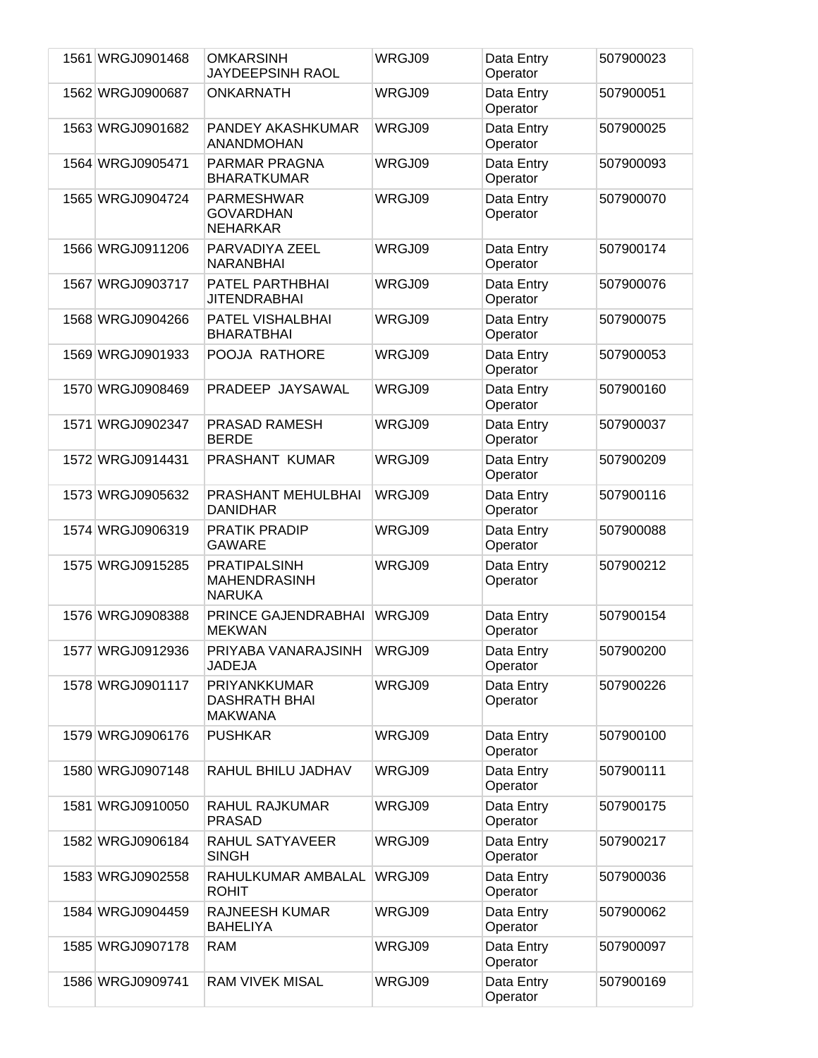| | | | | | |
|---|---|---|---|---|---|
| 1561 | WRGJ0901468 | OMKARSINH JAYDEEPSINH RAOL | WRGJ09 | Data Entry Operator | 507900023 |
| 1562 | WRGJ0900687 | ONKARNATH | WRGJ09 | Data Entry Operator | 507900051 |
| 1563 | WRGJ0901682 | PANDEY AKASHKUMAR ANANDMOHAN | WRGJ09 | Data Entry Operator | 507900025 |
| 1564 | WRGJ0905471 | PARMAR PRAGNA BHARATKUMAR | WRGJ09 | Data Entry Operator | 507900093 |
| 1565 | WRGJ0904724 | PARMESHWAR GOVARDHAN NEHARKAR | WRGJ09 | Data Entry Operator | 507900070 |
| 1566 | WRGJ0911206 | PARVADIYA ZEEL NARANBHAI | WRGJ09 | Data Entry Operator | 507900174 |
| 1567 | WRGJ0903717 | PATEL PARTHBHAI JITENDRABHAI | WRGJ09 | Data Entry Operator | 507900076 |
| 1568 | WRGJ0904266 | PATEL VISHALBHAI BHARATBHAI | WRGJ09 | Data Entry Operator | 507900075 |
| 1569 | WRGJ0901933 | POOJA RATHORE | WRGJ09 | Data Entry Operator | 507900053 |
| 1570 | WRGJ0908469 | PRADEEP JAYSAWAL | WRGJ09 | Data Entry Operator | 507900160 |
| 1571 | WRGJ0902347 | PRASAD RAMESH BERDE | WRGJ09 | Data Entry Operator | 507900037 |
| 1572 | WRGJ0914431 | PRASHANT KUMAR | WRGJ09 | Data Entry Operator | 507900209 |
| 1573 | WRGJ0905632 | PRASHANT MEHULBHAI DANIDHAR | WRGJ09 | Data Entry Operator | 507900116 |
| 1574 | WRGJ0906319 | PRATIK PRADIP GAWARE | WRGJ09 | Data Entry Operator | 507900088 |
| 1575 | WRGJ0915285 | PRATIPALSINH MAHENDRASINH NARUKA | WRGJ09 | Data Entry Operator | 507900212 |
| 1576 | WRGJ0908388 | PRINCE GAJENDRABHAI MEKWAN | WRGJ09 | Data Entry Operator | 507900154 |
| 1577 | WRGJ0912936 | PRIYABA VANARAJSINH JADEJA | WRGJ09 | Data Entry Operator | 507900200 |
| 1578 | WRGJ0901117 | PRIYANKKUMAR DASHRATH BHAI MAKWANA | WRGJ09 | Data Entry Operator | 507900226 |
| 1579 | WRGJ0906176 | PUSHKAR | WRGJ09 | Data Entry Operator | 507900100 |
| 1580 | WRGJ0907148 | RAHUL BHILU JADHAV | WRGJ09 | Data Entry Operator | 507900111 |
| 1581 | WRGJ0910050 | RAHUL RAJKUMAR PRASAD | WRGJ09 | Data Entry Operator | 507900175 |
| 1582 | WRGJ0906184 | RAHUL SATYAVEER SINGH | WRGJ09 | Data Entry Operator | 507900217 |
| 1583 | WRGJ0902558 | RAHULKUMAR AMBALAL ROHIT | WRGJ09 | Data Entry Operator | 507900036 |
| 1584 | WRGJ0904459 | RAJNEESH KUMAR BAHELIYA | WRGJ09 | Data Entry Operator | 507900062 |
| 1585 | WRGJ0907178 | RAM | WRGJ09 | Data Entry Operator | 507900097 |
| 1586 | WRGJ0909741 | RAM VIVEK MISAL | WRGJ09 | Data Entry Operator | 507900169 |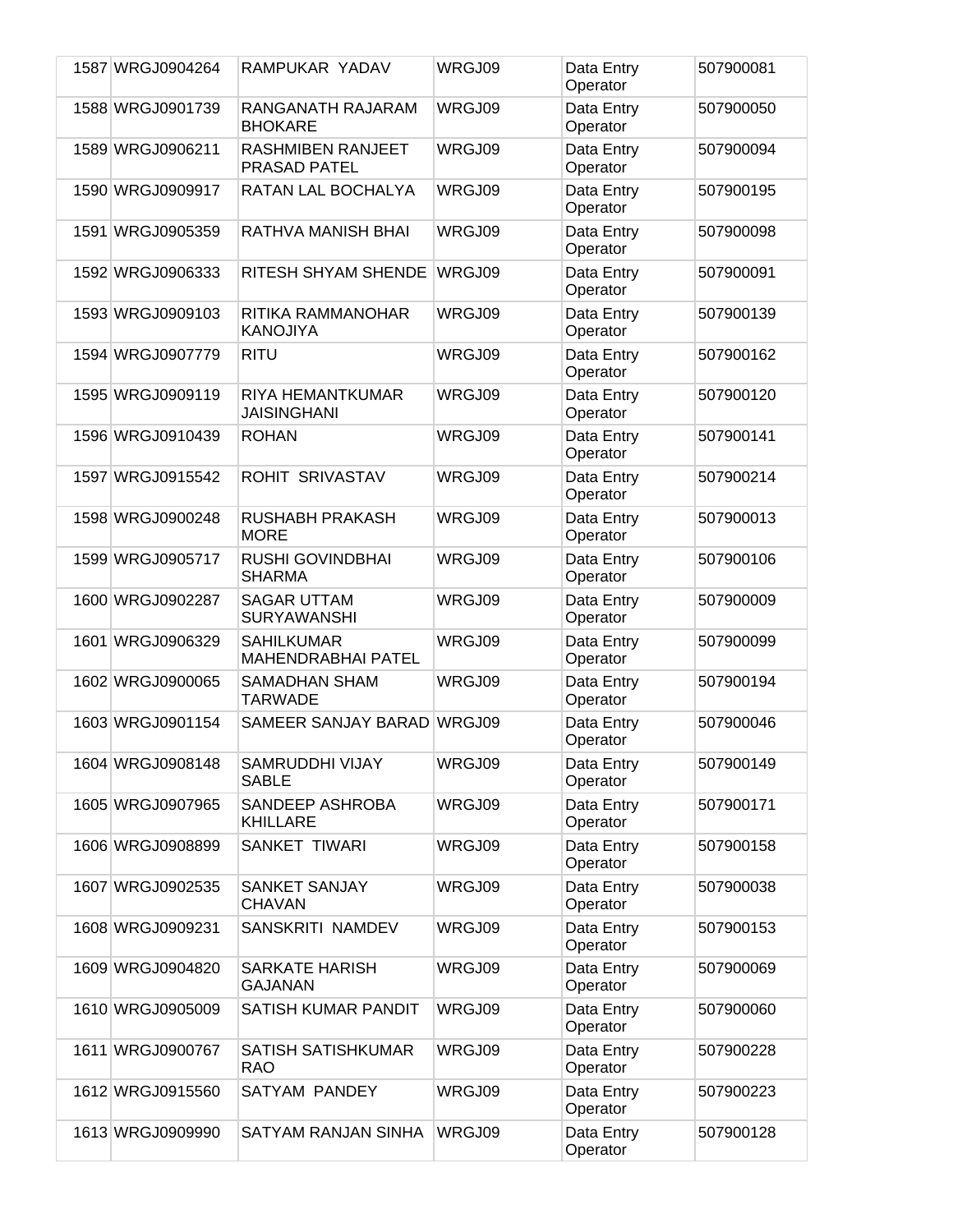| 1587 | WRGJ0904264 | RAMPUKAR  YADAV | WRGJ09 | Data Entry Operator | 507900081 |
|---|---|---|---|---|---|
| 1588 | WRGJ0901739 | RANGANATH RAJARAM BHOKARE | WRGJ09 | Data Entry Operator | 507900050 |
| 1589 | WRGJ0906211 | RASHMIBEN RANJEET PRASAD PATEL | WRGJ09 | Data Entry Operator | 507900094 |
| 1590 | WRGJ0909917 | RATAN LAL BOCHALYA | WRGJ09 | Data Entry Operator | 507900195 |
| 1591 | WRGJ0905359 | RATHVA MANISH BHAI | WRGJ09 | Data Entry Operator | 507900098 |
| 1592 | WRGJ0906333 | RITESH SHYAM SHENDE | WRGJ09 | Data Entry Operator | 507900091 |
| 1593 | WRGJ0909103 | RITIKA RAMMANOHAR KANOJIYA | WRGJ09 | Data Entry Operator | 507900139 |
| 1594 | WRGJ0907779 | RITU | WRGJ09 | Data Entry Operator | 507900162 |
| 1595 | WRGJ0909119 | RIYA HEMANTKUMAR JAISINGHANI | WRGJ09 | Data Entry Operator | 507900120 |
| 1596 | WRGJ0910439 | ROHAN | WRGJ09 | Data Entry Operator | 507900141 |
| 1597 | WRGJ0915542 | ROHIT  SRIVASTAV | WRGJ09 | Data Entry Operator | 507900214 |
| 1598 | WRGJ0900248 | RUSHABH PRAKASH MORE | WRGJ09 | Data Entry Operator | 507900013 |
| 1599 | WRGJ0905717 | RUSHI GOVINDBHAI SHARMA | WRGJ09 | Data Entry Operator | 507900106 |
| 1600 | WRGJ0902287 | SAGAR UTTAM SURYAWANSHI | WRGJ09 | Data Entry Operator | 507900009 |
| 1601 | WRGJ0906329 | SAHILKUMAR MAHENDRABHAI PATEL | WRGJ09 | Data Entry Operator | 507900099 |
| 1602 | WRGJ0900065 | SAMADHAN SHAM TARWADE | WRGJ09 | Data Entry Operator | 507900194 |
| 1603 | WRGJ0901154 | SAMEER SANJAY BARAD | WRGJ09 | Data Entry Operator | 507900046 |
| 1604 | WRGJ0908148 | SAMRUDDHI VIJAY SABLE | WRGJ09 | Data Entry Operator | 507900149 |
| 1605 | WRGJ0907965 | SANDEEP ASHROBA KHILLARE | WRGJ09 | Data Entry Operator | 507900171 |
| 1606 | WRGJ0908899 | SANKET  TIWARI | WRGJ09 | Data Entry Operator | 507900158 |
| 1607 | WRGJ0902535 | SANKET SANJAY CHAVAN | WRGJ09 | Data Entry Operator | 507900038 |
| 1608 | WRGJ0909231 | SANSKRITI  NAMDEV | WRGJ09 | Data Entry Operator | 507900153 |
| 1609 | WRGJ0904820 | SARKATE HARISH GAJANAN | WRGJ09 | Data Entry Operator | 507900069 |
| 1610 | WRGJ0905009 | SATISH KUMAR PANDIT | WRGJ09 | Data Entry Operator | 507900060 |
| 1611 | WRGJ0900767 | SATISH SATISHKUMAR RAO | WRGJ09 | Data Entry Operator | 507900228 |
| 1612 | WRGJ0915560 | SATYAM  PANDEY | WRGJ09 | Data Entry Operator | 507900223 |
| 1613 | WRGJ0909990 | SATYAM RANJAN SINHA | WRGJ09 | Data Entry Operator | 507900128 |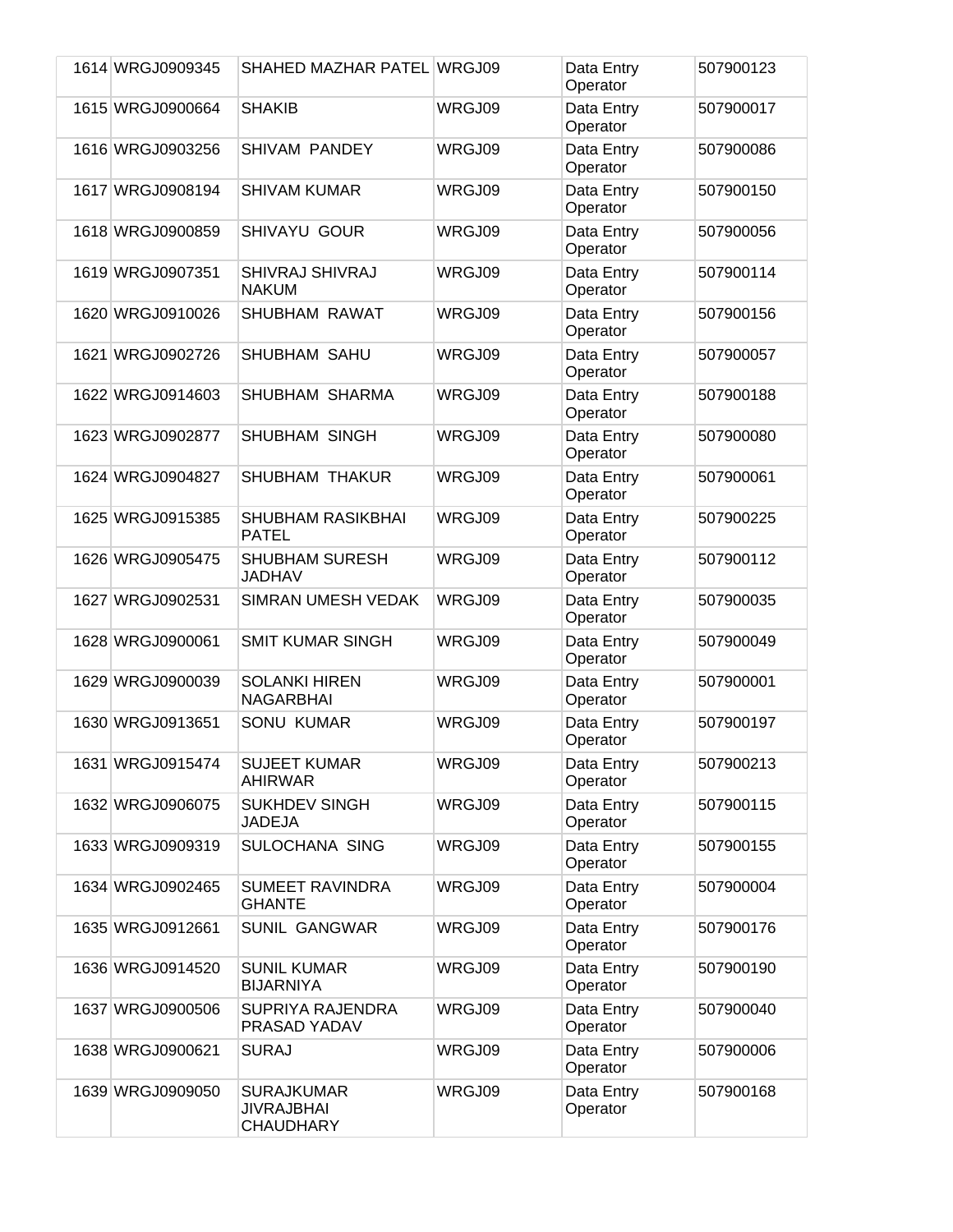| | | | | | |
|---|---|---|---|---|---|
| 1614 | WRGJ0909345 | SHAHED MAZHAR PATEL | WRGJ09 | Data Entry Operator | 507900123 |
| 1615 | WRGJ0900664 | SHAKIB | WRGJ09 | Data Entry Operator | 507900017 |
| 1616 | WRGJ0903256 | SHIVAM PANDEY | WRGJ09 | Data Entry Operator | 507900086 |
| 1617 | WRGJ0908194 | SHIVAM KUMAR | WRGJ09 | Data Entry Operator | 507900150 |
| 1618 | WRGJ0900859 | SHIVAYU GOUR | WRGJ09 | Data Entry Operator | 507900056 |
| 1619 | WRGJ0907351 | SHIVRAJ SHIVRAJ NAKUM | WRGJ09 | Data Entry Operator | 507900114 |
| 1620 | WRGJ0910026 | SHUBHAM RAWAT | WRGJ09 | Data Entry Operator | 507900156 |
| 1621 | WRGJ0902726 | SHUBHAM SAHU | WRGJ09 | Data Entry Operator | 507900057 |
| 1622 | WRGJ0914603 | SHUBHAM SHARMA | WRGJ09 | Data Entry Operator | 507900188 |
| 1623 | WRGJ0902877 | SHUBHAM SINGH | WRGJ09 | Data Entry Operator | 507900080 |
| 1624 | WRGJ0904827 | SHUBHAM THAKUR | WRGJ09 | Data Entry Operator | 507900061 |
| 1625 | WRGJ0915385 | SHUBHAM RASIKBHAI PATEL | WRGJ09 | Data Entry Operator | 507900225 |
| 1626 | WRGJ0905475 | SHUBHAM SURESH JADHAV | WRGJ09 | Data Entry Operator | 507900112 |
| 1627 | WRGJ0902531 | SIMRAN UMESH VEDAK | WRGJ09 | Data Entry Operator | 507900035 |
| 1628 | WRGJ0900061 | SMIT KUMAR SINGH | WRGJ09 | Data Entry Operator | 507900049 |
| 1629 | WRGJ0900039 | SOLANKI HIREN NAGARBHAI | WRGJ09 | Data Entry Operator | 507900001 |
| 1630 | WRGJ0913651 | SONU KUMAR | WRGJ09 | Data Entry Operator | 507900197 |
| 1631 | WRGJ0915474 | SUJEET KUMAR AHIRWAR | WRGJ09 | Data Entry Operator | 507900213 |
| 1632 | WRGJ0906075 | SUKHDEV SINGH JADEJA | WRGJ09 | Data Entry Operator | 507900115 |
| 1633 | WRGJ0909319 | SULOCHANA SING | WRGJ09 | Data Entry Operator | 507900155 |
| 1634 | WRGJ0902465 | SUMEET RAVINDRA GHANTE | WRGJ09 | Data Entry Operator | 507900004 |
| 1635 | WRGJ0912661 | SUNIL GANGWAR | WRGJ09 | Data Entry Operator | 507900176 |
| 1636 | WRGJ0914520 | SUNIL KUMAR BIJARNIYA | WRGJ09 | Data Entry Operator | 507900190 |
| 1637 | WRGJ0900506 | SUPRIYA RAJENDRA PRASAD YADAV | WRGJ09 | Data Entry Operator | 507900040 |
| 1638 | WRGJ0900621 | SURAJ | WRGJ09 | Data Entry Operator | 507900006 |
| 1639 | WRGJ0909050 | SURAJKUMAR JIVRAJBHAI CHAUDHARY | WRGJ09 | Data Entry Operator | 507900168 |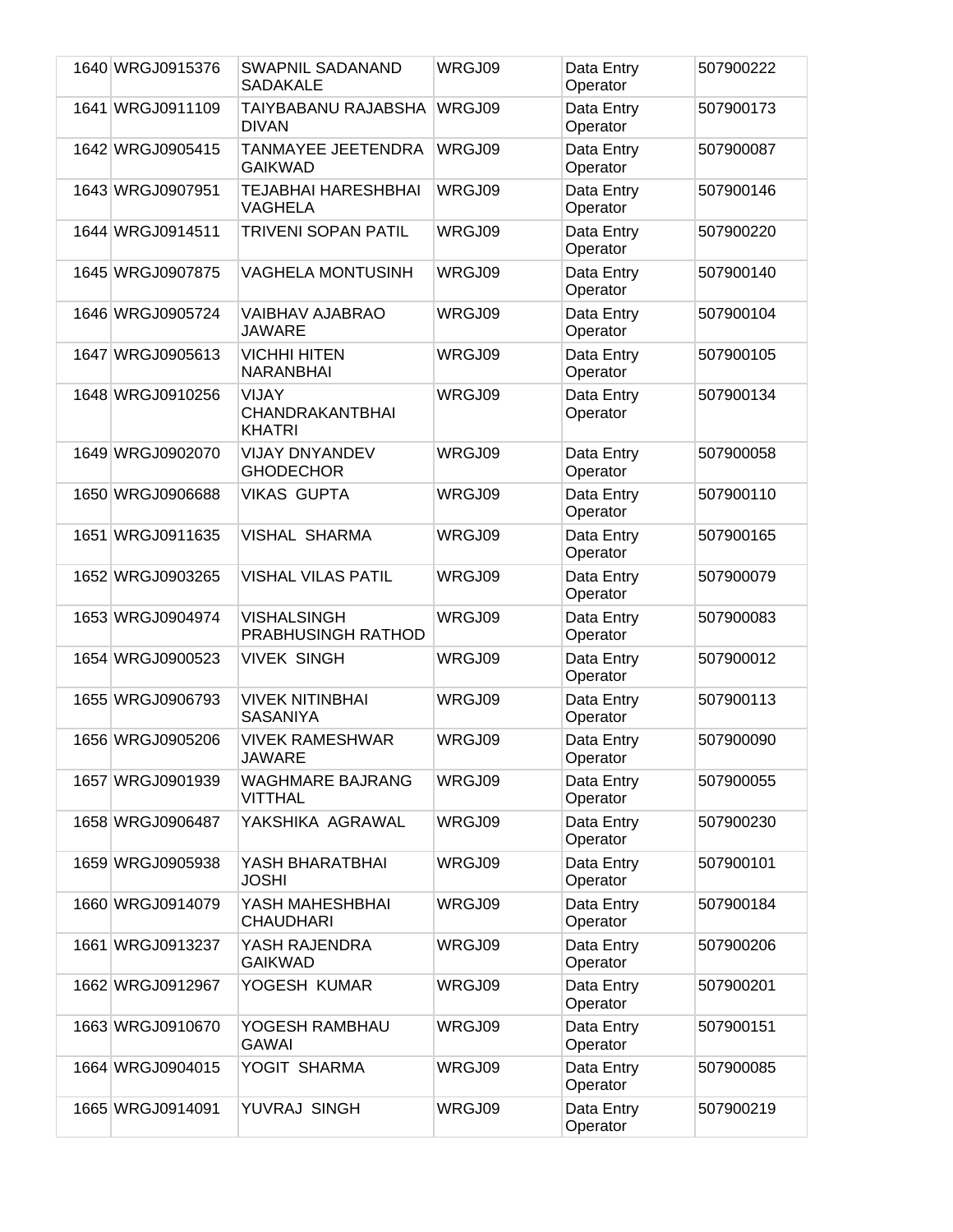| 1640 | WRGJ0915376 | SWAPNIL SADANAND SADAKALE | WRGJ09 | Data Entry Operator | 507900222 |
|---|---|---|---|---|---|
| 1641 | WRGJ0911109 | TAIYBABANU RAJABSHA DIVAN | WRGJ09 | Data Entry Operator | 507900173 |
| 1642 | WRGJ0905415 | TANMAYEE JEETENDRA GAIKWAD | WRGJ09 | Data Entry Operator | 507900087 |
| 1643 | WRGJ0907951 | TEJABHAI HARESHBHAI VAGHELA | WRGJ09 | Data Entry Operator | 507900146 |
| 1644 | WRGJ0914511 | TRIVENI SOPAN PATIL | WRGJ09 | Data Entry Operator | 507900220 |
| 1645 | WRGJ0907875 | VAGHELA MONTUSINH | WRGJ09 | Data Entry Operator | 507900140 |
| 1646 | WRGJ0905724 | VAIBHAV AJABRAO JAWARE | WRGJ09 | Data Entry Operator | 507900104 |
| 1647 | WRGJ0905613 | VICHHI HITEN NARANBHAI | WRGJ09 | Data Entry Operator | 507900105 |
| 1648 | WRGJ0910256 | VIJAY CHANDRAKANTBHAI KHATRI | WRGJ09 | Data Entry Operator | 507900134 |
| 1649 | WRGJ0902070 | VIJAY DNYANDEV GHODECHOR | WRGJ09 | Data Entry Operator | 507900058 |
| 1650 | WRGJ0906688 | VIKAS GUPTA | WRGJ09 | Data Entry Operator | 507900110 |
| 1651 | WRGJ0911635 | VISHAL SHARMA | WRGJ09 | Data Entry Operator | 507900165 |
| 1652 | WRGJ0903265 | VISHAL VILAS PATIL | WRGJ09 | Data Entry Operator | 507900079 |
| 1653 | WRGJ0904974 | VISHALSINGH PRABHUSINGH RATHOD | WRGJ09 | Data Entry Operator | 507900083 |
| 1654 | WRGJ0900523 | VIVEK SINGH | WRGJ09 | Data Entry Operator | 507900012 |
| 1655 | WRGJ0906793 | VIVEK NITINBHAI SASANIYA | WRGJ09 | Data Entry Operator | 507900113 |
| 1656 | WRGJ0905206 | VIVEK RAMESHWAR JAWARE | WRGJ09 | Data Entry Operator | 507900090 |
| 1657 | WRGJ0901939 | WAGHMARE BAJRANG VITTHAL | WRGJ09 | Data Entry Operator | 507900055 |
| 1658 | WRGJ0906487 | YAKSHIKA AGRAWAL | WRGJ09 | Data Entry Operator | 507900230 |
| 1659 | WRGJ0905938 | YASH BHARATBHAI JOSHI | WRGJ09 | Data Entry Operator | 507900101 |
| 1660 | WRGJ0914079 | YASH MAHESHBHAI CHAUDHARI | WRGJ09 | Data Entry Operator | 507900184 |
| 1661 | WRGJ0913237 | YASH RAJENDRA GAIKWAD | WRGJ09 | Data Entry Operator | 507900206 |
| 1662 | WRGJ0912967 | YOGESH KUMAR | WRGJ09 | Data Entry Operator | 507900201 |
| 1663 | WRGJ0910670 | YOGESH RAMBHAU GAWAI | WRGJ09 | Data Entry Operator | 507900151 |
| 1664 | WRGJ0904015 | YOGIT SHARMA | WRGJ09 | Data Entry Operator | 507900085 |
| 1665 | WRGJ0914091 | YUVRAJ SINGH | WRGJ09 | Data Entry Operator | 507900219 |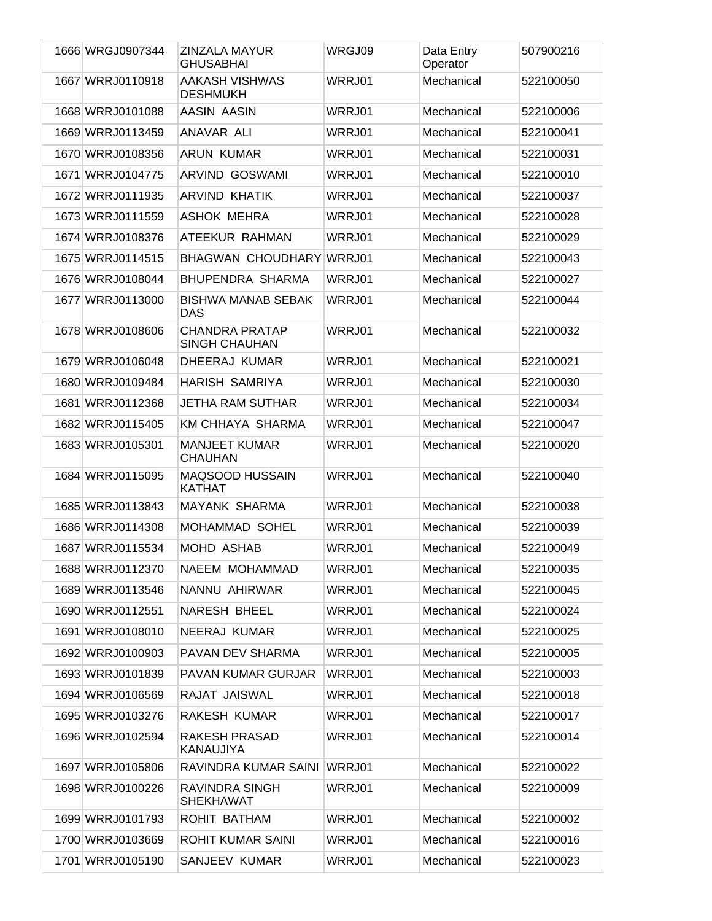| 1666 | WRGJ0907344 | ZINZALA MAYUR GHUSABHAI | WRGJ09 | Data Entry Operator | 507900216 |
|---|---|---|---|---|---|
| 1667 | WRRJ0110918 | AAKASH VISHWAS DESHMUKH | WRRJ01 | Mechanical | 522100050 |
| 1668 | WRRJ0101088 | AASIN AASIN | WRRJ01 | Mechanical | 522100006 |
| 1669 | WRRJ0113459 | ANAVAR ALI | WRRJ01 | Mechanical | 522100041 |
| 1670 | WRRJ0108356 | ARUN KUMAR | WRRJ01 | Mechanical | 522100031 |
| 1671 | WRRJ0104775 | ARVIND GOSWAMI | WRRJ01 | Mechanical | 522100010 |
| 1672 | WRRJ0111935 | ARVIND KHATIK | WRRJ01 | Mechanical | 522100037 |
| 1673 | WRRJ0111559 | ASHOK MEHRA | WRRJ01 | Mechanical | 522100028 |
| 1674 | WRRJ0108376 | ATEEKUR RAHMAN | WRRJ01 | Mechanical | 522100029 |
| 1675 | WRRJ0114515 | BHAGWAN CHOUDHARY | WRRJ01 | Mechanical | 522100043 |
| 1676 | WRRJ0108044 | BHUPENDRA SHARMA | WRRJ01 | Mechanical | 522100027 |
| 1677 | WRRJ0113000 | BISHWA MANAB SEBAK DAS | WRRJ01 | Mechanical | 522100044 |
| 1678 | WRRJ0108606 | CHANDRA PRATAP SINGH CHAUHAN | WRRJ01 | Mechanical | 522100032 |
| 1679 | WRRJ0106048 | DHEERAJ KUMAR | WRRJ01 | Mechanical | 522100021 |
| 1680 | WRRJ0109484 | HARISH SAMRIYA | WRRJ01 | Mechanical | 522100030 |
| 1681 | WRRJ0112368 | JETHA RAM SUTHAR | WRRJ01 | Mechanical | 522100034 |
| 1682 | WRRJ0115405 | KM CHHAYA SHARMA | WRRJ01 | Mechanical | 522100047 |
| 1683 | WRRJ0105301 | MANJEET KUMAR CHAUHAN | WRRJ01 | Mechanical | 522100020 |
| 1684 | WRRJ0115095 | MAQSOOD HUSSAIN KATHAT | WRRJ01 | Mechanical | 522100040 |
| 1685 | WRRJ0113843 | MAYANK SHARMA | WRRJ01 | Mechanical | 522100038 |
| 1686 | WRRJ0114308 | MOHAMMAD SOHEL | WRRJ01 | Mechanical | 522100039 |
| 1687 | WRRJ0115534 | MOHD ASHAB | WRRJ01 | Mechanical | 522100049 |
| 1688 | WRRJ0112370 | NAEEM MOHAMMAD | WRRJ01 | Mechanical | 522100035 |
| 1689 | WRRJ0113546 | NANNU AHIRWAR | WRRJ01 | Mechanical | 522100045 |
| 1690 | WRRJ0112551 | NARESH BHEEL | WRRJ01 | Mechanical | 522100024 |
| 1691 | WRRJ0108010 | NEERAJ KUMAR | WRRJ01 | Mechanical | 522100025 |
| 1692 | WRRJ0100903 | PAVAN DEV SHARMA | WRRJ01 | Mechanical | 522100005 |
| 1693 | WRRJ0101839 | PAVAN KUMAR GURJAR | WRRJ01 | Mechanical | 522100003 |
| 1694 | WRRJ0106569 | RAJAT JAISWAL | WRRJ01 | Mechanical | 522100018 |
| 1695 | WRRJ0103276 | RAKESH KUMAR | WRRJ01 | Mechanical | 522100017 |
| 1696 | WRRJ0102594 | RAKESH PRASAD KANAUJIYA | WRRJ01 | Mechanical | 522100014 |
| 1697 | WRRJ0105806 | RAVINDRA KUMAR SAINI | WRRJ01 | Mechanical | 522100022 |
| 1698 | WRRJ0100226 | RAVINDRA SINGH SHEKHAWAT | WRRJ01 | Mechanical | 522100009 |
| 1699 | WRRJ0101793 | ROHIT BATHAM | WRRJ01 | Mechanical | 522100002 |
| 1700 | WRRJ0103669 | ROHIT KUMAR SAINI | WRRJ01 | Mechanical | 522100016 |
| 1701 | WRRJ0105190 | SANJEEV KUMAR | WRRJ01 | Mechanical | 522100023 |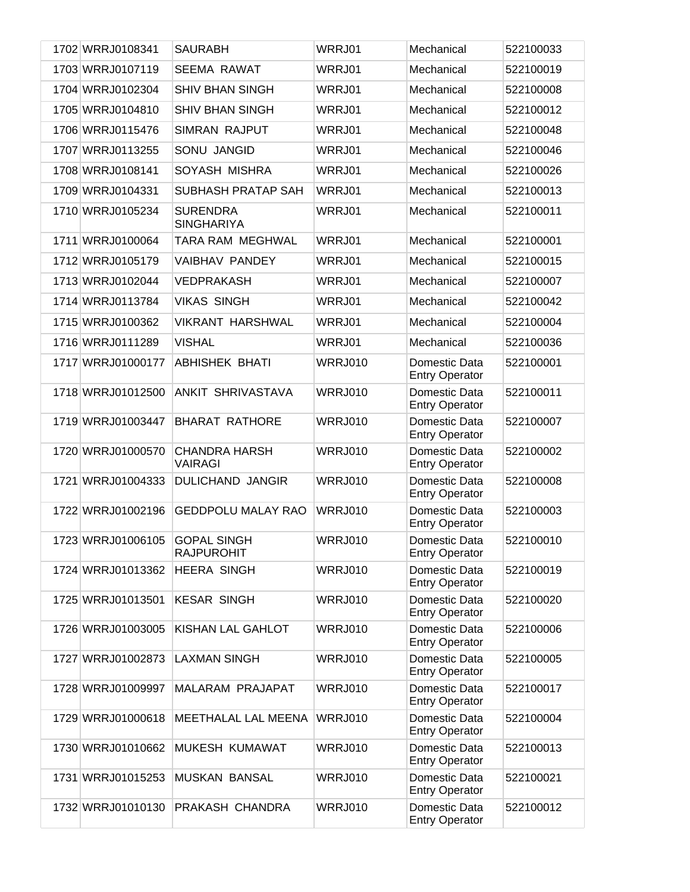| | | | | | |
|---|---|---|---|---|---|
| 1702 | WRRJ0108341 | SAURABH | WRRJ01 | Mechanical | 522100033 |
| 1703 | WRRJ0107119 | SEEMA RAWAT | WRRJ01 | Mechanical | 522100019 |
| 1704 | WRRJ0102304 | SHIV BHAN SINGH | WRRJ01 | Mechanical | 522100008 |
| 1705 | WRRJ0104810 | SHIV BHAN SINGH | WRRJ01 | Mechanical | 522100012 |
| 1706 | WRRJ0115476 | SIMRAN RAJPUT | WRRJ01 | Mechanical | 522100048 |
| 1707 | WRRJ0113255 | SONU JANGID | WRRJ01 | Mechanical | 522100046 |
| 1708 | WRRJ0108141 | SOYASH MISHRA | WRRJ01 | Mechanical | 522100026 |
| 1709 | WRRJ0104331 | SUBHASH PRATAP SAH | WRRJ01 | Mechanical | 522100013 |
| 1710 | WRRJ0105234 | SURENDRA SINGHARIYA | WRRJ01 | Mechanical | 522100011 |
| 1711 | WRRJ0100064 | TARA RAM MEGHWAL | WRRJ01 | Mechanical | 522100001 |
| 1712 | WRRJ0105179 | VAIBHAV PANDEY | WRRJ01 | Mechanical | 522100015 |
| 1713 | WRRJ0102044 | VEDPRAKASH | WRRJ01 | Mechanical | 522100007 |
| 1714 | WRRJ0113784 | VIKAS SINGH | WRRJ01 | Mechanical | 522100042 |
| 1715 | WRRJ0100362 | VIKRANT HARSHWAL | WRRJ01 | Mechanical | 522100004 |
| 1716 | WRRJ0111289 | VISHAL | WRRJ01 | Mechanical | 522100036 |
| 1717 | WRRJ01000177 | ABHISHEK BHATI | WRRJ010 | Domestic Data Entry Operator | 522100001 |
| 1718 | WRRJ01012500 | ANKIT SHRIVASTAVA | WRRJ010 | Domestic Data Entry Operator | 522100011 |
| 1719 | WRRJ01003447 | BHARAT RATHORE | WRRJ010 | Domestic Data Entry Operator | 522100007 |
| 1720 | WRRJ01000570 | CHANDRA HARSH VAIRAGI | WRRJ010 | Domestic Data Entry Operator | 522100002 |
| 1721 | WRRJ01004333 | DULICHAND JANGIR | WRRJ010 | Domestic Data Entry Operator | 522100008 |
| 1722 | WRRJ01002196 | GEDDPOLU MALAY RAO | WRRJ010 | Domestic Data Entry Operator | 522100003 |
| 1723 | WRRJ01006105 | GOPAL SINGH RAJPUROHIT | WRRJ010 | Domestic Data Entry Operator | 522100010 |
| 1724 | WRRJ01013362 | HEERA SINGH | WRRJ010 | Domestic Data Entry Operator | 522100019 |
| 1725 | WRRJ01013501 | KESAR SINGH | WRRJ010 | Domestic Data Entry Operator | 522100020 |
| 1726 | WRRJ01003005 | KISHAN LAL GAHLOT | WRRJ010 | Domestic Data Entry Operator | 522100006 |
| 1727 | WRRJ01002873 | LAXMAN SINGH | WRRJ010 | Domestic Data Entry Operator | 522100005 |
| 1728 | WRRJ01009997 | MALARAM PRAJAPAT | WRRJ010 | Domestic Data Entry Operator | 522100017 |
| 1729 | WRRJ01000618 | MEETHALAL LAL MEENA | WRRJ010 | Domestic Data Entry Operator | 522100004 |
| 1730 | WRRJ01010662 | MUKESH KUMAWAT | WRRJ010 | Domestic Data Entry Operator | 522100013 |
| 1731 | WRRJ01015253 | MUSKAN BANSAL | WRRJ010 | Domestic Data Entry Operator | 522100021 |
| 1732 | WRRJ01010130 | PRAKASH CHANDRA | WRRJ010 | Domestic Data Entry Operator | 522100012 |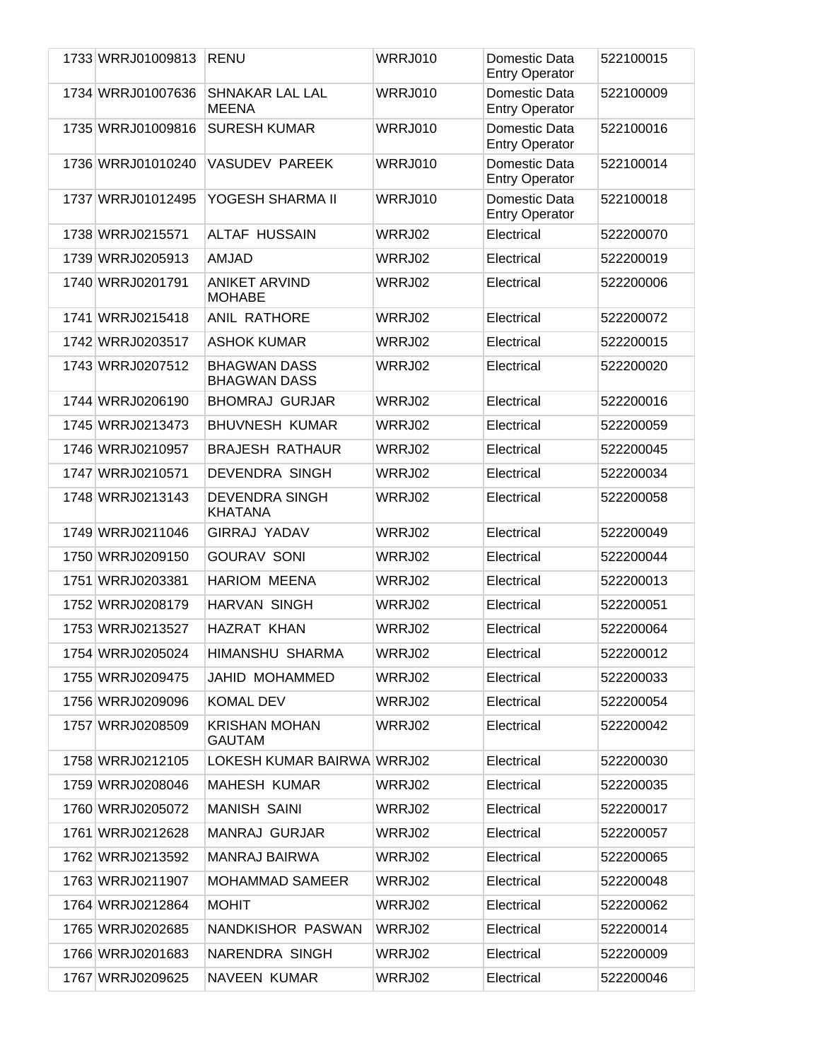| | | | | | |
|---|---|---|---|---|---|
| 1733 | WRRJ01009813 | RENU | WRRJ010 | Domestic Data Entry Operator | 522100015 |
| 1734 | WRRJ01007636 | SHNAKAR LAL LAL MEENA | WRRJ010 | Domestic Data Entry Operator | 522100009 |
| 1735 | WRRJ01009816 | SURESH KUMAR | WRRJ010 | Domestic Data Entry Operator | 522100016 |
| 1736 | WRRJ01010240 | VASUDEV PAREEK | WRRJ010 | Domestic Data Entry Operator | 522100014 |
| 1737 | WRRJ01012495 | YOGESH SHARMA II | WRRJ010 | Domestic Data Entry Operator | 522100018 |
| 1738 | WRRJ0215571 | ALTAF HUSSAIN | WRRJ02 | Electrical | 522200070 |
| 1739 | WRRJ0205913 | AMJAD | WRRJ02 | Electrical | 522200019 |
| 1740 | WRRJ0201791 | ANIKET ARVIND MOHABE | WRRJ02 | Electrical | 522200006 |
| 1741 | WRRJ0215418 | ANIL RATHORE | WRRJ02 | Electrical | 522200072 |
| 1742 | WRRJ0203517 | ASHOK KUMAR | WRRJ02 | Electrical | 522200015 |
| 1743 | WRRJ0207512 | BHAGWAN DASS BHAGWAN DASS | WRRJ02 | Electrical | 522200020 |
| 1744 | WRRJ0206190 | BHOMRAJ GURJAR | WRRJ02 | Electrical | 522200016 |
| 1745 | WRRJ0213473 | BHUVNESH KUMAR | WRRJ02 | Electrical | 522200059 |
| 1746 | WRRJ0210957 | BRAJESH RATHAUR | WRRJ02 | Electrical | 522200045 |
| 1747 | WRRJ0210571 | DEVENDRA SINGH | WRRJ02 | Electrical | 522200034 |
| 1748 | WRRJ0213143 | DEVENDRA SINGH KHATANA | WRRJ02 | Electrical | 522200058 |
| 1749 | WRRJ0211046 | GIRRAJ YADAV | WRRJ02 | Electrical | 522200049 |
| 1750 | WRRJ0209150 | GOURAV SONI | WRRJ02 | Electrical | 522200044 |
| 1751 | WRRJ0203381 | HARIOM MEENA | WRRJ02 | Electrical | 522200013 |
| 1752 | WRRJ0208179 | HARVAN SINGH | WRRJ02 | Electrical | 522200051 |
| 1753 | WRRJ0213527 | HAZRAT KHAN | WRRJ02 | Electrical | 522200064 |
| 1754 | WRRJ0205024 | HIMANSHU SHARMA | WRRJ02 | Electrical | 522200012 |
| 1755 | WRRJ0209475 | JAHID MOHAMMED | WRRJ02 | Electrical | 522200033 |
| 1756 | WRRJ0209096 | KOMAL DEV | WRRJ02 | Electrical | 522200054 |
| 1757 | WRRJ0208509 | KRISHAN MOHAN GAUTAM | WRRJ02 | Electrical | 522200042 |
| 1758 | WRRJ0212105 | LOKESH KUMAR BAIRWA | WRRJ02 | Electrical | 522200030 |
| 1759 | WRRJ0208046 | MAHESH KUMAR | WRRJ02 | Electrical | 522200035 |
| 1760 | WRRJ0205072 | MANISH SAINI | WRRJ02 | Electrical | 522200017 |
| 1761 | WRRJ0212628 | MANRAJ GURJAR | WRRJ02 | Electrical | 522200057 |
| 1762 | WRRJ0213592 | MANRAJ BAIRWA | WRRJ02 | Electrical | 522200065 |
| 1763 | WRRJ0211907 | MOHAMMAD SAMEER | WRRJ02 | Electrical | 522200048 |
| 1764 | WRRJ0212864 | MOHIT | WRRJ02 | Electrical | 522200062 |
| 1765 | WRRJ0202685 | NANDKISHOR PASWAN | WRRJ02 | Electrical | 522200014 |
| 1766 | WRRJ0201683 | NARENDRA SINGH | WRRJ02 | Electrical | 522200009 |
| 1767 | WRRJ0209625 | NAVEEN KUMAR | WRRJ02 | Electrical | 522200046 |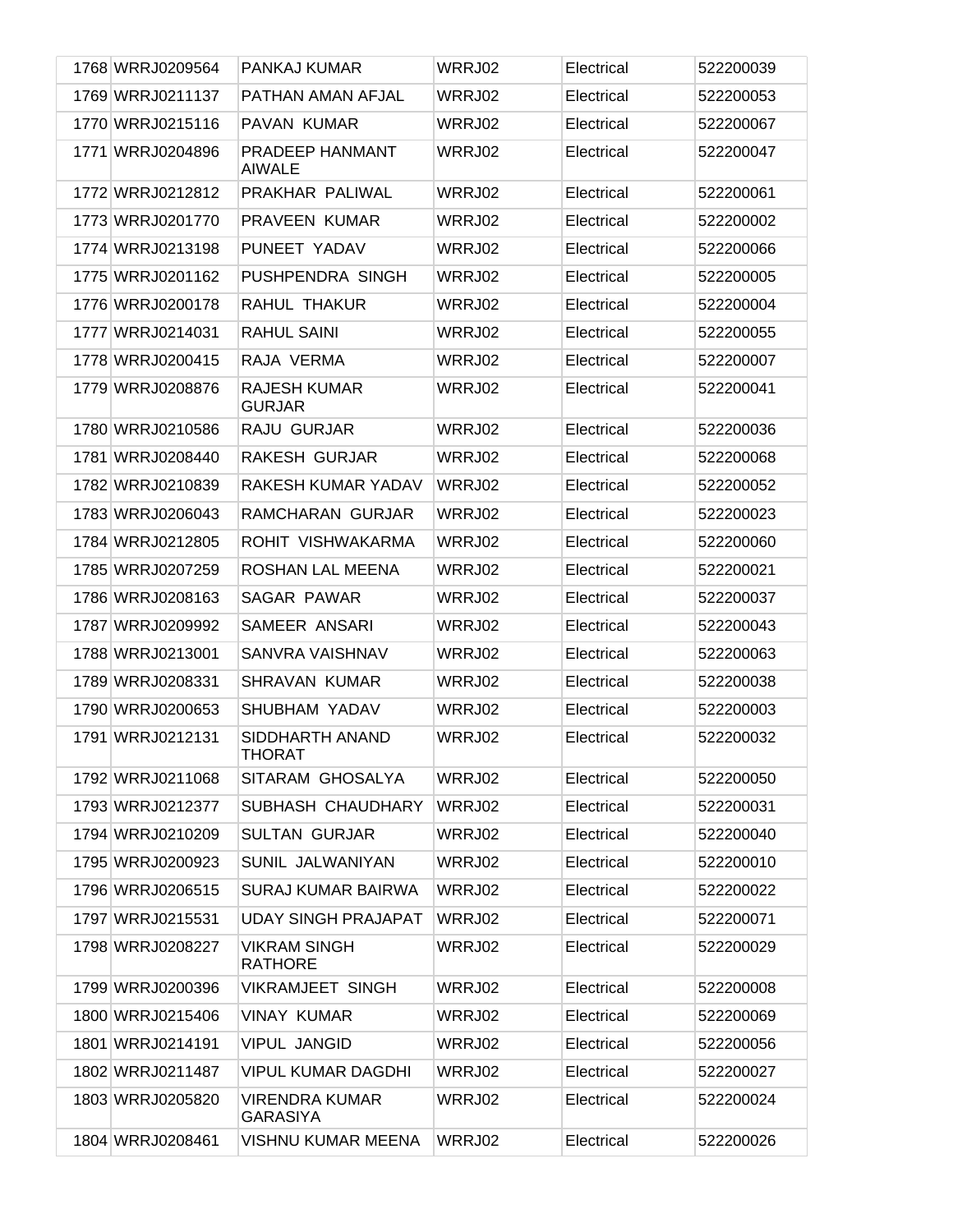| | | | | | |
|---|---|---|---|---|---|
| 1768 | WRRJ0209564 | PANKAJ KUMAR | WRRJ02 | Electrical | 522200039 |
| 1769 | WRRJ0211137 | PATHAN AMAN AFJAL | WRRJ02 | Electrical | 522200053 |
| 1770 | WRRJ0215116 | PAVAN KUMAR | WRRJ02 | Electrical | 522200067 |
| 1771 | WRRJ0204896 | PRADEEP HANMANT AIWALE | WRRJ02 | Electrical | 522200047 |
| 1772 | WRRJ0212812 | PRAKHAR PALIWAL | WRRJ02 | Electrical | 522200061 |
| 1773 | WRRJ0201770 | PRAVEEN KUMAR | WRRJ02 | Electrical | 522200002 |
| 1774 | WRRJ0213198 | PUNEET YADAV | WRRJ02 | Electrical | 522200066 |
| 1775 | WRRJ0201162 | PUSHPENDRA SINGH | WRRJ02 | Electrical | 522200005 |
| 1776 | WRRJ0200178 | RAHUL THAKUR | WRRJ02 | Electrical | 522200004 |
| 1777 | WRRJ0214031 | RAHUL SAINI | WRRJ02 | Electrical | 522200055 |
| 1778 | WRRJ0200415 | RAJA VERMA | WRRJ02 | Electrical | 522200007 |
| 1779 | WRRJ0208876 | RAJESH KUMAR GURJAR | WRRJ02 | Electrical | 522200041 |
| 1780 | WRRJ0210586 | RAJU GURJAR | WRRJ02 | Electrical | 522200036 |
| 1781 | WRRJ0208440 | RAKESH GURJAR | WRRJ02 | Electrical | 522200068 |
| 1782 | WRRJ0210839 | RAKESH KUMAR YADAV | WRRJ02 | Electrical | 522200052 |
| 1783 | WRRJ0206043 | RAMCHARAN GURJAR | WRRJ02 | Electrical | 522200023 |
| 1784 | WRRJ0212805 | ROHIT VISHWAKARMA | WRRJ02 | Electrical | 522200060 |
| 1785 | WRRJ0207259 | ROSHAN LAL MEENA | WRRJ02 | Electrical | 522200021 |
| 1786 | WRRJ0208163 | SAGAR PAWAR | WRRJ02 | Electrical | 522200037 |
| 1787 | WRRJ0209992 | SAMEER ANSARI | WRRJ02 | Electrical | 522200043 |
| 1788 | WRRJ0213001 | SANVRA VAISHNAV | WRRJ02 | Electrical | 522200063 |
| 1789 | WRRJ0208331 | SHRAVAN KUMAR | WRRJ02 | Electrical | 522200038 |
| 1790 | WRRJ0200653 | SHUBHAM YADAV | WRRJ02 | Electrical | 522200003 |
| 1791 | WRRJ0212131 | SIDDHARTH ANAND THORAT | WRRJ02 | Electrical | 522200032 |
| 1792 | WRRJ0211068 | SITARAM GHOSALYA | WRRJ02 | Electrical | 522200050 |
| 1793 | WRRJ0212377 | SUBHASH CHAUDHARY | WRRJ02 | Electrical | 522200031 |
| 1794 | WRRJ0210209 | SULTAN GURJAR | WRRJ02 | Electrical | 522200040 |
| 1795 | WRRJ0200923 | SUNIL JALWANIYAN | WRRJ02 | Electrical | 522200010 |
| 1796 | WRRJ0206515 | SURAJ KUMAR BAIRWA | WRRJ02 | Electrical | 522200022 |
| 1797 | WRRJ0215531 | UDAY SINGH PRAJAPAT | WRRJ02 | Electrical | 522200071 |
| 1798 | WRRJ0208227 | VIKRAM SINGH RATHORE | WRRJ02 | Electrical | 522200029 |
| 1799 | WRRJ0200396 | VIKRAMJEET SINGH | WRRJ02 | Electrical | 522200008 |
| 1800 | WRRJ0215406 | VINAY KUMAR | WRRJ02 | Electrical | 522200069 |
| 1801 | WRRJ0214191 | VIPUL JANGID | WRRJ02 | Electrical | 522200056 |
| 1802 | WRRJ0211487 | VIPUL KUMAR DAGDHI | WRRJ02 | Electrical | 522200027 |
| 1803 | WRRJ0205820 | VIRENDRA KUMAR GARASIYA | WRRJ02 | Electrical | 522200024 |
| 1804 | WRRJ0208461 | VISHNU KUMAR MEENA | WRRJ02 | Electrical | 522200026 |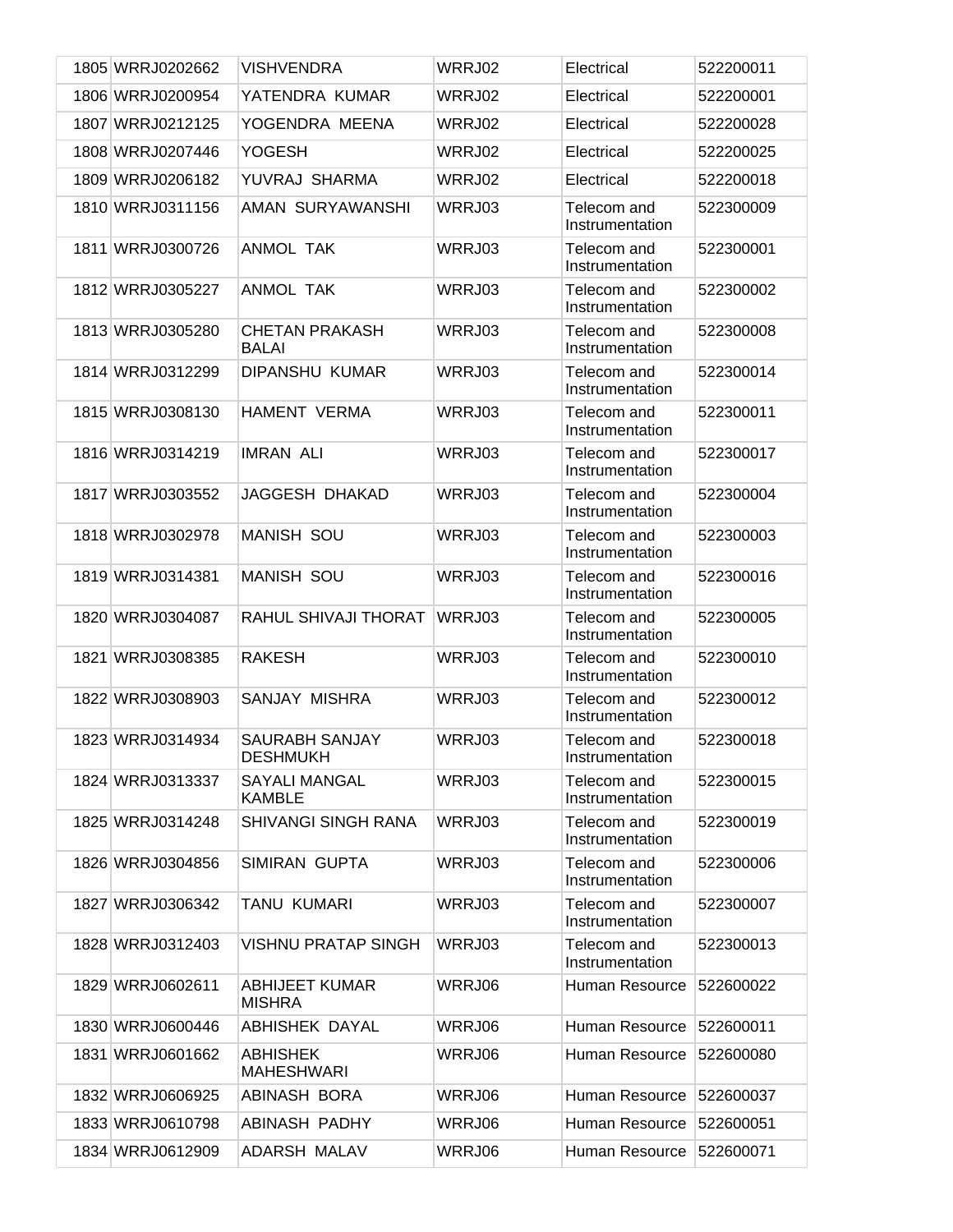| | | | | | |
|---|---|---|---|---|---|
| 1805 | WRRJ0202662 | VISHVENDRA | WRRJ02 | Electrical | 522200011 |
| 1806 | WRRJ0200954 | YATENDRA KUMAR | WRRJ02 | Electrical | 522200001 |
| 1807 | WRRJ0212125 | YOGENDRA MEENA | WRRJ02 | Electrical | 522200028 |
| 1808 | WRRJ0207446 | YOGESH | WRRJ02 | Electrical | 522200025 |
| 1809 | WRRJ0206182 | YUVRAJ SHARMA | WRRJ02 | Electrical | 522200018 |
| 1810 | WRRJ0311156 | AMAN SURYAWANSHI | WRRJ03 | Telecom and Instrumentation | 522300009 |
| 1811 | WRRJ0300726 | ANMOL TAK | WRRJ03 | Telecom and Instrumentation | 522300001 |
| 1812 | WRRJ0305227 | ANMOL TAK | WRRJ03 | Telecom and Instrumentation | 522300002 |
| 1813 | WRRJ0305280 | CHETAN PRAKASH BALAI | WRRJ03 | Telecom and Instrumentation | 522300008 |
| 1814 | WRRJ0312299 | DIPANSHU KUMAR | WRRJ03 | Telecom and Instrumentation | 522300014 |
| 1815 | WRRJ0308130 | HAMENT VERMA | WRRJ03 | Telecom and Instrumentation | 522300011 |
| 1816 | WRRJ0314219 | IMRAN ALI | WRRJ03 | Telecom and Instrumentation | 522300017 |
| 1817 | WRRJ0303552 | JAGGESH DHAKAD | WRRJ03 | Telecom and Instrumentation | 522300004 |
| 1818 | WRRJ0302978 | MANISH SOU | WRRJ03 | Telecom and Instrumentation | 522300003 |
| 1819 | WRRJ0314381 | MANISH SOU | WRRJ03 | Telecom and Instrumentation | 522300016 |
| 1820 | WRRJ0304087 | RAHUL SHIVAJI THORAT | WRRJ03 | Telecom and Instrumentation | 522300005 |
| 1821 | WRRJ0308385 | RAKESH | WRRJ03 | Telecom and Instrumentation | 522300010 |
| 1822 | WRRJ0308903 | SANJAY MISHRA | WRRJ03 | Telecom and Instrumentation | 522300012 |
| 1823 | WRRJ0314934 | SAURABH SANJAY DESHMUKH | WRRJ03 | Telecom and Instrumentation | 522300018 |
| 1824 | WRRJ0313337 | SAYALI MANGAL KAMBLE | WRRJ03 | Telecom and Instrumentation | 522300015 |
| 1825 | WRRJ0314248 | SHIVANGI SINGH RANA | WRRJ03 | Telecom and Instrumentation | 522300019 |
| 1826 | WRRJ0304856 | SIMIRAN GUPTA | WRRJ03 | Telecom and Instrumentation | 522300006 |
| 1827 | WRRJ0306342 | TANU KUMARI | WRRJ03 | Telecom and Instrumentation | 522300007 |
| 1828 | WRRJ0312403 | VISHNU PRATAP SINGH | WRRJ03 | Telecom and Instrumentation | 522300013 |
| 1829 | WRRJ0602611 | ABHIJEET KUMAR MISHRA | WRRJ06 | Human Resource | 522600022 |
| 1830 | WRRJ0600446 | ABHISHEK DAYAL | WRRJ06 | Human Resource | 522600011 |
| 1831 | WRRJ0601662 | ABHISHEK MAHESHWARI | WRRJ06 | Human Resource | 522600080 |
| 1832 | WRRJ0606925 | ABINASH BORA | WRRJ06 | Human Resource | 522600037 |
| 1833 | WRRJ0610798 | ABINASH PADHY | WRRJ06 | Human Resource | 522600051 |
| 1834 | WRRJ0612909 | ADARSH MALAV | WRRJ06 | Human Resource | 522600071 |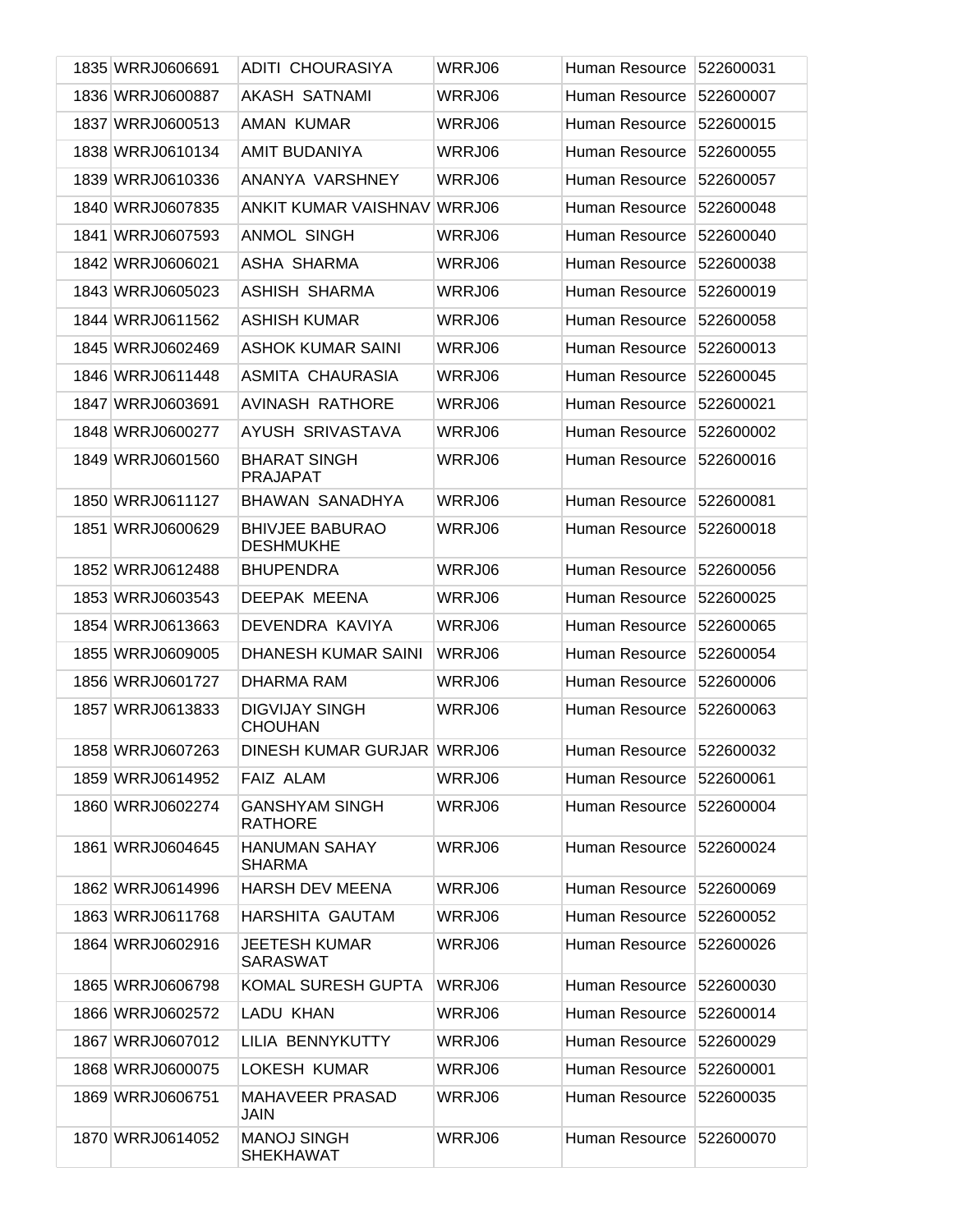| 1835 | WRRJ0606691 | ADITI CHOURASIYA | WRRJ06 | Human Resource | 522600031 |
|---|---|---|---|---|---|
| 1836 | WRRJ0600887 | AKASH SATNAMI | WRRJ06 | Human Resource | 522600007 |
| 1837 | WRRJ0600513 | AMAN KUMAR | WRRJ06 | Human Resource | 522600015 |
| 1838 | WRRJ0610134 | AMIT BUDANIYA | WRRJ06 | Human Resource | 522600055 |
| 1839 | WRRJ0610336 | ANANYA VARSHNEY | WRRJ06 | Human Resource | 522600057 |
| 1840 | WRRJ0607835 | ANKIT KUMAR VAISHNAV | WRRJ06 | Human Resource | 522600048 |
| 1841 | WRRJ0607593 | ANMOL SINGH | WRRJ06 | Human Resource | 522600040 |
| 1842 | WRRJ0606021 | ASHA SHARMA | WRRJ06 | Human Resource | 522600038 |
| 1843 | WRRJ0605023 | ASHISH SHARMA | WRRJ06 | Human Resource | 522600019 |
| 1844 | WRRJ0611562 | ASHISH KUMAR | WRRJ06 | Human Resource | 522600058 |
| 1845 | WRRJ0602469 | ASHOK KUMAR SAINI | WRRJ06 | Human Resource | 522600013 |
| 1846 | WRRJ0611448 | ASMITA CHAURASIA | WRRJ06 | Human Resource | 522600045 |
| 1847 | WRRJ0603691 | AVINASH RATHORE | WRRJ06 | Human Resource | 522600021 |
| 1848 | WRRJ0600277 | AYUSH SRIVASTAVA | WRRJ06 | Human Resource | 522600002 |
| 1849 | WRRJ0601560 | BHARAT SINGH PRAJAPAT | WRRJ06 | Human Resource | 522600016 |
| 1850 | WRRJ0611127 | BHAWAN SANADHYA | WRRJ06 | Human Resource | 522600081 |
| 1851 | WRRJ0600629 | BHIVJEE BABURAO DESHMUKHE | WRRJ06 | Human Resource | 522600018 |
| 1852 | WRRJ0612488 | BHUPENDRA | WRRJ06 | Human Resource | 522600056 |
| 1853 | WRRJ0603543 | DEEPAK MEENA | WRRJ06 | Human Resource | 522600025 |
| 1854 | WRRJ0613663 | DEVENDRA KAVIYA | WRRJ06 | Human Resource | 522600065 |
| 1855 | WRRJ0609005 | DHANESH KUMAR SAINI | WRRJ06 | Human Resource | 522600054 |
| 1856 | WRRJ0601727 | DHARMA RAM | WRRJ06 | Human Resource | 522600006 |
| 1857 | WRRJ0613833 | DIGVIJAY SINGH CHOUHAN | WRRJ06 | Human Resource | 522600063 |
| 1858 | WRRJ0607263 | DINESH KUMAR GURJAR | WRRJ06 | Human Resource | 522600032 |
| 1859 | WRRJ0614952 | FAIZ ALAM | WRRJ06 | Human Resource | 522600061 |
| 1860 | WRRJ0602274 | GANSHYAM SINGH RATHORE | WRRJ06 | Human Resource | 522600004 |
| 1861 | WRRJ0604645 | HANUMAN SAHAY SHARMA | WRRJ06 | Human Resource | 522600024 |
| 1862 | WRRJ0614996 | HARSH DEV MEENA | WRRJ06 | Human Resource | 522600069 |
| 1863 | WRRJ0611768 | HARSHITA GAUTAM | WRRJ06 | Human Resource | 522600052 |
| 1864 | WRRJ0602916 | JEETESH KUMAR SARASWAT | WRRJ06 | Human Resource | 522600026 |
| 1865 | WRRJ0606798 | KOMAL SURESH GUPTA | WRRJ06 | Human Resource | 522600030 |
| 1866 | WRRJ0602572 | LADU KHAN | WRRJ06 | Human Resource | 522600014 |
| 1867 | WRRJ0607012 | LILIA BENNYKUTTY | WRRJ06 | Human Resource | 522600029 |
| 1868 | WRRJ0600075 | LOKESH KUMAR | WRRJ06 | Human Resource | 522600001 |
| 1869 | WRRJ0606751 | MAHAVEER PRASAD JAIN | WRRJ06 | Human Resource | 522600035 |
| 1870 | WRRJ0614052 | MANOJ SINGH SHEKHAWAT | WRRJ06 | Human Resource | 522600070 |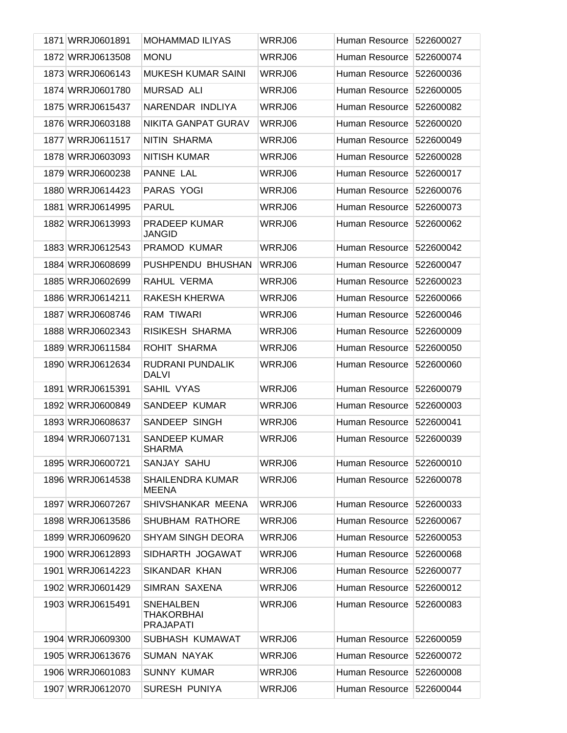| | | | | | |
|---|---|---|---|---|---|
| 1871 | WRRJ0601891 | MOHAMMAD ILIYAS | WRRJ06 | Human Resource | 522600027 |
| 1872 | WRRJ0613508 | MONU | WRRJ06 | Human Resource | 522600074 |
| 1873 | WRRJ0606143 | MUKESH KUMAR SAINI | WRRJ06 | Human Resource | 522600036 |
| 1874 | WRRJ0601780 | MURSAD ALI | WRRJ06 | Human Resource | 522600005 |
| 1875 | WRRJ0615437 | NARENDAR INDLIYA | WRRJ06 | Human Resource | 522600082 |
| 1876 | WRRJ0603188 | NIKITA GANPAT GURAV | WRRJ06 | Human Resource | 522600020 |
| 1877 | WRRJ0611517 | NITIN SHARMA | WRRJ06 | Human Resource | 522600049 |
| 1878 | WRRJ0603093 | NITISH KUMAR | WRRJ06 | Human Resource | 522600028 |
| 1879 | WRRJ0600238 | PANNE LAL | WRRJ06 | Human Resource | 522600017 |
| 1880 | WRRJ0614423 | PARAS YOGI | WRRJ06 | Human Resource | 522600076 |
| 1881 | WRRJ0614995 | PARUL | WRRJ06 | Human Resource | 522600073 |
| 1882 | WRRJ0613993 | PRADEEP KUMAR JANGID | WRRJ06 | Human Resource | 522600062 |
| 1883 | WRRJ0612543 | PRAMOD KUMAR | WRRJ06 | Human Resource | 522600042 |
| 1884 | WRRJ0608699 | PUSHPENDU BHUSHAN | WRRJ06 | Human Resource | 522600047 |
| 1885 | WRRJ0602699 | RAHUL VERMA | WRRJ06 | Human Resource | 522600023 |
| 1886 | WRRJ0614211 | RAKESH KHERWA | WRRJ06 | Human Resource | 522600066 |
| 1887 | WRRJ0608746 | RAM TIWARI | WRRJ06 | Human Resource | 522600046 |
| 1888 | WRRJ0602343 | RISIKESH SHARMA | WRRJ06 | Human Resource | 522600009 |
| 1889 | WRRJ0611584 | ROHIT SHARMA | WRRJ06 | Human Resource | 522600050 |
| 1890 | WRRJ0612634 | RUDRANI PUNDALIK DALVI | WRRJ06 | Human Resource | 522600060 |
| 1891 | WRRJ0615391 | SAHIL VYAS | WRRJ06 | Human Resource | 522600079 |
| 1892 | WRRJ0600849 | SANDEEP KUMAR | WRRJ06 | Human Resource | 522600003 |
| 1893 | WRRJ0608637 | SANDEEP SINGH | WRRJ06 | Human Resource | 522600041 |
| 1894 | WRRJ0607131 | SANDEEP KUMAR SHARMA | WRRJ06 | Human Resource | 522600039 |
| 1895 | WRRJ0600721 | SANJAY SAHU | WRRJ06 | Human Resource | 522600010 |
| 1896 | WRRJ0614538 | SHAILENDRA KUMAR MEENA | WRRJ06 | Human Resource | 522600078 |
| 1897 | WRRJ0607267 | SHIVSHANKAR MEENA | WRRJ06 | Human Resource | 522600033 |
| 1898 | WRRJ0613586 | SHUBHAM RATHORE | WRRJ06 | Human Resource | 522600067 |
| 1899 | WRRJ0609620 | SHYAM SINGH DEORA | WRRJ06 | Human Resource | 522600053 |
| 1900 | WRRJ0612893 | SIDHARTH JOGAWAT | WRRJ06 | Human Resource | 522600068 |
| 1901 | WRRJ0614223 | SIKANDAR KHAN | WRRJ06 | Human Resource | 522600077 |
| 1902 | WRRJ0601429 | SIMRAN SAXENA | WRRJ06 | Human Resource | 522600012 |
| 1903 | WRRJ0615491 | SNEHALBEN THAKORBHAI PRAJAPATI | WRRJ06 | Human Resource | 522600083 |
| 1904 | WRRJ0609300 | SUBHASH KUMAWAT | WRRJ06 | Human Resource | 522600059 |
| 1905 | WRRJ0613676 | SUMAN NAYAK | WRRJ06 | Human Resource | 522600072 |
| 1906 | WRRJ0601083 | SUNNY KUMAR | WRRJ06 | Human Resource | 522600008 |
| 1907 | WRRJ0612070 | SURESH PUNIYA | WRRJ06 | Human Resource | 522600044 |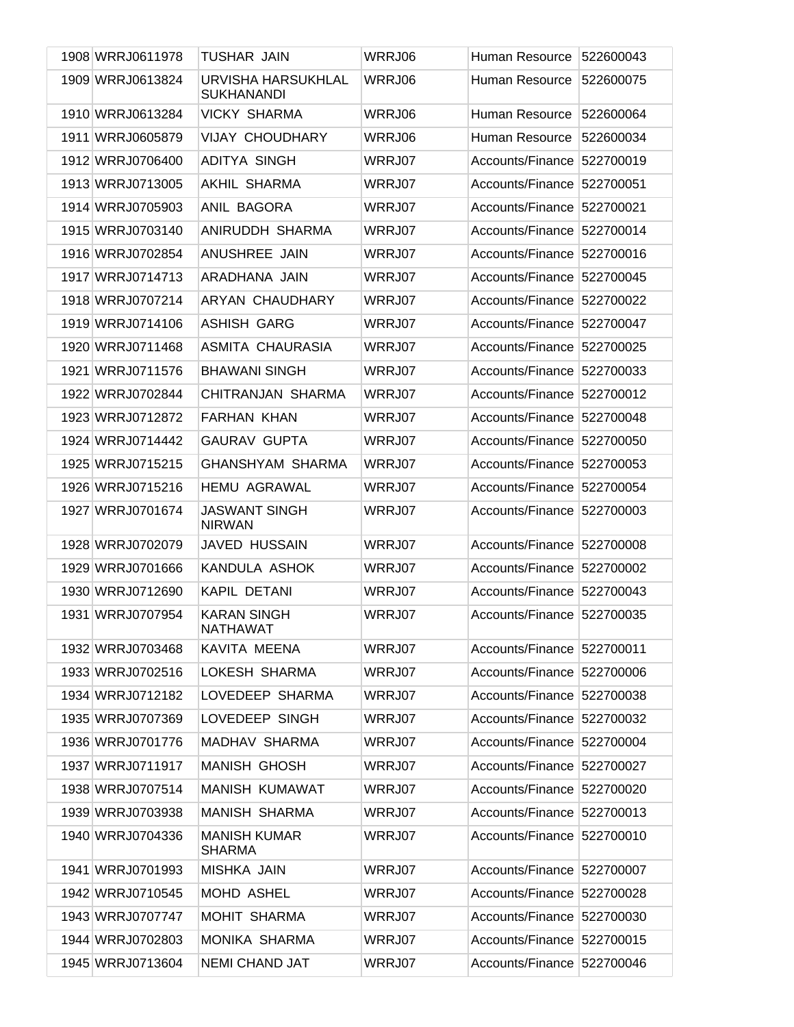| 1908 | WRRJ0611978 | TUSHAR JAIN | WRRJ06 | Human Resource | 522600043 |
|---|---|---|---|---|---|
| 1909 | WRRJ0613824 | URVISHA HARSUKHLAL SUKHANANDI | WRRJ06 | Human Resource | 522600075 |
| 1910 | WRRJ0613284 | VICKY SHARMA | WRRJ06 | Human Resource | 522600064 |
| 1911 | WRRJ0605879 | VIJAY CHOUDHARY | WRRJ06 | Human Resource | 522600034 |
| 1912 | WRRJ0706400 | ADITYA SINGH | WRRJ07 | Accounts/Finance | 522700019 |
| 1913 | WRRJ0713005 | AKHIL SHARMA | WRRJ07 | Accounts/Finance | 522700051 |
| 1914 | WRRJ0705903 | ANIL BAGORA | WRRJ07 | Accounts/Finance | 522700021 |
| 1915 | WRRJ0703140 | ANIRUDDH SHARMA | WRRJ07 | Accounts/Finance | 522700014 |
| 1916 | WRRJ0702854 | ANUSHREE JAIN | WRRJ07 | Accounts/Finance | 522700016 |
| 1917 | WRRJ0714713 | ARADHANA JAIN | WRRJ07 | Accounts/Finance | 522700045 |
| 1918 | WRRJ0707214 | ARYAN CHAUDHARY | WRRJ07 | Accounts/Finance | 522700022 |
| 1919 | WRRJ0714106 | ASHISH GARG | WRRJ07 | Accounts/Finance | 522700047 |
| 1920 | WRRJ0711468 | ASMITA CHAURASIA | WRRJ07 | Accounts/Finance | 522700025 |
| 1921 | WRRJ0711576 | BHAWANI SINGH | WRRJ07 | Accounts/Finance | 522700033 |
| 1922 | WRRJ0702844 | CHITRANJAN SHARMA | WRRJ07 | Accounts/Finance | 522700012 |
| 1923 | WRRJ0712872 | FARHAN KHAN | WRRJ07 | Accounts/Finance | 522700048 |
| 1924 | WRRJ0714442 | GAURAV GUPTA | WRRJ07 | Accounts/Finance | 522700050 |
| 1925 | WRRJ0715215 | GHANSHYAM SHARMA | WRRJ07 | Accounts/Finance | 522700053 |
| 1926 | WRRJ0715216 | HEMU AGRAWAL | WRRJ07 | Accounts/Finance | 522700054 |
| 1927 | WRRJ0701674 | JASWANT SINGH NIRWAN | WRRJ07 | Accounts/Finance | 522700003 |
| 1928 | WRRJ0702079 | JAVED HUSSAIN | WRRJ07 | Accounts/Finance | 522700008 |
| 1929 | WRRJ0701666 | KANDULA ASHOK | WRRJ07 | Accounts/Finance | 522700002 |
| 1930 | WRRJ0712690 | KAPIL DETANI | WRRJ07 | Accounts/Finance | 522700043 |
| 1931 | WRRJ0707954 | KARAN SINGH NATHAWAT | WRRJ07 | Accounts/Finance | 522700035 |
| 1932 | WRRJ0703468 | KAVITA MEENA | WRRJ07 | Accounts/Finance | 522700011 |
| 1933 | WRRJ0702516 | LOKESH SHARMA | WRRJ07 | Accounts/Finance | 522700006 |
| 1934 | WRRJ0712182 | LOVEDEEP SHARMA | WRRJ07 | Accounts/Finance | 522700038 |
| 1935 | WRRJ0707369 | LOVEDEEP SINGH | WRRJ07 | Accounts/Finance | 522700032 |
| 1936 | WRRJ0701776 | MADHAV SHARMA | WRRJ07 | Accounts/Finance | 522700004 |
| 1937 | WRRJ0711917 | MANISH GHOSH | WRRJ07 | Accounts/Finance | 522700027 |
| 1938 | WRRJ0707514 | MANISH KUMAWAT | WRRJ07 | Accounts/Finance | 522700020 |
| 1939 | WRRJ0703938 | MANISH SHARMA | WRRJ07 | Accounts/Finance | 522700013 |
| 1940 | WRRJ0704336 | MANISH KUMAR SHARMA | WRRJ07 | Accounts/Finance | 522700010 |
| 1941 | WRRJ0701993 | MISHKA JAIN | WRRJ07 | Accounts/Finance | 522700007 |
| 1942 | WRRJ0710545 | MOHD ASHEL | WRRJ07 | Accounts/Finance | 522700028 |
| 1943 | WRRJ0707747 | MOHIT SHARMA | WRRJ07 | Accounts/Finance | 522700030 |
| 1944 | WRRJ0702803 | MONIKA SHARMA | WRRJ07 | Accounts/Finance | 522700015 |
| 1945 | WRRJ0713604 | NEMI CHAND JAT | WRRJ07 | Accounts/Finance | 522700046 |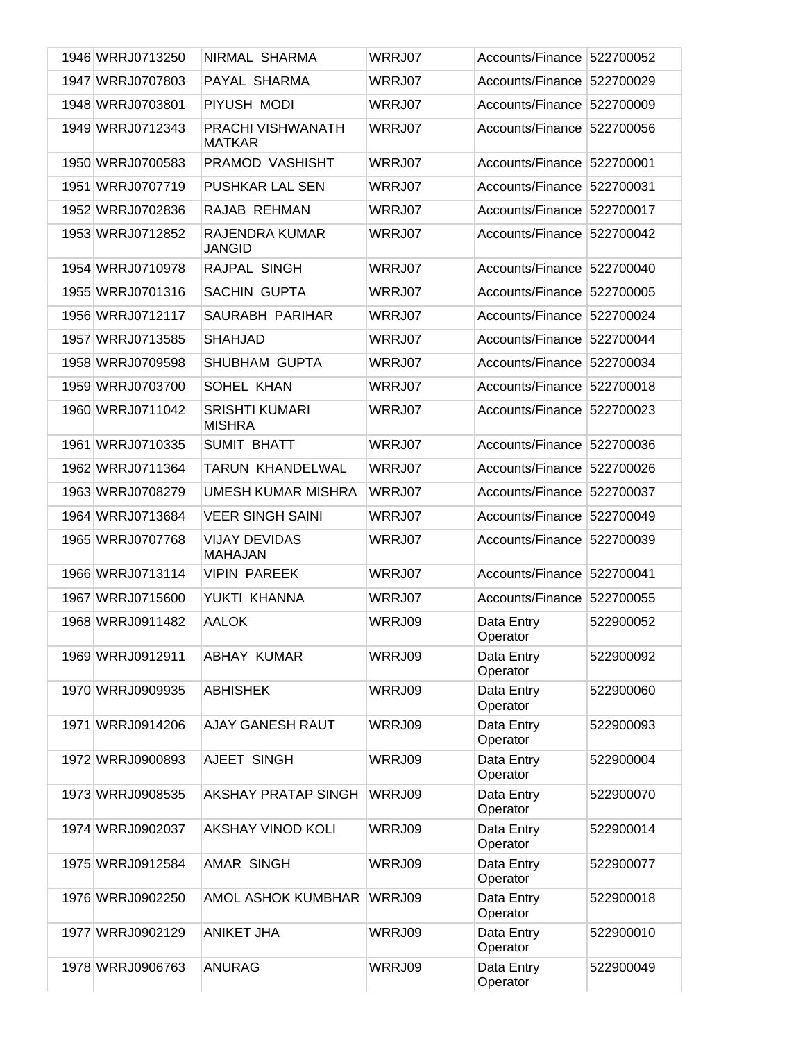| | | | | | |
|---|---|---|---|---|---|
| 1946 | WRRJ0713250 | NIRMAL SHARMA | WRRJ07 | Accounts/Finance | 522700052 |
| 1947 | WRRJ0707803 | PAYAL SHARMA | WRRJ07 | Accounts/Finance | 522700029 |
| 1948 | WRRJ0703801 | PIYUSH MODI | WRRJ07 | Accounts/Finance | 522700009 |
| 1949 | WRRJ0712343 | PRACHI VISHWANATH MATKAR | WRRJ07 | Accounts/Finance | 522700056 |
| 1950 | WRRJ0700583 | PRAMOD VASHISHT | WRRJ07 | Accounts/Finance | 522700001 |
| 1951 | WRRJ0707719 | PUSHKAR LAL SEN | WRRJ07 | Accounts/Finance | 522700031 |
| 1952 | WRRJ0702836 | RAJAB REHMAN | WRRJ07 | Accounts/Finance | 522700017 |
| 1953 | WRRJ0712852 | RAJENDRA KUMAR JANGID | WRRJ07 | Accounts/Finance | 522700042 |
| 1954 | WRRJ0710978 | RAJPAL SINGH | WRRJ07 | Accounts/Finance | 522700040 |
| 1955 | WRRJ0701316 | SACHIN GUPTA | WRRJ07 | Accounts/Finance | 522700005 |
| 1956 | WRRJ0712117 | SAURABH PARIHAR | WRRJ07 | Accounts/Finance | 522700024 |
| 1957 | WRRJ0713585 | SHAHJAD | WRRJ07 | Accounts/Finance | 522700044 |
| 1958 | WRRJ0709598 | SHUBHAM GUPTA | WRRJ07 | Accounts/Finance | 522700034 |
| 1959 | WRRJ0703700 | SOHEL KHAN | WRRJ07 | Accounts/Finance | 522700018 |
| 1960 | WRRJ0711042 | SRISHTI KUMARI MISHRA | WRRJ07 | Accounts/Finance | 522700023 |
| 1961 | WRRJ0710335 | SUMIT BHATT | WRRJ07 | Accounts/Finance | 522700036 |
| 1962 | WRRJ0711364 | TARUN KHANDELWAL | WRRJ07 | Accounts/Finance | 522700026 |
| 1963 | WRRJ0708279 | UMESH KUMAR MISHRA | WRRJ07 | Accounts/Finance | 522700037 |
| 1964 | WRRJ0713684 | VEER SINGH SAINI | WRRJ07 | Accounts/Finance | 522700049 |
| 1965 | WRRJ0707768 | VIJAY DEVIDAS MAHAJAN | WRRJ07 | Accounts/Finance | 522700039 |
| 1966 | WRRJ0713114 | VIPIN PAREEK | WRRJ07 | Accounts/Finance | 522700041 |
| 1967 | WRRJ0715600 | YUKTI KHANNA | WRRJ07 | Accounts/Finance | 522700055 |
| 1968 | WRRJ0911482 | AALOK | WRRJ09 | Data Entry Operator | 522900052 |
| 1969 | WRRJ0912911 | ABHAY KUMAR | WRRJ09 | Data Entry Operator | 522900092 |
| 1970 | WRRJ0909935 | ABHISHEK | WRRJ09 | Data Entry Operator | 522900060 |
| 1971 | WRRJ0914206 | AJAY GANESH RAUT | WRRJ09 | Data Entry Operator | 522900093 |
| 1972 | WRRJ0900893 | AJEET SINGH | WRRJ09 | Data Entry Operator | 522900004 |
| 1973 | WRRJ0908535 | AKSHAY PRATAP SINGH | WRRJ09 | Data Entry Operator | 522900070 |
| 1974 | WRRJ0902037 | AKSHAY VINOD KOLI | WRRJ09 | Data Entry Operator | 522900014 |
| 1975 | WRRJ0912584 | AMAR SINGH | WRRJ09 | Data Entry Operator | 522900077 |
| 1976 | WRRJ0902250 | AMOL ASHOK KUMBHAR | WRRJ09 | Data Entry Operator | 522900018 |
| 1977 | WRRJ0902129 | ANIKET JHA | WRRJ09 | Data Entry Operator | 522900010 |
| 1978 | WRRJ0906763 | ANURAG | WRRJ09 | Data Entry Operator | 522900049 |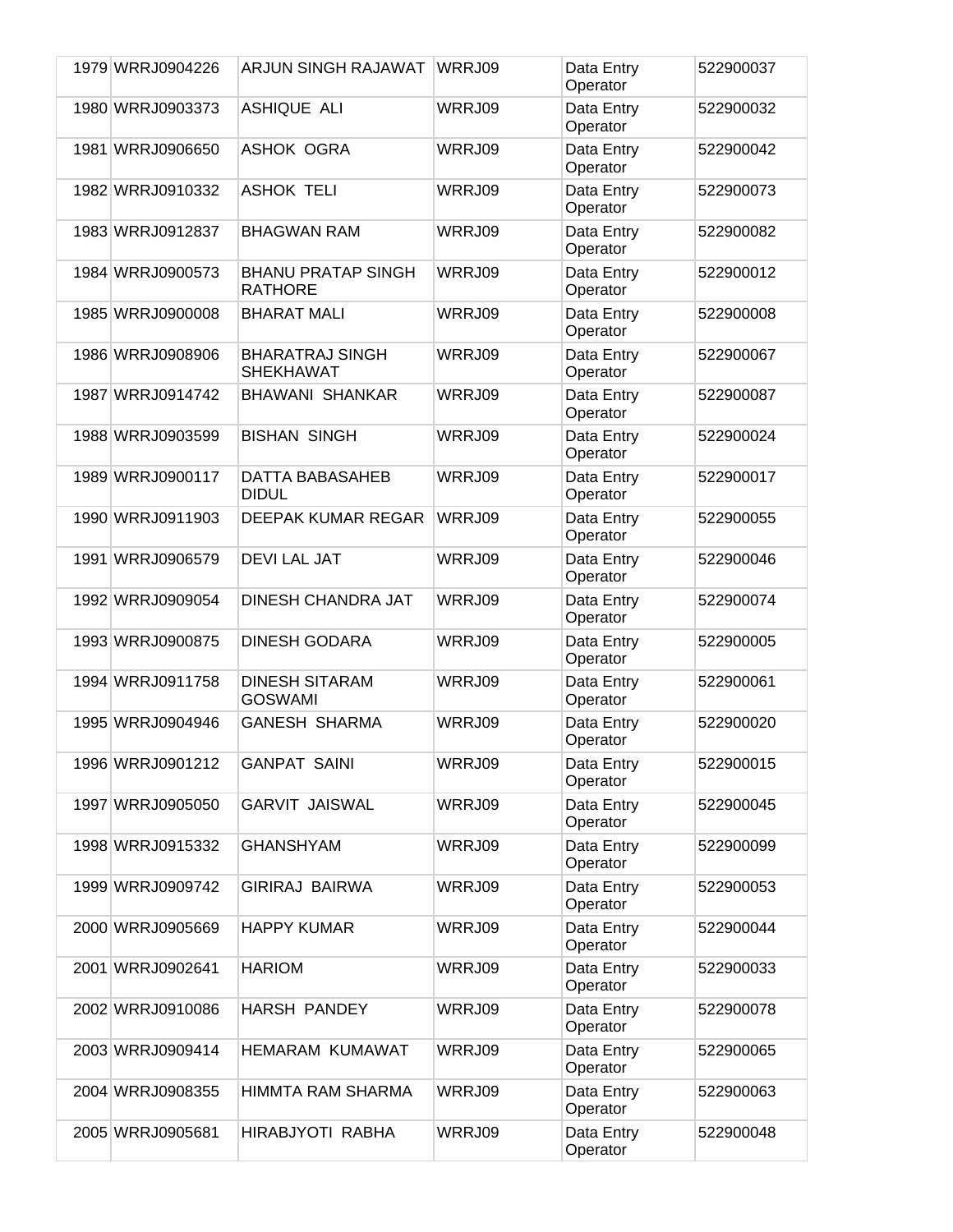| 1979 | WRRJ0904226 | ARJUN SINGH RAJAWAT | WRRJ09 | Data Entry Operator | 522900037 |
|---|---|---|---|---|---|
| 1980 | WRRJ0903373 | ASHIQUE ALI | WRRJ09 | Data Entry Operator | 522900032 |
| 1981 | WRRJ0906650 | ASHOK OGRA | WRRJ09 | Data Entry Operator | 522900042 |
| 1982 | WRRJ0910332 | ASHOK TELI | WRRJ09 | Data Entry Operator | 522900073 |
| 1983 | WRRJ0912837 | BHAGWAN RAM | WRRJ09 | Data Entry Operator | 522900082 |
| 1984 | WRRJ0900573 | BHANU PRATAP SINGH RATHORE | WRRJ09 | Data Entry Operator | 522900012 |
| 1985 | WRRJ0900008 | BHARAT MALI | WRRJ09 | Data Entry Operator | 522900008 |
| 1986 | WRRJ0908906 | BHARATRAJ SINGH SHEKHAWAT | WRRJ09 | Data Entry Operator | 522900067 |
| 1987 | WRRJ0914742 | BHAWANI SHANKAR | WRRJ09 | Data Entry Operator | 522900087 |
| 1988 | WRRJ0903599 | BISHAN SINGH | WRRJ09 | Data Entry Operator | 522900024 |
| 1989 | WRRJ0900117 | DATTA BABASAHEB DIDUL | WRRJ09 | Data Entry Operator | 522900017 |
| 1990 | WRRJ0911903 | DEEPAK KUMAR REGAR | WRRJ09 | Data Entry Operator | 522900055 |
| 1991 | WRRJ0906579 | DEVI LAL JAT | WRRJ09 | Data Entry Operator | 522900046 |
| 1992 | WRRJ0909054 | DINESH CHANDRA JAT | WRRJ09 | Data Entry Operator | 522900074 |
| 1993 | WRRJ0900875 | DINESH GODARA | WRRJ09 | Data Entry Operator | 522900005 |
| 1994 | WRRJ0911758 | DINESH SITARAM GOSWAMI | WRRJ09 | Data Entry Operator | 522900061 |
| 1995 | WRRJ0904946 | GANESH SHARMA | WRRJ09 | Data Entry Operator | 522900020 |
| 1996 | WRRJ0901212 | GANPAT SAINI | WRRJ09 | Data Entry Operator | 522900015 |
| 1997 | WRRJ0905050 | GARVIT JAISWAL | WRRJ09 | Data Entry Operator | 522900045 |
| 1998 | WRRJ0915332 | GHANSHYAM | WRRJ09 | Data Entry Operator | 522900099 |
| 1999 | WRRJ0909742 | GIRIRAJ BAIRWA | WRRJ09 | Data Entry Operator | 522900053 |
| 2000 | WRRJ0905669 | HAPPY KUMAR | WRRJ09 | Data Entry Operator | 522900044 |
| 2001 | WRRJ0902641 | HARIOM | WRRJ09 | Data Entry Operator | 522900033 |
| 2002 | WRRJ0910086 | HARSH PANDEY | WRRJ09 | Data Entry Operator | 522900078 |
| 2003 | WRRJ0909414 | HEMARAM KUMAWAT | WRRJ09 | Data Entry Operator | 522900065 |
| 2004 | WRRJ0908355 | HIMMTA RAM SHARMA | WRRJ09 | Data Entry Operator | 522900063 |
| 2005 | WRRJ0905681 | HIRABJYOTI RABHA | WRRJ09 | Data Entry Operator | 522900048 |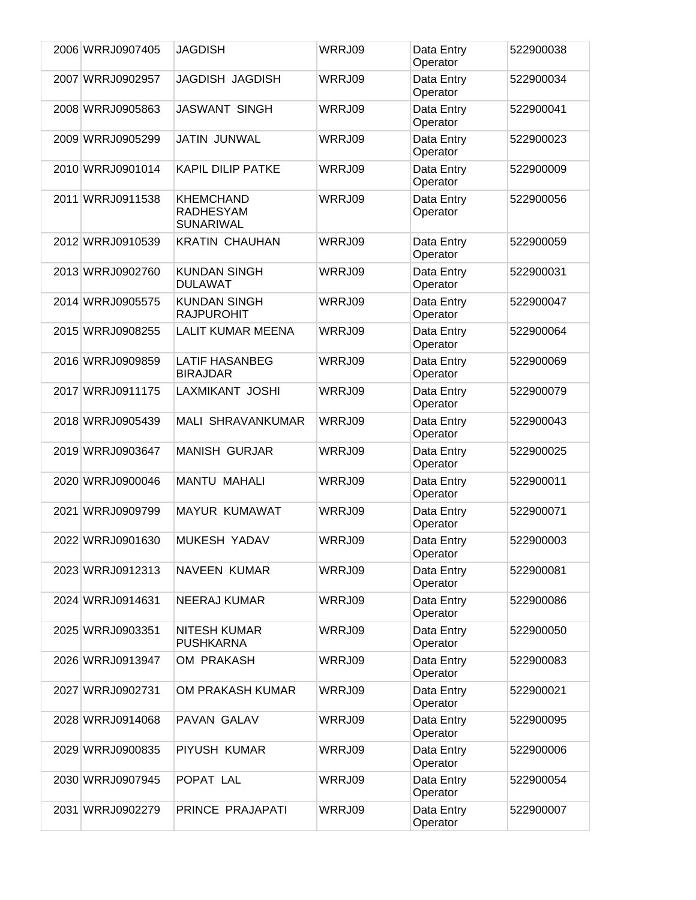| | | | | | |
|---|---|---|---|---|---|
| 2006 | WRRJ0907405 | JAGDISH | WRRJ09 | Data Entry Operator | 522900038 |
| 2007 | WRRJ0902957 | JAGDISH JAGDISH | WRRJ09 | Data Entry Operator | 522900034 |
| 2008 | WRRJ0905863 | JASWANT SINGH | WRRJ09 | Data Entry Operator | 522900041 |
| 2009 | WRRJ0905299 | JATIN JUNWAL | WRRJ09 | Data Entry Operator | 522900023 |
| 2010 | WRRJ0901014 | KAPIL DILIP PATKE | WRRJ09 | Data Entry Operator | 522900009 |
| 2011 | WRRJ0911538 | KHEMCHAND RADHESYAM SUNARIWAL | WRRJ09 | Data Entry Operator | 522900056 |
| 2012 | WRRJ0910539 | KRATIN CHAUHAN | WRRJ09 | Data Entry Operator | 522900059 |
| 2013 | WRRJ0902760 | KUNDAN SINGH DULAWAT | WRRJ09 | Data Entry Operator | 522900031 |
| 2014 | WRRJ0905575 | KUNDAN SINGH RAJPUROHIT | WRRJ09 | Data Entry Operator | 522900047 |
| 2015 | WRRJ0908255 | LALIT KUMAR MEENA | WRRJ09 | Data Entry Operator | 522900064 |
| 2016 | WRRJ0909859 | LATIF HASANBEG BIRAJDAR | WRRJ09 | Data Entry Operator | 522900069 |
| 2017 | WRRJ0911175 | LAXMIKANT JOSHI | WRRJ09 | Data Entry Operator | 522900079 |
| 2018 | WRRJ0905439 | MALI SHRAVANKUMAR | WRRJ09 | Data Entry Operator | 522900043 |
| 2019 | WRRJ0903647 | MANISH GURJAR | WRRJ09 | Data Entry Operator | 522900025 |
| 2020 | WRRJ0900046 | MANTU MAHALI | WRRJ09 | Data Entry Operator | 522900011 |
| 2021 | WRRJ0909799 | MAYUR KUMAWAT | WRRJ09 | Data Entry Operator | 522900071 |
| 2022 | WRRJ0901630 | MUKESH YADAV | WRRJ09 | Data Entry Operator | 522900003 |
| 2023 | WRRJ0912313 | NAVEEN KUMAR | WRRJ09 | Data Entry Operator | 522900081 |
| 2024 | WRRJ0914631 | NEERAJ KUMAR | WRRJ09 | Data Entry Operator | 522900086 |
| 2025 | WRRJ0903351 | NITESH KUMAR PUSHKARNA | WRRJ09 | Data Entry Operator | 522900050 |
| 2026 | WRRJ0913947 | OM PRAKASH | WRRJ09 | Data Entry Operator | 522900083 |
| 2027 | WRRJ0902731 | OM PRAKASH KUMAR | WRRJ09 | Data Entry Operator | 522900021 |
| 2028 | WRRJ0914068 | PAVAN GALAV | WRRJ09 | Data Entry Operator | 522900095 |
| 2029 | WRRJ0900835 | PIYUSH KUMAR | WRRJ09 | Data Entry Operator | 522900006 |
| 2030 | WRRJ0907945 | POPAT LAL | WRRJ09 | Data Entry Operator | 522900054 |
| 2031 | WRRJ0902279 | PRINCE PRAJAPATI | WRRJ09 | Data Entry Operator | 522900007 |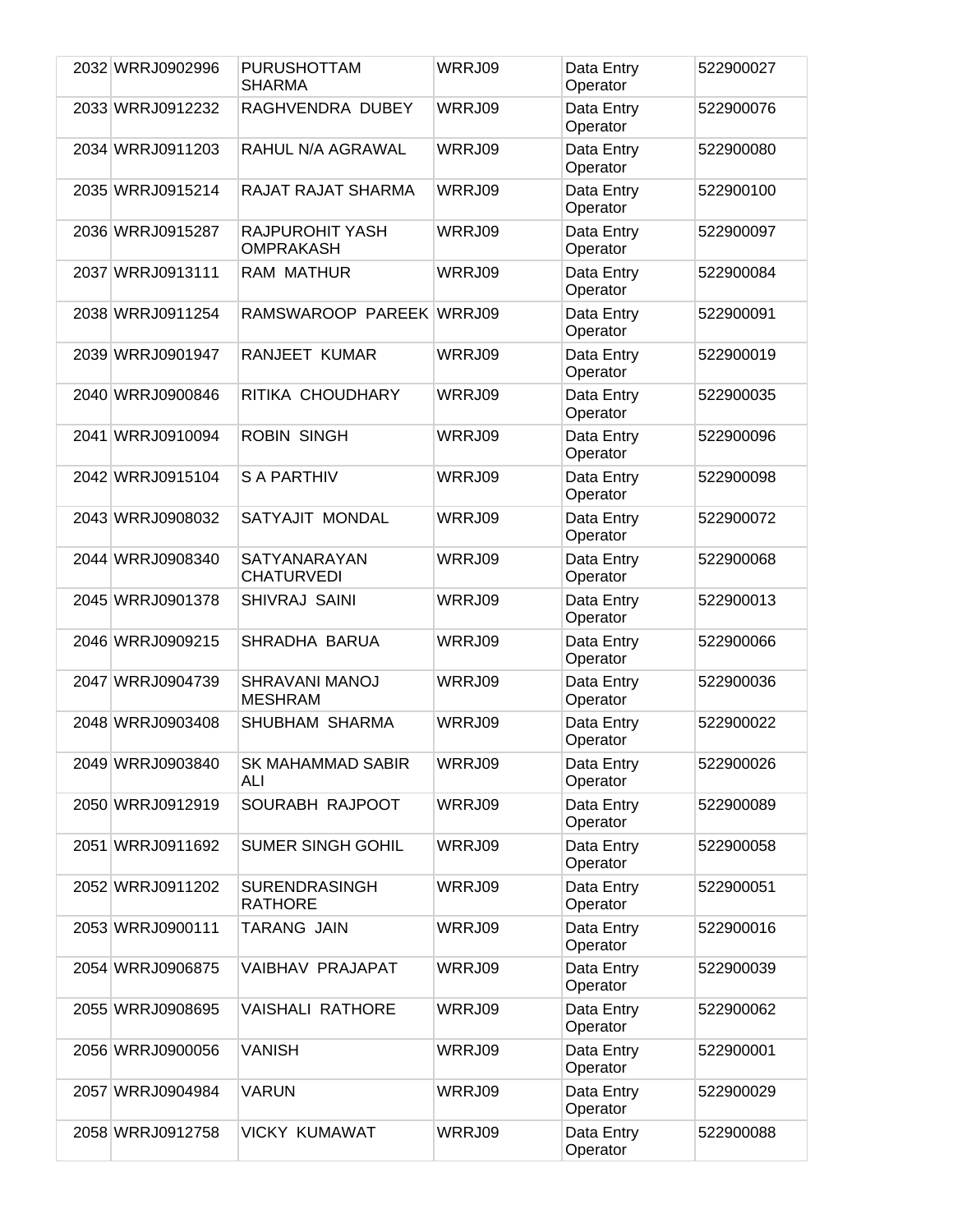| | | | | | |
|---|---|---|---|---|---|
| 2032 | WRRJ0902996 | PURUSHOTTAM SHARMA | WRRJ09 | Data Entry Operator | 522900027 |
| 2033 | WRRJ0912232 | RAGHVENDRA DUBEY | WRRJ09 | Data Entry Operator | 522900076 |
| 2034 | WRRJ0911203 | RAHUL N/A AGRAWAL | WRRJ09 | Data Entry Operator | 522900080 |
| 2035 | WRRJ0915214 | RAJAT RAJAT SHARMA | WRRJ09 | Data Entry Operator | 522900100 |
| 2036 | WRRJ0915287 | RAJPUROHIT YASH OMPRAKASH | WRRJ09 | Data Entry Operator | 522900097 |
| 2037 | WRRJ0913111 | RAM MATHUR | WRRJ09 | Data Entry Operator | 522900084 |
| 2038 | WRRJ0911254 | RAMSWAROOP PAREEK | WRRJ09 | Data Entry Operator | 522900091 |
| 2039 | WRRJ0901947 | RANJEET KUMAR | WRRJ09 | Data Entry Operator | 522900019 |
| 2040 | WRRJ0900846 | RITIKA CHOUDHARY | WRRJ09 | Data Entry Operator | 522900035 |
| 2041 | WRRJ0910094 | ROBIN SINGH | WRRJ09 | Data Entry Operator | 522900096 |
| 2042 | WRRJ0915104 | S A PARTHIV | WRRJ09 | Data Entry Operator | 522900098 |
| 2043 | WRRJ0908032 | SATYAJIT MONDAL | WRRJ09 | Data Entry Operator | 522900072 |
| 2044 | WRRJ0908340 | SATYANARAYAN CHATURVEDI | WRRJ09 | Data Entry Operator | 522900068 |
| 2045 | WRRJ0901378 | SHIVRAJ SAINI | WRRJ09 | Data Entry Operator | 522900013 |
| 2046 | WRRJ0909215 | SHRADHA BARUA | WRRJ09 | Data Entry Operator | 522900066 |
| 2047 | WRRJ0904739 | SHRAVANI MANOJ MESHRAM | WRRJ09 | Data Entry Operator | 522900036 |
| 2048 | WRRJ0903408 | SHUBHAM SHARMA | WRRJ09 | Data Entry Operator | 522900022 |
| 2049 | WRRJ0903840 | SK MAHAMMAD SABIR ALI | WRRJ09 | Data Entry Operator | 522900026 |
| 2050 | WRRJ0912919 | SOURABH RAJPOOT | WRRJ09 | Data Entry Operator | 522900089 |
| 2051 | WRRJ0911692 | SUMER SINGH GOHIL | WRRJ09 | Data Entry Operator | 522900058 |
| 2052 | WRRJ0911202 | SURENDRASINGH RATHORE | WRRJ09 | Data Entry Operator | 522900051 |
| 2053 | WRRJ0900111 | TARANG JAIN | WRRJ09 | Data Entry Operator | 522900016 |
| 2054 | WRRJ0906875 | VAIBHAV PRAJAPAT | WRRJ09 | Data Entry Operator | 522900039 |
| 2055 | WRRJ0908695 | VAISHALI RATHORE | WRRJ09 | Data Entry Operator | 522900062 |
| 2056 | WRRJ0900056 | VANISH | WRRJ09 | Data Entry Operator | 522900001 |
| 2057 | WRRJ0904984 | VARUN | WRRJ09 | Data Entry Operator | 522900029 |
| 2058 | WRRJ0912758 | VICKY KUMAWAT | WRRJ09 | Data Entry Operator | 522900088 |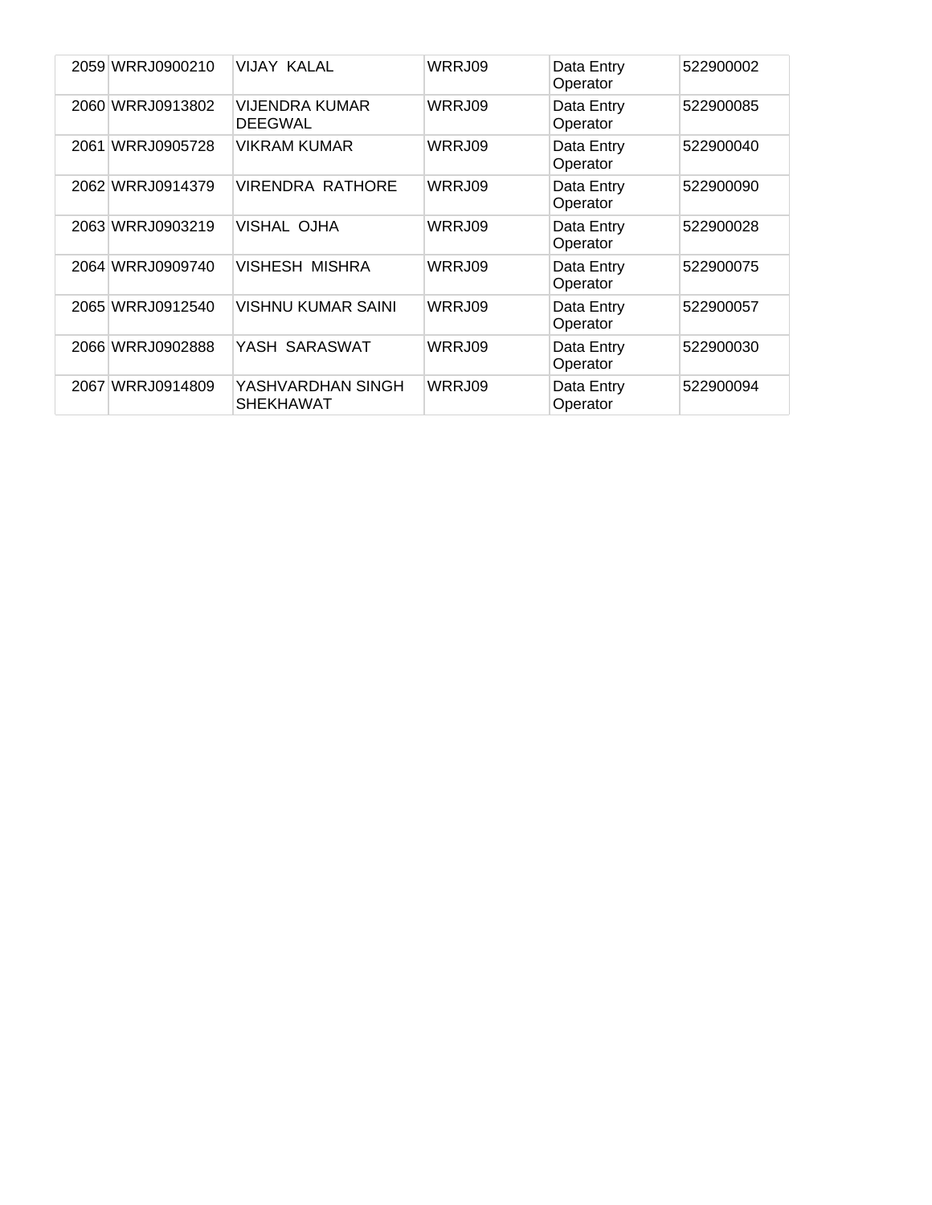| | | | | | |
|---|---|---|---|---|---|
| 2059 | WRRJ0900210 | VIJAY KALAL | WRRJ09 | Data Entry Operator | 522900002 |
| 2060 | WRRJ0913802 | VIJENDRA KUMAR DEEGWAL | WRRJ09 | Data Entry Operator | 522900085 |
| 2061 | WRRJ0905728 | VIKRAM KUMAR | WRRJ09 | Data Entry Operator | 522900040 |
| 2062 | WRRJ0914379 | VIRENDRA RATHORE | WRRJ09 | Data Entry Operator | 522900090 |
| 2063 | WRRJ0903219 | VISHAL OJHA | WRRJ09 | Data Entry Operator | 522900028 |
| 2064 | WRRJ0909740 | VISHESH MISHRA | WRRJ09 | Data Entry Operator | 522900075 |
| 2065 | WRRJ0912540 | VISHNU KUMAR SAINI | WRRJ09 | Data Entry Operator | 522900057 |
| 2066 | WRRJ0902888 | YASH SARASWAT | WRRJ09 | Data Entry Operator | 522900030 |
| 2067 | WRRJ0914809 | YASHVARDHAN SINGH SHEKHAWAT | WRRJ09 | Data Entry Operator | 522900094 |